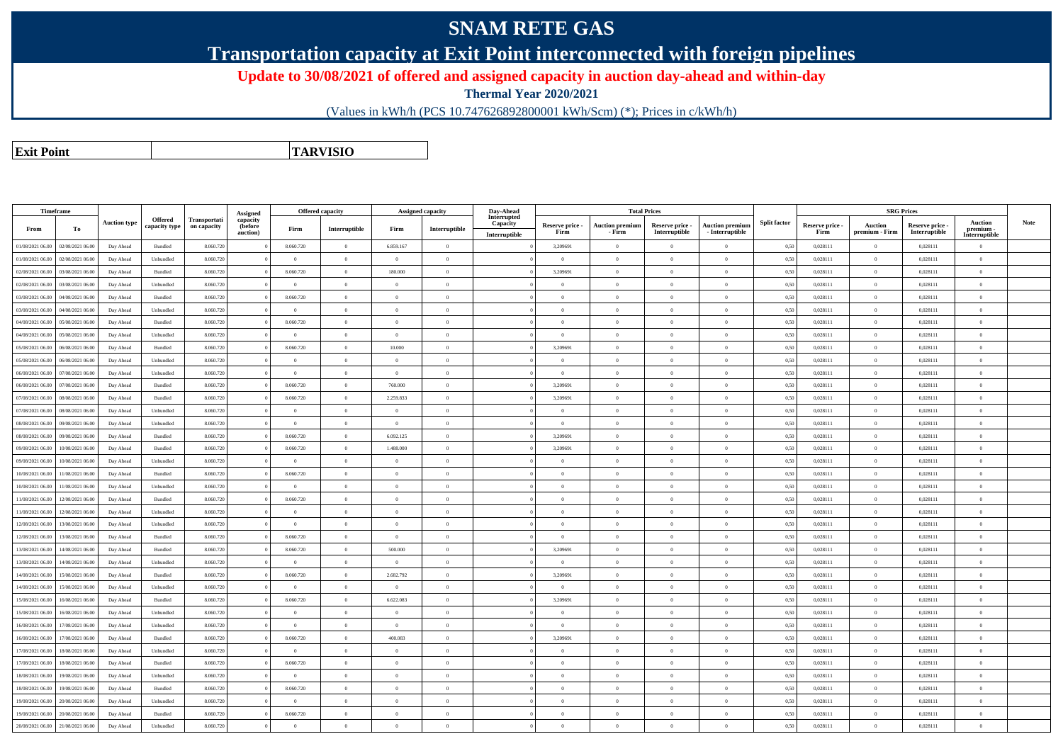# SNAM RETE GAS

## Transportation capacity at Exit Point interconnected with foreign pipelines

**Update to 30/08/2021 of offered and assigned capacity in auction day-ahead and within-day**

**Thermal Year 2020/2021**

(Values in kWh/h (PCS 10.747626892800001 kWh/Scm) (*); Prices in c/kWh/h)

| **Exit Point** | | **TARVISIO** |
|---|---|---|

| Timeframe | | Auction type | Offered capacity type | Transportation capacity | Assigned capacity (before auction) | Offered capacity | | Assigned capacity | | Day-Ahead Interrupted Capacity | Total Prices | | | | Split factor | SRG Prices | | | | Note |
|---|---|---|---|---|---|---|---|---|---|---|---|---|---|---|---|---|---|---|---|---|
| From | To | | | | | Firm | Interruptible | Firm | Interruptible | Interruptible | Reserve price - Firm | Auction premium - Firm | Reserve price - Interruptible | Auction premium - Interruptible | | Reserve price - Firm | Auction premium - Firm | Reserve price - Interruptible | Auction premium - Interruptible | |
| 01/08/2021 06.00 | 02/08/2021 06.00 | Day Ahead | Bundled | 8.060.720 | 0 | 8.060.720 | 0 | 6.859.167 | 0 | 0 | 3,209691 | 0 | 0 | 0 | 0,50 | 0,028111 | 0 | 0,028111 | 0 | |
| 01/08/2021 06.00 | 02/08/2021 06.00 | Day Ahead | Unbundled | 8.060.720 | 0 | 0 | 0 | 0 | 0 | 0 | 0 | 0 | 0 | 0 | 0,50 | 0,028111 | 0 | 0,028111 | 0 | |
| 02/08/2021 06.00 | 03/08/2021 06.00 | Day Ahead | Bundled | 8.060.720 | 0 | 8.060.720 | 0 | 180.000 | 0 | 0 | 3,209691 | 0 | 0 | 0 | 0,50 | 0,028111 | 0 | 0,028111 | 0 | |
| 02/08/2021 06.00 | 03/08/2021 06.00 | Day Ahead | Unbundled | 8.060.720 | 0 | 0 | 0 | 0 | 0 | 0 | 0 | 0 | 0 | 0 | 0,50 | 0,028111 | 0 | 0,028111 | 0 | |
| 03/08/2021 06.00 | 04/08/2021 06.00 | Day Ahead | Bundled | 8.060.720 | 0 | 8.060.720 | 0 | 0 | 0 | 0 | 0 | 0 | 0 | 0 | 0,50 | 0,028111 | 0 | 0,028111 | 0 | |
| 03/08/2021 06.00 | 04/08/2021 06.00 | Day Ahead | Unbundled | 8.060.720 | 0 | 0 | 0 | 0 | 0 | 0 | 0 | 0 | 0 | 0 | 0,50 | 0,028111 | 0 | 0,028111 | 0 | |
| 04/08/2021 06.00 | 05/08/2021 06.00 | Day Ahead | Bundled | 8.060.720 | 0 | 8.060.720 | 0 | 0 | 0 | 0 | 0 | 0 | 0 | 0 | 0,50 | 0,028111 | 0 | 0,028111 | 0 | |
| 04/08/2021 06.00 | 05/08/2021 06.00 | Day Ahead | Unbundled | 8.060.720 | 0 | 0 | 0 | 0 | 0 | 0 | 0 | 0 | 0 | 0 | 0,50 | 0,028111 | 0 | 0,028111 | 0 | |
| 05/08/2021 06.00 | 06/08/2021 06.00 | Day Ahead | Bundled | 8.060.720 | 0 | 8.060.720 | 0 | 10.000 | 0 | 0 | 3,209691 | 0 | 0 | 0 | 0,50 | 0,028111 | 0 | 0,028111 | 0 | |
| 05/08/2021 06.00 | 06/08/2021 06.00 | Day Ahead | Unbundled | 8.060.720 | 0 | 0 | 0 | 0 | 0 | 0 | 0 | 0 | 0 | 0 | 0,50 | 0,028111 | 0 | 0,028111 | 0 | |
| 06/08/2021 06.00 | 07/08/2021 06.00 | Day Ahead | Unbundled | 8.060.720 | 0 | 0 | 0 | 0 | 0 | 0 | 0 | 0 | 0 | 0 | 0,50 | 0,028111 | 0 | 0,028111 | 0 | |
| 06/08/2021 06.00 | 07/08/2021 06.00 | Day Ahead | Bundled | 8.060.720 | 0 | 8.060.720 | 0 | 760.000 | 0 | 0 | 3,209691 | 0 | 0 | 0 | 0,50 | 0,028111 | 0 | 0,028111 | 0 | |
| 07/08/2021 06.00 | 08/08/2021 06.00 | Day Ahead | Bundled | 8.060.720 | 0 | 8.060.720 | 0 | 2.259.833 | 0 | 0 | 3,209691 | 0 | 0 | 0 | 0,50 | 0,028111 | 0 | 0,028111 | 0 | |
| 07/08/2021 06.00 | 08/08/2021 06.00 | Day Ahead | Unbundled | 8.060.720 | 0 | 0 | 0 | 0 | 0 | 0 | 0 | 0 | 0 | 0 | 0,50 | 0,028111 | 0 | 0,028111 | 0 | |
| 08/08/2021 06.00 | 09/08/2021 06.00 | Day Ahead | Unbundled | 8.060.720 | 0 | 0 | 0 | 0 | 0 | 0 | 0 | 0 | 0 | 0 | 0,50 | 0,028111 | 0 | 0,028111 | 0 | |
| 08/08/2021 06.00 | 09/08/2021 06.00 | Day Ahead | Bundled | 8.060.720 | 0 | 8.060.720 | 0 | 6.092.125 | 0 | 0 | 3,209691 | 0 | 0 | 0 | 0,50 | 0,028111 | 0 | 0,028111 | 0 | |
| 09/08/2021 06.00 | 10/08/2021 06.00 | Day Ahead | Bundled | 8.060.720 | 0 | 8.060.720 | 0 | 1.488.000 | 0 | 0 | 3,209691 | 0 | 0 | 0 | 0,50 | 0,028111 | 0 | 0,028111 | 0 | |
| 09/08/2021 06.00 | 10/08/2021 06.00 | Day Ahead | Unbundled | 8.060.720 | 0 | 0 | 0 | 0 | 0 | 0 | 0 | 0 | 0 | 0 | 0,50 | 0,028111 | 0 | 0,028111 | 0 | |
| 10/08/2021 06.00 | 11/08/2021 06.00 | Day Ahead | Bundled | 8.060.720 | 0 | 8.060.720 | 0 | 0 | 0 | 0 | 0 | 0 | 0 | 0 | 0,50 | 0,028111 | 0 | 0,028111 | 0 | |
| 10/08/2021 06.00 | 11/08/2021 06.00 | Day Ahead | Unbundled | 8.060.720 | 0 | 0 | 0 | 0 | 0 | 0 | 0 | 0 | 0 | 0 | 0,50 | 0,028111 | 0 | 0,028111 | 0 | |
| 11/08/2021 06.00 | 12/08/2021 06.00 | Day Ahead | Bundled | 8.060.720 | 0 | 8.060.720 | 0 | 0 | 0 | 0 | 0 | 0 | 0 | 0 | 0,50 | 0,028111 | 0 | 0,028111 | 0 | |
| 11/08/2021 06.00 | 12/08/2021 06.00 | Day Ahead | Unbundled | 8.060.720 | 0 | 0 | 0 | 0 | 0 | 0 | 0 | 0 | 0 | 0 | 0,50 | 0,028111 | 0 | 0,028111 | 0 | |
| 12/08/2021 06.00 | 13/08/2021 06.00 | Day Ahead | Unbundled | 8.060.720 | 0 | 0 | 0 | 0 | 0 | 0 | 0 | 0 | 0 | 0 | 0,50 | 0,028111 | 0 | 0,028111 | 0 | |
| 12/08/2021 06.00 | 13/08/2021 06.00 | Day Ahead | Bundled | 8.060.720 | 0 | 8.060.720 | 0 | 0 | 0 | 0 | 0 | 0 | 0 | 0 | 0,50 | 0,028111 | 0 | 0,028111 | 0 | |
| 13/08/2021 06.00 | 14/08/2021 06.00 | Day Ahead | Bundled | 8.060.720 | 0 | 8.060.720 | 0 | 500.000 | 0 | 0 | 3,209691 | 0 | 0 | 0 | 0,50 | 0,028111 | 0 | 0,028111 | 0 | |
| 13/08/2021 06.00 | 14/08/2021 06.00 | Day Ahead | Unbundled | 8.060.720 | 0 | 0 | 0 | 0 | 0 | 0 | 0 | 0 | 0 | 0 | 0,50 | 0,028111 | 0 | 0,028111 | 0 | |
| 14/08/2021 06.00 | 15/08/2021 06.00 | Day Ahead | Bundled | 8.060.720 | 0 | 8.060.720 | 0 | 2.682.792 | 0 | 0 | 3,209691 | 0 | 0 | 0 | 0,50 | 0,028111 | 0 | 0,028111 | 0 | |
| 14/08/2021 06.00 | 15/08/2021 06.00 | Day Ahead | Unbundled | 8.060.720 | 0 | 0 | 0 | 0 | 0 | 0 | 0 | 0 | 0 | 0 | 0,50 | 0,028111 | 0 | 0,028111 | 0 | |
| 15/08/2021 06.00 | 16/08/2021 06.00 | Day Ahead | Bundled | 8.060.720 | 0 | 8.060.720 | 0 | 6.622.083 | 0 | 0 | 3,209691 | 0 | 0 | 0 | 0,50 | 0,028111 | 0 | 0,028111 | 0 | |
| 15/08/2021 06.00 | 16/08/2021 06.00 | Day Ahead | Unbundled | 8.060.720 | 0 | 0 | 0 | 0 | 0 | 0 | 0 | 0 | 0 | 0 | 0,50 | 0,028111 | 0 | 0,028111 | 0 | |
| 16/08/2021 06.00 | 17/08/2021 06.00 | Day Ahead | Unbundled | 8.060.720 | 0 | 0 | 0 | 0 | 0 | 0 | 0 | 0 | 0 | 0 | 0,50 | 0,028111 | 0 | 0,028111 | 0 | |
| 16/08/2021 06.00 | 17/08/2021 06.00 | Day Ahead | Bundled | 8.060.720 | 0 | 8.060.720 | 0 | 400.083 | 0 | 0 | 3,209691 | 0 | 0 | 0 | 0,50 | 0,028111 | 0 | 0,028111 | 0 | |
| 17/08/2021 06.00 | 18/08/2021 06.00 | Day Ahead | Unbundled | 8.060.720 | 0 | 0 | 0 | 0 | 0 | 0 | 0 | 0 | 0 | 0 | 0,50 | 0,028111 | 0 | 0,028111 | 0 | |
| 17/08/2021 06.00 | 18/08/2021 06.00 | Day Ahead | Bundled | 8.060.720 | 0 | 8.060.720 | 0 | 0 | 0 | 0 | 0 | 0 | 0 | 0 | 0,50 | 0,028111 | 0 | 0,028111 | 0 | |
| 18/08/2021 06.00 | 19/08/2021 06.00 | Day Ahead | Unbundled | 8.060.720 | 0 | 0 | 0 | 0 | 0 | 0 | 0 | 0 | 0 | 0 | 0,50 | 0,028111 | 0 | 0,028111 | 0 | |
| 18/08/2021 06.00 | 19/08/2021 06.00 | Day Ahead | Bundled | 8.060.720 | 0 | 8.060.720 | 0 | 0 | 0 | 0 | 0 | 0 | 0 | 0 | 0,50 | 0,028111 | 0 | 0,028111 | 0 | |
| 19/08/2021 06.00 | 20/08/2021 06.00 | Day Ahead | Unbundled | 8.060.720 | 0 | 0 | 0 | 0 | 0 | 0 | 0 | 0 | 0 | 0 | 0,50 | 0,028111 | 0 | 0,028111 | 0 | |
| 19/08/2021 06.00 | 20/08/2021 06.00 | Day Ahead | Bundled | 8.060.720 | 0 | 8.060.720 | 0 | 0 | 0 | 0 | 0 | 0 | 0 | 0 | 0,50 | 0,028111 | 0 | 0,028111 | 0 | |
| 20/08/2021 06.00 | 21/08/2021 06.00 | Day Ahead | Unbundled | 8.060.720 | 0 | 0 | 0 | 0 | 0 | 0 | 0 | 0 | 0 | 0 | 0,50 | 0,028111 | 0 | 0,028111 | 0 | |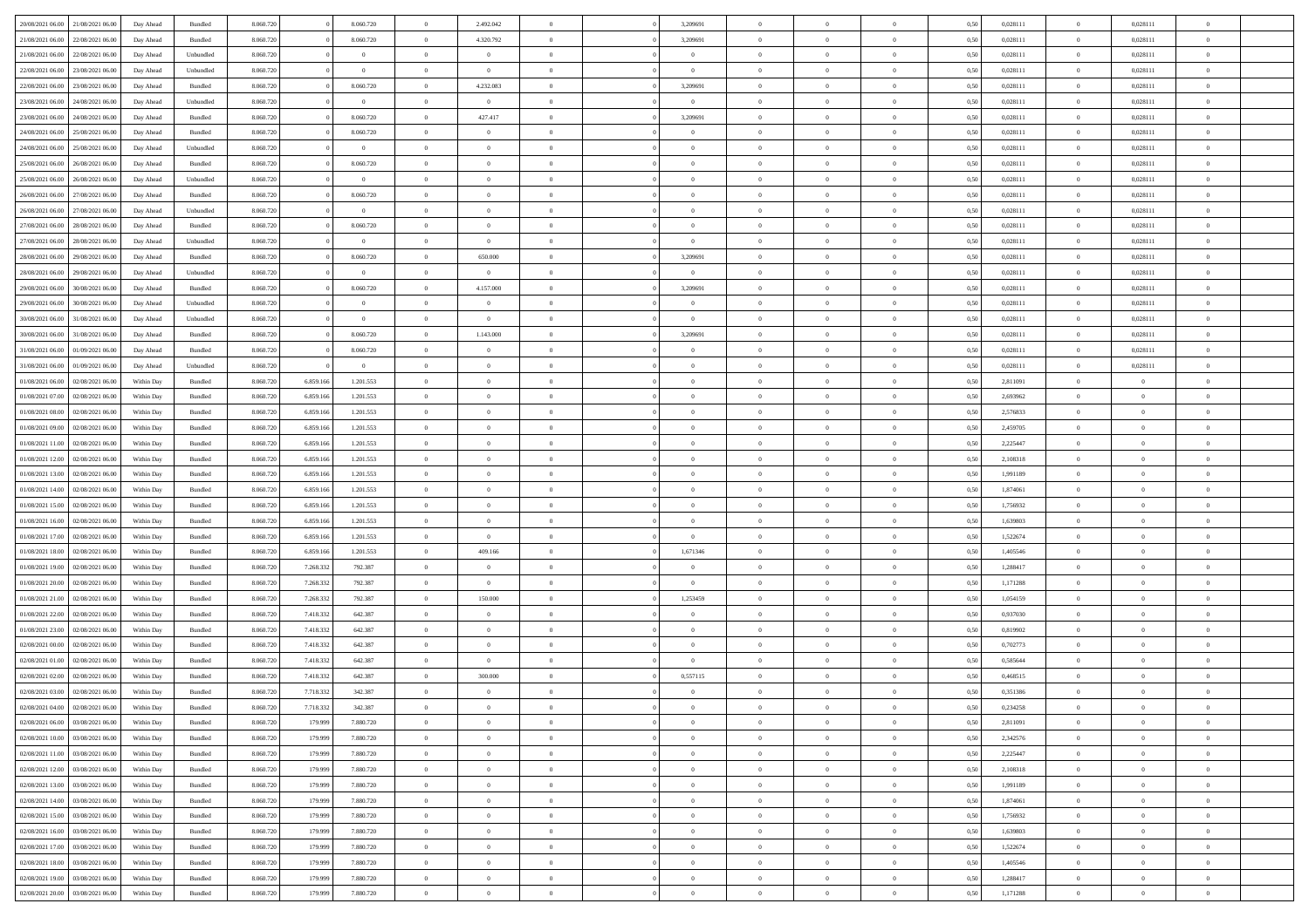| 20/08/2021 06:00 | 21/08/2021 06:00 | Day Ahead | Bundled | 8.060.720 | 0 | 8.060.720 | 0 | 2.492.042 | 0 | | 3,209691 | 0 | 0 | 0 | 0,50 | 0,028111 | 0 | 0,028111 | 0 | |
|---|---|---|---|---|---|---|---|---|---|---|---|---|---|---|---|---|---|---|---|---|
| 21/08/2021 06:00 | 22/08/2021 06:00 | Day Ahead | Bundled | 8.060.720 | 0 | 8.060.720 | 0 | 4.320.792 | 0 | | 3,209691 | 0 | 0 | 0 | 0,50 | 0,028111 | 0 | 0,028111 | 0 | |
| 21/08/2021 06:00 | 22/08/2021 06:00 | Day Ahead | Unbundled | 8.060.720 | 0 | 0 | 0 | 0 | 0 | | 0 | 0 | 0 | 0 | 0,50 | 0,028111 | 0 | 0,028111 | 0 | |
| 22/08/2021 06:00 | 23/08/2021 06:00 | Day Ahead | Unbundled | 8.060.720 | 0 | 0 | 0 | 0 | 0 | | 0 | 0 | 0 | 0 | 0,50 | 0,028111 | 0 | 0,028111 | 0 | |
| 22/08/2021 06:00 | 23/08/2021 06:00 | Day Ahead | Bundled | 8.060.720 | 0 | 8.060.720 | 0 | 4.232.083 | 0 | | 3,209691 | 0 | 0 | 0 | 0,50 | 0,028111 | 0 | 0,028111 | 0 | |
| 23/08/2021 06:00 | 24/08/2021 06:00 | Day Ahead | Unbundled | 8.060.720 | 0 | 0 | 0 | 0 | 0 | | 0 | 0 | 0 | 0 | 0,50 | 0,028111 | 0 | 0,028111 | 0 | |
| 23/08/2021 06:00 | 24/08/2021 06:00 | Day Ahead | Bundled | 8.060.720 | 0 | 8.060.720 | 0 | 427.417 | 0 | | 3,209691 | 0 | 0 | 0 | 0,50 | 0,028111 | 0 | 0,028111 | 0 | |
| 24/08/2021 06:00 | 25/08/2021 06:00 | Day Ahead | Bundled | 8.060.720 | 0 | 8.060.720 | 0 | 0 | 0 | | 0 | 0 | 0 | 0 | 0,50 | 0,028111 | 0 | 0,028111 | 0 | |
| 24/08/2021 06:00 | 25/08/2021 06:00 | Day Ahead | Unbundled | 8.060.720 | 0 | 0 | 0 | 0 | 0 | | 0 | 0 | 0 | 0 | 0,50 | 0,028111 | 0 | 0,028111 | 0 | |
| 25/08/2021 06:00 | 26/08/2021 06:00 | Day Ahead | Bundled | 8.060.720 | 0 | 8.060.720 | 0 | 0 | 0 | | 0 | 0 | 0 | 0 | 0,50 | 0,028111 | 0 | 0,028111 | 0 | |
| 25/08/2021 06:00 | 26/08/2021 06:00 | Day Ahead | Unbundled | 8.060.720 | 0 | 0 | 0 | 0 | 0 | | 0 | 0 | 0 | 0 | 0,50 | 0,028111 | 0 | 0,028111 | 0 | |
| 26/08/2021 06:00 | 27/08/2021 06:00 | Day Ahead | Bundled | 8.060.720 | 0 | 8.060.720 | 0 | 0 | 0 | | 0 | 0 | 0 | 0 | 0,50 | 0,028111 | 0 | 0,028111 | 0 | |
| 26/08/2021 06:00 | 27/08/2021 06:00 | Day Ahead | Unbundled | 8.060.720 | 0 | 0 | 0 | 0 | 0 | | 0 | 0 | 0 | 0 | 0,50 | 0,028111 | 0 | 0,028111 | 0 | |
| 27/08/2021 06:00 | 28/08/2021 06:00 | Day Ahead | Bundled | 8.060.720 | 0 | 8.060.720 | 0 | 0 | 0 | | 0 | 0 | 0 | 0 | 0,50 | 0,028111 | 0 | 0,028111 | 0 | |
| 27/08/2021 06:00 | 28/08/2021 06:00 | Day Ahead | Unbundled | 8.060.720 | 0 | 0 | 0 | 0 | 0 | | 0 | 0 | 0 | 0 | 0,50 | 0,028111 | 0 | 0,028111 | 0 | |
| 28/08/2021 06:00 | 29/08/2021 06:00 | Day Ahead | Bundled | 8.060.720 | 0 | 8.060.720 | 0 | 650.000 | 0 | | 3,209691 | 0 | 0 | 0 | 0,50 | 0,028111 | 0 | 0,028111 | 0 | |
| 28/08/2021 06:00 | 29/08/2021 06:00 | Day Ahead | Unbundled | 8.060.720 | 0 | 0 | 0 | 0 | 0 | | 0 | 0 | 0 | 0 | 0,50 | 0,028111 | 0 | 0,028111 | 0 | |
| 29/08/2021 06:00 | 30/08/2021 06:00 | Day Ahead | Bundled | 8.060.720 | 0 | 8.060.720 | 0 | 4.157.000 | 0 | | 3,209691 | 0 | 0 | 0 | 0,50 | 0,028111 | 0 | 0,028111 | 0 | |
| 29/08/2021 06:00 | 30/08/2021 06:00 | Day Ahead | Unbundled | 8.060.720 | 0 | 0 | 0 | 0 | 0 | | 0 | 0 | 0 | 0 | 0,50 | 0,028111 | 0 | 0,028111 | 0 | |
| 30/08/2021 06:00 | 31/08/2021 06:00 | Day Ahead | Unbundled | 8.060.720 | 0 | 0 | 0 | 0 | 0 | | 0 | 0 | 0 | 0 | 0,50 | 0,028111 | 0 | 0,028111 | 0 | |
| 30/08/2021 06:00 | 31/08/2021 06:00 | Day Ahead | Bundled | 8.060.720 | 0 | 8.060.720 | 0 | 1.143.000 | 0 | | 3,209691 | 0 | 0 | 0 | 0,50 | 0,028111 | 0 | 0,028111 | 0 | |
| 31/08/2021 06:00 | 01/09/2021 06:00 | Day Ahead | Bundled | 8.060.720 | 0 | 8.060.720 | 0 | 0 | 0 | | 0 | 0 | 0 | 0 | 0,50 | 0,028111 | 0 | 0,028111 | 0 | |
| 31/08/2021 06:00 | 01/09/2021 06:00 | Day Ahead | Unbundled | 8.060.720 | 0 | 0 | 0 | 0 | 0 | | 0 | 0 | 0 | 0 | 0,50 | 0,028111 | 0 | 0,028111 | 0 | |
| 01/08/2021 06:00 | 02/08/2021 06:00 | Within Day | Bundled | 8.060.720 | 6.859.166 | 1.201.553 | 0 | 0 | 0 | | 0 | 0 | 0 | 0 | 0,50 | 2,811091 | 0 | 0 | 0 | |
| 01/08/2021 07:00 | 02/08/2021 06:00 | Within Day | Bundled | 8.060.720 | 6.859.166 | 1.201.553 | 0 | 0 | 0 | | 0 | 0 | 0 | 0 | 0,50 | 2,693962 | 0 | 0 | 0 | |
| 01/08/2021 08:00 | 02/08/2021 06:00 | Within Day | Bundled | 8.060.720 | 6.859.166 | 1.201.553 | 0 | 0 | 0 | | 0 | 0 | 0 | 0 | 0,50 | 2,576833 | 0 | 0 | 0 | |
| 01/08/2021 09:00 | 02/08/2021 06:00 | Within Day | Bundled | 8.060.720 | 6.859.166 | 1.201.553 | 0 | 0 | 0 | | 0 | 0 | 0 | 0 | 0,50 | 2,459705 | 0 | 0 | 0 | |
| 01/08/2021 11:00 | 02/08/2021 06:00 | Within Day | Bundled | 8.060.720 | 6.859.166 | 1.201.553 | 0 | 0 | 0 | | 0 | 0 | 0 | 0 | 0,50 | 2,225447 | 0 | 0 | 0 | |
| 01/08/2021 12:00 | 02/08/2021 06:00 | Within Day | Bundled | 8.060.720 | 6.859.166 | 1.201.553 | 0 | 0 | 0 | | 0 | 0 | 0 | 0 | 0,50 | 2,108318 | 0 | 0 | 0 | |
| 01/08/2021 13:00 | 02/08/2021 06:00 | Within Day | Bundled | 8.060.720 | 6.859.166 | 1.201.553 | 0 | 0 | 0 | | 0 | 0 | 0 | 0 | 0,50 | 1,991189 | 0 | 0 | 0 | |
| 01/08/2021 14:00 | 02/08/2021 06:00 | Within Day | Bundled | 8.060.720 | 6.859.166 | 1.201.553 | 0 | 0 | 0 | | 0 | 0 | 0 | 0 | 0,50 | 1,874061 | 0 | 0 | 0 | |
| 01/08/2021 15:00 | 02/08/2021 06:00 | Within Day | Bundled | 8.060.720 | 6.859.166 | 1.201.553 | 0 | 0 | 0 | | 0 | 0 | 0 | 0 | 0,50 | 1,756932 | 0 | 0 | 0 | |
| 01/08/2021 16:00 | 02/08/2021 06:00 | Within Day | Bundled | 8.060.720 | 6.859.166 | 1.201.553 | 0 | 0 | 0 | | 0 | 0 | 0 | 0 | 0,50 | 1,639803 | 0 | 0 | 0 | |
| 01/08/2021 17:00 | 02/08/2021 06:00 | Within Day | Bundled | 8.060.720 | 6.859.166 | 1.201.553 | 0 | 0 | 0 | | 0 | 0 | 0 | 0 | 0,50 | 1,522674 | 0 | 0 | 0 | |
| 01/08/2021 18:00 | 02/08/2021 06:00 | Within Day | Bundled | 8.060.720 | 6.859.166 | 1.201.553 | 0 | 409.166 | 0 | | 1,671346 | 0 | 0 | 0 | 0,50 | 1,405546 | 0 | 0 | 0 | |
| 01/08/2021 19:00 | 02/08/2021 06:00 | Within Day | Bundled | 8.060.720 | 7.268.332 | 792.387 | 0 | 0 | 0 | | 0 | 0 | 0 | 0 | 0,50 | 1,288417 | 0 | 0 | 0 | |
| 01/08/2021 20:00 | 02/08/2021 06:00 | Within Day | Bundled | 8.060.720 | 7.268.332 | 792.387 | 0 | 0 | 0 | | 0 | 0 | 0 | 0 | 0,50 | 1,171288 | 0 | 0 | 0 | |
| 01/08/2021 21:00 | 02/08/2021 06:00 | Within Day | Bundled | 8.060.720 | 7.268.332 | 792.387 | 0 | 150.000 | 0 | | 1,253459 | 0 | 0 | 0 | 0,50 | 1,054159 | 0 | 0 | 0 | |
| 01/08/2021 22:00 | 02/08/2021 06:00 | Within Day | Bundled | 8.060.720 | 7.418.332 | 642.387 | 0 | 0 | 0 | | 0 | 0 | 0 | 0 | 0,50 | 0,937030 | 0 | 0 | 0 | |
| 01/08/2021 23:00 | 02/08/2021 06:00 | Within Day | Bundled | 8.060.720 | 7.418.332 | 642.387 | 0 | 0 | 0 | | 0 | 0 | 0 | 0 | 0,50 | 0,819902 | 0 | 0 | 0 | |
| 02/08/2021 00:00 | 02/08/2021 06:00 | Within Day | Bundled | 8.060.720 | 7.418.332 | 642.387 | 0 | 0 | 0 | | 0 | 0 | 0 | 0 | 0,50 | 0,702773 | 0 | 0 | 0 | |
| 02/08/2021 01:00 | 02/08/2021 06:00 | Within Day | Bundled | 8.060.720 | 7.418.332 | 642.387 | 0 | 0 | 0 | | 0 | 0 | 0 | 0 | 0,50 | 0,585644 | 0 | 0 | 0 | |
| 02/08/2021 02:00 | 02/08/2021 06:00 | Within Day | Bundled | 8.060.720 | 7.418.332 | 642.387 | 0 | 300.000 | 0 | | 0,557115 | 0 | 0 | 0 | 0,50 | 0,468515 | 0 | 0 | 0 | |
| 02/08/2021 03:00 | 02/08/2021 06:00 | Within Day | Bundled | 8.060.720 | 7.718.332 | 342.387 | 0 | 0 | 0 | | 0 | 0 | 0 | 0 | 0,50 | 0,351386 | 0 | 0 | 0 | |
| 02/08/2021 04:00 | 02/08/2021 06:00 | Within Day | Bundled | 8.060.720 | 7.718.332 | 342.387 | 0 | 0 | 0 | | 0 | 0 | 0 | 0 | 0,50 | 0,234258 | 0 | 0 | 0 | |
| 02/08/2021 06:00 | 03/08/2021 06:00 | Within Day | Bundled | 8.060.720 | 179.999 | 7.880.720 | 0 | 0 | 0 | | 0 | 0 | 0 | 0 | 0,50 | 2,811091 | 0 | 0 | 0 | |
| 02/08/2021 10:00 | 03/08/2021 06:00 | Within Day | Bundled | 8.060.720 | 179.999 | 7.880.720 | 0 | 0 | 0 | | 0 | 0 | 0 | 0 | 0,50 | 2,342576 | 0 | 0 | 0 | |
| 02/08/2021 11:00 | 03/08/2021 06:00 | Within Day | Bundled | 8.060.720 | 179.999 | 7.880.720 | 0 | 0 | 0 | | 0 | 0 | 0 | 0 | 0,50 | 2,225447 | 0 | 0 | 0 | |
| 02/08/2021 12:00 | 03/08/2021 06:00 | Within Day | Bundled | 8.060.720 | 179.999 | 7.880.720 | 0 | 0 | 0 | | 0 | 0 | 0 | 0 | 0,50 | 2,108318 | 0 | 0 | 0 | |
| 02/08/2021 13:00 | 03/08/2021 06:00 | Within Day | Bundled | 8.060.720 | 179.999 | 7.880.720 | 0 | 0 | 0 | | 0 | 0 | 0 | 0 | 0,50 | 1,991189 | 0 | 0 | 0 | |
| 02/08/2021 14:00 | 03/08/2021 06:00 | Within Day | Bundled | 8.060.720 | 179.999 | 7.880.720 | 0 | 0 | 0 | | 0 | 0 | 0 | 0 | 0,50 | 1,874061 | 0 | 0 | 0 | |
| 02/08/2021 15:00 | 03/08/2021 06:00 | Within Day | Bundled | 8.060.720 | 179.999 | 7.880.720 | 0 | 0 | 0 | | 0 | 0 | 0 | 0 | 0,50 | 1,756932 | 0 | 0 | 0 | |
| 02/08/2021 16:00 | 03/08/2021 06:00 | Within Day | Bundled | 8.060.720 | 179.999 | 7.880.720 | 0 | 0 | 0 | | 0 | 0 | 0 | 0 | 0,50 | 1,639803 | 0 | 0 | 0 | |
| 02/08/2021 17:00 | 03/08/2021 06:00 | Within Day | Bundled | 8.060.720 | 179.999 | 7.880.720 | 0 | 0 | 0 | | 0 | 0 | 0 | 0 | 0,50 | 1,522674 | 0 | 0 | 0 | |
| 02/08/2021 18:00 | 03/08/2021 06:00 | Within Day | Bundled | 8.060.720 | 179.999 | 7.880.720 | 0 | 0 | 0 | | 0 | 0 | 0 | 0 | 0,50 | 1,405546 | 0 | 0 | 0 | |
| 02/08/2021 19:00 | 03/08/2021 06:00 | Within Day | Bundled | 8.060.720 | 179.999 | 7.880.720 | 0 | 0 | 0 | | 0 | 0 | 0 | 0 | 0,50 | 1,288417 | 0 | 0 | 0 | |
| 02/08/2021 20:00 | 03/08/2021 06:00 | Within Day | Bundled | 8.060.720 | 179.999 | 7.880.720 | 0 | 0 | 0 | | 0 | 0 | 0 | 0 | 0,50 | 1,171288 | 0 | 0 | 0 | |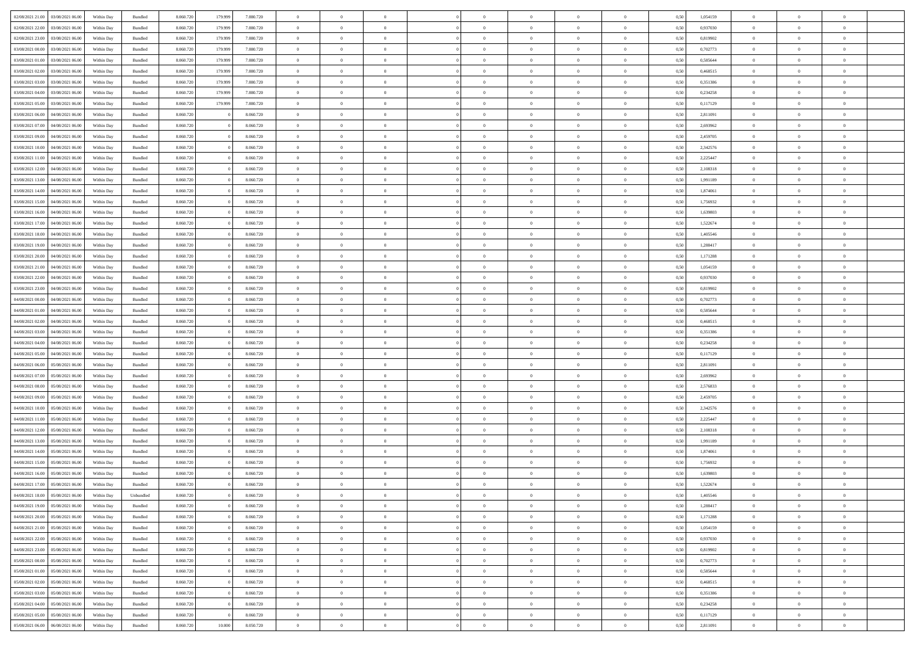| | | | | | | | | | | | | | | | | | | | | | |
|---|---|---|---|---|---|---|---|---|---|---|---|---|---|---|---|---|---|---|---|---|---|
| 02/08/2021 21:00 | 03/08/2021 06:00 | Within Day | Bundled | 8.060.720 | 179.999 | 7.880.720 | 0 | 0 | 0 | | 0 | 0 | 0 | 0 | 0 | 0,50 | 1,054159 | 0 | 0 | 0 | |
| 02/08/2021 22:00 | 03/08/2021 06:00 | Within Day | Bundled | 8.060.720 | 179.999 | 7.880.720 | 0 | 0 | 0 | | 0 | 0 | 0 | 0 | 0 | 0,50 | 0,937030 | 0 | 0 | 0 | |
| 02/08/2021 23:00 | 03/08/2021 06:00 | Within Day | Bundled | 8.060.720 | 179.999 | 7.880.720 | 0 | 0 | 0 | | 0 | 0 | 0 | 0 | 0 | 0,50 | 0,819902 | 0 | 0 | 0 | |
| 03/08/2021 00:00 | 03/08/2021 06:00 | Within Day | Bundled | 8.060.720 | 179.999 | 7.880.720 | 0 | 0 | 0 | | 0 | 0 | 0 | 0 | 0 | 0,50 | 0,702773 | 0 | 0 | 0 | |
| 03/08/2021 01:00 | 03/08/2021 06:00 | Within Day | Bundled | 8.060.720 | 179.999 | 7.880.720 | 0 | 0 | 0 | | 0 | 0 | 0 | 0 | 0 | 0,50 | 0,585644 | 0 | 0 | 0 | |
| 03/08/2021 02:00 | 03/08/2021 06:00 | Within Day | Bundled | 8.060.720 | 179.999 | 7.880.720 | 0 | 0 | 0 | | 0 | 0 | 0 | 0 | 0 | 0,50 | 0,468515 | 0 | 0 | 0 | |
| 03/08/2021 03:00 | 03/08/2021 06:00 | Within Day | Bundled | 8.060.720 | 179.999 | 7.880.720 | 0 | 0 | 0 | | 0 | 0 | 0 | 0 | 0 | 0,50 | 0,351386 | 0 | 0 | 0 | |
| 03/08/2021 04:00 | 03/08/2021 06:00 | Within Day | Bundled | 8.060.720 | 179.999 | 7.880.720 | 0 | 0 | 0 | | 0 | 0 | 0 | 0 | 0 | 0,50 | 0,234258 | 0 | 0 | 0 | |
| 03/08/2021 05:00 | 03/08/2021 06:00 | Within Day | Bundled | 8.060.720 | 179.999 | 7.880.720 | 0 | 0 | 0 | | 0 | 0 | 0 | 0 | 0 | 0,50 | 0,117129 | 0 | 0 | 0 | |
| 03/08/2021 06:00 | 04/08/2021 06:00 | Within Day | Bundled | 8.060.720 | 0 | 8.060.720 | 0 | 0 | 0 | | 0 | 0 | 0 | 0 | 0 | 0,50 | 2,811091 | 0 | 0 | 0 | |
| 03/08/2021 07:00 | 04/08/2021 06:00 | Within Day | Bundled | 8.060.720 | 0 | 8.060.720 | 0 | 0 | 0 | | 0 | 0 | 0 | 0 | 0 | 0,50 | 2,693962 | 0 | 0 | 0 | |
| 03/08/2021 09:00 | 04/08/2021 06:00 | Within Day | Bundled | 8.060.720 | 0 | 8.060.720 | 0 | 0 | 0 | | 0 | 0 | 0 | 0 | 0 | 0,50 | 2,459705 | 0 | 0 | 0 | |
| 03/08/2021 10:00 | 04/08/2021 06:00 | Within Day | Bundled | 8.060.720 | 0 | 8.060.720 | 0 | 0 | 0 | | 0 | 0 | 0 | 0 | 0 | 0,50 | 2,342576 | 0 | 0 | 0 | |
| 03/08/2021 11:00 | 04/08/2021 06:00 | Within Day | Bundled | 8.060.720 | 0 | 8.060.720 | 0 | 0 | 0 | | 0 | 0 | 0 | 0 | 0 | 0,50 | 2,225447 | 0 | 0 | 0 | |
| 03/08/2021 12:00 | 04/08/2021 06:00 | Within Day | Bundled | 8.060.720 | 0 | 8.060.720 | 0 | 0 | 0 | | 0 | 0 | 0 | 0 | 0 | 0,50 | 2,108318 | 0 | 0 | 0 | |
| 03/08/2021 13:00 | 04/08/2021 06:00 | Within Day | Bundled | 8.060.720 | 0 | 8.060.720 | 0 | 0 | 0 | | 0 | 0 | 0 | 0 | 0 | 0,50 | 1,991189 | 0 | 0 | 0 | |
| 03/08/2021 14:00 | 04/08/2021 06:00 | Within Day | Bundled | 8.060.720 | 0 | 8.060.720 | 0 | 0 | 0 | | 0 | 0 | 0 | 0 | 0 | 0,50 | 1,874061 | 0 | 0 | 0 | |
| 03/08/2021 15:00 | 04/08/2021 06:00 | Within Day | Bundled | 8.060.720 | 0 | 8.060.720 | 0 | 0 | 0 | | 0 | 0 | 0 | 0 | 0 | 0,50 | 1,756932 | 0 | 0 | 0 | |
| 03/08/2021 16:00 | 04/08/2021 06:00 | Within Day | Bundled | 8.060.720 | 0 | 8.060.720 | 0 | 0 | 0 | | 0 | 0 | 0 | 0 | 0 | 0,50 | 1,639803 | 0 | 0 | 0 | |
| 03/08/2021 17:00 | 04/08/2021 06:00 | Within Day | Bundled | 8.060.720 | 0 | 8.060.720 | 0 | 0 | 0 | | 0 | 0 | 0 | 0 | 0 | 0,50 | 1,522674 | 0 | 0 | 0 | |
| 03/08/2021 18:00 | 04/08/2021 06:00 | Within Day | Bundled | 8.060.720 | 0 | 8.060.720 | 0 | 0 | 0 | | 0 | 0 | 0 | 0 | 0 | 0,50 | 1,405546 | 0 | 0 | 0 | |
| 03/08/2021 19:00 | 04/08/2021 06:00 | Within Day | Bundled | 8.060.720 | 0 | 8.060.720 | 0 | 0 | 0 | | 0 | 0 | 0 | 0 | 0 | 0,50 | 1,288417 | 0 | 0 | 0 | |
| 03/08/2021 20:00 | 04/08/2021 06:00 | Within Day | Bundled | 8.060.720 | 0 | 8.060.720 | 0 | 0 | 0 | | 0 | 0 | 0 | 0 | 0 | 0,50 | 1,171288 | 0 | 0 | 0 | |
| 03/08/2021 21:00 | 04/08/2021 06:00 | Within Day | Bundled | 8.060.720 | 0 | 8.060.720 | 0 | 0 | 0 | | 0 | 0 | 0 | 0 | 0 | 0,50 | 1,054159 | 0 | 0 | 0 | |
| 03/08/2021 22:00 | 04/08/2021 06:00 | Within Day | Bundled | 8.060.720 | 0 | 8.060.720 | 0 | 0 | 0 | | 0 | 0 | 0 | 0 | 0 | 0,50 | 0,937030 | 0 | 0 | 0 | |
| 03/08/2021 23:00 | 04/08/2021 06:00 | Within Day | Bundled | 8.060.720 | 0 | 8.060.720 | 0 | 0 | 0 | | 0 | 0 | 0 | 0 | 0 | 0,50 | 0,819902 | 0 | 0 | 0 | |
| 04/08/2021 00:00 | 04/08/2021 06:00 | Within Day | Bundled | 8.060.720 | 0 | 8.060.720 | 0 | 0 | 0 | | 0 | 0 | 0 | 0 | 0 | 0,50 | 0,702773 | 0 | 0 | 0 | |
| 04/08/2021 01:00 | 04/08/2021 06:00 | Within Day | Bundled | 8.060.720 | 0 | 8.060.720 | 0 | 0 | 0 | | 0 | 0 | 0 | 0 | 0 | 0,50 | 0,585644 | 0 | 0 | 0 | |
| 04/08/2021 02:00 | 04/08/2021 06:00 | Within Day | Bundled | 8.060.720 | 0 | 8.060.720 | 0 | 0 | 0 | | 0 | 0 | 0 | 0 | 0 | 0,50 | 0,468515 | 0 | 0 | 0 | |
| 04/08/2021 03:00 | 04/08/2021 06:00 | Within Day | Bundled | 8.060.720 | 0 | 8.060.720 | 0 | 0 | 0 | | 0 | 0 | 0 | 0 | 0 | 0,50 | 0,351386 | 0 | 0 | 0 | |
| 04/08/2021 04:00 | 04/08/2021 06:00 | Within Day | Bundled | 8.060.720 | 0 | 8.060.720 | 0 | 0 | 0 | | 0 | 0 | 0 | 0 | 0 | 0,50 | 0,234258 | 0 | 0 | 0 | |
| 04/08/2021 05:00 | 04/08/2021 06:00 | Within Day | Bundled | 8.060.720 | 0 | 8.060.720 | 0 | 0 | 0 | | 0 | 0 | 0 | 0 | 0 | 0,50 | 0,117129 | 0 | 0 | 0 | |
| 04/08/2021 06:00 | 05/08/2021 06:00 | Within Day | Bundled | 8.060.720 | 0 | 8.060.720 | 0 | 0 | 0 | | 0 | 0 | 0 | 0 | 0 | 0,50 | 2,811091 | 0 | 0 | 0 | |
| 04/08/2021 07:00 | 05/08/2021 06:00 | Within Day | Bundled | 8.060.720 | 0 | 8.060.720 | 0 | 0 | 0 | | 0 | 0 | 0 | 0 | 0 | 0,50 | 2,693962 | 0 | 0 | 0 | |
| 04/08/2021 08:00 | 05/08/2021 06:00 | Within Day | Bundled | 8.060.720 | 0 | 8.060.720 | 0 | 0 | 0 | | 0 | 0 | 0 | 0 | 0 | 0,50 | 2,576833 | 0 | 0 | 0 | |
| 04/08/2021 09:00 | 05/08/2021 06:00 | Within Day | Bundled | 8.060.720 | 0 | 8.060.720 | 0 | 0 | 0 | | 0 | 0 | 0 | 0 | 0 | 0,50 | 2,459705 | 0 | 0 | 0 | |
| 04/08/2021 10:00 | 05/08/2021 06:00 | Within Day | Bundled | 8.060.720 | 0 | 8.060.720 | 0 | 0 | 0 | | 0 | 0 | 0 | 0 | 0 | 0,50 | 2,342576 | 0 | 0 | 0 | |
| 04/08/2021 11:00 | 05/08/2021 06:00 | Within Day | Bundled | 8.060.720 | 0 | 8.060.720 | 0 | 0 | 0 | | 0 | 0 | 0 | 0 | 0 | 0,50 | 2,225447 | 0 | 0 | 0 | |
| 04/08/2021 12:00 | 05/08/2021 06:00 | Within Day | Bundled | 8.060.720 | 0 | 8.060.720 | 0 | 0 | 0 | | 0 | 0 | 0 | 0 | 0 | 0,50 | 2,108318 | 0 | 0 | 0 | |
| 04/08/2021 13:00 | 05/08/2021 06:00 | Within Day | Bundled | 8.060.720 | 0 | 8.060.720 | 0 | 0 | 0 | | 0 | 0 | 0 | 0 | 0 | 0,50 | 1,991189 | 0 | 0 | 0 | |
| 04/08/2021 14:00 | 05/08/2021 06:00 | Within Day | Bundled | 8.060.720 | 0 | 8.060.720 | 0 | 0 | 0 | | 0 | 0 | 0 | 0 | 0 | 0,50 | 1,874061 | 0 | 0 | 0 | |
| 04/08/2021 15:00 | 05/08/2021 06:00 | Within Day | Bundled | 8.060.720 | 0 | 8.060.720 | 0 | 0 | 0 | | 0 | 0 | 0 | 0 | 0 | 0,50 | 1,756932 | 0 | 0 | 0 | |
| 04/08/2021 16:00 | 05/08/2021 06:00 | Within Day | Bundled | 8.060.720 | 0 | 8.060.720 | 0 | 0 | 0 | | 0 | 0 | 0 | 0 | 0 | 0,50 | 1,639803 | 0 | 0 | 0 | |
| 04/08/2021 17:00 | 05/08/2021 06:00 | Within Day | Bundled | 8.060.720 | 0 | 8.060.720 | 0 | 0 | 0 | | 0 | 0 | 0 | 0 | 0 | 0,50 | 1,522674 | 0 | 0 | 0 | |
| 04/08/2021 18:00 | 05/08/2021 06:00 | Within Day | Unbundled | 8.060.720 | 0 | 8.060.720 | 0 | 0 | 0 | | 0 | 0 | 0 | 0 | 0 | 0,50 | 1,405546 | 0 | 0 | 0 | |
| 04/08/2021 19:00 | 05/08/2021 06:00 | Within Day | Bundled | 8.060.720 | 0 | 8.060.720 | 0 | 0 | 0 | | 0 | 0 | 0 | 0 | 0 | 0,50 | 1,288417 | 0 | 0 | 0 | |
| 04/08/2021 20:00 | 05/08/2021 06:00 | Within Day | Bundled | 8.060.720 | 0 | 8.060.720 | 0 | 0 | 0 | | 0 | 0 | 0 | 0 | 0 | 0,50 | 1,171288 | 0 | 0 | 0 | |
| 04/08/2021 21:00 | 05/08/2021 06:00 | Within Day | Bundled | 8.060.720 | 0 | 8.060.720 | 0 | 0 | 0 | | 0 | 0 | 0 | 0 | 0 | 0,50 | 1,054159 | 0 | 0 | 0 | |
| 04/08/2021 22:00 | 05/08/2021 06:00 | Within Day | Bundled | 8.060.720 | 0 | 8.060.720 | 0 | 0 | 0 | | 0 | 0 | 0 | 0 | 0 | 0,50 | 0,937030 | 0 | 0 | 0 | |
| 04/08/2021 23:00 | 05/08/2021 06:00 | Within Day | Bundled | 8.060.720 | 0 | 8.060.720 | 0 | 0 | 0 | | 0 | 0 | 0 | 0 | 0 | 0,50 | 0,819902 | 0 | 0 | 0 | |
| 05/08/2021 00:00 | 05/08/2021 06:00 | Within Day | Bundled | 8.060.720 | 0 | 8.060.720 | 0 | 0 | 0 | | 0 | 0 | 0 | 0 | 0 | 0,50 | 0,702773 | 0 | 0 | 0 | |
| 05/08/2021 01:00 | 05/08/2021 06:00 | Within Day | Bundled | 8.060.720 | 0 | 8.060.720 | 0 | 0 | 0 | | 0 | 0 | 0 | 0 | 0 | 0,50 | 0,585644 | 0 | 0 | 0 | |
| 05/08/2021 02:00 | 05/08/2021 06:00 | Within Day | Bundled | 8.060.720 | 0 | 8.060.720 | 0 | 0 | 0 | | 0 | 0 | 0 | 0 | 0 | 0,50 | 0,468515 | 0 | 0 | 0 | |
| 05/08/2021 03:00 | 05/08/2021 06:00 | Within Day | Bundled | 8.060.720 | 0 | 8.060.720 | 0 | 0 | 0 | | 0 | 0 | 0 | 0 | 0 | 0,50 | 0,351386 | 0 | 0 | 0 | |
| 05/08/2021 04:00 | 05/08/2021 06:00 | Within Day | Bundled | 8.060.720 | 0 | 8.060.720 | 0 | 0 | 0 | | 0 | 0 | 0 | 0 | 0 | 0,50 | 0,234258 | 0 | 0 | 0 | |
| 05/08/2021 05:00 | 05/08/2021 06:00 | Within Day | Bundled | 8.060.720 | 0 | 8.060.720 | 0 | 0 | 0 | | 0 | 0 | 0 | 0 | 0 | 0,50 | 0,117129 | 0 | 0 | 0 | |
| 05/08/2021 06:00 | 06/08/2021 06:00 | Within Day | Bundled | 8.060.720 | 10.000 | 8.050.720 | 0 | 0 | 0 | | 0 | 0 | 0 | 0 | 0 | 0,50 | 2,811091 | 0 | 0 | 0 | |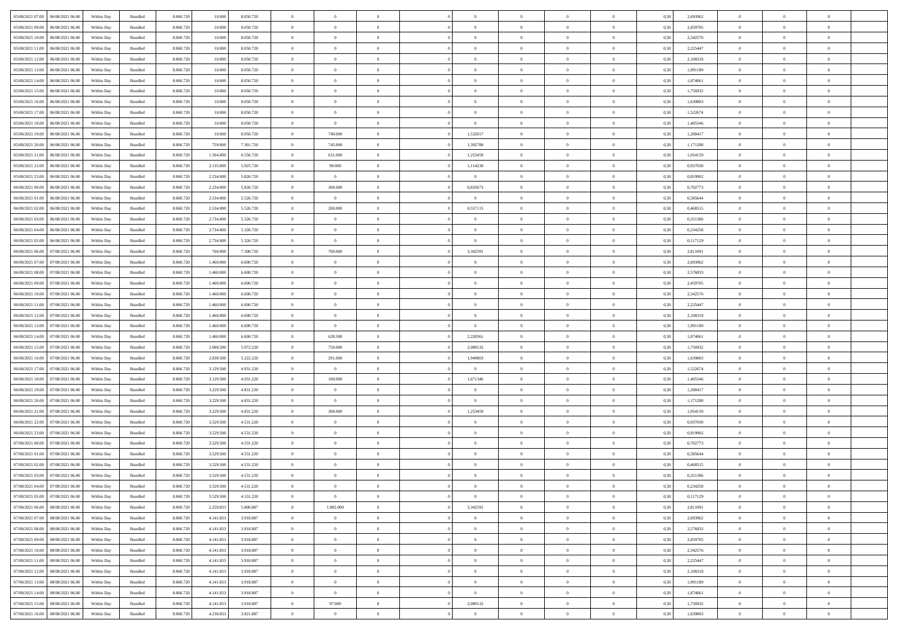| | | | | | | | | | | | | | | | | | | | | |
|---|---|---|---|---|---|---|---|---|---|---|---|---|---|---|---|---|---|---|---|---|
| 05/08/2021 07:00 | 06/08/2021 06:00 | Within Day | Bundled | 8.060.720 | 10.000 | 8.050.720 | 0 | 0 | 0 | | 0 | 0 | 0 | 0 | 0,50 | 2,693962 | 0 | 0 | 0 | |
| 05/08/2021 09:00 | 06/08/2021 06:00 | Within Day | Bundled | 8.060.720 | 10.000 | 8.050.720 | 0 | 0 | 0 | | 0 | 0 | 0 | 0 | 0,50 | 2,459705 | 0 | 0 | 0 | |
| 05/08/2021 10:00 | 06/08/2021 06:00 | Within Day | Bundled | 8.060.720 | 10.000 | 8.050.720 | 0 | 0 | 0 | | 0 | 0 | 0 | 0 | 0,50 | 2,342576 | 0 | 0 | 0 | |
| 05/08/2021 11:00 | 06/08/2021 06:00 | Within Day | Bundled | 8.060.720 | 10.000 | 8.050.720 | 0 | 0 | 0 | | 0 | 0 | 0 | 0 | 0,50 | 2,225447 | 0 | 0 | 0 | |
| 05/08/2021 12:00 | 06/08/2021 06:00 | Within Day | Bundled | 8.060.720 | 10.000 | 8.050.720 | 0 | 0 | 0 | | 0 | 0 | 0 | 0 | 0,50 | 2,108318 | 0 | 0 | 0 | |
| 05/08/2021 13:00 | 06/08/2021 06:00 | Within Day | Bundled | 8.060.720 | 10.000 | 8.050.720 | 0 | 0 | 0 | | 0 | 0 | 0 | 0 | 0,50 | 1,991189 | 0 | 0 | 0 | |
| 05/08/2021 14:00 | 06/08/2021 06:00 | Within Day | Bundled | 8.060.720 | 10.000 | 8.050.720 | 0 | 0 | 0 | | 0 | 0 | 0 | 0 | 0,50 | 1,874061 | 0 | 0 | 0 | |
| 05/08/2021 15:00 | 06/08/2021 06:00 | Within Day | Bundled | 8.060.720 | 10.000 | 8.050.720 | 0 | 0 | 0 | | 0 | 0 | 0 | 0 | 0,50 | 1,756932 | 0 | 0 | 0 | |
| 05/08/2021 16:00 | 06/08/2021 06:00 | Within Day | Bundled | 8.060.720 | 10.000 | 8.050.720 | 0 | 0 | 0 | | 0 | 0 | 0 | 0 | 0,50 | 1,639803 | 0 | 0 | 0 | |
| 05/08/2021 17:00 | 06/08/2021 06:00 | Within Day | Bundled | 8.060.720 | 10.000 | 8.050.720 | 0 | 0 | 0 | | 0 | 0 | 0 | 0 | 0,50 | 1,522674 | 0 | 0 | 0 | |
| 05/08/2021 18:00 | 06/08/2021 06:00 | Within Day | Bundled | 8.060.720 | 10.000 | 8.050.720 | 0 | 0 | 0 | | 0 | 0 | 0 | 0 | 0,50 | 1,405546 | 0 | 0 | 0 | |
| 05/08/2021 19:00 | 06/08/2021 06:00 | Within Day | Bundled | 8.060.720 | 10.000 | 8.050.720 | 0 | 749.000 | 0 | | 1,532017 | 0 | 0 | 0 | 0,50 | 1,288417 | 0 | 0 | 0 | |
| 05/08/2021 20:00 | 06/08/2021 06:00 | Within Day | Bundled | 8.060.720 | 759.000 | 7.301.720 | 0 | 745.000 | 0 | | 1,392788 | 0 | 0 | 0 | 0,50 | 1,171288 | 0 | 0 | 0 | |
| 05/08/2021 21:00 | 06/08/2021 06:00 | Within Day | Bundled | 8.060.720 | 1.504.000 | 6.556.720 | 0 | 631.000 | 0 | | 1,253459 | 0 | 0 | 0 | 0,50 | 1,054159 | 0 | 0 | 0 | |
| 05/08/2021 22:00 | 06/08/2021 06:00 | Within Day | Bundled | 8.060.720 | 2.135.000 | 5.925.720 | 0 | 99.000 | 0 | | 1,114230 | 0 | 0 | 0 | 0,50 | 0,937030 | 0 | 0 | 0 | |
| 05/08/2021 23:00 | 06/08/2021 06:00 | Within Day | Bundled | 8.060.720 | 2.234.000 | 5.826.720 | 0 | 0 | 0 | | 0 | 0 | 0 | 0 | 0,50 | 0,819902 | 0 | 0 | 0 | |
| 06/08/2021 00:00 | 06/08/2021 06:00 | Within Day | Bundled | 8.060.720 | 2.234.000 | 5.826.720 | 0 | 300.000 | 0 | | 0,835673 | 0 | 0 | 0 | 0,50 | 0,702773 | 0 | 0 | 0 | |
| 06/08/2021 01:00 | 06/08/2021 06:00 | Within Day | Bundled | 8.060.720 | 2.534.000 | 5.526.720 | 0 | 0 | 0 | | 0 | 0 | 0 | 0 | 0,50 | 0,585644 | 0 | 0 | 0 | |
| 06/08/2021 02:00 | 06/08/2021 06:00 | Within Day | Bundled | 8.060.720 | 2.534.000 | 5.526.720 | 0 | 200.000 | 0 | | 0,557115 | 0 | 0 | 0 | 0,50 | 0,468515 | 0 | 0 | 0 | |
| 06/08/2021 03:00 | 06/08/2021 06:00 | Within Day | Bundled | 8.060.720 | 2.734.000 | 5.326.720 | 0 | 0 | 0 | | 0 | 0 | 0 | 0 | 0,50 | 0,351386 | 0 | 0 | 0 | |
| 06/08/2021 04:00 | 06/08/2021 06:00 | Within Day | Bundled | 8.060.720 | 2.734.000 | 5.326.720 | 0 | 0 | 0 | | 0 | 0 | 0 | 0 | 0,50 | 0,234258 | 0 | 0 | 0 | |
| 06/08/2021 05:00 | 06/08/2021 06:00 | Within Day | Bundled | 8.060.720 | 2.734.000 | 5.326.720 | 0 | 0 | 0 | | 0 | 0 | 0 | 0 | 0,50 | 0,117129 | 0 | 0 | 0 | |
| 06/08/2021 06:00 | 07/08/2021 06:00 | Within Day | Bundled | 8.060.720 | 760.000 | 7.300.720 | 0 | 700.000 | 0 | | 3,342591 | 0 | 0 | 0 | 0,50 | 2,811091 | 0 | 0 | 0 | |
| 06/08/2021 07:00 | 07/08/2021 06:00 | Within Day | Bundled | 8.060.720 | 1.460.000 | 6.600.720 | 0 | 0 | 0 | | 0 | 0 | 0 | 0 | 0,50 | 2,693962 | 0 | 0 | 0 | |
| 06/08/2021 08:00 | 07/08/2021 06:00 | Within Day | Bundled | 8.060.720 | 1.460.000 | 6.600.720 | 0 | 0 | 0 | | 0 | 0 | 0 | 0 | 0,50 | 2,576833 | 0 | 0 | 0 | |
| 06/08/2021 09:00 | 07/08/2021 06:00 | Within Day | Bundled | 8.060.720 | 1.460.000 | 6.600.720 | 0 | 0 | 0 | | 0 | 0 | 0 | 0 | 0,50 | 2,459705 | 0 | 0 | 0 | |
| 06/08/2021 10:00 | 07/08/2021 06:00 | Within Day | Bundled | 8.060.720 | 1.460.000 | 6.600.720 | 0 | 0 | 0 | | 0 | 0 | 0 | 0 | 0,50 | 2,342576 | 0 | 0 | 0 | |
| 06/08/2021 11:00 | 07/08/2021 06:00 | Within Day | Bundled | 8.060.720 | 1.460.000 | 6.600.720 | 0 | 0 | 0 | | 0 | 0 | 0 | 0 | 0,50 | 2,225447 | 0 | 0 | 0 | |
| 06/08/2021 12:00 | 07/08/2021 06:00 | Within Day | Bundled | 8.060.720 | 1.460.000 | 6.600.720 | 0 | 0 | 0 | | 0 | 0 | 0 | 0 | 0,50 | 2,108318 | 0 | 0 | 0 | |
| 06/08/2021 13:00 | 07/08/2021 06:00 | Within Day | Bundled | 8.060.720 | 1.460.000 | 6.600.720 | 0 | 0 | 0 | | 0 | 0 | 0 | 0 | 0,50 | 1,991189 | 0 | 0 | 0 | |
| 06/08/2021 14:00 | 07/08/2021 06:00 | Within Day | Bundled | 8.060.720 | 1.460.000 | 6.600.720 | 0 | 628.500 | 0 | | 2,228361 | 0 | 0 | 0 | 0,50 | 1,874061 | 0 | 0 | 0 | |
| 06/08/2021 15:00 | 07/08/2021 06:00 | Within Day | Bundled | 8.060.720 | 2.088.500 | 5.972.220 | 0 | 750.000 | 0 | | 2,089132 | 0 | 0 | 0 | 0,50 | 1,756932 | 0 | 0 | 0 | |
| 06/08/2021 16:00 | 07/08/2021 06:00 | Within Day | Bundled | 8.060.720 | 2.838.500 | 5.222.220 | 0 | 291.000 | 0 | | 1,949803 | 0 | 0 | 0 | 0,50 | 1,639803 | 0 | 0 | 0 | |
| 06/08/2021 17:00 | 07/08/2021 06:00 | Within Day | Bundled | 8.060.720 | 3.129.500 | 4.931.220 | 0 | 0 | 0 | | 0 | 0 | 0 | 0 | 0,50 | 1,522674 | 0 | 0 | 0 | |
| 06/08/2021 18:00 | 07/08/2021 06:00 | Within Day | Bundled | 8.060.720 | 3.129.500 | 4.931.220 | 0 | 100.000 | 0 | | 1,671346 | 0 | 0 | 0 | 0,50 | 1,405546 | 0 | 0 | 0 | |
| 06/08/2021 19:00 | 07/08/2021 06:00 | Within Day | Bundled | 8.060.720 | 3.229.500 | 4.831.220 | 0 | 0 | 0 | | 0 | 0 | 0 | 0 | 0,50 | 1,288417 | 0 | 0 | 0 | |
| 06/08/2021 20:00 | 07/08/2021 06:00 | Within Day | Bundled | 8.060.720 | 3.229.500 | 4.831.220 | 0 | 0 | 0 | | 0 | 0 | 0 | 0 | 0,50 | 1,171288 | 0 | 0 | 0 | |
| 06/08/2021 21:00 | 07/08/2021 06:00 | Within Day | Bundled | 8.060.720 | 3.229.500 | 4.831.220 | 0 | 300.000 | 0 | | 1,253459 | 0 | 0 | 0 | 0,50 | 1,054159 | 0 | 0 | 0 | |
| 06/08/2021 22:00 | 07/08/2021 06:00 | Within Day | Bundled | 8.060.720 | 3.529.500 | 4.531.220 | 0 | 0 | 0 | | 0 | 0 | 0 | 0 | 0,50 | 0,937030 | 0 | 0 | 0 | |
| 06/08/2021 23:00 | 07/08/2021 06:00 | Within Day | Bundled | 8.060.720 | 3.529.500 | 4.531.220 | 0 | 0 | 0 | | 0 | 0 | 0 | 0 | 0,50 | 0,819902 | 0 | 0 | 0 | |
| 07/08/2021 00:00 | 07/08/2021 06:00 | Within Day | Bundled | 8.060.720 | 3.529.500 | 4.531.220 | 0 | 0 | 0 | | 0 | 0 | 0 | 0 | 0,50 | 0,702773 | 0 | 0 | 0 | |
| 07/08/2021 01:00 | 07/08/2021 06:00 | Within Day | Bundled | 8.060.720 | 3.529.500 | 4.531.220 | 0 | 0 | 0 | | 0 | 0 | 0 | 0 | 0,50 | 0,585644 | 0 | 0 | 0 | |
| 07/08/2021 02:00 | 07/08/2021 06:00 | Within Day | Bundled | 8.060.720 | 3.529.500 | 4.531.220 | 0 | 0 | 0 | | 0 | 0 | 0 | 0 | 0,50 | 0,468515 | 0 | 0 | 0 | |
| 07/08/2021 03:00 | 07/08/2021 06:00 | Within Day | Bundled | 8.060.720 | 3.529.500 | 4.531.220 | 0 | 0 | 0 | | 0 | 0 | 0 | 0 | 0,50 | 0,351386 | 0 | 0 | 0 | |
| 07/08/2021 04:00 | 07/08/2021 06:00 | Within Day | Bundled | 8.060.720 | 3.529.500 | 4.531.220 | 0 | 0 | 0 | | 0 | 0 | 0 | 0 | 0,50 | 0,234258 | 0 | 0 | 0 | |
| 07/08/2021 05:00 | 07/08/2021 06:00 | Within Day | Bundled | 8.060.720 | 3.529.500 | 4.531.220 | 0 | 0 | 0 | | 0 | 0 | 0 | 0 | 0,50 | 0,117129 | 0 | 0 | 0 | |
| 07/08/2021 06:00 | 08/08/2021 06:00 | Within Day | Bundled | 8.060.720 | 2.259.833 | 5.800.887 | 0 | 1.882.000 | 0 | | 3,342591 | 0 | 0 | 0 | 0,50 | 2,811091 | 0 | 0 | 0 | |
| 07/08/2021 07:00 | 08/08/2021 06:00 | Within Day | Bundled | 8.060.720 | 4.141.833 | 3.918.887 | 0 | 0 | 0 | | 0 | 0 | 0 | 0 | 0,50 | 2,693962 | 0 | 0 | 0 | |
| 07/08/2021 08:00 | 08/08/2021 06:00 | Within Day | Bundled | 8.060.720 | 4.141.833 | 3.918.887 | 0 | 0 | 0 | | 0 | 0 | 0 | 0 | 0,50 | 2,576833 | 0 | 0 | 0 | |
| 07/08/2021 09:00 | 08/08/2021 06:00 | Within Day | Bundled | 8.060.720 | 4.141.833 | 3.918.887 | 0 | 0 | 0 | | 0 | 0 | 0 | 0 | 0,50 | 2,459705 | 0 | 0 | 0 | |
| 07/08/2021 10:00 | 08/08/2021 06:00 | Within Day | Bundled | 8.060.720 | 4.141.833 | 3.918.887 | 0 | 0 | 0 | | 0 | 0 | 0 | 0 | 0,50 | 2,342576 | 0 | 0 | 0 | |
| 07/08/2021 11:00 | 08/08/2021 06:00 | Within Day | Bundled | 8.060.720 | 4.141.833 | 3.918.887 | 0 | 0 | 0 | | 0 | 0 | 0 | 0 | 0,50 | 2,225447 | 0 | 0 | 0 | |
| 07/08/2021 12:00 | 08/08/2021 06:00 | Within Day | Bundled | 8.060.720 | 4.141.833 | 3.918.887 | 0 | 0 | 0 | | 0 | 0 | 0 | 0 | 0,50 | 2,108318 | 0 | 0 | 0 | |
| 07/08/2021 13:00 | 08/08/2021 06:00 | Within Day | Bundled | 8.060.720 | 4.141.833 | 3.918.887 | 0 | 0 | 0 | | 0 | 0 | 0 | 0 | 0,50 | 1,991189 | 0 | 0 | 0 | |
| 07/08/2021 14:00 | 08/08/2021 06:00 | Within Day | Bundled | 8.060.720 | 4.141.833 | 3.918.887 | 0 | 0 | 0 | | 0 | 0 | 0 | 0 | 0,50 | 1,874061 | 0 | 0 | 0 | |
| 07/08/2021 15:00 | 08/08/2021 06:00 | Within Day | Bundled | 8.060.720 | 4.141.833 | 3.918.887 | 0 | 97.000 | 0 | | 2,089132 | 0 | 0 | 0 | 0,50 | 1,756932 | 0 | 0 | 0 | |
| 07/08/2021 16:00 | 08/08/2021 06:00 | Within Day | Bundled | 8.060.720 | 4.238.833 | 3.821.887 | 0 | 0 | 0 | | 0 | 0 | 0 | 0 | 0,50 | 1,639803 | 0 | 0 | 0 | |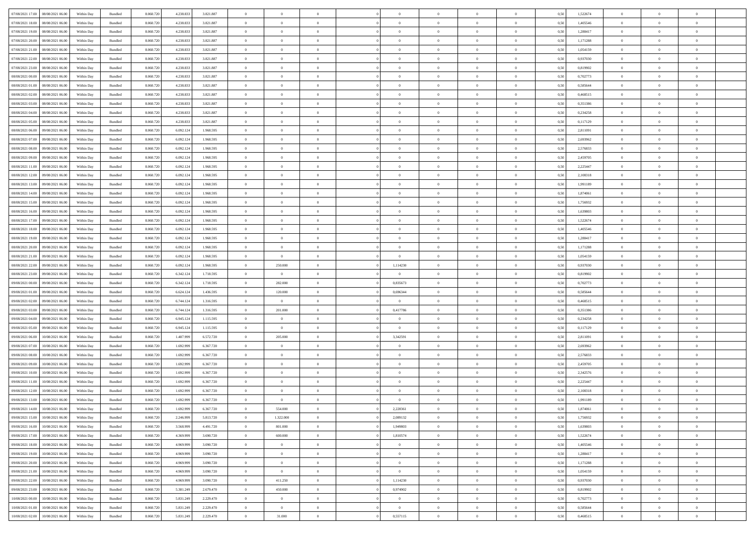| | | | | | | | | | | | | | | | | | | | | |
|---|---|---|---|---|---|---|---|---|---|---|---|---|---|---|---|---|---|---|---|---|
| 07/08/2021 17:00 | 08/08/2021 06:00 | Within Day | Bundled | 8.060.720 | 4.238.833 | 3.821.887 | 0 | 0 | 0 | | 0 | 0 | 0 | 0 | 0 | 0,50 | 1,522674 | 0 | 0 | 0 |
| 07/08/2021 18:00 | 08/08/2021 06:00 | Within Day | Bundled | 8.060.720 | 4.238.833 | 3.821.887 | 0 | 0 | 0 | | 0 | 0 | 0 | 0 | 0 | 0,50 | 1,405546 | 0 | 0 | 0 |
| 07/08/2021 19:00 | 08/08/2021 06:00 | Within Day | Bundled | 8.060.720 | 4.238.833 | 3.821.887 | 0 | 0 | 0 | | 0 | 0 | 0 | 0 | 0 | 0,50 | 1,288417 | 0 | 0 | 0 |
| 07/08/2021 20:00 | 08/08/2021 06:00 | Within Day | Bundled | 8.060.720 | 4.238.833 | 3.821.887 | 0 | 0 | 0 | | 0 | 0 | 0 | 0 | 0 | 0,50 | 1,171288 | 0 | 0 | 0 |
| 07/08/2021 21:00 | 08/08/2021 06:00 | Within Day | Bundled | 8.060.720 | 4.238.833 | 3.821.887 | 0 | 0 | 0 | | 0 | 0 | 0 | 0 | 0 | 0,50 | 1,054159 | 0 | 0 | 0 |
| 07/08/2021 22:00 | 08/08/2021 06:00 | Within Day | Bundled | 8.060.720 | 4.238.833 | 3.821.887 | 0 | 0 | 0 | | 0 | 0 | 0 | 0 | 0 | 0,50 | 0,937030 | 0 | 0 | 0 |
| 07/08/2021 23:00 | 08/08/2021 06:00 | Within Day | Bundled | 8.060.720 | 4.238.833 | 3.821.887 | 0 | 0 | 0 | | 0 | 0 | 0 | 0 | 0 | 0,50 | 0,819902 | 0 | 0 | 0 |
| 08/08/2021 00:00 | 08/08/2021 06:00 | Within Day | Bundled | 8.060.720 | 4.238.833 | 3.821.887 | 0 | 0 | 0 | | 0 | 0 | 0 | 0 | 0 | 0,50 | 0,702773 | 0 | 0 | 0 |
| 08/08/2021 01:00 | 08/08/2021 06:00 | Within Day | Bundled | 8.060.720 | 4.238.833 | 3.821.887 | 0 | 0 | 0 | | 0 | 0 | 0 | 0 | 0 | 0,50 | 0,585644 | 0 | 0 | 0 |
| 08/08/2021 02:00 | 08/08/2021 06:00 | Within Day | Bundled | 8.060.720 | 4.238.833 | 3.821.887 | 0 | 0 | 0 | | 0 | 0 | 0 | 0 | 0 | 0,50 | 0,468515 | 0 | 0 | 0 |
| 08/08/2021 03:00 | 08/08/2021 06:00 | Within Day | Bundled | 8.060.720 | 4.238.833 | 3.821.887 | 0 | 0 | 0 | | 0 | 0 | 0 | 0 | 0 | 0,50 | 0,351386 | 0 | 0 | 0 |
| 08/08/2021 04:00 | 08/08/2021 06:00 | Within Day | Bundled | 8.060.720 | 4.238.833 | 3.821.887 | 0 | 0 | 0 | | 0 | 0 | 0 | 0 | 0 | 0,50 | 0,234258 | 0 | 0 | 0 |
| 08/08/2021 05:00 | 08/08/2021 06:00 | Within Day | Bundled | 8.060.720 | 4.238.833 | 3.821.887 | 0 | 0 | 0 | | 0 | 0 | 0 | 0 | 0 | 0,50 | 0,117129 | 0 | 0 | 0 |
| 08/08/2021 06:00 | 09/08/2021 06:00 | Within Day | Bundled | 8.060.720 | 6.092.124 | 1.968.595 | 0 | 0 | 0 | | 0 | 0 | 0 | 0 | 0 | 0,50 | 2,811091 | 0 | 0 | 0 |
| 08/08/2021 07:00 | 09/08/2021 06:00 | Within Day | Bundled | 8.060.720 | 6.092.124 | 1.968.595 | 0 | 0 | 0 | | 0 | 0 | 0 | 0 | 0 | 0,50 | 2,693962 | 0 | 0 | 0 |
| 08/08/2021 08:00 | 09/08/2021 06:00 | Within Day | Bundled | 8.060.720 | 6.092.124 | 1.968.595 | 0 | 0 | 0 | | 0 | 0 | 0 | 0 | 0 | 0,50 | 2,576833 | 0 | 0 | 0 |
| 08/08/2021 09:00 | 09/08/2021 06:00 | Within Day | Bundled | 8.060.720 | 6.092.124 | 1.968.595 | 0 | 0 | 0 | | 0 | 0 | 0 | 0 | 0 | 0,50 | 2,459705 | 0 | 0 | 0 |
| 08/08/2021 11:00 | 09/08/2021 06:00 | Within Day | Bundled | 8.060.720 | 6.092.124 | 1.968.595 | 0 | 0 | 0 | | 0 | 0 | 0 | 0 | 0 | 0,50 | 2,225447 | 0 | 0 | 0 |
| 08/08/2021 12:00 | 09/08/2021 06:00 | Within Day | Bundled | 8.060.720 | 6.092.124 | 1.968.595 | 0 | 0 | 0 | | 0 | 0 | 0 | 0 | 0 | 0,50 | 2,108318 | 0 | 0 | 0 |
| 08/08/2021 13:00 | 09/08/2021 06:00 | Within Day | Bundled | 8.060.720 | 6.092.124 | 1.968.595 | 0 | 0 | 0 | | 0 | 0 | 0 | 0 | 0 | 0,50 | 1,991189 | 0 | 0 | 0 |
| 08/08/2021 14:00 | 09/08/2021 06:00 | Within Day | Bundled | 8.060.720 | 6.092.124 | 1.968.595 | 0 | 0 | 0 | | 0 | 0 | 0 | 0 | 0 | 0,50 | 1,874061 | 0 | 0 | 0 |
| 08/08/2021 15:00 | 09/08/2021 06:00 | Within Day | Bundled | 8.060.720 | 6.092.124 | 1.968.595 | 0 | 0 | 0 | | 0 | 0 | 0 | 0 | 0 | 0,50 | 1,756932 | 0 | 0 | 0 |
| 08/08/2021 16:00 | 09/08/2021 06:00 | Within Day | Bundled | 8.060.720 | 6.092.124 | 1.968.595 | 0 | 0 | 0 | | 0 | 0 | 0 | 0 | 0 | 0,50 | 1,639803 | 0 | 0 | 0 |
| 08/08/2021 17:00 | 09/08/2021 06:00 | Within Day | Bundled | 8.060.720 | 6.092.124 | 1.968.595 | 0 | 0 | 0 | | 0 | 0 | 0 | 0 | 0 | 0,50 | 1,522674 | 0 | 0 | 0 |
| 08/08/2021 18:00 | 09/08/2021 06:00 | Within Day | Bundled | 8.060.720 | 6.092.124 | 1.968.595 | 0 | 0 | 0 | | 0 | 0 | 0 | 0 | 0 | 0,50 | 1,405546 | 0 | 0 | 0 |
| 08/08/2021 19:00 | 09/08/2021 06:00 | Within Day | Bundled | 8.060.720 | 6.092.124 | 1.968.595 | 0 | 0 | 0 | | 0 | 0 | 0 | 0 | 0 | 0,50 | 1,288417 | 0 | 0 | 0 |
| 08/08/2021 20:00 | 09/08/2021 06:00 | Within Day | Bundled | 8.060.720 | 6.092.124 | 1.968.595 | 0 | 0 | 0 | | 0 | 0 | 0 | 0 | 0 | 0,50 | 1,171288 | 0 | 0 | 0 |
| 08/08/2021 21:00 | 09/08/2021 06:00 | Within Day | Bundled | 8.060.720 | 6.092.124 | 1.968.595 | 0 | 0 | 0 | | 0 | 0 | 0 | 0 | 0 | 0,50 | 1,054159 | 0 | 0 | 0 |
| 08/08/2021 22:00 | 09/08/2021 06:00 | Within Day | Bundled | 8.060.720 | 6.092.124 | 1.968.595 | 0 | 250.000 | 0 | | 1,114230 | 0 | 0 | 0 | 0 | 0,50 | 0,937030 | 0 | 0 | 0 |
| 08/08/2021 23:00 | 09/08/2021 06:00 | Within Day | Bundled | 8.060.720 | 6.342.124 | 1.718.595 | 0 | 0 | 0 | | 0 | 0 | 0 | 0 | 0 | 0,50 | 0,819902 | 0 | 0 | 0 |
| 09/08/2021 00:00 | 09/08/2021 06:00 | Within Day | Bundled | 8.060.720 | 6.342.124 | 1.718.595 | 0 | 282.000 | 0 | | 0,835673 | 0 | 0 | 0 | 0 | 0,50 | 0,702773 | 0 | 0 | 0 |
| 09/08/2021 01:00 | 09/08/2021 06:00 | Within Day | Bundled | 8.060.720 | 6.624.124 | 1.436.595 | 0 | 120.000 | 0 | | 0,696344 | 0 | 0 | 0 | 0 | 0,50 | 0,585644 | 0 | 0 | 0 |
| 09/08/2021 02:00 | 09/08/2021 06:00 | Within Day | Bundled | 8.060.720 | 6.744.124 | 1.316.595 | 0 | 0 | 0 | | 0 | 0 | 0 | 0 | 0 | 0,50 | 0,468515 | 0 | 0 | 0 |
| 09/08/2021 03:00 | 09/08/2021 06:00 | Within Day | Bundled | 8.060.720 | 6.744.124 | 1.316.595 | 0 | 201.000 | 0 | | 0,417786 | 0 | 0 | 0 | 0 | 0,50 | 0,351386 | 0 | 0 | 0 |
| 09/08/2021 04:00 | 09/08/2021 06:00 | Within Day | Bundled | 8.060.720 | 6.945.124 | 1.115.595 | 0 | 0 | 0 | | 0 | 0 | 0 | 0 | 0 | 0,50 | 0,234258 | 0 | 0 | 0 |
| 09/08/2021 05:00 | 09/08/2021 06:00 | Within Day | Bundled | 8.060.720 | 6.945.124 | 1.115.595 | 0 | 0 | 0 | | 0 | 0 | 0 | 0 | 0 | 0,50 | 0,117129 | 0 | 0 | 0 |
| 09/08/2021 06:00 | 10/08/2021 06:00 | Within Day | Bundled | 8.060.720 | 1.487.999 | 6.572.720 | 0 | 205.000 | 0 | | 3,342591 | 0 | 0 | 0 | 0 | 0,50 | 2,811091 | 0 | 0 | 0 |
| 09/08/2021 07:00 | 10/08/2021 06:00 | Within Day | Bundled | 8.060.720 | 1.692.999 | 6.367.720 | 0 | 0 | 0 | | 0 | 0 | 0 | 0 | 0 | 0,50 | 2,693962 | 0 | 0 | 0 |
| 09/08/2021 08:00 | 10/08/2021 06:00 | Within Day | Bundled | 8.060.720 | 1.692.999 | 6.367.720 | 0 | 0 | 0 | | 0 | 0 | 0 | 0 | 0 | 0,50 | 2,576833 | 0 | 0 | 0 |
| 09/08/2021 09:00 | 10/08/2021 06:00 | Within Day | Bundled | 8.060.720 | 1.692.999 | 6.367.720 | 0 | 0 | 0 | | 0 | 0 | 0 | 0 | 0 | 0,50 | 2,459705 | 0 | 0 | 0 |
| 09/08/2021 10:00 | 10/08/2021 06:00 | Within Day | Bundled | 8.060.720 | 1.692.999 | 6.367.720 | 0 | 0 | 0 | | 0 | 0 | 0 | 0 | 0 | 0,50 | 2,342576 | 0 | 0 | 0 |
| 09/08/2021 11:00 | 10/08/2021 06:00 | Within Day | Bundled | 8.060.720 | 1.692.999 | 6.367.720 | 0 | 0 | 0 | | 0 | 0 | 0 | 0 | 0 | 0,50 | 2,225447 | 0 | 0 | 0 |
| 09/08/2021 12:00 | 10/08/2021 06:00 | Within Day | Bundled | 8.060.720 | 1.692.999 | 6.367.720 | 0 | 0 | 0 | | 0 | 0 | 0 | 0 | 0 | 0,50 | 2,108318 | 0 | 0 | 0 |
| 09/08/2021 13:00 | 10/08/2021 06:00 | Within Day | Bundled | 8.060.720 | 1.692.999 | 6.367.720 | 0 | 0 | 0 | | 0 | 0 | 0 | 0 | 0 | 0,50 | 1,991189 | 0 | 0 | 0 |
| 09/08/2021 14:00 | 10/08/2021 06:00 | Within Day | Bundled | 8.060.720 | 1.692.999 | 6.367.720 | 0 | 554.000 | 0 | | 2,228361 | 0 | 0 | 0 | 0 | 0,50 | 1,874061 | 0 | 0 | 0 |
| 09/08/2021 15:00 | 10/08/2021 06:00 | Within Day | Bundled | 8.060.720 | 2.246.999 | 5.813.720 | 0 | 1.322.000 | 0 | | 2,089132 | 0 | 0 | 0 | 0 | 0,50 | 1,756932 | 0 | 0 | 0 |
| 09/08/2021 16:00 | 10/08/2021 06:00 | Within Day | Bundled | 8.060.720 | 3.568.999 | 4.491.720 | 0 | 801.000 | 0 | | 1,949803 | 0 | 0 | 0 | 0 | 0,50 | 1,639803 | 0 | 0 | 0 |
| 09/08/2021 17:00 | 10/08/2021 06:00 | Within Day | Bundled | 8.060.720 | 4.369.999 | 3.690.720 | 0 | 600.000 | 0 | | 1,810574 | 0 | 0 | 0 | 0 | 0,50 | 1,522674 | 0 | 0 | 0 |
| 09/08/2021 18:00 | 10/08/2021 06:00 | Within Day | Bundled | 8.060.720 | 4.969.999 | 3.090.720 | 0 | 0 | 0 | | 0 | 0 | 0 | 0 | 0 | 0,50 | 1,405546 | 0 | 0 | 0 |
| 09/08/2021 19:00 | 10/08/2021 06:00 | Within Day | Bundled | 8.060.720 | 4.969.999 | 3.090.720 | 0 | 0 | 0 | | 0 | 0 | 0 | 0 | 0 | 0,50 | 1,288417 | 0 | 0 | 0 |
| 09/08/2021 20:00 | 10/08/2021 06:00 | Within Day | Bundled | 8.060.720 | 4.969.999 | 3.090.720 | 0 | 0 | 0 | | 0 | 0 | 0 | 0 | 0 | 0,50 | 1,171288 | 0 | 0 | 0 |
| 09/08/2021 21:00 | 10/08/2021 06:00 | Within Day | Bundled | 8.060.720 | 4.969.999 | 3.090.720 | 0 | 0 | 0 | | 0 | 0 | 0 | 0 | 0 | 0,50 | 1,054159 | 0 | 0 | 0 |
| 09/08/2021 22:00 | 10/08/2021 06:00 | Within Day | Bundled | 8.060.720 | 4.969.999 | 3.090.720 | 0 | 411.250 | 0 | | 1,114230 | 0 | 0 | 0 | 0 | 0,50 | 0,937030 | 0 | 0 | 0 |
| 09/08/2021 23:00 | 10/08/2021 06:00 | Within Day | Bundled | 8.060.720 | 5.381.249 | 2.679.470 | 0 | 450.000 | 0 | | 0,974902 | 0 | 0 | 0 | 0 | 0,50 | 0,819902 | 0 | 0 | 0 |
| 10/08/2021 00:00 | 10/08/2021 06:00 | Within Day | Bundled | 8.060.720 | 5.831.249 | 2.229.470 | 0 | 0 | 0 | | 0 | 0 | 0 | 0 | 0 | 0,50 | 0,702773 | 0 | 0 | 0 |
| 10/08/2021 01:00 | 10/08/2021 06:00 | Within Day | Bundled | 8.060.720 | 5.831.249 | 2.229.470 | 0 | 0 | 0 | | 0 | 0 | 0 | 0 | 0 | 0,50 | 0,585644 | 0 | 0 | 0 |
| 10/08/2021 02:00 | 10/08/2021 06:00 | Within Day | Bundled | 8.060.720 | 5.831.249 | 2.229.470 | 0 | 31.000 | 0 | | 0,557115 | 0 | 0 | 0 | 0 | 0,50 | 0,468515 | 0 | 0 | 0 |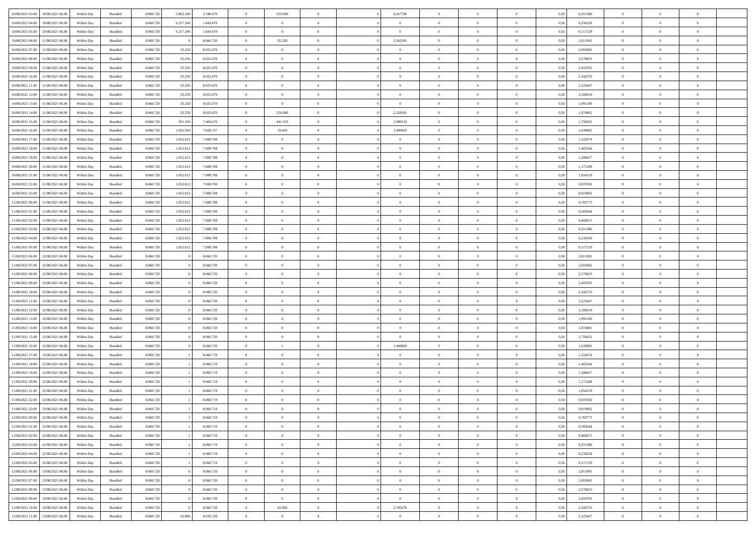| | | | | | | | | | | | | | | | | | | | | |
|---|---|---|---|---|---|---|---|---|---|---|---|---|---|---|---|---|---|---|---|---|
| 10/08/2021 03:00 | 10/08/2021 06:00 | Within Day | Bundled | 8.060.720 | 5.862.249 | 2.198.470 | 0 | 355.000 | 0 | | 0,417786 | 0 | 0 | 0 | 0,50 | 0,351386 | 0 | 0 | 0 | |
| 10/08/2021 04:00 | 10/08/2021 06:00 | Within Day | Bundled | 8.060.720 | 6.217.249 | 1.843.470 | 0 | 0 | 0 | | 0 | 0 | 0 | 0 | 0,50 | 0,234258 | 0 | 0 | 0 | |
| 10/08/2021 05:00 | 10/08/2021 06:00 | Within Day | Bundled | 8.060.720 | 6.217.249 | 1.843.470 | 0 | 0 | 0 | | 0 | 0 | 0 | 0 | 0,50 | 0,117129 | 0 | 0 | 0 | |
| 10/08/2021 06:00 | 11/08/2021 06:00 | Within Day | Bundled | 8.060.720 | | 8.060.720 | 0 | 35.250 | 0 | | 3,342591 | 0 | 0 | 0 | 0,50 | 2,811091 | 0 | 0 | 0 | |
| 10/08/2021 07:00 | 11/08/2021 06:00 | Within Day | Bundled | 8.060.720 | 35.250 | 8.025.470 | 0 | 0 | 0 | | 0 | 0 | 0 | 0 | 0,50 | 2,693962 | 0 | 0 | 0 | |
| 10/08/2021 08:00 | 11/08/2021 06:00 | Within Day | Bundled | 8.060.720 | 35.250 | 8.025.470 | 0 | 0 | 0 | | 0 | 0 | 0 | 0 | 0,50 | 2,576833 | 0 | 0 | 0 | |
| 10/08/2021 09:00 | 11/08/2021 06:00 | Within Day | Bundled | 8.060.720 | 35.250 | 8.025.470 | 0 | 0 | 0 | | 0 | 0 | 0 | 0 | 0,50 | 2,459705 | 0 | 0 | 0 | |
| 10/08/2021 10:00 | 11/08/2021 06:00 | Within Day | Bundled | 8.060.720 | 35.250 | 8.025.470 | 0 | 0 | 0 | | 0 | 0 | 0 | 0 | 0,50 | 2,342576 | 0 | 0 | 0 | |
| 10/08/2021 11:00 | 11/08/2021 06:00 | Within Day | Bundled | 8.060.720 | 35.250 | 8.025.470 | 0 | 0 | 0 | | 0 | 0 | 0 | 0 | 0,50 | 2,225447 | 0 | 0 | 0 | |
| 10/08/2021 12:00 | 11/08/2021 06:00 | Within Day | Bundled | 8.060.720 | 35.250 | 8.025.470 | 0 | 0 | 0 | | 0 | 0 | 0 | 0 | 0,50 | 2,108318 | 0 | 0 | 0 | |
| 10/08/2021 13:00 | 11/08/2021 06:00 | Within Day | Bundled | 8.060.720 | 35.250 | 8.025.470 | 0 | 0 | 0 | | 0 | 0 | 0 | 0 | 0,50 | 1,991189 | 0 | 0 | 0 | |
| 10/08/2021 14:00 | 11/08/2021 06:00 | Within Day | Bundled | 8.060.720 | 35.250 | 8.025.470 | 0 | 556.000 | 0 | | 2,228361 | 0 | 0 | 0 | 0,50 | 1,874061 | 0 | 0 | 0 | |
| 10/08/2021 15:00 | 11/08/2021 06:00 | Within Day | Bundled | 8.060.720 | 591.250 | 7.469.470 | 0 | 441.333 | 0 | | 2,089132 | 0 | 0 | 0 | 0,50 | 1,756932 | 0 | 0 | 0 | |
| 10/08/2021 16:00 | 11/08/2021 06:00 | Within Day | Bundled | 8.060.720 | 1.032.583 | 7.028.137 | 0 | 19.429 | 0 | | 1,949803 | 0 | 0 | 0 | 0,50 | 1,639803 | 0 | 0 | 0 | |
| 10/08/2021 17:00 | 11/08/2021 06:00 | Within Day | Bundled | 8.060.720 | 1.052.012 | 7.008.708 | 0 | 0 | 0 | | 0 | 0 | 0 | 0 | 0,50 | 1,522674 | 0 | 0 | 0 | |
| 10/08/2021 18:00 | 11/08/2021 06:00 | Within Day | Bundled | 8.060.720 | 1.052.012 | 7.008.708 | 0 | 0 | 0 | | 0 | 0 | 0 | 0 | 0,50 | 1,405546 | 0 | 0 | 0 | |
| 10/08/2021 19:00 | 11/08/2021 06:00 | Within Day | Bundled | 8.060.720 | 1.052.012 | 7.008.708 | 0 | 0 | 0 | | 0 | 0 | 0 | 0 | 0,50 | 1,288417 | 0 | 0 | 0 | |
| 10/08/2021 20:00 | 11/08/2021 06:00 | Within Day | Bundled | 8.060.720 | 1.052.012 | 7.008.708 | 0 | 0 | 0 | | 0 | 0 | 0 | 0 | 0,50 | 1,171288 | 0 | 0 | 0 | |
| 10/08/2021 21:00 | 11/08/2021 06:00 | Within Day | Bundled | 8.060.720 | 1.052.012 | 7.008.708 | 0 | 0 | 0 | | 0 | 0 | 0 | 0 | 0,50 | 1,054159 | 0 | 0 | 0 | |
| 10/08/2021 22:00 | 11/08/2021 06:00 | Within Day | Bundled | 8.060.720 | 1.052.012 | 7.008.708 | 0 | 0 | 0 | | 0 | 0 | 0 | 0 | 0,50 | 0,937030 | 0 | 0 | 0 | |
| 10/08/2021 23:00 | 11/08/2021 06:00 | Within Day | Bundled | 8.060.720 | 1.052.012 | 7.008.708 | 0 | 0 | 0 | | 0 | 0 | 0 | 0 | 0,50 | 0,819902 | 0 | 0 | 0 | |
| 11/08/2021 00:00 | 11/08/2021 06:00 | Within Day | Bundled | 8.060.720 | 1.052.012 | 7.008.708 | 0 | 0 | 0 | | 0 | 0 | 0 | 0 | 0,50 | 0,702773 | 0 | 0 | 0 | |
| 11/08/2021 01:00 | 11/08/2021 06:00 | Within Day | Bundled | 8.060.720 | 1.052.012 | 7.008.708 | 0 | 0 | 0 | | 0 | 0 | 0 | 0 | 0,50 | 0,585644 | 0 | 0 | 0 | |
| 11/08/2021 02:00 | 11/08/2021 06:00 | Within Day | Bundled | 8.060.720 | 1.052.012 | 7.008.708 | 0 | 0 | 0 | | 0 | 0 | 0 | 0 | 0,50 | 0,468515 | 0 | 0 | 0 | |
| 11/08/2021 03:00 | 11/08/2021 06:00 | Within Day | Bundled | 8.060.720 | 1.052.012 | 7.008.708 | 0 | 0 | 0 | | 0 | 0 | 0 | 0 | 0,50 | 0,351386 | 0 | 0 | 0 | |
| 11/08/2021 04:00 | 11/08/2021 06:00 | Within Day | Bundled | 8.060.720 | 1.052.012 | 7.008.708 | 0 | 0 | 0 | | 0 | 0 | 0 | 0 | 0,50 | 0,234258 | 0 | 0 | 0 | |
| 11/08/2021 05:00 | 11/08/2021 06:00 | Within Day | Bundled | 8.060.720 | 1.052.012 | 7.008.708 | 0 | 0 | 0 | | 0 | 0 | 0 | 0 | 0,50 | 0,117129 | 0 | 0 | 0 | |
| 11/08/2021 06:00 | 12/08/2021 06:00 | Within Day | Bundled | 8.060.720 | 0 | 8.060.720 | 0 | 0 | 0 | | 0 | 0 | 0 | 0 | 0,50 | 2,811091 | 0 | 0 | 0 | |
| 11/08/2021 07:00 | 12/08/2021 06:00 | Within Day | Bundled | 8.060.720 | 0 | 8.060.720 | 0 | 0 | 0 | | 0 | 0 | 0 | 0 | 0,50 | 2,693962 | 0 | 0 | 0 | |
| 11/08/2021 08:00 | 12/08/2021 06:00 | Within Day | Bundled | 8.060.720 | 0 | 8.060.720 | 0 | 0 | 0 | | 0 | 0 | 0 | 0 | 0,50 | 2,576833 | 0 | 0 | 0 | |
| 11/08/2021 09:00 | 12/08/2021 06:00 | Within Day | Bundled | 8.060.720 | 0 | 8.060.720 | 0 | 0 | 0 | | 0 | 0 | 0 | 0 | 0,50 | 2,459705 | 0 | 0 | 0 | |
| 11/08/2021 10:00 | 12/08/2021 06:00 | Within Day | Bundled | 8.060.720 | 0 | 8.060.720 | 0 | 0 | 0 | | 0 | 0 | 0 | 0 | 0,50 | 2,342576 | 0 | 0 | 0 | |
| 11/08/2021 11:00 | 12/08/2021 06:00 | Within Day | Bundled | 8.060.720 | 0 | 8.060.720 | 0 | 0 | 0 | | 0 | 0 | 0 | 0 | 0,50 | 2,225447 | 0 | 0 | 0 | |
| 11/08/2021 12:00 | 12/08/2021 06:00 | Within Day | Bundled | 8.060.720 | 0 | 8.060.720 | 0 | 0 | 0 | | 0 | 0 | 0 | 0 | 0,50 | 2,108318 | 0 | 0 | 0 | |
| 11/08/2021 13:00 | 12/08/2021 06:00 | Within Day | Bundled | 8.060.720 | 0 | 8.060.720 | 0 | 0 | 0 | | 0 | 0 | 0 | 0 | 0,50 | 1,991189 | 0 | 0 | 0 | |
| 11/08/2021 14:00 | 12/08/2021 06:00 | Within Day | Bundled | 8.060.720 | 0 | 8.060.720 | 0 | 0 | 0 | | 0 | 0 | 0 | 0 | 0,50 | 1,874061 | 0 | 0 | 0 | |
| 11/08/2021 15:00 | 12/08/2021 06:00 | Within Day | Bundled | 8.060.720 | 0 | 8.060.720 | 0 | 0 | 0 | | 0 | 0 | 0 | 0 | 0,50 | 1,756932 | 0 | 0 | 0 | |
| 11/08/2021 16:00 | 12/08/2021 06:00 | Within Day | Bundled | 8.060.720 | 0 | 8.060.720 | 0 | 1 | 0 | | 1,949803 | 0 | 0 | 0 | 0,50 | 1,639803 | 0 | 0 | 0 | |
| 11/08/2021 17:00 | 12/08/2021 06:00 | Within Day | Bundled | 8.060.720 | 1 | 8.060.719 | 0 | 0 | 0 | | 0 | 0 | 0 | 0 | 0,50 | 1,522674 | 0 | 0 | 0 | |
| 11/08/2021 18:00 | 12/08/2021 06:00 | Within Day | Bundled | 8.060.720 | 1 | 8.060.719 | 0 | 0 | 0 | | 0 | 0 | 0 | 0 | 0,50 | 1,405546 | 0 | 0 | 0 | |
| 11/08/2021 19:00 | 12/08/2021 06:00 | Within Day | Bundled | 8.060.720 | 1 | 8.060.719 | 0 | 0 | 0 | | 0 | 0 | 0 | 0 | 0,50 | 1,288417 | 0 | 0 | 0 | |
| 11/08/2021 20:00 | 12/08/2021 06:00 | Within Day | Bundled | 8.060.720 | 1 | 8.060.719 | 0 | 0 | 0 | | 0 | 0 | 0 | 0 | 0,50 | 1,171288 | 0 | 0 | 0 | |
| 11/08/2021 21:00 | 12/08/2021 06:00 | Within Day | Bundled | 8.060.720 | 1 | 8.060.719 | 0 | 0 | 0 | | 0 | 0 | 0 | 0 | 0,50 | 1,054159 | 0 | 0 | 0 | |
| 11/08/2021 22:00 | 12/08/2021 06:00 | Within Day | Bundled | 8.060.720 | 1 | 8.060.719 | 0 | 0 | 0 | | 0 | 0 | 0 | 0 | 0,50 | 0,937030 | 0 | 0 | 0 | |
| 11/08/2021 23:00 | 12/08/2021 06:00 | Within Day | Bundled | 8.060.720 | 1 | 8.060.719 | 0 | 0 | 0 | | 0 | 0 | 0 | 0 | 0,50 | 0,819902 | 0 | 0 | 0 | |
| 12/08/2021 00:00 | 12/08/2021 06:00 | Within Day | Bundled | 8.060.720 | 1 | 8.060.719 | 0 | 0 | 0 | | 0 | 0 | 0 | 0 | 0,50 | 0,702773 | 0 | 0 | 0 | |
| 12/08/2021 01:00 | 12/08/2021 06:00 | Within Day | Bundled | 8.060.720 | 1 | 8.060.719 | 0 | 0 | 0 | | 0 | 0 | 0 | 0 | 0,50 | 0,585644 | 0 | 0 | 0 | |
| 12/08/2021 02:00 | 12/08/2021 06:00 | Within Day | Bundled | 8.060.720 | 1 | 8.060.719 | 0 | 0 | 0 | | 0 | 0 | 0 | 0 | 0,50 | 0,468515 | 0 | 0 | 0 | |
| 12/08/2021 03:00 | 12/08/2021 06:00 | Within Day | Bundled | 8.060.720 | 1 | 8.060.719 | 0 | 0 | 0 | | 0 | 0 | 0 | 0 | 0,50 | 0,351386 | 0 | 0 | 0 | |
| 12/08/2021 04:00 | 12/08/2021 06:00 | Within Day | Bundled | 8.060.720 | 1 | 8.060.719 | 0 | 0 | 0 | | 0 | 0 | 0 | 0 | 0,50 | 0,234258 | 0 | 0 | 0 | |
| 12/08/2021 05:00 | 12/08/2021 06:00 | Within Day | Bundled | 8.060.720 | 1 | 8.060.719 | 0 | 0 | 0 | | 0 | 0 | 0 | 0 | 0,50 | 0,117129 | 0 | 0 | 0 | |
| 12/08/2021 06:00 | 13/08/2021 06:00 | Within Day | Bundled | 8.060.720 | 0 | 8.060.720 | 0 | 0 | 0 | | 0 | 0 | 0 | 0 | 0,50 | 2,811091 | 0 | 0 | 0 | |
| 12/08/2021 07:00 | 13/08/2021 06:00 | Within Day | Bundled | 8.060.720 | 0 | 8.060.720 | 0 | 0 | 0 | | 0 | 0 | 0 | 0 | 0,50 | 2,693962 | 0 | 0 | 0 | |
| 12/08/2021 08:00 | 13/08/2021 06:00 | Within Day | Bundled | 8.060.720 | 0 | 8.060.720 | 0 | 0 | 0 | | 0 | 0 | 0 | 0 | 0,50 | 2,576833 | 0 | 0 | 0 | |
| 12/08/2021 09:00 | 13/08/2021 06:00 | Within Day | Bundled | 8.060.720 | 0 | 8.060.720 | 0 | 0 | 0 | | 0 | 0 | 0 | 0 | 0,50 | 2,459705 | 0 | 0 | 0 | |
| 12/08/2021 10:00 | 13/08/2021 06:00 | Within Day | Bundled | 8.060.720 | 0 | 8.060.720 | 0 | 42.000 | 0 | | 2,785476 | 0 | 0 | 0 | 0,50 | 2,342576 | 0 | 0 | 0 | |
| 12/08/2021 11:00 | 13/08/2021 06:00 | Within Day | Bundled | 8.060.720 | 42.000 | 8.018.720 | 0 | 0 | 0 | | 0 | 0 | 0 | 0 | 0,50 | 2,225447 | 0 | 0 | 0 | |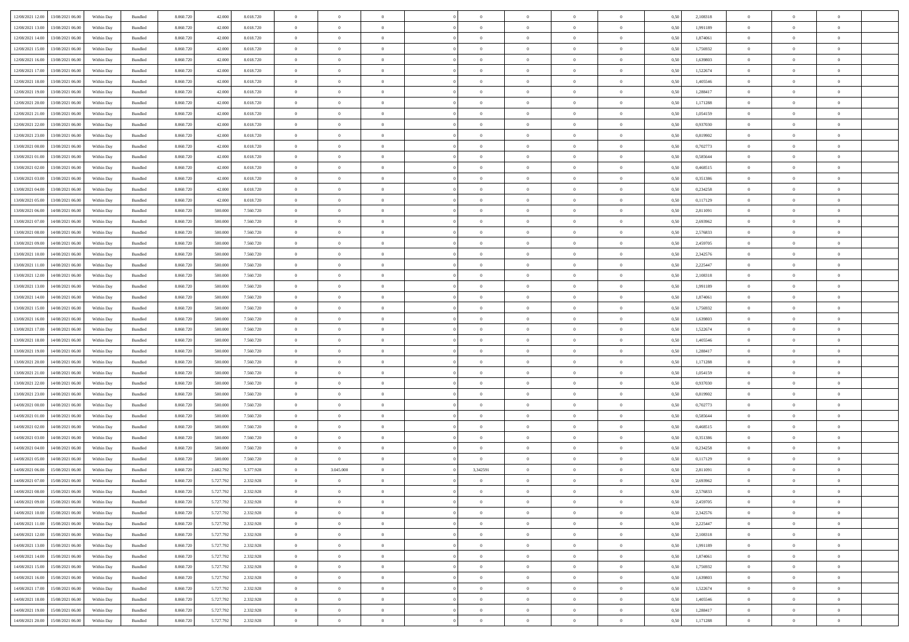| | | | | | | | | | | | | | | | | | | | | | |
|---|---|---|---|---|---|---|---|---|---|---|---|---|---|---|---|---|---|---|---|---|---|
| 12/08/2021 12:00 | 13/08/2021 06:00 | Within Day | Bundled | 8.060.720 | 42.000 | 8.018.720 | 0 | 0 | 0 | | 0 | 0 | 0 | 0 | 0 | 0,50 | 2,108318 | 0 | 0 | 0 | |
| 12/08/2021 13:00 | 13/08/2021 06:00 | Within Day | Bundled | 8.060.720 | 42.000 | 8.018.720 | 0 | 0 | 0 | | 0 | 0 | 0 | 0 | 0 | 0,50 | 1,991189 | 0 | 0 | 0 | |
| 12/08/2021 14:00 | 13/08/2021 06:00 | Within Day | Bundled | 8.060.720 | 42.000 | 8.018.720 | 0 | 0 | 0 | | 0 | 0 | 0 | 0 | 0 | 0,50 | 1,874061 | 0 | 0 | 0 | |
| 12/08/2021 15:00 | 13/08/2021 06:00 | Within Day | Bundled | 8.060.720 | 42.000 | 8.018.720 | 0 | 0 | 0 | | 0 | 0 | 0 | 0 | 0 | 0,50 | 1,756932 | 0 | 0 | 0 | |
| 12/08/2021 16:00 | 13/08/2021 06:00 | Within Day | Bundled | 8.060.720 | 42.000 | 8.018.720 | 0 | 0 | 0 | | 0 | 0 | 0 | 0 | 0 | 0,50 | 1,639803 | 0 | 0 | 0 | |
| 12/08/2021 17:00 | 13/08/2021 06:00 | Within Day | Bundled | 8.060.720 | 42.000 | 8.018.720 | 0 | 0 | 0 | | 0 | 0 | 0 | 0 | 0 | 0,50 | 1,522674 | 0 | 0 | 0 | |
| 12/08/2021 18:00 | 13/08/2021 06:00 | Within Day | Bundled | 8.060.720 | 42.000 | 8.018.720 | 0 | 0 | 0 | | 0 | 0 | 0 | 0 | 0 | 0,50 | 1,405546 | 0 | 0 | 0 | |
| 12/08/2021 19:00 | 13/08/2021 06:00 | Within Day | Bundled | 8.060.720 | 42.000 | 8.018.720 | 0 | 0 | 0 | | 0 | 0 | 0 | 0 | 0 | 0,50 | 1,288417 | 0 | 0 | 0 | |
| 12/08/2021 20:00 | 13/08/2021 06:00 | Within Day | Bundled | 8.060.720 | 42.000 | 8.018.720 | 0 | 0 | 0 | | 0 | 0 | 0 | 0 | 0 | 0,50 | 1,171288 | 0 | 0 | 0 | |
| 12/08/2021 21:00 | 13/08/2021 06:00 | Within Day | Bundled | 8.060.720 | 42.000 | 8.018.720 | 0 | 0 | 0 | | 0 | 0 | 0 | 0 | 0 | 0,50 | 1,054159 | 0 | 0 | 0 | |
| 12/08/2021 22:00 | 13/08/2021 06:00 | Within Day | Bundled | 8.060.720 | 42.000 | 8.018.720 | 0 | 0 | 0 | | 0 | 0 | 0 | 0 | 0 | 0,50 | 0,937030 | 0 | 0 | 0 | |
| 12/08/2021 23:00 | 13/08/2021 06:00 | Within Day | Bundled | 8.060.720 | 42.000 | 8.018.720 | 0 | 0 | 0 | | 0 | 0 | 0 | 0 | 0 | 0,50 | 0,819902 | 0 | 0 | 0 | |
| 13/08/2021 00:00 | 13/08/2021 06:00 | Within Day | Bundled | 8.060.720 | 42.000 | 8.018.720 | 0 | 0 | 0 | | 0 | 0 | 0 | 0 | 0 | 0,50 | 0,702773 | 0 | 0 | 0 | |
| 13/08/2021 01:00 | 13/08/2021 06:00 | Within Day | Bundled | 8.060.720 | 42.000 | 8.018.720 | 0 | 0 | 0 | | 0 | 0 | 0 | 0 | 0 | 0,50 | 0,585644 | 0 | 0 | 0 | |
| 13/08/2021 02:00 | 13/08/2021 06:00 | Within Day | Bundled | 8.060.720 | 42.000 | 8.018.720 | 0 | 0 | 0 | | 0 | 0 | 0 | 0 | 0 | 0,50 | 0,468515 | 0 | 0 | 0 | |
| 13/08/2021 03:00 | 13/08/2021 06:00 | Within Day | Bundled | 8.060.720 | 42.000 | 8.018.720 | 0 | 0 | 0 | | 0 | 0 | 0 | 0 | 0 | 0,50 | 0,351386 | 0 | 0 | 0 | |
| 13/08/2021 04:00 | 13/08/2021 06:00 | Within Day | Bundled | 8.060.720 | 42.000 | 8.018.720 | 0 | 0 | 0 | | 0 | 0 | 0 | 0 | 0 | 0,50 | 0,234258 | 0 | 0 | 0 | |
| 13/08/2021 05:00 | 13/08/2021 06:00 | Within Day | Bundled | 8.060.720 | 42.000 | 8.018.720 | 0 | 0 | 0 | | 0 | 0 | 0 | 0 | 0 | 0,50 | 0,117129 | 0 | 0 | 0 | |
| 13/08/2021 06:00 | 14/08/2021 06:00 | Within Day | Bundled | 8.060.720 | 500.000 | 7.560.720 | 0 | 0 | 0 | | 0 | 0 | 0 | 0 | 0 | 0,50 | 2,811091 | 0 | 0 | 0 | |
| 13/08/2021 07:00 | 14/08/2021 06:00 | Within Day | Bundled | 8.060.720 | 500.000 | 7.560.720 | 0 | 0 | 0 | | 0 | 0 | 0 | 0 | 0 | 0,50 | 2,693962 | 0 | 0 | 0 | |
| 13/08/2021 08:00 | 14/08/2021 06:00 | Within Day | Bundled | 8.060.720 | 500.000 | 7.560.720 | 0 | 0 | 0 | | 0 | 0 | 0 | 0 | 0 | 0,50 | 2,576833 | 0 | 0 | 0 | |
| 13/08/2021 09:00 | 14/08/2021 06:00 | Within Day | Bundled | 8.060.720 | 500.000 | 7.560.720 | 0 | 0 | 0 | | 0 | 0 | 0 | 0 | 0 | 0,50 | 2,459705 | 0 | 0 | 0 | |
| 13/08/2021 10:00 | 14/08/2021 06:00 | Within Day | Bundled | 8.060.720 | 500.000 | 7.560.720 | 0 | 0 | 0 | | 0 | 0 | 0 | 0 | 0 | 0,50 | 2,342576 | 0 | 0 | 0 | |
| 13/08/2021 11:00 | 14/08/2021 06:00 | Within Day | Bundled | 8.060.720 | 500.000 | 7.560.720 | 0 | 0 | 0 | | 0 | 0 | 0 | 0 | 0 | 0,50 | 2,225447 | 0 | 0 | 0 | |
| 13/08/2021 12:00 | 14/08/2021 06:00 | Within Day | Bundled | 8.060.720 | 500.000 | 7.560.720 | 0 | 0 | 0 | | 0 | 0 | 0 | 0 | 0 | 0,50 | 2,108318 | 0 | 0 | 0 | |
| 13/08/2021 13:00 | 14/08/2021 06:00 | Within Day | Bundled | 8.060.720 | 500.000 | 7.560.720 | 0 | 0 | 0 | | 0 | 0 | 0 | 0 | 0 | 0,50 | 1,991189 | 0 | 0 | 0 | |
| 13/08/2021 14:00 | 14/08/2021 06:00 | Within Day | Bundled | 8.060.720 | 500.000 | 7.560.720 | 0 | 0 | 0 | | 0 | 0 | 0 | 0 | 0 | 0,50 | 1,874061 | 0 | 0 | 0 | |
| 13/08/2021 15:00 | 14/08/2021 06:00 | Within Day | Bundled | 8.060.720 | 500.000 | 7.560.720 | 0 | 0 | 0 | | 0 | 0 | 0 | 0 | 0 | 0,50 | 1,756932 | 0 | 0 | 0 | |
| 13/08/2021 16:00 | 14/08/2021 06:00 | Within Day | Bundled | 8.060.720 | 500.000 | 7.560.720 | 0 | 0 | 0 | | 0 | 0 | 0 | 0 | 0 | 0,50 | 1,639803 | 0 | 0 | 0 | |
| 13/08/2021 17:00 | 14/08/2021 06:00 | Within Day | Bundled | 8.060.720 | 500.000 | 7.560.720 | 0 | 0 | 0 | | 0 | 0 | 0 | 0 | 0 | 0,50 | 1,522674 | 0 | 0 | 0 | |
| 13/08/2021 18:00 | 14/08/2021 06:00 | Within Day | Bundled | 8.060.720 | 500.000 | 7.560.720 | 0 | 0 | 0 | | 0 | 0 | 0 | 0 | 0 | 0,50 | 1,405546 | 0 | 0 | 0 | |
| 13/08/2021 19:00 | 14/08/2021 06:00 | Within Day | Bundled | 8.060.720 | 500.000 | 7.560.720 | 0 | 0 | 0 | | 0 | 0 | 0 | 0 | 0 | 0,50 | 1,288417 | 0 | 0 | 0 | |
| 13/08/2021 20:00 | 14/08/2021 06:00 | Within Day | Bundled | 8.060.720 | 500.000 | 7.560.720 | 0 | 0 | 0 | | 0 | 0 | 0 | 0 | 0 | 0,50 | 1,171288 | 0 | 0 | 0 | |
| 13/08/2021 21:00 | 14/08/2021 06:00 | Within Day | Bundled | 8.060.720 | 500.000 | 7.560.720 | 0 | 0 | 0 | | 0 | 0 | 0 | 0 | 0 | 0,50 | 1,054159 | 0 | 0 | 0 | |
| 13/08/2021 22:00 | 14/08/2021 06:00 | Within Day | Bundled | 8.060.720 | 500.000 | 7.560.720 | 0 | 0 | 0 | | 0 | 0 | 0 | 0 | 0 | 0,50 | 0,937030 | 0 | 0 | 0 | |
| 13/08/2021 23:00 | 14/08/2021 06:00 | Within Day | Bundled | 8.060.720 | 500.000 | 7.560.720 | 0 | 0 | 0 | | 0 | 0 | 0 | 0 | 0 | 0,50 | 0,819902 | 0 | 0 | 0 | |
| 14/08/2021 00:00 | 14/08/2021 06:00 | Within Day | Bundled | 8.060.720 | 500.000 | 7.560.720 | 0 | 0 | 0 | | 0 | 0 | 0 | 0 | 0 | 0,50 | 0,702773 | 0 | 0 | 0 | |
| 14/08/2021 01:00 | 14/08/2021 06:00 | Within Day | Bundled | 8.060.720 | 500.000 | 7.560.720 | 0 | 0 | 0 | | 0 | 0 | 0 | 0 | 0 | 0,50 | 0,585644 | 0 | 0 | 0 | |
| 14/08/2021 02:00 | 14/08/2021 06:00 | Within Day | Bundled | 8.060.720 | 500.000 | 7.560.720 | 0 | 0 | 0 | | 0 | 0 | 0 | 0 | 0 | 0,50 | 0,468515 | 0 | 0 | 0 | |
| 14/08/2021 03:00 | 14/08/2021 06:00 | Within Day | Bundled | 8.060.720 | 500.000 | 7.560.720 | 0 | 0 | 0 | | 0 | 0 | 0 | 0 | 0 | 0,50 | 0,351386 | 0 | 0 | 0 | |
| 14/08/2021 04:00 | 14/08/2021 06:00 | Within Day | Bundled | 8.060.720 | 500.000 | 7.560.720 | 0 | 0 | 0 | | 0 | 0 | 0 | 0 | 0 | 0,50 | 0,234258 | 0 | 0 | 0 | |
| 14/08/2021 05:00 | 14/08/2021 06:00 | Within Day | Bundled | 8.060.720 | 500.000 | 7.560.720 | 0 | 0 | 0 | | 0 | 0 | 0 | 0 | 0 | 0,50 | 0,117129 | 0 | 0 | 0 | |
| 14/08/2021 06:00 | 15/08/2021 06:00 | Within Day | Bundled | 8.060.720 | 2.682.792 | 5.377.928 | 0 | 3.045.000 | 0 | | 3,342591 | 0 | 0 | 0 | 0 | 0,50 | 2,811091 | 0 | 0 | 0 | |
| 14/08/2021 07:00 | 15/08/2021 06:00 | Within Day | Bundled | 8.060.720 | 5.727.792 | 2.332.928 | 0 | 0 | 0 | | 0 | 0 | 0 | 0 | 0 | 0,50 | 2,693962 | 0 | 0 | 0 | |
| 14/08/2021 08:00 | 15/08/2021 06:00 | Within Day | Bundled | 8.060.720 | 5.727.792 | 2.332.928 | 0 | 0 | 0 | | 0 | 0 | 0 | 0 | 0 | 0,50 | 2,576833 | 0 | 0 | 0 | |
| 14/08/2021 09:00 | 15/08/2021 06:00 | Within Day | Bundled | 8.060.720 | 5.727.792 | 2.332.928 | 0 | 0 | 0 | | 0 | 0 | 0 | 0 | 0 | 0,50 | 2,459705 | 0 | 0 | 0 | |
| 14/08/2021 10:00 | 15/08/2021 06:00 | Within Day | Bundled | 8.060.720 | 5.727.792 | 2.332.928 | 0 | 0 | 0 | | 0 | 0 | 0 | 0 | 0 | 0,50 | 2,342576 | 0 | 0 | 0 | |
| 14/08/2021 11:00 | 15/08/2021 06:00 | Within Day | Bundled | 8.060.720 | 5.727.792 | 2.332.928 | 0 | 0 | 0 | | 0 | 0 | 0 | 0 | 0 | 0,50 | 2,225447 | 0 | 0 | 0 | |
| 14/08/2021 12:00 | 15/08/2021 06:00 | Within Day | Bundled | 8.060.720 | 5.727.792 | 2.332.928 | 0 | 0 | 0 | | 0 | 0 | 0 | 0 | 0 | 0,50 | 2,108318 | 0 | 0 | 0 | |
| 14/08/2021 13:00 | 15/08/2021 06:00 | Within Day | Bundled | 8.060.720 | 5.727.792 | 2.332.928 | 0 | 0 | 0 | | 0 | 0 | 0 | 0 | 0 | 0,50 | 1,991189 | 0 | 0 | 0 | |
| 14/08/2021 14:00 | 15/08/2021 06:00 | Within Day | Bundled | 8.060.720 | 5.727.792 | 2.332.928 | 0 | 0 | 0 | | 0 | 0 | 0 | 0 | 0 | 0,50 | 1,874061 | 0 | 0 | 0 | |
| 14/08/2021 15:00 | 15/08/2021 06:00 | Within Day | Bundled | 8.060.720 | 5.727.792 | 2.332.928 | 0 | 0 | 0 | | 0 | 0 | 0 | 0 | 0 | 0,50 | 1,756932 | 0 | 0 | 0 | |
| 14/08/2021 16:00 | 15/08/2021 06:00 | Within Day | Bundled | 8.060.720 | 5.727.792 | 2.332.928 | 0 | 0 | 0 | | 0 | 0 | 0 | 0 | 0 | 0,50 | 1,639803 | 0 | 0 | 0 | |
| 14/08/2021 17:00 | 15/08/2021 06:00 | Within Day | Bundled | 8.060.720 | 5.727.792 | 2.332.928 | 0 | 0 | 0 | | 0 | 0 | 0 | 0 | 0 | 0,50 | 1,522674 | 0 | 0 | 0 | |
| 14/08/2021 18:00 | 15/08/2021 06:00 | Within Day | Bundled | 8.060.720 | 5.727.792 | 2.332.928 | 0 | 0 | 0 | | 0 | 0 | 0 | 0 | 0 | 0,50 | 1,405546 | 0 | 0 | 0 | |
| 14/08/2021 19:00 | 15/08/2021 06:00 | Within Day | Bundled | 8.060.720 | 5.727.792 | 2.332.928 | 0 | 0 | 0 | | 0 | 0 | 0 | 0 | 0 | 0,50 | 1,288417 | 0 | 0 | 0 | |
| 14/08/2021 20:00 | 15/08/2021 06:00 | Within Day | Bundled | 8.060.720 | 5.727.792 | 2.332.928 | 0 | 0 | 0 | | 0 | 0 | 0 | 0 | 0 | 0,50 | 1,171288 | 0 | 0 | 0 | |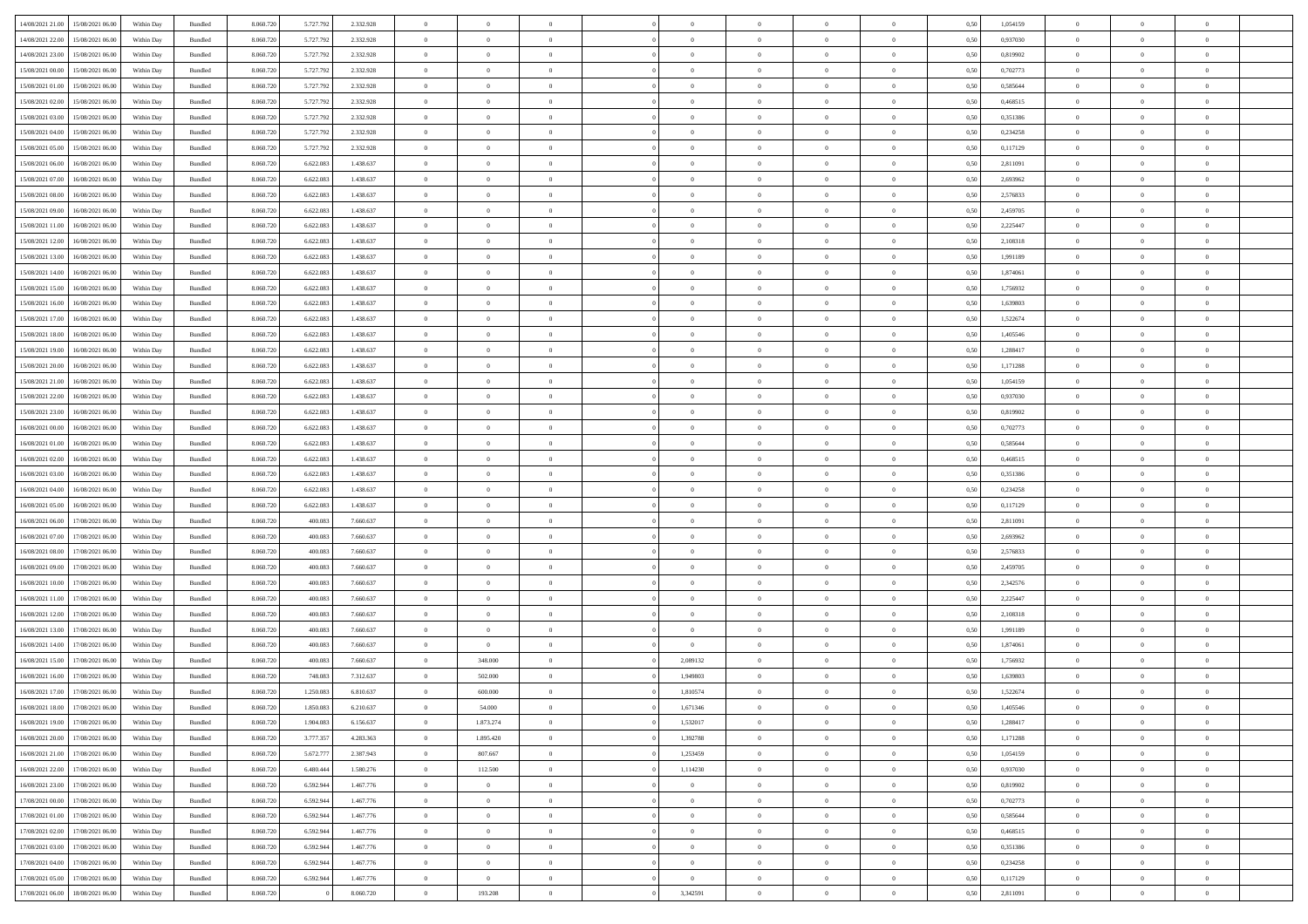| 14/08/2021 21:00 | 15/08/2021 06:00 | Within Day | Bundled | 8.060.720 | 5.727.792 | 2.332.928 | 0 | 0 | 0 | | 0 | 0 | 0 | 0 | 0,50 | 1,054159 | 0 | 0 | 0 | |
|---|---|---|---|---|---|---|---|---|---|---|---|---|---|---|---|---|---|---|---|---|---|
| 14/08/2021 22:00 | 15/08/2021 06:00 | Within Day | Bundled | 8.060.720 | 5.727.792 | 2.332.928 | 0 | 0 | 0 | | 0 | 0 | 0 | 0 | 0,50 | 0,937030 | 0 | 0 | 0 | |
| 14/08/2021 23:00 | 15/08/2021 06:00 | Within Day | Bundled | 8.060.720 | 5.727.792 | 2.332.928 | 0 | 0 | 0 | | 0 | 0 | 0 | 0 | 0,50 | 0,819902 | 0 | 0 | 0 | |
| 15/08/2021 00:00 | 15/08/2021 06:00 | Within Day | Bundled | 8.060.720 | 5.727.792 | 2.332.928 | 0 | 0 | 0 | | 0 | 0 | 0 | 0 | 0,50 | 0,702773 | 0 | 0 | 0 | |
| 15/08/2021 01:00 | 15/08/2021 06:00 | Within Day | Bundled | 8.060.720 | 5.727.792 | 2.332.928 | 0 | 0 | 0 | | 0 | 0 | 0 | 0 | 0,50 | 0,585644 | 0 | 0 | 0 | |
| 15/08/2021 02:00 | 15/08/2021 06:00 | Within Day | Bundled | 8.060.720 | 5.727.792 | 2.332.928 | 0 | 0 | 0 | | 0 | 0 | 0 | 0 | 0,50 | 0,468515 | 0 | 0 | 0 | |
| 15/08/2021 03:00 | 15/08/2021 06:00 | Within Day | Bundled | 8.060.720 | 5.727.792 | 2.332.928 | 0 | 0 | 0 | | 0 | 0 | 0 | 0 | 0,50 | 0,351386 | 0 | 0 | 0 | |
| 15/08/2021 04:00 | 15/08/2021 06:00 | Within Day | Bundled | 8.060.720 | 5.727.792 | 2.332.928 | 0 | 0 | 0 | | 0 | 0 | 0 | 0 | 0,50 | 0,234258 | 0 | 0 | 0 | |
| 15/08/2021 05:00 | 15/08/2021 06:00 | Within Day | Bundled | 8.060.720 | 5.727.792 | 2.332.928 | 0 | 0 | 0 | | 0 | 0 | 0 | 0 | 0,50 | 0,117129 | 0 | 0 | 0 | |
| 15/08/2021 06:00 | 16/08/2021 06:00 | Within Day | Bundled | 8.060.720 | 6.622.083 | 1.438.637 | 0 | 0 | 0 | | 0 | 0 | 0 | 0 | 0,50 | 2,811091 | 0 | 0 | 0 | |
| 15/08/2021 07:00 | 16/08/2021 06:00 | Within Day | Bundled | 8.060.720 | 6.622.083 | 1.438.637 | 0 | 0 | 0 | | 0 | 0 | 0 | 0 | 0,50 | 2,693962 | 0 | 0 | 0 | |
| 15/08/2021 08:00 | 16/08/2021 06:00 | Within Day | Bundled | 8.060.720 | 6.622.083 | 1.438.637 | 0 | 0 | 0 | | 0 | 0 | 0 | 0 | 0,50 | 2,576833 | 0 | 0 | 0 | |
| 15/08/2021 09:00 | 16/08/2021 06:00 | Within Day | Bundled | 8.060.720 | 6.622.083 | 1.438.637 | 0 | 0 | 0 | | 0 | 0 | 0 | 0 | 0,50 | 2,459705 | 0 | 0 | 0 | |
| 15/08/2021 11:00 | 16/08/2021 06:00 | Within Day | Bundled | 8.060.720 | 6.622.083 | 1.438.637 | 0 | 0 | 0 | | 0 | 0 | 0 | 0 | 0,50 | 2,225447 | 0 | 0 | 0 | |
| 15/08/2021 12:00 | 16/08/2021 06:00 | Within Day | Bundled | 8.060.720 | 6.622.083 | 1.438.637 | 0 | 0 | 0 | | 0 | 0 | 0 | 0 | 0,50 | 2,108318 | 0 | 0 | 0 | |
| 15/08/2021 13:00 | 16/08/2021 06:00 | Within Day | Bundled | 8.060.720 | 6.622.083 | 1.438.637 | 0 | 0 | 0 | | 0 | 0 | 0 | 0 | 0,50 | 1,991189 | 0 | 0 | 0 | |
| 15/08/2021 14:00 | 16/08/2021 06:00 | Within Day | Bundled | 8.060.720 | 6.622.083 | 1.438.637 | 0 | 0 | 0 | | 0 | 0 | 0 | 0 | 0,50 | 1,874061 | 0 | 0 | 0 | |
| 15/08/2021 15:00 | 16/08/2021 06:00 | Within Day | Bundled | 8.060.720 | 6.622.083 | 1.438.637 | 0 | 0 | 0 | | 0 | 0 | 0 | 0 | 0,50 | 1,756932 | 0 | 0 | 0 | |
| 15/08/2021 16:00 | 16/08/2021 06:00 | Within Day | Bundled | 8.060.720 | 6.622.083 | 1.438.637 | 0 | 0 | 0 | | 0 | 0 | 0 | 0 | 0,50 | 1,639803 | 0 | 0 | 0 | |
| 15/08/2021 17:00 | 16/08/2021 06:00 | Within Day | Bundled | 8.060.720 | 6.622.083 | 1.438.637 | 0 | 0 | 0 | | 0 | 0 | 0 | 0 | 0,50 | 1,522674 | 0 | 0 | 0 | |
| 15/08/2021 18:00 | 16/08/2021 06:00 | Within Day | Bundled | 8.060.720 | 6.622.083 | 1.438.637 | 0 | 0 | 0 | | 0 | 0 | 0 | 0 | 0,50 | 1,405546 | 0 | 0 | 0 | |
| 15/08/2021 19:00 | 16/08/2021 06:00 | Within Day | Bundled | 8.060.720 | 6.622.083 | 1.438.637 | 0 | 0 | 0 | | 0 | 0 | 0 | 0 | 0,50 | 1,288417 | 0 | 0 | 0 | |
| 15/08/2021 20:00 | 16/08/2021 06:00 | Within Day | Bundled | 8.060.720 | 6.622.083 | 1.438.637 | 0 | 0 | 0 | | 0 | 0 | 0 | 0 | 0,50 | 1,171288 | 0 | 0 | 0 | |
| 15/08/2021 21:00 | 16/08/2021 06:00 | Within Day | Bundled | 8.060.720 | 6.622.083 | 1.438.637 | 0 | 0 | 0 | | 0 | 0 | 0 | 0 | 0,50 | 1,054159 | 0 | 0 | 0 | |
| 15/08/2021 22:00 | 16/08/2021 06:00 | Within Day | Bundled | 8.060.720 | 6.622.083 | 1.438.637 | 0 | 0 | 0 | | 0 | 0 | 0 | 0 | 0,50 | 0,937030 | 0 | 0 | 0 | |
| 15/08/2021 23:00 | 16/08/2021 06:00 | Within Day | Bundled | 8.060.720 | 6.622.083 | 1.438.637 | 0 | 0 | 0 | | 0 | 0 | 0 | 0 | 0,50 | 0,819902 | 0 | 0 | 0 | |
| 16/08/2021 00:00 | 16/08/2021 06:00 | Within Day | Bundled | 8.060.720 | 6.622.083 | 1.438.637 | 0 | 0 | 0 | | 0 | 0 | 0 | 0 | 0,50 | 0,702773 | 0 | 0 | 0 | |
| 16/08/2021 01:00 | 16/08/2021 06:00 | Within Day | Bundled | 8.060.720 | 6.622.083 | 1.438.637 | 0 | 0 | 0 | | 0 | 0 | 0 | 0 | 0,50 | 0,585644 | 0 | 0 | 0 | |
| 16/08/2021 02:00 | 16/08/2021 06:00 | Within Day | Bundled | 8.060.720 | 6.622.083 | 1.438.637 | 0 | 0 | 0 | | 0 | 0 | 0 | 0 | 0,50 | 0,468515 | 0 | 0 | 0 | |
| 16/08/2021 03:00 | 16/08/2021 06:00 | Within Day | Bundled | 8.060.720 | 6.622.083 | 1.438.637 | 0 | 0 | 0 | | 0 | 0 | 0 | 0 | 0,50 | 0,351386 | 0 | 0 | 0 | |
| 16/08/2021 04:00 | 16/08/2021 06:00 | Within Day | Bundled | 8.060.720 | 6.622.083 | 1.438.637 | 0 | 0 | 0 | | 0 | 0 | 0 | 0 | 0,50 | 0,234258 | 0 | 0 | 0 | |
| 16/08/2021 05:00 | 16/08/2021 06:00 | Within Day | Bundled | 8.060.720 | 6.622.083 | 1.438.637 | 0 | 0 | 0 | | 0 | 0 | 0 | 0 | 0,50 | 0,117129 | 0 | 0 | 0 | |
| 16/08/2021 06:00 | 17/08/2021 06:00 | Within Day | Bundled | 8.060.720 | 400.083 | 7.660.637 | 0 | 0 | 0 | | 0 | 0 | 0 | 0 | 0,50 | 2,811091 | 0 | 0 | 0 | |
| 16/08/2021 07:00 | 17/08/2021 06:00 | Within Day | Bundled | 8.060.720 | 400.083 | 7.660.637 | 0 | 0 | 0 | | 0 | 0 | 0 | 0 | 0,50 | 2,693962 | 0 | 0 | 0 | |
| 16/08/2021 08:00 | 17/08/2021 06:00 | Within Day | Bundled | 8.060.720 | 400.083 | 7.660.637 | 0 | 0 | 0 | | 0 | 0 | 0 | 0 | 0,50 | 2,576833 | 0 | 0 | 0 | |
| 16/08/2021 09:00 | 17/08/2021 06:00 | Within Day | Bundled | 8.060.720 | 400.083 | 7.660.637 | 0 | 0 | 0 | | 0 | 0 | 0 | 0 | 0,50 | 2,459705 | 0 | 0 | 0 | |
| 16/08/2021 10:00 | 17/08/2021 06:00 | Within Day | Bundled | 8.060.720 | 400.083 | 7.660.637 | 0 | 0 | 0 | | 0 | 0 | 0 | 0 | 0,50 | 2,342576 | 0 | 0 | 0 | |
| 16/08/2021 11:00 | 17/08/2021 06:00 | Within Day | Bundled | 8.060.720 | 400.083 | 7.660.637 | 0 | 0 | 0 | | 0 | 0 | 0 | 0 | 0,50 | 2,225447 | 0 | 0 | 0 | |
| 16/08/2021 12:00 | 17/08/2021 06:00 | Within Day | Bundled | 8.060.720 | 400.083 | 7.660.637 | 0 | 0 | 0 | | 0 | 0 | 0 | 0 | 0,50 | 2,108318 | 0 | 0 | 0 | |
| 16/08/2021 13:00 | 17/08/2021 06:00 | Within Day | Bundled | 8.060.720 | 400.083 | 7.660.637 | 0 | 0 | 0 | | 0 | 0 | 0 | 0 | 0,50 | 1,991189 | 0 | 0 | 0 | |
| 16/08/2021 14:00 | 17/08/2021 06:00 | Within Day | Bundled | 8.060.720 | 400.083 | 7.660.637 | 0 | 0 | 0 | | 0 | 0 | 0 | 0 | 0,50 | 1,874061 | 0 | 0 | 0 | |
| 16/08/2021 15:00 | 17/08/2021 06:00 | Within Day | Bundled | 8.060.720 | 400.083 | 7.660.637 | 0 | 348.000 | 0 | | 2,089132 | 0 | 0 | 0 | 0,50 | 1,756932 | 0 | 0 | 0 | |
| 16/08/2021 16:00 | 17/08/2021 06:00 | Within Day | Bundled | 8.060.720 | 748.083 | 7.312.637 | 0 | 502.000 | 0 | | 1,949803 | 0 | 0 | 0 | 0,50 | 1,639803 | 0 | 0 | 0 | |
| 16/08/2021 17:00 | 17/08/2021 06:00 | Within Day | Bundled | 8.060.720 | 1.250.083 | 6.810.637 | 0 | 600.000 | 0 | | 1,810574 | 0 | 0 | 0 | 0,50 | 1,522674 | 0 | 0 | 0 | |
| 16/08/2021 18:00 | 17/08/2021 06:00 | Within Day | Bundled | 8.060.720 | 1.850.083 | 6.210.637 | 0 | 54.000 | 0 | | 1,671346 | 0 | 0 | 0 | 0,50 | 1,405546 | 0 | 0 | 0 | |
| 16/08/2021 19:00 | 17/08/2021 06:00 | Within Day | Bundled | 8.060.720 | 1.904.083 | 6.156.637 | 0 | 1.873.274 | 0 | | 1,532017 | 0 | 0 | 0 | 0,50 | 1,288417 | 0 | 0 | 0 | |
| 16/08/2021 20:00 | 17/08/2021 06:00 | Within Day | Bundled | 8.060.720 | 3.777.357 | 4.283.363 | 0 | 1.895.420 | 0 | | 1,392788 | 0 | 0 | 0 | 0,50 | 1,171288 | 0 | 0 | 0 | |
| 16/08/2021 21:00 | 17/08/2021 06:00 | Within Day | Bundled | 8.060.720 | 5.672.777 | 2.387.943 | 0 | 807.667 | 0 | | 1,253459 | 0 | 0 | 0 | 0,50 | 1,054159 | 0 | 0 | 0 | |
| 16/08/2021 22:00 | 17/08/2021 06:00 | Within Day | Bundled | 8.060.720 | 6.480.444 | 1.580.276 | 0 | 112.500 | 0 | | 1,114230 | 0 | 0 | 0 | 0,50 | 0,937030 | 0 | 0 | 0 | |
| 16/08/2021 23:00 | 17/08/2021 06:00 | Within Day | Bundled | 8.060.720 | 6.592.944 | 1.467.776 | 0 | 0 | 0 | | 0 | 0 | 0 | 0 | 0,50 | 0,819902 | 0 | 0 | 0 | |
| 17/08/2021 00:00 | 17/08/2021 06:00 | Within Day | Bundled | 8.060.720 | 6.592.944 | 1.467.776 | 0 | 0 | 0 | | 0 | 0 | 0 | 0 | 0,50 | 0,702773 | 0 | 0 | 0 | |
| 17/08/2021 01:00 | 17/08/2021 06:00 | Within Day | Bundled | 8.060.720 | 6.592.944 | 1.467.776 | 0 | 0 | 0 | | 0 | 0 | 0 | 0 | 0,50 | 0,585644 | 0 | 0 | 0 | |
| 17/08/2021 02:00 | 17/08/2021 06:00 | Within Day | Bundled | 8.060.720 | 6.592.944 | 1.467.776 | 0 | 0 | 0 | | 0 | 0 | 0 | 0 | 0,50 | 0,468515 | 0 | 0 | 0 | |
| 17/08/2021 03:00 | 17/08/2021 06:00 | Within Day | Bundled | 8.060.720 | 6.592.944 | 1.467.776 | 0 | 0 | 0 | | 0 | 0 | 0 | 0 | 0,50 | 0,351386 | 0 | 0 | 0 | |
| 17/08/2021 04:00 | 17/08/2021 06:00 | Within Day | Bundled | 8.060.720 | 6.592.944 | 1.467.776 | 0 | 0 | 0 | | 0 | 0 | 0 | 0 | 0,50 | 0,234258 | 0 | 0 | 0 | |
| 17/08/2021 05:00 | 17/08/2021 06:00 | Within Day | Bundled | 8.060.720 | 6.592.944 | 1.467.776 | 0 | 0 | 0 | | 0 | 0 | 0 | 0 | 0,50 | 0,117129 | 0 | 0 | 0 | |
| 17/08/2021 06:00 | 18/08/2021 06:00 | Within Day | Bundled | 8.060.720 | 0 | 8.060.720 | 0 | 193.208 | 0 | | 3,342591 | 0 | 0 | 0 | 0,50 | 2,811091 | 0 | 0 | 0 | |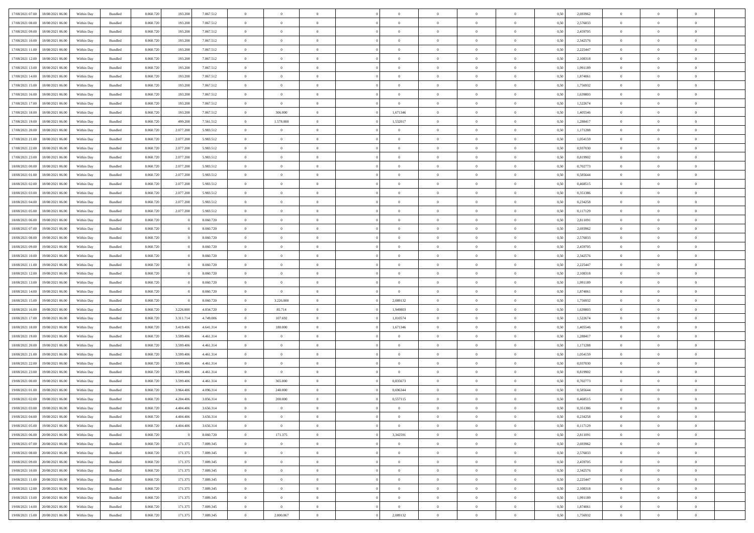| | | | | | | | | | | | | | | | | | | | | | |
|---|---|---|---|---|---|---|---|---|---|---|---|---|---|---|---|---|---|---|---|---|---|
| 17/08/2021 07:00 | 18/08/2021 06:00 | Within Day | Bundled | 8.060.720 | 193.208 | 7.867.512 | 0 | 0 | 0 | | 0 | 0 | 0 | 0 | 0 | 0,50 | 2,693962 | 0 | 0 | 0 | |
| 17/08/2021 08:00 | 18/08/2021 06:00 | Within Day | Bundled | 8.060.720 | 193.208 | 7.867.512 | 0 | 0 | 0 | | 0 | 0 | 0 | 0 | 0 | 0,50 | 2,576833 | 0 | 0 | 0 | |
| 17/08/2021 09:00 | 18/08/2021 06:00 | Within Day | Bundled | 8.060.720 | 193.208 | 7.867.512 | 0 | 0 | 0 | | 0 | 0 | 0 | 0 | 0 | 0,50 | 2,459705 | 0 | 0 | 0 | |
| 17/08/2021 10:00 | 18/08/2021 06:00 | Within Day | Bundled | 8.060.720 | 193.208 | 7.867.512 | 0 | 0 | 0 | | 0 | 0 | 0 | 0 | 0 | 0,50 | 2,342576 | 0 | 0 | 0 | |
| 17/08/2021 11:00 | 18/08/2021 06:00 | Within Day | Bundled | 8.060.720 | 193.208 | 7.867.512 | 0 | 0 | 0 | | 0 | 0 | 0 | 0 | 0 | 0,50 | 2,225447 | 0 | 0 | 0 | |
| 17/08/2021 12:00 | 18/08/2021 06:00 | Within Day | Bundled | 8.060.720 | 193.208 | 7.867.512 | 0 | 0 | 0 | | 0 | 0 | 0 | 0 | 0 | 0,50 | 2,108318 | 0 | 0 | 0 | |
| 17/08/2021 13:00 | 18/08/2021 06:00 | Within Day | Bundled | 8.060.720 | 193.208 | 7.867.512 | 0 | 0 | 0 | | 0 | 0 | 0 | 0 | 0 | 0,50 | 1,991189 | 0 | 0 | 0 | |
| 17/08/2021 14:00 | 18/08/2021 06:00 | Within Day | Bundled | 8.060.720 | 193.208 | 7.867.512 | 0 | 0 | 0 | | 0 | 0 | 0 | 0 | 0 | 0,50 | 1,874061 | 0 | 0 | 0 | |
| 17/08/2021 15:00 | 18/08/2021 06:00 | Within Day | Bundled | 8.060.720 | 193.208 | 7.867.512 | 0 | 0 | 0 | | 0 | 0 | 0 | 0 | 0 | 0,50 | 1,756932 | 0 | 0 | 0 | |
| 17/08/2021 16:00 | 18/08/2021 06:00 | Within Day | Bundled | 8.060.720 | 193.208 | 7.867.512 | 0 | 0 | 0 | | 0 | 0 | 0 | 0 | 0 | 0,50 | 1,639803 | 0 | 0 | 0 | |
| 17/08/2021 17:00 | 18/08/2021 06:00 | Within Day | Bundled | 8.060.720 | 193.208 | 7.867.512 | 0 | 0 | 0 | | 0 | 0 | 0 | 0 | 0 | 0,50 | 1,522674 | 0 | 0 | 0 | |
| 17/08/2021 18:00 | 18/08/2021 06:00 | Within Day | Bundled | 8.060.720 | 193.208 | 7.867.512 | 0 | 306.000 | 0 | | 1,671346 | 0 | 0 | 0 | 0 | 0,50 | 1,405546 | 0 | 0 | 0 | |
| 17/08/2021 19:00 | 18/08/2021 06:00 | Within Day | Bundled | 8.060.720 | 499.208 | 7.561.512 | 0 | 1.578.000 | 0 | | 1,532017 | 0 | 0 | 0 | 0 | 0,50 | 1,288417 | 0 | 0 | 0 | |
| 17/08/2021 20:00 | 18/08/2021 06:00 | Within Day | Bundled | 8.060.720 | 2.077.208 | 5.983.512 | 0 | 0 | 0 | | 0 | 0 | 0 | 0 | 0 | 0,50 | 1,171288 | 0 | 0 | 0 | |
| 17/08/2021 21:00 | 18/08/2021 06:00 | Within Day | Bundled | 8.060.720 | 2.077.208 | 5.983.512 | 0 | 0 | 0 | | 0 | 0 | 0 | 0 | 0 | 0,50 | 1,054159 | 0 | 0 | 0 | |
| 17/08/2021 22:00 | 18/08/2021 06:00 | Within Day | Bundled | 8.060.720 | 2.077.208 | 5.983.512 | 0 | 0 | 0 | | 0 | 0 | 0 | 0 | 0 | 0,50 | 0,937030 | 0 | 0 | 0 | |
| 17/08/2021 23:00 | 18/08/2021 06:00 | Within Day | Bundled | 8.060.720 | 2.077.208 | 5.983.512 | 0 | 0 | 0 | | 0 | 0 | 0 | 0 | 0 | 0,50 | 0,819902 | 0 | 0 | 0 | |
| 18/08/2021 00:00 | 18/08/2021 06:00 | Within Day | Bundled | 8.060.720 | 2.077.208 | 5.983.512 | 0 | 0 | 0 | | 0 | 0 | 0 | 0 | 0 | 0,50 | 0,702773 | 0 | 0 | 0 | |
| 18/08/2021 01:00 | 18/08/2021 06:00 | Within Day | Bundled | 8.060.720 | 2.077.208 | 5.983.512 | 0 | 0 | 0 | | 0 | 0 | 0 | 0 | 0 | 0,50 | 0,585644 | 0 | 0 | 0 | |
| 18/08/2021 02:00 | 18/08/2021 06:00 | Within Day | Bundled | 8.060.720 | 2.077.208 | 5.983.512 | 0 | 0 | 0 | | 0 | 0 | 0 | 0 | 0 | 0,50 | 0,468515 | 0 | 0 | 0 | |
| 18/08/2021 03:00 | 18/08/2021 06:00 | Within Day | Bundled | 8.060.720 | 2.077.208 | 5.983.512 | 0 | 0 | 0 | | 0 | 0 | 0 | 0 | 0 | 0,50 | 0,351386 | 0 | 0 | 0 | |
| 18/08/2021 04:00 | 18/08/2021 06:00 | Within Day | Bundled | 8.060.720 | 2.077.208 | 5.983.512 | 0 | 0 | 0 | | 0 | 0 | 0 | 0 | 0 | 0,50 | 0,234258 | 0 | 0 | 0 | |
| 18/08/2021 05:00 | 18/08/2021 06:00 | Within Day | Bundled | 8.060.720 | 2.077.208 | 5.983.512 | 0 | 0 | 0 | | 0 | 0 | 0 | 0 | 0 | 0,50 | 0,117129 | 0 | 0 | 0 | |
| 18/08/2021 06:00 | 19/08/2021 06:00 | Within Day | Bundled | 8.060.720 | 0 | 8.060.720 | 0 | 0 | 0 | | 0 | 0 | 0 | 0 | 0 | 0,50 | 2,811091 | 0 | 0 | 0 | |
| 18/08/2021 07:00 | 19/08/2021 06:00 | Within Day | Bundled | 8.060.720 | 0 | 8.060.720 | 0 | 0 | 0 | | 0 | 0 | 0 | 0 | 0 | 0,50 | 2,693962 | 0 | 0 | 0 | |
| 18/08/2021 08:00 | 19/08/2021 06:00 | Within Day | Bundled | 8.060.720 | 0 | 8.060.720 | 0 | 0 | 0 | | 0 | 0 | 0 | 0 | 0 | 0,50 | 2,576833 | 0 | 0 | 0 | |
| 18/08/2021 09:00 | 19/08/2021 06:00 | Within Day | Bundled | 8.060.720 | 0 | 8.060.720 | 0 | 0 | 0 | | 0 | 0 | 0 | 0 | 0 | 0,50 | 2,459705 | 0 | 0 | 0 | |
| 18/08/2021 10:00 | 19/08/2021 06:00 | Within Day | Bundled | 8.060.720 | 0 | 8.060.720 | 0 | 0 | 0 | | 0 | 0 | 0 | 0 | 0 | 0,50 | 2,342576 | 0 | 0 | 0 | |
| 18/08/2021 11:00 | 19/08/2021 06:00 | Within Day | Bundled | 8.060.720 | 0 | 8.060.720 | 0 | 0 | 0 | | 0 | 0 | 0 | 0 | 0 | 0,50 | 2,225447 | 0 | 0 | 0 | |
| 18/08/2021 12:00 | 19/08/2021 06:00 | Within Day | Bundled | 8.060.720 | 0 | 8.060.720 | 0 | 0 | 0 | | 0 | 0 | 0 | 0 | 0 | 0,50 | 2,108318 | 0 | 0 | 0 | |
| 18/08/2021 13:00 | 19/08/2021 06:00 | Within Day | Bundled | 8.060.720 | 0 | 8.060.720 | 0 | 0 | 0 | | 0 | 0 | 0 | 0 | 0 | 0,50 | 1,991189 | 0 | 0 | 0 | |
| 18/08/2021 14:00 | 19/08/2021 06:00 | Within Day | Bundled | 8.060.720 | 0 | 8.060.720 | 0 | 0 | 0 | | 0 | 0 | 0 | 0 | 0 | 0,50 | 1,874061 | 0 | 0 | 0 | |
| 18/08/2021 15:00 | 19/08/2021 06:00 | Within Day | Bundled | 8.060.720 | 0 | 8.060.720 | 0 | 3.226.000 | 0 | | 2,089132 | 0 | 0 | 0 | 0 | 0,50 | 1,756932 | 0 | 0 | 0 | |
| 18/08/2021 16:00 | 19/08/2021 06:00 | Within Day | Bundled | 8.060.720 | 3.226.000 | 4.834.720 | 0 | 85.714 | 0 | | 1,949803 | 0 | 0 | 0 | 0 | 0,50 | 1,639803 | 0 | 0 | 0 | |
| 18/08/2021 17:00 | 19/08/2021 06:00 | Within Day | Bundled | 8.060.720 | 3.311.714 | 4.749.006 | 0 | 107.692 | 0 | | 1,810574 | 0 | 0 | 0 | 0 | 0,50 | 1,522674 | 0 | 0 | 0 | |
| 18/08/2021 18:00 | 19/08/2021 06:00 | Within Day | Bundled | 8.060.720 | 3.419.406 | 4.641.314 | 0 | 180.000 | 0 | | 1,671346 | 0 | 0 | 0 | 0 | 0,50 | 1,405546 | 0 | 0 | 0 | |
| 18/08/2021 19:00 | 19/08/2021 06:00 | Within Day | Bundled | 8.060.720 | 3.599.406 | 4.461.314 | 0 | 0 | 0 | | 0 | 0 | 0 | 0 | 0 | 0,50 | 1,288417 | 0 | 0 | 0 | |
| 18/08/2021 20:00 | 19/08/2021 06:00 | Within Day | Bundled | 8.060.720 | 3.599.406 | 4.461.314 | 0 | 0 | 0 | | 0 | 0 | 0 | 0 | 0 | 0,50 | 1,171288 | 0 | 0 | 0 | |
| 18/08/2021 21:00 | 19/08/2021 06:00 | Within Day | Bundled | 8.060.720 | 3.599.406 | 4.461.314 | 0 | 0 | 0 | | 0 | 0 | 0 | 0 | 0 | 0,50 | 1,054159 | 0 | 0 | 0 | |
| 18/08/2021 22:00 | 19/08/2021 06:00 | Within Day | Bundled | 8.060.720 | 3.599.406 | 4.461.314 | 0 | 0 | 0 | | 0 | 0 | 0 | 0 | 0 | 0,50 | 0,937030 | 0 | 0 | 0 | |
| 18/08/2021 23:00 | 19/08/2021 06:00 | Within Day | Bundled | 8.060.720 | 3.599.406 | 4.461.314 | 0 | 0 | 0 | | 0 | 0 | 0 | 0 | 0 | 0,50 | 0,819902 | 0 | 0 | 0 | |
| 19/08/2021 00:00 | 19/08/2021 06:00 | Within Day | Bundled | 8.060.720 | 3.599.406 | 4.461.314 | 0 | 365.000 | 0 | | 0,835673 | 0 | 0 | 0 | 0 | 0,50 | 0,702773 | 0 | 0 | 0 | |
| 19/08/2021 01:00 | 19/08/2021 06:00 | Within Day | Bundled | 8.060.720 | 3.964.406 | 4.096.314 | 0 | 240.000 | 0 | | 0,696344 | 0 | 0 | 0 | 0 | 0,50 | 0,585644 | 0 | 0 | 0 | |
| 19/08/2021 02:00 | 19/08/2021 06:00 | Within Day | Bundled | 8.060.720 | 4.204.406 | 3.856.314 | 0 | 200.000 | 0 | | 0,557115 | 0 | 0 | 0 | 0 | 0,50 | 0,468515 | 0 | 0 | 0 | |
| 19/08/2021 03:00 | 19/08/2021 06:00 | Within Day | Bundled | 8.060.720 | 4.404.406 | 3.656.314 | 0 | 0 | 0 | | 0 | 0 | 0 | 0 | 0 | 0,50 | 0,351386 | 0 | 0 | 0 | |
| 19/08/2021 04:00 | 19/08/2021 06:00 | Within Day | Bundled | 8.060.720 | 4.404.406 | 3.656.314 | 0 | 0 | 0 | | 0 | 0 | 0 | 0 | 0 | 0,50 | 0,234258 | 0 | 0 | 0 | |
| 19/08/2021 05:00 | 19/08/2021 06:00 | Within Day | Bundled | 8.060.720 | 4.404.406 | 3.656.314 | 0 | 0 | 0 | | 0 | 0 | 0 | 0 | 0 | 0,50 | 0,117129 | 0 | 0 | 0 | |
| 19/08/2021 06:00 | 20/08/2021 06:00 | Within Day | Bundled | 8.060.720 | 0 | 8.060.720 | 0 | 171.375 | 0 | | 3,342591 | 0 | 0 | 0 | 0 | 0,50 | 2,811091 | 0 | 0 | 0 | |
| 19/08/2021 07:00 | 20/08/2021 06:00 | Within Day | Bundled | 8.060.720 | 171.375 | 7.889.345 | 0 | 0 | 0 | | 0 | 0 | 0 | 0 | 0 | 0,50 | 2,693962 | 0 | 0 | 0 | |
| 19/08/2021 08:00 | 20/08/2021 06:00 | Within Day | Bundled | 8.060.720 | 171.375 | 7.889.345 | 0 | 0 | 0 | | 0 | 0 | 0 | 0 | 0 | 0,50 | 2,576833 | 0 | 0 | 0 | |
| 19/08/2021 09:00 | 20/08/2021 06:00 | Within Day | Bundled | 8.060.720 | 171.375 | 7.889.345 | 0 | 0 | 0 | | 0 | 0 | 0 | 0 | 0 | 0,50 | 2,459705 | 0 | 0 | 0 | |
| 19/08/2021 10:00 | 20/08/2021 06:00 | Within Day | Bundled | 8.060.720 | 171.375 | 7.889.345 | 0 | 0 | 0 | | 0 | 0 | 0 | 0 | 0 | 0,50 | 2,342576 | 0 | 0 | 0 | |
| 19/08/2021 11:00 | 20/08/2021 06:00 | Within Day | Bundled | 8.060.720 | 171.375 | 7.889.345 | 0 | 0 | 0 | | 0 | 0 | 0 | 0 | 0 | 0,50 | 2,225447 | 0 | 0 | 0 | |
| 19/08/2021 12:00 | 20/08/2021 06:00 | Within Day | Bundled | 8.060.720 | 171.375 | 7.889.345 | 0 | 0 | 0 | | 0 | 0 | 0 | 0 | 0 | 0,50 | 2,108318 | 0 | 0 | 0 | |
| 19/08/2021 13:00 | 20/08/2021 06:00 | Within Day | Bundled | 8.060.720 | 171.375 | 7.889.345 | 0 | 0 | 0 | | 0 | 0 | 0 | 0 | 0 | 0,50 | 1,991189 | 0 | 0 | 0 | |
| 19/08/2021 14:00 | 20/08/2021 06:00 | Within Day | Bundled | 8.060.720 | 171.375 | 7.889.345 | 0 | 0 | 0 | | 0 | 0 | 0 | 0 | 0 | 0,50 | 1,874061 | 0 | 0 | 0 | |
| 19/08/2021 15:00 | 20/08/2021 06:00 | Within Day | Bundled | 8.060.720 | 171.375 | 7.889.345 | 0 | 2.800.067 | 0 | | 2,089132 | 0 | 0 | 0 | 0 | 0,50 | 1,756932 | 0 | 0 | 0 | |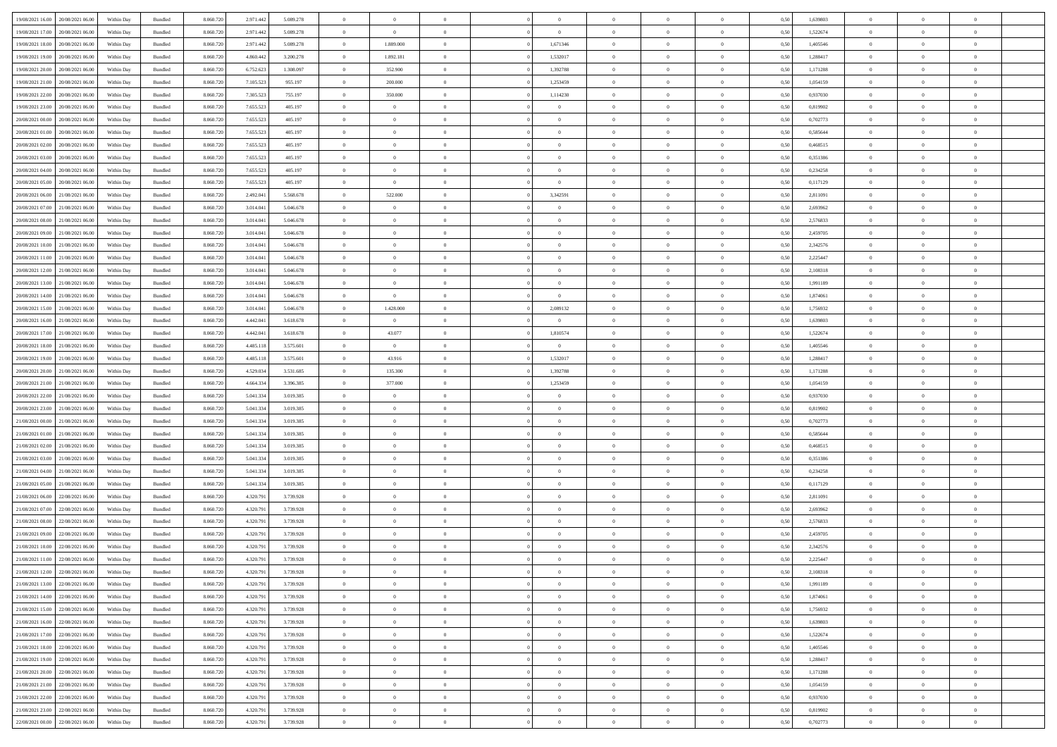| | | | | | | | | | | | | | | | | | | | | | |
|---|---|---|---|---|---|---|---|---|---|---|---|---|---|---|---|---|---|---|---|---|---|
| 19/08/2021 16:00 | 20/08/2021 06:00 | Within Day | Bundled | 8.060.720 | 2.971.442 | 5.089.278 | 0 | 0 | 0 | | 0 | 0 | 0 | 0 | 0 | 0,50 | 1,639803 | 0 | 0 | 0 | |
| 19/08/2021 17:00 | 20/08/2021 06:00 | Within Day | Bundled | 8.060.720 | 2.971.442 | 5.089.278 | 0 | 0 | 0 | | 0 | 0 | 0 | 0 | 0 | 0,50 | 1,522674 | 0 | 0 | 0 | |
| 19/08/2021 18:00 | 20/08/2021 06:00 | Within Day | Bundled | 8.060.720 | 2.971.442 | 5.089.278 | 0 | 1.889.000 | 0 | | 1,671346 | 0 | 0 | 0 | 0 | 0,50 | 1,405546 | 0 | 0 | 0 | |
| 19/08/2021 19:00 | 20/08/2021 06:00 | Within Day | Bundled | 8.060.720 | 4.860.442 | 3.200.278 | 0 | 1.892.181 | 0 | | 1,532017 | 0 | 0 | 0 | 0 | 0,50 | 1,288417 | 0 | 0 | 0 | |
| 19/08/2021 20:00 | 20/08/2021 06:00 | Within Day | Bundled | 8.060.720 | 6.752.623 | 1.308.097 | 0 | 352.900 | 0 | | 1,392788 | 0 | 0 | 0 | 0 | 0,50 | 1,171288 | 0 | 0 | 0 | |
| 19/08/2021 21:00 | 20/08/2021 06:00 | Within Day | Bundled | 8.060.720 | 7.105.523 | 955.197 | 0 | 200.000 | 0 | | 1,253459 | 0 | 0 | 0 | 0 | 0,50 | 1,054159 | 0 | 0 | 0 | |
| 19/08/2021 22:00 | 20/08/2021 06:00 | Within Day | Bundled | 8.060.720 | 7.305.523 | 755.197 | 0 | 350.000 | 0 | | 1,114230 | 0 | 0 | 0 | 0 | 0,50 | 0,937030 | 0 | 0 | 0 | |
| 19/08/2021 23:00 | 20/08/2021 06:00 | Within Day | Bundled | 8.060.720 | 7.655.523 | 405.197 | 0 | 0 | 0 | | 0 | 0 | 0 | 0 | 0 | 0,50 | 0,819902 | 0 | 0 | 0 | |
| 20/08/2021 00:00 | 20/08/2021 06:00 | Within Day | Bundled | 8.060.720 | 7.655.523 | 405.197 | 0 | 0 | 0 | | 0 | 0 | 0 | 0 | 0 | 0,50 | 0,702773 | 0 | 0 | 0 | |
| 20/08/2021 01:00 | 20/08/2021 06:00 | Within Day | Bundled | 8.060.720 | 7.655.523 | 405.197 | 0 | 0 | 0 | | 0 | 0 | 0 | 0 | 0 | 0,50 | 0,585644 | 0 | 0 | 0 | |
| 20/08/2021 02:00 | 20/08/2021 06:00 | Within Day | Bundled | 8.060.720 | 7.655.523 | 405.197 | 0 | 0 | 0 | | 0 | 0 | 0 | 0 | 0 | 0,50 | 0,468515 | 0 | 0 | 0 | |
| 20/08/2021 03:00 | 20/08/2021 06:00 | Within Day | Bundled | 8.060.720 | 7.655.523 | 405.197 | 0 | 0 | 0 | | 0 | 0 | 0 | 0 | 0 | 0,50 | 0,351386 | 0 | 0 | 0 | |
| 20/08/2021 04:00 | 20/08/2021 06:00 | Within Day | Bundled | 8.060.720 | 7.655.523 | 405.197 | 0 | 0 | 0 | | 0 | 0 | 0 | 0 | 0 | 0,50 | 0,234258 | 0 | 0 | 0 | |
| 20/08/2021 05:00 | 20/08/2021 06:00 | Within Day | Bundled | 8.060.720 | 7.655.523 | 405.197 | 0 | 0 | 0 | | 0 | 0 | 0 | 0 | 0 | 0,50 | 0,117129 | 0 | 0 | 0 | |
| 20/08/2021 06:00 | 21/08/2021 06:00 | Within Day | Bundled | 8.060.720 | 2.492.041 | 5.568.678 | 0 | 522.000 | 0 | | 3,342591 | 0 | 0 | 0 | 0 | 0,50 | 2,811091 | 0 | 0 | 0 | |
| 20/08/2021 07:00 | 21/08/2021 06:00 | Within Day | Bundled | 8.060.720 | 3.014.041 | 5.046.678 | 0 | 0 | 0 | | 0 | 0 | 0 | 0 | 0 | 0,50 | 2,693962 | 0 | 0 | 0 | |
| 20/08/2021 08:00 | 21/08/2021 06:00 | Within Day | Bundled | 8.060.720 | 3.014.041 | 5.046.678 | 0 | 0 | 0 | | 0 | 0 | 0 | 0 | 0 | 0,50 | 2,576833 | 0 | 0 | 0 | |
| 20/08/2021 09:00 | 21/08/2021 06:00 | Within Day | Bundled | 8.060.720 | 3.014.041 | 5.046.678 | 0 | 0 | 0 | | 0 | 0 | 0 | 0 | 0 | 0,50 | 2,459705 | 0 | 0 | 0 | |
| 20/08/2021 10:00 | 21/08/2021 06:00 | Within Day | Bundled | 8.060.720 | 3.014.041 | 5.046.678 | 0 | 0 | 0 | | 0 | 0 | 0 | 0 | 0 | 0,50 | 2,342576 | 0 | 0 | 0 | |
| 20/08/2021 11:00 | 21/08/2021 06:00 | Within Day | Bundled | 8.060.720 | 3.014.041 | 5.046.678 | 0 | 0 | 0 | | 0 | 0 | 0 | 0 | 0 | 0,50 | 2,225447 | 0 | 0 | 0 | |
| 20/08/2021 12:00 | 21/08/2021 06:00 | Within Day | Bundled | 8.060.720 | 3.014.041 | 5.046.678 | 0 | 0 | 0 | | 0 | 0 | 0 | 0 | 0 | 0,50 | 2,108318 | 0 | 0 | 0 | |
| 20/08/2021 13:00 | 21/08/2021 06:00 | Within Day | Bundled | 8.060.720 | 3.014.041 | 5.046.678 | 0 | 0 | 0 | | 0 | 0 | 0 | 0 | 0 | 0,50 | 1,991189 | 0 | 0 | 0 | |
| 20/08/2021 14:00 | 21/08/2021 06:00 | Within Day | Bundled | 8.060.720 | 3.014.041 | 5.046.678 | 0 | 0 | 0 | | 0 | 0 | 0 | 0 | 0 | 0,50 | 1,874061 | 0 | 0 | 0 | |
| 20/08/2021 15:00 | 21/08/2021 06:00 | Within Day | Bundled | 8.060.720 | 3.014.041 | 5.046.678 | 0 | 1.428.000 | 0 | | 2,089132 | 0 | 0 | 0 | 0 | 0,50 | 1,756932 | 0 | 0 | 0 | |
| 20/08/2021 16:00 | 21/08/2021 06:00 | Within Day | Bundled | 8.060.720 | 4.442.041 | 3.618.678 | 0 | 0 | 0 | | 0 | 0 | 0 | 0 | 0 | 0,50 | 1,639803 | 0 | 0 | 0 | |
| 20/08/2021 17:00 | 21/08/2021 06:00 | Within Day | Bundled | 8.060.720 | 4.442.041 | 3.618.678 | 0 | 43.077 | 0 | | 1,810574 | 0 | 0 | 0 | 0 | 0,50 | 1,522674 | 0 | 0 | 0 | |
| 20/08/2021 18:00 | 21/08/2021 06:00 | Within Day | Bundled | 8.060.720 | 4.485.118 | 3.575.601 | 0 | 0 | 0 | | 0 | 0 | 0 | 0 | 0 | 0,50 | 1,405546 | 0 | 0 | 0 | |
| 20/08/2021 19:00 | 21/08/2021 06:00 | Within Day | Bundled | 8.060.720 | 4.485.118 | 3.575.601 | 0 | 43.916 | 0 | | 1,532017 | 0 | 0 | 0 | 0 | 0,50 | 1,288417 | 0 | 0 | 0 | |
| 20/08/2021 20:00 | 21/08/2021 06:00 | Within Day | Bundled | 8.060.720 | 4.529.034 | 3.531.685 | 0 | 135.300 | 0 | | 1,392788 | 0 | 0 | 0 | 0 | 0,50 | 1,171288 | 0 | 0 | 0 | |
| 20/08/2021 21:00 | 21/08/2021 06:00 | Within Day | Bundled | 8.060.720 | 4.664.334 | 3.396.385 | 0 | 377.000 | 0 | | 1,253459 | 0 | 0 | 0 | 0 | 0,50 | 1,054159 | 0 | 0 | 0 | |
| 20/08/2021 22:00 | 21/08/2021 06:00 | Within Day | Bundled | 8.060.720 | 5.041.334 | 3.019.385 | 0 | 0 | 0 | | 0 | 0 | 0 | 0 | 0 | 0,50 | 0,937030 | 0 | 0 | 0 | |
| 20/08/2021 23:00 | 21/08/2021 06:00 | Within Day | Bundled | 8.060.720 | 5.041.334 | 3.019.385 | 0 | 0 | 0 | | 0 | 0 | 0 | 0 | 0 | 0,50 | 0,819902 | 0 | 0 | 0 | |
| 21/08/2021 00:00 | 21/08/2021 06:00 | Within Day | Bundled | 8.060.720 | 5.041.334 | 3.019.385 | 0 | 0 | 0 | | 0 | 0 | 0 | 0 | 0 | 0,50 | 0,702773 | 0 | 0 | 0 | |
| 21/08/2021 01:00 | 21/08/2021 06:00 | Within Day | Bundled | 8.060.720 | 5.041.334 | 3.019.385 | 0 | 0 | 0 | | 0 | 0 | 0 | 0 | 0 | 0,50 | 0,585644 | 0 | 0 | 0 | |
| 21/08/2021 02:00 | 21/08/2021 06:00 | Within Day | Bundled | 8.060.720 | 5.041.334 | 3.019.385 | 0 | 0 | 0 | | 0 | 0 | 0 | 0 | 0 | 0,50 | 0,468515 | 0 | 0 | 0 | |
| 21/08/2021 03:00 | 21/08/2021 06:00 | Within Day | Bundled | 8.060.720 | 5.041.334 | 3.019.385 | 0 | 0 | 0 | | 0 | 0 | 0 | 0 | 0 | 0,50 | 0,351386 | 0 | 0 | 0 | |
| 21/08/2021 04:00 | 21/08/2021 06:00 | Within Day | Bundled | 8.060.720 | 5.041.334 | 3.019.385 | 0 | 0 | 0 | | 0 | 0 | 0 | 0 | 0 | 0,50 | 0,234258 | 0 | 0 | 0 | |
| 21/08/2021 05:00 | 21/08/2021 06:00 | Within Day | Bundled | 8.060.720 | 5.041.334 | 3.019.385 | 0 | 0 | 0 | | 0 | 0 | 0 | 0 | 0 | 0,50 | 0,117129 | 0 | 0 | 0 | |
| 21/08/2021 06:00 | 22/08/2021 06:00 | Within Day | Bundled | 8.060.720 | 4.320.791 | 3.739.928 | 0 | 0 | 0 | | 0 | 0 | 0 | 0 | 0 | 0,50 | 2,811091 | 0 | 0 | 0 | |
| 21/08/2021 07:00 | 22/08/2021 06:00 | Within Day | Bundled | 8.060.720 | 4.320.791 | 3.739.928 | 0 | 0 | 0 | | 0 | 0 | 0 | 0 | 0 | 0,50 | 2,693962 | 0 | 0 | 0 | |
| 21/08/2021 08:00 | 22/08/2021 06:00 | Within Day | Bundled | 8.060.720 | 4.320.791 | 3.739.928 | 0 | 0 | 0 | | 0 | 0 | 0 | 0 | 0 | 0,50 | 2,576833 | 0 | 0 | 0 | |
| 21/08/2021 09:00 | 22/08/2021 06:00 | Within Day | Bundled | 8.060.720 | 4.320.791 | 3.739.928 | 0 | 0 | 0 | | 0 | 0 | 0 | 0 | 0 | 0,50 | 2,459705 | 0 | 0 | 0 | |
| 21/08/2021 10:00 | 22/08/2021 06:00 | Within Day | Bundled | 8.060.720 | 4.320.791 | 3.739.928 | 0 | 0 | 0 | | 0 | 0 | 0 | 0 | 0 | 0,50 | 2,342576 | 0 | 0 | 0 | |
| 21/08/2021 11:00 | 22/08/2021 06:00 | Within Day | Bundled | 8.060.720 | 4.320.791 | 3.739.928 | 0 | 0 | 0 | | 0 | 0 | 0 | 0 | 0 | 0,50 | 2,225447 | 0 | 0 | 0 | |
| 21/08/2021 12:00 | 22/08/2021 06:00 | Within Day | Bundled | 8.060.720 | 4.320.791 | 3.739.928 | 0 | 0 | 0 | | 0 | 0 | 0 | 0 | 0 | 0,50 | 2,108318 | 0 | 0 | 0 | |
| 21/08/2021 13:00 | 22/08/2021 06:00 | Within Day | Bundled | 8.060.720 | 4.320.791 | 3.739.928 | 0 | 0 | 0 | | 0 | 0 | 0 | 0 | 0 | 0,50 | 1,991189 | 0 | 0 | 0 | |
| 21/08/2021 14:00 | 22/08/2021 06:00 | Within Day | Bundled | 8.060.720 | 4.320.791 | 3.739.928 | 0 | 0 | 0 | | 0 | 0 | 0 | 0 | 0 | 0,50 | 1,874061 | 0 | 0 | 0 | |
| 21/08/2021 15:00 | 22/08/2021 06:00 | Within Day | Bundled | 8.060.720 | 4.320.791 | 3.739.928 | 0 | 0 | 0 | | 0 | 0 | 0 | 0 | 0 | 0,50 | 1,756932 | 0 | 0 | 0 | |
| 21/08/2021 16:00 | 22/08/2021 06:00 | Within Day | Bundled | 8.060.720 | 4.320.791 | 3.739.928 | 0 | 0 | 0 | | 0 | 0 | 0 | 0 | 0 | 0,50 | 1,639803 | 0 | 0 | 0 | |
| 21/08/2021 17:00 | 22/08/2021 06:00 | Within Day | Bundled | 8.060.720 | 4.320.791 | 3.739.928 | 0 | 0 | 0 | | 0 | 0 | 0 | 0 | 0 | 0,50 | 1,522674 | 0 | 0 | 0 | |
| 21/08/2021 18:00 | 22/08/2021 06:00 | Within Day | Bundled | 8.060.720 | 4.320.791 | 3.739.928 | 0 | 0 | 0 | | 0 | 0 | 0 | 0 | 0 | 0,50 | 1,405546 | 0 | 0 | 0 | |
| 21/08/2021 19:00 | 22/08/2021 06:00 | Within Day | Bundled | 8.060.720 | 4.320.791 | 3.739.928 | 0 | 0 | 0 | | 0 | 0 | 0 | 0 | 0 | 0,50 | 1,288417 | 0 | 0 | 0 | |
| 21/08/2021 20:00 | 22/08/2021 06:00 | Within Day | Bundled | 8.060.720 | 4.320.791 | 3.739.928 | 0 | 0 | 0 | | 0 | 0 | 0 | 0 | 0 | 0,50 | 1,171288 | 0 | 0 | 0 | |
| 21/08/2021 21:00 | 22/08/2021 06:00 | Within Day | Bundled | 8.060.720 | 4.320.791 | 3.739.928 | 0 | 0 | 0 | | 0 | 0 | 0 | 0 | 0 | 0,50 | 1,054159 | 0 | 0 | 0 | |
| 21/08/2021 22:00 | 22/08/2021 06:00 | Within Day | Bundled | 8.060.720 | 4.320.791 | 3.739.928 | 0 | 0 | 0 | | 0 | 0 | 0 | 0 | 0 | 0,50 | 0,937030 | 0 | 0 | 0 | |
| 21/08/2021 23:00 | 22/08/2021 06:00 | Within Day | Bundled | 8.060.720 | 4.320.791 | 3.739.928 | 0 | 0 | 0 | | 0 | 0 | 0 | 0 | 0 | 0,50 | 0,819902 | 0 | 0 | 0 | |
| 22/08/2021 00:00 | 22/08/2021 06:00 | Within Day | Bundled | 8.060.720 | 4.320.791 | 3.739.928 | 0 | 0 | 0 | | 0 | 0 | 0 | 0 | 0 | 0,50 | 0,702773 | 0 | 0 | 0 | |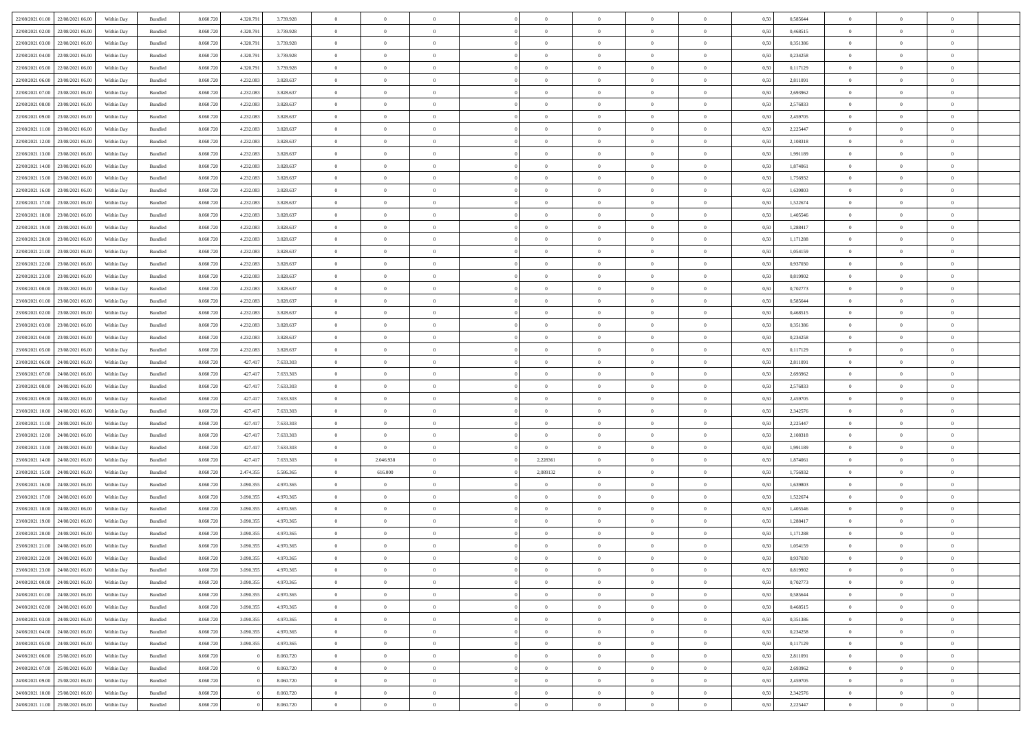| | | | | | | | | | | | | | | | | | | | | |
|---|---|---|---|---|---|---|---|---|---|---|---|---|---|---|---|---|---|---|---|---|
| 22/08/2021 01:00 | 22/08/2021 06:00 | Within Day | Bundled | 8.060.720 | 4.320.791 | 3.739.928 | 0 | 0 | 0 | | 0 | 0 | 0 | 0 | 0,50 | 0,585644 | 0 | 0 | 0 | |
| 22/08/2021 02:00 | 22/08/2021 06:00 | Within Day | Bundled | 8.060.720 | 4.320.791 | 3.739.928 | 0 | 0 | 0 | | 0 | 0 | 0 | 0 | 0,50 | 0,468515 | 0 | 0 | 0 | |
| 22/08/2021 03:00 | 22/08/2021 06:00 | Within Day | Bundled | 8.060.720 | 4.320.791 | 3.739.928 | 0 | 0 | 0 | | 0 | 0 | 0 | 0 | 0,50 | 0,351386 | 0 | 0 | 0 | |
| 22/08/2021 04:00 | 22/08/2021 06:00 | Within Day | Bundled | 8.060.720 | 4.320.791 | 3.739.928 | 0 | 0 | 0 | | 0 | 0 | 0 | 0 | 0,50 | 0,234258 | 0 | 0 | 0 | |
| 22/08/2021 05:00 | 22/08/2021 06:00 | Within Day | Bundled | 8.060.720 | 4.320.791 | 3.739.928 | 0 | 0 | 0 | | 0 | 0 | 0 | 0 | 0,50 | 0,117129 | 0 | 0 | 0 | |
| 22/08/2021 06:00 | 23/08/2021 06:00 | Within Day | Bundled | 8.060.720 | 4.232.083 | 3.828.637 | 0 | 0 | 0 | | 0 | 0 | 0 | 0 | 0,50 | 2,811091 | 0 | 0 | 0 | |
| 22/08/2021 07:00 | 23/08/2021 06:00 | Within Day | Bundled | 8.060.720 | 4.232.083 | 3.828.637 | 0 | 0 | 0 | | 0 | 0 | 0 | 0 | 0,50 | 2,693962 | 0 | 0 | 0 | |
| 22/08/2021 08:00 | 23/08/2021 06:00 | Within Day | Bundled | 8.060.720 | 4.232.083 | 3.828.637 | 0 | 0 | 0 | | 0 | 0 | 0 | 0 | 0,50 | 2,576833 | 0 | 0 | 0 | |
| 22/08/2021 09:00 | 23/08/2021 06:00 | Within Day | Bundled | 8.060.720 | 4.232.083 | 3.828.637 | 0 | 0 | 0 | | 0 | 0 | 0 | 0 | 0,50 | 2,459705 | 0 | 0 | 0 | |
| 22/08/2021 11:00 | 23/08/2021 06:00 | Within Day | Bundled | 8.060.720 | 4.232.083 | 3.828.637 | 0 | 0 | 0 | | 0 | 0 | 0 | 0 | 0,50 | 2,225447 | 0 | 0 | 0 | |
| 22/08/2021 12:00 | 23/08/2021 06:00 | Within Day | Bundled | 8.060.720 | 4.232.083 | 3.828.637 | 0 | 0 | 0 | | 0 | 0 | 0 | 0 | 0,50 | 2,108318 | 0 | 0 | 0 | |
| 22/08/2021 13:00 | 23/08/2021 06:00 | Within Day | Bundled | 8.060.720 | 4.232.083 | 3.828.637 | 0 | 0 | 0 | | 0 | 0 | 0 | 0 | 0,50 | 1,991189 | 0 | 0 | 0 | |
| 22/08/2021 14:00 | 23/08/2021 06:00 | Within Day | Bundled | 8.060.720 | 4.232.083 | 3.828.637 | 0 | 0 | 0 | | 0 | 0 | 0 | 0 | 0,50 | 1,874061 | 0 | 0 | 0 | |
| 22/08/2021 15:00 | 23/08/2021 06:00 | Within Day | Bundled | 8.060.720 | 4.232.083 | 3.828.637 | 0 | 0 | 0 | | 0 | 0 | 0 | 0 | 0,50 | 1,756932 | 0 | 0 | 0 | |
| 22/08/2021 16:00 | 23/08/2021 06:00 | Within Day | Bundled | 8.060.720 | 4.232.083 | 3.828.637 | 0 | 0 | 0 | | 0 | 0 | 0 | 0 | 0,50 | 1,639803 | 0 | 0 | 0 | |
| 22/08/2021 17:00 | 23/08/2021 06:00 | Within Day | Bundled | 8.060.720 | 4.232.083 | 3.828.637 | 0 | 0 | 0 | | 0 | 0 | 0 | 0 | 0,50 | 1,522674 | 0 | 0 | 0 | |
| 22/08/2021 18:00 | 23/08/2021 06:00 | Within Day | Bundled | 8.060.720 | 4.232.083 | 3.828.637 | 0 | 0 | 0 | | 0 | 0 | 0 | 0 | 0,50 | 1,405546 | 0 | 0 | 0 | |
| 22/08/2021 19:00 | 23/08/2021 06:00 | Within Day | Bundled | 8.060.720 | 4.232.083 | 3.828.637 | 0 | 0 | 0 | | 0 | 0 | 0 | 0 | 0,50 | 1,288417 | 0 | 0 | 0 | |
| 22/08/2021 20:00 | 23/08/2021 06:00 | Within Day | Bundled | 8.060.720 | 4.232.083 | 3.828.637 | 0 | 0 | 0 | | 0 | 0 | 0 | 0 | 0,50 | 1,171288 | 0 | 0 | 0 | |
| 22/08/2021 21:00 | 23/08/2021 06:00 | Within Day | Bundled | 8.060.720 | 4.232.083 | 3.828.637 | 0 | 0 | 0 | | 0 | 0 | 0 | 0 | 0,50 | 1,054159 | 0 | 0 | 0 | |
| 22/08/2021 22:00 | 23/08/2021 06:00 | Within Day | Bundled | 8.060.720 | 4.232.083 | 3.828.637 | 0 | 0 | 0 | | 0 | 0 | 0 | 0 | 0,50 | 0,937030 | 0 | 0 | 0 | |
| 22/08/2021 23:00 | 23/08/2021 06:00 | Within Day | Bundled | 8.060.720 | 4.232.083 | 3.828.637 | 0 | 0 | 0 | | 0 | 0 | 0 | 0 | 0,50 | 0,819902 | 0 | 0 | 0 | |
| 23/08/2021 00:00 | 23/08/2021 06:00 | Within Day | Bundled | 8.060.720 | 4.232.083 | 3.828.637 | 0 | 0 | 0 | | 0 | 0 | 0 | 0 | 0,50 | 0,702773 | 0 | 0 | 0 | |
| 23/08/2021 01:00 | 23/08/2021 06:00 | Within Day | Bundled | 8.060.720 | 4.232.083 | 3.828.637 | 0 | 0 | 0 | | 0 | 0 | 0 | 0 | 0,50 | 0,585644 | 0 | 0 | 0 | |
| 23/08/2021 02:00 | 23/08/2021 06:00 | Within Day | Bundled | 8.060.720 | 4.232.083 | 3.828.637 | 0 | 0 | 0 | | 0 | 0 | 0 | 0 | 0,50 | 0,468515 | 0 | 0 | 0 | |
| 23/08/2021 03:00 | 23/08/2021 06:00 | Within Day | Bundled | 8.060.720 | 4.232.083 | 3.828.637 | 0 | 0 | 0 | | 0 | 0 | 0 | 0 | 0,50 | 0,351386 | 0 | 0 | 0 | |
| 23/08/2021 04:00 | 23/08/2021 06:00 | Within Day | Bundled | 8.060.720 | 4.232.083 | 3.828.637 | 0 | 0 | 0 | | 0 | 0 | 0 | 0 | 0,50 | 0,234258 | 0 | 0 | 0 | |
| 23/08/2021 05:00 | 23/08/2021 06:00 | Within Day | Bundled | 8.060.720 | 4.232.083 | 3.828.637 | 0 | 0 | 0 | | 0 | 0 | 0 | 0 | 0,50 | 0,117129 | 0 | 0 | 0 | |
| 23/08/2021 06:00 | 24/08/2021 06:00 | Within Day | Bundled | 8.060.720 | 427.417 | 7.633.303 | 0 | 0 | 0 | | 0 | 0 | 0 | 0 | 0,50 | 2,811091 | 0 | 0 | 0 | |
| 23/08/2021 07:00 | 24/08/2021 06:00 | Within Day | Bundled | 8.060.720 | 427.417 | 7.633.303 | 0 | 0 | 0 | | 0 | 0 | 0 | 0 | 0,50 | 2,693962 | 0 | 0 | 0 | |
| 23/08/2021 08:00 | 24/08/2021 06:00 | Within Day | Bundled | 8.060.720 | 427.417 | 7.633.303 | 0 | 0 | 0 | | 0 | 0 | 0 | 0 | 0,50 | 2,576833 | 0 | 0 | 0 | |
| 23/08/2021 09:00 | 24/08/2021 06:00 | Within Day | Bundled | 8.060.720 | 427.417 | 7.633.303 | 0 | 0 | 0 | | 0 | 0 | 0 | 0 | 0,50 | 2,459705 | 0 | 0 | 0 | |
| 23/08/2021 10:00 | 24/08/2021 06:00 | Within Day | Bundled | 8.060.720 | 427.417 | 7.633.303 | 0 | 0 | 0 | | 0 | 0 | 0 | 0 | 0,50 | 2,342576 | 0 | 0 | 0 | |
| 23/08/2021 11:00 | 24/08/2021 06:00 | Within Day | Bundled | 8.060.720 | 427.417 | 7.633.303 | 0 | 0 | 0 | | 0 | 0 | 0 | 0 | 0,50 | 2,225447 | 0 | 0 | 0 | |
| 23/08/2021 12:00 | 24/08/2021 06:00 | Within Day | Bundled | 8.060.720 | 427.417 | 7.633.303 | 0 | 0 | 0 | | 0 | 0 | 0 | 0 | 0,50 | 2,108318 | 0 | 0 | 0 | |
| 23/08/2021 13:00 | 24/08/2021 06:00 | Within Day | Bundled | 8.060.720 | 427.417 | 7.633.303 | 0 | 0 | 0 | | 0 | 0 | 0 | 0 | 0,50 | 1,991189 | 0 | 0 | 0 | |
| 23/08/2021 14:00 | 24/08/2021 06:00 | Within Day | Bundled | 8.060.720 | 427.417 | 7.633.303 | 0 | 2.046.938 | 0 | | 2,228361 | 0 | 0 | 0 | 0,50 | 1,874061 | 0 | 0 | 0 | |
| 23/08/2021 15:00 | 24/08/2021 06:00 | Within Day | Bundled | 8.060.720 | 2.474.355 | 5.586.365 | 0 | 616.000 | 0 | | 2,089132 | 0 | 0 | 0 | 0,50 | 1,756932 | 0 | 0 | 0 | |
| 23/08/2021 16:00 | 24/08/2021 06:00 | Within Day | Bundled | 8.060.720 | 3.090.355 | 4.970.365 | 0 | 0 | 0 | | 0 | 0 | 0 | 0 | 0,50 | 1,639803 | 0 | 0 | 0 | |
| 23/08/2021 17:00 | 24/08/2021 06:00 | Within Day | Bundled | 8.060.720 | 3.090.355 | 4.970.365 | 0 | 0 | 0 | | 0 | 0 | 0 | 0 | 0,50 | 1,522674 | 0 | 0 | 0 | |
| 23/08/2021 18:00 | 24/08/2021 06:00 | Within Day | Bundled | 8.060.720 | 3.090.355 | 4.970.365 | 0 | 0 | 0 | | 0 | 0 | 0 | 0 | 0,50 | 1,405546 | 0 | 0 | 0 | |
| 23/08/2021 19:00 | 24/08/2021 06:00 | Within Day | Bundled | 8.060.720 | 3.090.355 | 4.970.365 | 0 | 0 | 0 | | 0 | 0 | 0 | 0 | 0,50 | 1,288417 | 0 | 0 | 0 | |
| 23/08/2021 20:00 | 24/08/2021 06:00 | Within Day | Bundled | 8.060.720 | 3.090.355 | 4.970.365 | 0 | 0 | 0 | | 0 | 0 | 0 | 0 | 0,50 | 1,171288 | 0 | 0 | 0 | |
| 23/08/2021 21:00 | 24/08/2021 06:00 | Within Day | Bundled | 8.060.720 | 3.090.355 | 4.970.365 | 0 | 0 | 0 | | 0 | 0 | 0 | 0 | 0,50 | 1,054159 | 0 | 0 | 0 | |
| 23/08/2021 22:00 | 24/08/2021 06:00 | Within Day | Bundled | 8.060.720 | 3.090.355 | 4.970.365 | 0 | 0 | 0 | | 0 | 0 | 0 | 0 | 0,50 | 0,937030 | 0 | 0 | 0 | |
| 23/08/2021 23:00 | 24/08/2021 06:00 | Within Day | Bundled | 8.060.720 | 3.090.355 | 4.970.365 | 0 | 0 | 0 | | 0 | 0 | 0 | 0 | 0,50 | 0,819902 | 0 | 0 | 0 | |
| 24/08/2021 00:00 | 24/08/2021 06:00 | Within Day | Bundled | 8.060.720 | 3.090.355 | 4.970.365 | 0 | 0 | 0 | | 0 | 0 | 0 | 0 | 0,50 | 0,702773 | 0 | 0 | 0 | |
| 24/08/2021 01:00 | 24/08/2021 06:00 | Within Day | Bundled | 8.060.720 | 3.090.355 | 4.970.365 | 0 | 0 | 0 | | 0 | 0 | 0 | 0 | 0,50 | 0,585644 | 0 | 0 | 0 | |
| 24/08/2021 02:00 | 24/08/2021 06:00 | Within Day | Bundled | 8.060.720 | 3.090.355 | 4.970.365 | 0 | 0 | 0 | | 0 | 0 | 0 | 0 | 0,50 | 0,468515 | 0 | 0 | 0 | |
| 24/08/2021 03:00 | 24/08/2021 06:00 | Within Day | Bundled | 8.060.720 | 3.090.355 | 4.970.365 | 0 | 0 | 0 | | 0 | 0 | 0 | 0 | 0,50 | 0,351386 | 0 | 0 | 0 | |
| 24/08/2021 04:00 | 24/08/2021 06:00 | Within Day | Bundled | 8.060.720 | 3.090.355 | 4.970.365 | 0 | 0 | 0 | | 0 | 0 | 0 | 0 | 0,50 | 0,234258 | 0 | 0 | 0 | |
| 24/08/2021 05:00 | 24/08/2021 06:00 | Within Day | Bundled | 8.060.720 | 3.090.355 | 4.970.365 | 0 | 0 | 0 | | 0 | 0 | 0 | 0 | 0,50 | 0,117129 | 0 | 0 | 0 | |
| 24/08/2021 06:00 | 25/08/2021 06:00 | Within Day | Bundled | 8.060.720 | 0 | 8.060.720 | 0 | 0 | 0 | | 0 | 0 | 0 | 0 | 0,50 | 2,811091 | 0 | 0 | 0 | |
| 24/08/2021 07:00 | 25/08/2021 06:00 | Within Day | Bundled | 8.060.720 | 0 | 8.060.720 | 0 | 0 | 0 | | 0 | 0 | 0 | 0 | 0,50 | 2,693962 | 0 | 0 | 0 | |
| 24/08/2021 09:00 | 25/08/2021 06:00 | Within Day | Bundled | 8.060.720 | 0 | 8.060.720 | 0 | 0 | 0 | | 0 | 0 | 0 | 0 | 0,50 | 2,459705 | 0 | 0 | 0 | |
| 24/08/2021 10:00 | 25/08/2021 06:00 | Within Day | Bundled | 8.060.720 | 0 | 8.060.720 | 0 | 0 | 0 | | 0 | 0 | 0 | 0 | 0,50 | 2,342576 | 0 | 0 | 0 | |
| 24/08/2021 11:00 | 25/08/2021 06:00 | Within Day | Bundled | 8.060.720 | 0 | 8.060.720 | 0 | 0 | 0 | | 0 | 0 | 0 | 0 | 0,50 | 2,225447 | 0 | 0 | 0 | |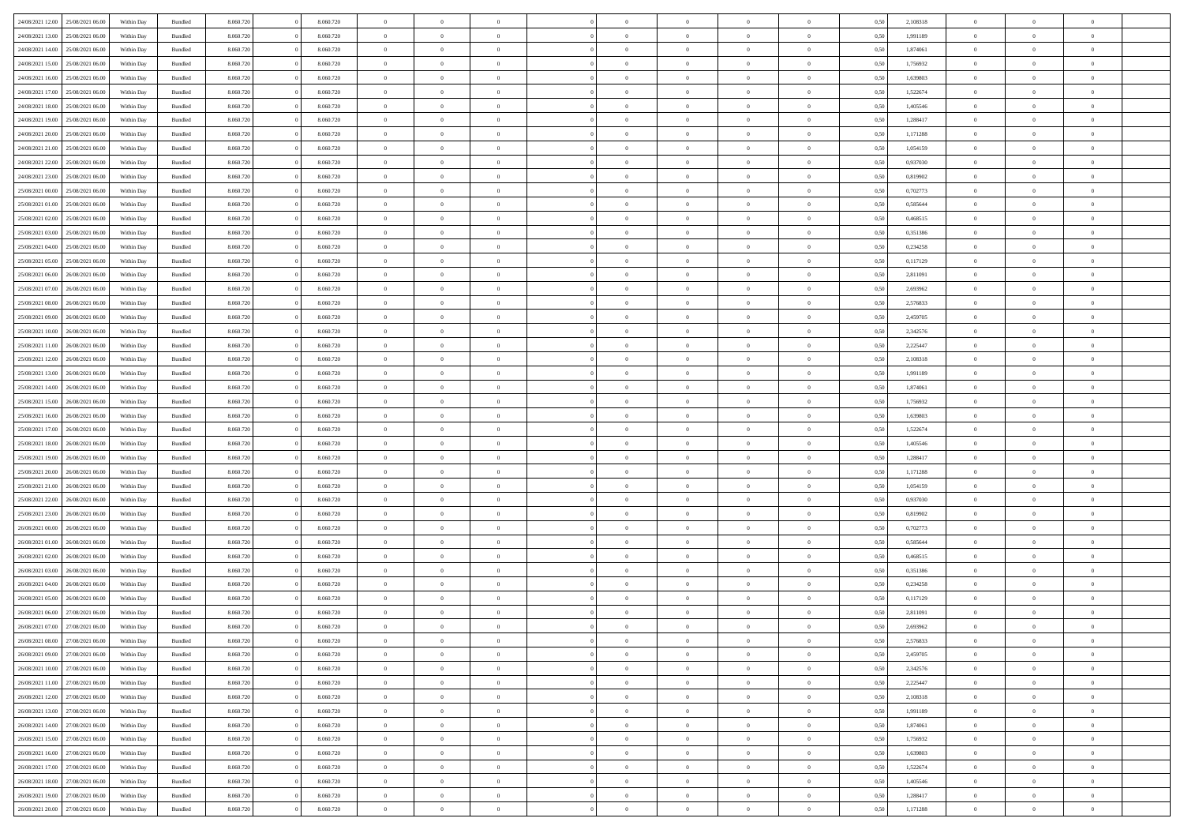| | | | | | | | | | | | | | | | | | | | | | |
|---|---|---|---|---|---|---|---|---|---|---|---|---|---|---|---|---|---|---|---|---|---|
| 24/08/2021 12:00 | 25/08/2021 06:00 | Within Day | Bundled | 8.060.720 | 0 | 8.060.720 | 0 | 0 | 0 | | 0 | 0 | 0 | 0 | 0,50 | 2,108318 | 0 | 0 | 0 | |
| 24/08/2021 13:00 | 25/08/2021 06:00 | Within Day | Bundled | 8.060.720 | 0 | 8.060.720 | 0 | 0 | 0 | | 0 | 0 | 0 | 0 | 0,50 | 1,991189 | 0 | 0 | 0 | |
| 24/08/2021 14:00 | 25/08/2021 06:00 | Within Day | Bundled | 8.060.720 | 0 | 8.060.720 | 0 | 0 | 0 | | 0 | 0 | 0 | 0 | 0,50 | 1,874061 | 0 | 0 | 0 | |
| 24/08/2021 15:00 | 25/08/2021 06:00 | Within Day | Bundled | 8.060.720 | 0 | 8.060.720 | 0 | 0 | 0 | | 0 | 0 | 0 | 0 | 0,50 | 1,756932 | 0 | 0 | 0 | |
| 24/08/2021 16:00 | 25/08/2021 06:00 | Within Day | Bundled | 8.060.720 | 0 | 8.060.720 | 0 | 0 | 0 | | 0 | 0 | 0 | 0 | 0,50 | 1,639803 | 0 | 0 | 0 | |
| 24/08/2021 17:00 | 25/08/2021 06:00 | Within Day | Bundled | 8.060.720 | 0 | 8.060.720 | 0 | 0 | 0 | | 0 | 0 | 0 | 0 | 0,50 | 1,522674 | 0 | 0 | 0 | |
| 24/08/2021 18:00 | 25/08/2021 06:00 | Within Day | Bundled | 8.060.720 | 0 | 8.060.720 | 0 | 0 | 0 | | 0 | 0 | 0 | 0 | 0,50 | 1,405546 | 0 | 0 | 0 | |
| 24/08/2021 19:00 | 25/08/2021 06:00 | Within Day | Bundled | 8.060.720 | 0 | 8.060.720 | 0 | 0 | 0 | | 0 | 0 | 0 | 0 | 0,50 | 1,288417 | 0 | 0 | 0 | |
| 24/08/2021 20:00 | 25/08/2021 06:00 | Within Day | Bundled | 8.060.720 | 0 | 8.060.720 | 0 | 0 | 0 | | 0 | 0 | 0 | 0 | 0,50 | 1,171288 | 0 | 0 | 0 | |
| 24/08/2021 21:00 | 25/08/2021 06:00 | Within Day | Bundled | 8.060.720 | 0 | 8.060.720 | 0 | 0 | 0 | | 0 | 0 | 0 | 0 | 0,50 | 1,054159 | 0 | 0 | 0 | |
| 24/08/2021 22:00 | 25/08/2021 06:00 | Within Day | Bundled | 8.060.720 | 0 | 8.060.720 | 0 | 0 | 0 | | 0 | 0 | 0 | 0 | 0,50 | 0,937030 | 0 | 0 | 0 | |
| 24/08/2021 23:00 | 25/08/2021 06:00 | Within Day | Bundled | 8.060.720 | 0 | 8.060.720 | 0 | 0 | 0 | | 0 | 0 | 0 | 0 | 0,50 | 0,819902 | 0 | 0 | 0 | |
| 25/08/2021 00:00 | 25/08/2021 06:00 | Within Day | Bundled | 8.060.720 | 0 | 8.060.720 | 0 | 0 | 0 | | 0 | 0 | 0 | 0 | 0,50 | 0,702773 | 0 | 0 | 0 | |
| 25/08/2021 01:00 | 25/08/2021 06:00 | Within Day | Bundled | 8.060.720 | 0 | 8.060.720 | 0 | 0 | 0 | | 0 | 0 | 0 | 0 | 0,50 | 0,585644 | 0 | 0 | 0 | |
| 25/08/2021 02:00 | 25/08/2021 06:00 | Within Day | Bundled | 8.060.720 | 0 | 8.060.720 | 0 | 0 | 0 | | 0 | 0 | 0 | 0 | 0,50 | 0,468515 | 0 | 0 | 0 | |
| 25/08/2021 03:00 | 25/08/2021 06:00 | Within Day | Bundled | 8.060.720 | 0 | 8.060.720 | 0 | 0 | 0 | | 0 | 0 | 0 | 0 | 0,50 | 0,351386 | 0 | 0 | 0 | |
| 25/08/2021 04:00 | 25/08/2021 06:00 | Within Day | Bundled | 8.060.720 | 0 | 8.060.720 | 0 | 0 | 0 | | 0 | 0 | 0 | 0 | 0,50 | 0,234258 | 0 | 0 | 0 | |
| 25/08/2021 05:00 | 25/08/2021 06:00 | Within Day | Bundled | 8.060.720 | 0 | 8.060.720 | 0 | 0 | 0 | | 0 | 0 | 0 | 0 | 0,50 | 0,117129 | 0 | 0 | 0 | |
| 25/08/2021 06:00 | 26/08/2021 06:00 | Within Day | Bundled | 8.060.720 | 0 | 8.060.720 | 0 | 0 | 0 | | 0 | 0 | 0 | 0 | 0,50 | 2,811091 | 0 | 0 | 0 | |
| 25/08/2021 07:00 | 26/08/2021 06:00 | Within Day | Bundled | 8.060.720 | 0 | 8.060.720 | 0 | 0 | 0 | | 0 | 0 | 0 | 0 | 0,50 | 2,693962 | 0 | 0 | 0 | |
| 25/08/2021 08:00 | 26/08/2021 06:00 | Within Day | Bundled | 8.060.720 | 0 | 8.060.720 | 0 | 0 | 0 | | 0 | 0 | 0 | 0 | 0,50 | 2,576833 | 0 | 0 | 0 | |
| 25/08/2021 09:00 | 26/08/2021 06:00 | Within Day | Bundled | 8.060.720 | 0 | 8.060.720 | 0 | 0 | 0 | | 0 | 0 | 0 | 0 | 0,50 | 2,459705 | 0 | 0 | 0 | |
| 25/08/2021 10:00 | 26/08/2021 06:00 | Within Day | Bundled | 8.060.720 | 0 | 8.060.720 | 0 | 0 | 0 | | 0 | 0 | 0 | 0 | 0,50 | 2,342576 | 0 | 0 | 0 | |
| 25/08/2021 11:00 | 26/08/2021 06:00 | Within Day | Bundled | 8.060.720 | 0 | 8.060.720 | 0 | 0 | 0 | | 0 | 0 | 0 | 0 | 0,50 | 2,225447 | 0 | 0 | 0 | |
| 25/08/2021 12:00 | 26/08/2021 06:00 | Within Day | Bundled | 8.060.720 | 0 | 8.060.720 | 0 | 0 | 0 | | 0 | 0 | 0 | 0 | 0,50 | 2,108318 | 0 | 0 | 0 | |
| 25/08/2021 13:00 | 26/08/2021 06:00 | Within Day | Bundled | 8.060.720 | 0 | 8.060.720 | 0 | 0 | 0 | | 0 | 0 | 0 | 0 | 0,50 | 1,991189 | 0 | 0 | 0 | |
| 25/08/2021 14:00 | 26/08/2021 06:00 | Within Day | Bundled | 8.060.720 | 0 | 8.060.720 | 0 | 0 | 0 | | 0 | 0 | 0 | 0 | 0,50 | 1,874061 | 0 | 0 | 0 | |
| 25/08/2021 15:00 | 26/08/2021 06:00 | Within Day | Bundled | 8.060.720 | 0 | 8.060.720 | 0 | 0 | 0 | | 0 | 0 | 0 | 0 | 0,50 | 1,756932 | 0 | 0 | 0 | |
| 25/08/2021 16:00 | 26/08/2021 06:00 | Within Day | Bundled | 8.060.720 | 0 | 8.060.720 | 0 | 0 | 0 | | 0 | 0 | 0 | 0 | 0,50 | 1,639803 | 0 | 0 | 0 | |
| 25/08/2021 17:00 | 26/08/2021 06:00 | Within Day | Bundled | 8.060.720 | 0 | 8.060.720 | 0 | 0 | 0 | | 0 | 0 | 0 | 0 | 0,50 | 1,522674 | 0 | 0 | 0 | |
| 25/08/2021 18:00 | 26/08/2021 06:00 | Within Day | Bundled | 8.060.720 | 0 | 8.060.720 | 0 | 0 | 0 | | 0 | 0 | 0 | 0 | 0,50 | 1,405546 | 0 | 0 | 0 | |
| 25/08/2021 19:00 | 26/08/2021 06:00 | Within Day | Bundled | 8.060.720 | 0 | 8.060.720 | 0 | 0 | 0 | | 0 | 0 | 0 | 0 | 0,50 | 1,288417 | 0 | 0 | 0 | |
| 25/08/2021 20:00 | 26/08/2021 06:00 | Within Day | Bundled | 8.060.720 | 0 | 8.060.720 | 0 | 0 | 0 | | 0 | 0 | 0 | 0 | 0,50 | 1,171288 | 0 | 0 | 0 | |
| 25/08/2021 21:00 | 26/08/2021 06:00 | Within Day | Bundled | 8.060.720 | 0 | 8.060.720 | 0 | 0 | 0 | | 0 | 0 | 0 | 0 | 0,50 | 1,054159 | 0 | 0 | 0 | |
| 25/08/2021 22:00 | 26/08/2021 06:00 | Within Day | Bundled | 8.060.720 | 0 | 8.060.720 | 0 | 0 | 0 | | 0 | 0 | 0 | 0 | 0,50 | 0,937030 | 0 | 0 | 0 | |
| 25/08/2021 23:00 | 26/08/2021 06:00 | Within Day | Bundled | 8.060.720 | 0 | 8.060.720 | 0 | 0 | 0 | | 0 | 0 | 0 | 0 | 0,50 | 0,819902 | 0 | 0 | 0 | |
| 26/08/2021 00:00 | 26/08/2021 06:00 | Within Day | Bundled | 8.060.720 | 0 | 8.060.720 | 0 | 0 | 0 | | 0 | 0 | 0 | 0 | 0,50 | 0,702773 | 0 | 0 | 0 | |
| 26/08/2021 01:00 | 26/08/2021 06:00 | Within Day | Bundled | 8.060.720 | 0 | 8.060.720 | 0 | 0 | 0 | | 0 | 0 | 0 | 0 | 0,50 | 0,585644 | 0 | 0 | 0 | |
| 26/08/2021 02:00 | 26/08/2021 06:00 | Within Day | Bundled | 8.060.720 | 0 | 8.060.720 | 0 | 0 | 0 | | 0 | 0 | 0 | 0 | 0,50 | 0,468515 | 0 | 0 | 0 | |
| 26/08/2021 03:00 | 26/08/2021 06:00 | Within Day | Bundled | 8.060.720 | 0 | 8.060.720 | 0 | 0 | 0 | | 0 | 0 | 0 | 0 | 0,50 | 0,351386 | 0 | 0 | 0 | |
| 26/08/2021 04:00 | 26/08/2021 06:00 | Within Day | Bundled | 8.060.720 | 0 | 8.060.720 | 0 | 0 | 0 | | 0 | 0 | 0 | 0 | 0,50 | 0,234258 | 0 | 0 | 0 | |
| 26/08/2021 05:00 | 26/08/2021 06:00 | Within Day | Bundled | 8.060.720 | 0 | 8.060.720 | 0 | 0 | 0 | | 0 | 0 | 0 | 0 | 0,50 | 0,117129 | 0 | 0 | 0 | |
| 26/08/2021 06:00 | 27/08/2021 06:00 | Within Day | Bundled | 8.060.720 | 0 | 8.060.720 | 0 | 0 | 0 | | 0 | 0 | 0 | 0 | 0,50 | 2,811091 | 0 | 0 | 0 | |
| 26/08/2021 07:00 | 27/08/2021 06:00 | Within Day | Bundled | 8.060.720 | 0 | 8.060.720 | 0 | 0 | 0 | | 0 | 0 | 0 | 0 | 0,50 | 2,693962 | 0 | 0 | 0 | |
| 26/08/2021 08:00 | 27/08/2021 06:00 | Within Day | Bundled | 8.060.720 | 0 | 8.060.720 | 0 | 0 | 0 | | 0 | 0 | 0 | 0 | 0,50 | 2,576833 | 0 | 0 | 0 | |
| 26/08/2021 09:00 | 27/08/2021 06:00 | Within Day | Bundled | 8.060.720 | 0 | 8.060.720 | 0 | 0 | 0 | | 0 | 0 | 0 | 0 | 0,50 | 2,459705 | 0 | 0 | 0 | |
| 26/08/2021 10:00 | 27/08/2021 06:00 | Within Day | Bundled | 8.060.720 | 0 | 8.060.720 | 0 | 0 | 0 | | 0 | 0 | 0 | 0 | 0,50 | 2,342576 | 0 | 0 | 0 | |
| 26/08/2021 11:00 | 27/08/2021 06:00 | Within Day | Bundled | 8.060.720 | 0 | 8.060.720 | 0 | 0 | 0 | | 0 | 0 | 0 | 0 | 0,50 | 2,225447 | 0 | 0 | 0 | |
| 26/08/2021 12:00 | 27/08/2021 06:00 | Within Day | Bundled | 8.060.720 | 0 | 8.060.720 | 0 | 0 | 0 | | 0 | 0 | 0 | 0 | 0,50 | 2,108318 | 0 | 0 | 0 | |
| 26/08/2021 13:00 | 27/08/2021 06:00 | Within Day | Bundled | 8.060.720 | 0 | 8.060.720 | 0 | 0 | 0 | | 0 | 0 | 0 | 0 | 0,50 | 1,991189 | 0 | 0 | 0 | |
| 26/08/2021 14:00 | 27/08/2021 06:00 | Within Day | Bundled | 8.060.720 | 0 | 8.060.720 | 0 | 0 | 0 | | 0 | 0 | 0 | 0 | 0,50 | 1,874061 | 0 | 0 | 0 | |
| 26/08/2021 15:00 | 27/08/2021 06:00 | Within Day | Bundled | 8.060.720 | 0 | 8.060.720 | 0 | 0 | 0 | | 0 | 0 | 0 | 0 | 0,50 | 1,756932 | 0 | 0 | 0 | |
| 26/08/2021 16:00 | 27/08/2021 06:00 | Within Day | Bundled | 8.060.720 | 0 | 8.060.720 | 0 | 0 | 0 | | 0 | 0 | 0 | 0 | 0,50 | 1,639803 | 0 | 0 | 0 | |
| 26/08/2021 17:00 | 27/08/2021 06:00 | Within Day | Bundled | 8.060.720 | 0 | 8.060.720 | 0 | 0 | 0 | | 0 | 0 | 0 | 0 | 0,50 | 1,522674 | 0 | 0 | 0 | |
| 26/08/2021 18:00 | 27/08/2021 06:00 | Within Day | Bundled | 8.060.720 | 0 | 8.060.720 | 0 | 0 | 0 | | 0 | 0 | 0 | 0 | 0,50 | 1,405546 | 0 | 0 | 0 | |
| 26/08/2021 19:00 | 27/08/2021 06:00 | Within Day | Bundled | 8.060.720 | 0 | 8.060.720 | 0 | 0 | 0 | | 0 | 0 | 0 | 0 | 0,50 | 1,288417 | 0 | 0 | 0 | |
| 26/08/2021 20:00 | 27/08/2021 06:00 | Within Day | Bundled | 8.060.720 | 0 | 8.060.720 | 0 | 0 | 0 | | 0 | 0 | 0 | 0 | 0,50 | 1,171288 | 0 | 0 | 0 | |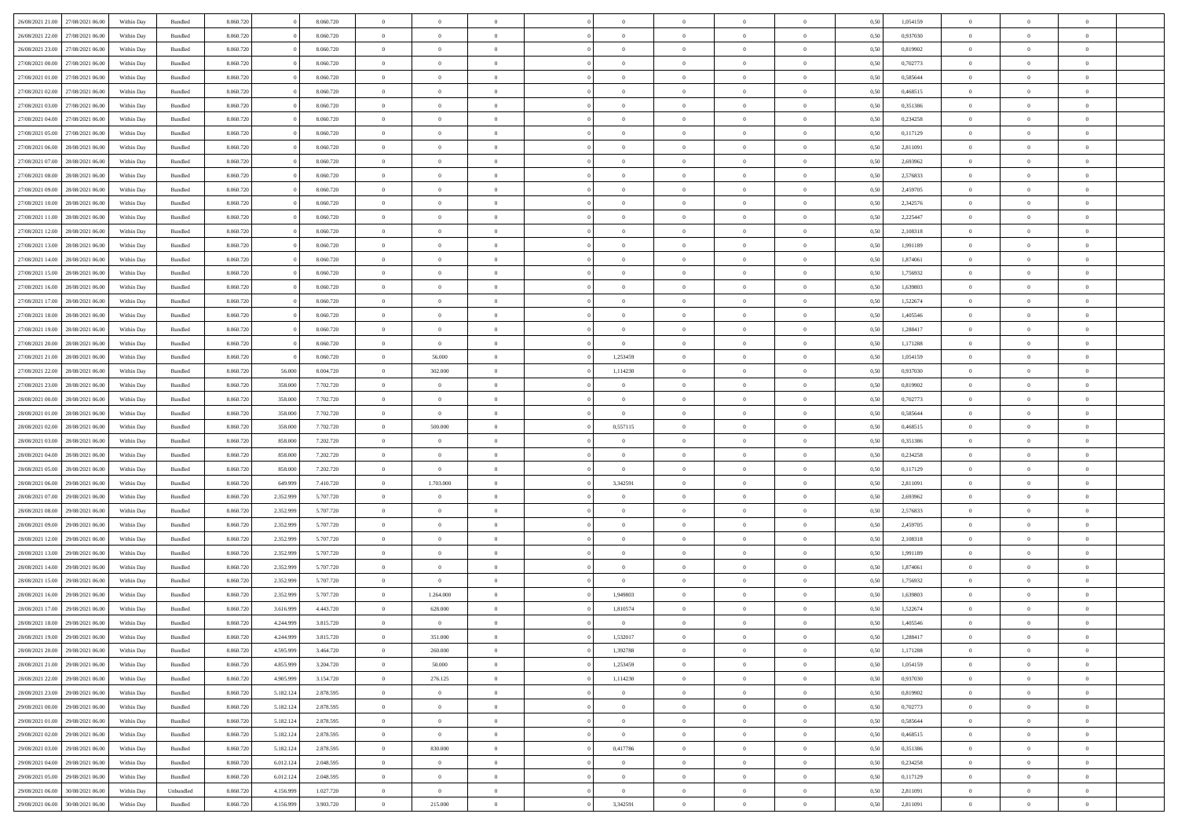| | | | | | | | | | | | | | | | | | | | | |
|---|---|---|---|---|---|---|---|---|---|---|---|---|---|---|---|---|---|---|---|---|
| 26/08/2021 21:00 | 27/08/2021 06:00 | Within Day | Bundled | 8.060.720 | 0 | 8.060.720 | 0 | 0 | 0 | | 0 | 0 | 0 | 0 | 0,50 | 1,054159 | 0 | 0 | 0 | |
| 26/08/2021 22:00 | 27/08/2021 06:00 | Within Day | Bundled | 8.060.720 | 0 | 8.060.720 | 0 | 0 | 0 | | 0 | 0 | 0 | 0 | 0,50 | 0,937030 | 0 | 0 | 0 | |
| 26/08/2021 23:00 | 27/08/2021 06:00 | Within Day | Bundled | 8.060.720 | 0 | 8.060.720 | 0 | 0 | 0 | | 0 | 0 | 0 | 0 | 0,50 | 0,819902 | 0 | 0 | 0 | |
| 27/08/2021 00:00 | 27/08/2021 06:00 | Within Day | Bundled | 8.060.720 | 0 | 8.060.720 | 0 | 0 | 0 | | 0 | 0 | 0 | 0 | 0,50 | 0,702773 | 0 | 0 | 0 | |
| 27/08/2021 01:00 | 27/08/2021 06:00 | Within Day | Bundled | 8.060.720 | 0 | 8.060.720 | 0 | 0 | 0 | | 0 | 0 | 0 | 0 | 0,50 | 0,585644 | 0 | 0 | 0 | |
| 27/08/2021 02:00 | 27/08/2021 06:00 | Within Day | Bundled | 8.060.720 | 0 | 8.060.720 | 0 | 0 | 0 | | 0 | 0 | 0 | 0 | 0,50 | 0,468515 | 0 | 0 | 0 | |
| 27/08/2021 03:00 | 27/08/2021 06:00 | Within Day | Bundled | 8.060.720 | 0 | 8.060.720 | 0 | 0 | 0 | | 0 | 0 | 0 | 0 | 0,50 | 0,351386 | 0 | 0 | 0 | |
| 27/08/2021 04:00 | 27/08/2021 06:00 | Within Day | Bundled | 8.060.720 | 0 | 8.060.720 | 0 | 0 | 0 | | 0 | 0 | 0 | 0 | 0,50 | 0,234258 | 0 | 0 | 0 | |
| 27/08/2021 05:00 | 27/08/2021 06:00 | Within Day | Bundled | 8.060.720 | 0 | 8.060.720 | 0 | 0 | 0 | | 0 | 0 | 0 | 0 | 0,50 | 0,117129 | 0 | 0 | 0 | |
| 27/08/2021 06:00 | 28/08/2021 06:00 | Within Day | Bundled | 8.060.720 | 0 | 8.060.720 | 0 | 0 | 0 | | 0 | 0 | 0 | 0 | 0,50 | 2,811091 | 0 | 0 | 0 | |
| 27/08/2021 07:00 | 28/08/2021 06:00 | Within Day | Bundled | 8.060.720 | 0 | 8.060.720 | 0 | 0 | 0 | | 0 | 0 | 0 | 0 | 0,50 | 2,693962 | 0 | 0 | 0 | |
| 27/08/2021 08:00 | 28/08/2021 06:00 | Within Day | Bundled | 8.060.720 | 0 | 8.060.720 | 0 | 0 | 0 | | 0 | 0 | 0 | 0 | 0,50 | 2,576833 | 0 | 0 | 0 | |
| 27/08/2021 09:00 | 28/08/2021 06:00 | Within Day | Bundled | 8.060.720 | 0 | 8.060.720 | 0 | 0 | 0 | | 0 | 0 | 0 | 0 | 0,50 | 2,459705 | 0 | 0 | 0 | |
| 27/08/2021 10:00 | 28/08/2021 06:00 | Within Day | Bundled | 8.060.720 | 0 | 8.060.720 | 0 | 0 | 0 | | 0 | 0 | 0 | 0 | 0,50 | 2,342576 | 0 | 0 | 0 | |
| 27/08/2021 11:00 | 28/08/2021 06:00 | Within Day | Bundled | 8.060.720 | 0 | 8.060.720 | 0 | 0 | 0 | | 0 | 0 | 0 | 0 | 0,50 | 2,225447 | 0 | 0 | 0 | |
| 27/08/2021 12:00 | 28/08/2021 06:00 | Within Day | Bundled | 8.060.720 | 0 | 8.060.720 | 0 | 0 | 0 | | 0 | 0 | 0 | 0 | 0,50 | 2,108318 | 0 | 0 | 0 | |
| 27/08/2021 13:00 | 28/08/2021 06:00 | Within Day | Bundled | 8.060.720 | 0 | 8.060.720 | 0 | 0 | 0 | | 0 | 0 | 0 | 0 | 0,50 | 1,991189 | 0 | 0 | 0 | |
| 27/08/2021 14:00 | 28/08/2021 06:00 | Within Day | Bundled | 8.060.720 | 0 | 8.060.720 | 0 | 0 | 0 | | 0 | 0 | 0 | 0 | 0,50 | 1,874061 | 0 | 0 | 0 | |
| 27/08/2021 15:00 | 28/08/2021 06:00 | Within Day | Bundled | 8.060.720 | 0 | 8.060.720 | 0 | 0 | 0 | | 0 | 0 | 0 | 0 | 0,50 | 1,756932 | 0 | 0 | 0 | |
| 27/08/2021 16:00 | 28/08/2021 06:00 | Within Day | Bundled | 8.060.720 | 0 | 8.060.720 | 0 | 0 | 0 | | 0 | 0 | 0 | 0 | 0,50 | 1,639803 | 0 | 0 | 0 | |
| 27/08/2021 17:00 | 28/08/2021 06:00 | Within Day | Bundled | 8.060.720 | 0 | 8.060.720 | 0 | 0 | 0 | | 0 | 0 | 0 | 0 | 0,50 | 1,522674 | 0 | 0 | 0 | |
| 27/08/2021 18:00 | 28/08/2021 06:00 | Within Day | Bundled | 8.060.720 | 0 | 8.060.720 | 0 | 0 | 0 | | 0 | 0 | 0 | 0 | 0,50 | 1,405546 | 0 | 0 | 0 | |
| 27/08/2021 19:00 | 28/08/2021 06:00 | Within Day | Bundled | 8.060.720 | 0 | 8.060.720 | 0 | 0 | 0 | | 0 | 0 | 0 | 0 | 0,50 | 1,288417 | 0 | 0 | 0 | |
| 27/08/2021 20:00 | 28/08/2021 06:00 | Within Day | Bundled | 8.060.720 | 0 | 8.060.720 | 0 | 0 | 0 | | 0 | 0 | 0 | 0 | 0,50 | 1,171288 | 0 | 0 | 0 | |
| 27/08/2021 21:00 | 28/08/2021 06:00 | Within Day | Bundled | 8.060.720 | 0 | 8.060.720 | 0 | 56.000 | 0 | | 1,253459 | 0 | 0 | 0 | 0,50 | 1,054159 | 0 | 0 | 0 | |
| 27/08/2021 22:00 | 28/08/2021 06:00 | Within Day | Bundled | 8.060.720 | 56.000 | 8.004.720 | 0 | 302.000 | 0 | | 1,114230 | 0 | 0 | 0 | 0,50 | 0,937030 | 0 | 0 | 0 | |
| 27/08/2021 23:00 | 28/08/2021 06:00 | Within Day | Bundled | 8.060.720 | 358.000 | 7.702.720 | 0 | 0 | 0 | | 0 | 0 | 0 | 0 | 0,50 | 0,819902 | 0 | 0 | 0 | |
| 28/08/2021 00:00 | 28/08/2021 06:00 | Within Day | Bundled | 8.060.720 | 358.000 | 7.702.720 | 0 | 0 | 0 | | 0 | 0 | 0 | 0 | 0,50 | 0,702773 | 0 | 0 | 0 | |
| 28/08/2021 01:00 | 28/08/2021 06:00 | Within Day | Bundled | 8.060.720 | 358.000 | 7.702.720 | 0 | 0 | 0 | | 0 | 0 | 0 | 0 | 0,50 | 0,585644 | 0 | 0 | 0 | |
| 28/08/2021 02:00 | 28/08/2021 06:00 | Within Day | Bundled | 8.060.720 | 358.000 | 7.702.720 | 0 | 500.000 | 0 | | 0,557115 | 0 | 0 | 0 | 0,50 | 0,468515 | 0 | 0 | 0 | |
| 28/08/2021 03:00 | 28/08/2021 06:00 | Within Day | Bundled | 8.060.720 | 858.000 | 7.202.720 | 0 | 0 | 0 | | 0 | 0 | 0 | 0 | 0,50 | 0,351386 | 0 | 0 | 0 | |
| 28/08/2021 04:00 | 28/08/2021 06:00 | Within Day | Bundled | 8.060.720 | 858.000 | 7.202.720 | 0 | 0 | 0 | | 0 | 0 | 0 | 0 | 0,50 | 0,234258 | 0 | 0 | 0 | |
| 28/08/2021 05:00 | 28/08/2021 06:00 | Within Day | Bundled | 8.060.720 | 858.000 | 7.202.720 | 0 | 0 | 0 | | 0 | 0 | 0 | 0 | 0,50 | 0,117129 | 0 | 0 | 0 | |
| 28/08/2021 06:00 | 29/08/2021 06:00 | Within Day | Bundled | 8.060.720 | 649.999 | 7.410.720 | 0 | 1.703.000 | 0 | | 3,342591 | 0 | 0 | 0 | 0,50 | 2,811091 | 0 | 0 | 0 | |
| 28/08/2021 07:00 | 29/08/2021 06:00 | Within Day | Bundled | 8.060.720 | 2.352.999 | 5.707.720 | 0 | 0 | 0 | | 0 | 0 | 0 | 0 | 0,50 | 2,693962 | 0 | 0 | 0 | |
| 28/08/2021 08:00 | 29/08/2021 06:00 | Within Day | Bundled | 8.060.720 | 2.352.999 | 5.707.720 | 0 | 0 | 0 | | 0 | 0 | 0 | 0 | 0,50 | 2,576833 | 0 | 0 | 0 | |
| 28/08/2021 09:00 | 29/08/2021 06:00 | Within Day | Bundled | 8.060.720 | 2.352.999 | 5.707.720 | 0 | 0 | 0 | | 0 | 0 | 0 | 0 | 0,50 | 2,459705 | 0 | 0 | 0 | |
| 28/08/2021 12:00 | 29/08/2021 06:00 | Within Day | Bundled | 8.060.720 | 2.352.999 | 5.707.720 | 0 | 0 | 0 | | 0 | 0 | 0 | 0 | 0,50 | 2,108318 | 0 | 0 | 0 | |
| 28/08/2021 13:00 | 29/08/2021 06:00 | Within Day | Bundled | 8.060.720 | 2.352.999 | 5.707.720 | 0 | 0 | 0 | | 0 | 0 | 0 | 0 | 0,50 | 1,991189 | 0 | 0 | 0 | |
| 28/08/2021 14:00 | 29/08/2021 06:00 | Within Day | Bundled | 8.060.720 | 2.352.999 | 5.707.720 | 0 | 0 | 0 | | 0 | 0 | 0 | 0 | 0,50 | 1,874061 | 0 | 0 | 0 | |
| 28/08/2021 15:00 | 29/08/2021 06:00 | Within Day | Bundled | 8.060.720 | 2.352.999 | 5.707.720 | 0 | 0 | 0 | | 0 | 0 | 0 | 0 | 0,50 | 1,756932 | 0 | 0 | 0 | |
| 28/08/2021 16:00 | 29/08/2021 06:00 | Within Day | Bundled | 8.060.720 | 2.352.999 | 5.707.720 | 0 | 1.264.000 | 0 | | 1,949803 | 0 | 0 | 0 | 0,50 | 1,639803 | 0 | 0 | 0 | |
| 28/08/2021 17:00 | 29/08/2021 06:00 | Within Day | Bundled | 8.060.720 | 3.616.999 | 4.443.720 | 0 | 628.000 | 0 | | 1,810574 | 0 | 0 | 0 | 0,50 | 1,522674 | 0 | 0 | 0 | |
| 28/08/2021 18:00 | 29/08/2021 06:00 | Within Day | Bundled | 8.060.720 | 4.244.999 | 3.815.720 | 0 | 0 | 0 | | 0 | 0 | 0 | 0 | 0,50 | 1,405546 | 0 | 0 | 0 | |
| 28/08/2021 19:00 | 29/08/2021 06:00 | Within Day | Bundled | 8.060.720 | 4.244.999 | 3.815.720 | 0 | 351.000 | 0 | | 1,532017 | 0 | 0 | 0 | 0,50 | 1,288417 | 0 | 0 | 0 | |
| 28/08/2021 20:00 | 29/08/2021 06:00 | Within Day | Bundled | 8.060.720 | 4.595.999 | 3.464.720 | 0 | 260.000 | 0 | | 1,392788 | 0 | 0 | 0 | 0,50 | 1,171288 | 0 | 0 | 0 | |
| 28/08/2021 21:00 | 29/08/2021 06:00 | Within Day | Bundled | 8.060.720 | 4.855.999 | 3.204.720 | 0 | 50.000 | 0 | | 1,253459 | 0 | 0 | 0 | 0,50 | 1,054159 | 0 | 0 | 0 | |
| 28/08/2021 22:00 | 29/08/2021 06:00 | Within Day | Bundled | 8.060.720 | 4.905.999 | 3.154.720 | 0 | 276.125 | 0 | | 1,114230 | 0 | 0 | 0 | 0,50 | 0,937030 | 0 | 0 | 0 | |
| 28/08/2021 23:00 | 29/08/2021 06:00 | Within Day | Bundled | 8.060.720 | 5.182.124 | 2.878.595 | 0 | 0 | 0 | | 0 | 0 | 0 | 0 | 0,50 | 0,819902 | 0 | 0 | 0 | |
| 29/08/2021 00:00 | 29/08/2021 06:00 | Within Day | Bundled | 8.060.720 | 5.182.124 | 2.878.595 | 0 | 0 | 0 | | 0 | 0 | 0 | 0 | 0,50 | 0,702773 | 0 | 0 | 0 | |
| 29/08/2021 01:00 | 29/08/2021 06:00 | Within Day | Bundled | 8.060.720 | 5.182.124 | 2.878.595 | 0 | 0 | 0 | | 0 | 0 | 0 | 0 | 0,50 | 0,585644 | 0 | 0 | 0 | |
| 29/08/2021 02:00 | 29/08/2021 06:00 | Within Day | Bundled | 8.060.720 | 5.182.124 | 2.878.595 | 0 | 0 | 0 | | 0 | 0 | 0 | 0 | 0,50 | 0,468515 | 0 | 0 | 0 | |
| 29/08/2021 03:00 | 29/08/2021 06:00 | Within Day | Bundled | 8.060.720 | 5.182.124 | 2.878.595 | 0 | 830.000 | 0 | | 0,417786 | 0 | 0 | 0 | 0,50 | 0,351386 | 0 | 0 | 0 | |
| 29/08/2021 04:00 | 29/08/2021 06:00 | Within Day | Bundled | 8.060.720 | 6.012.124 | 2.048.595 | 0 | 0 | 0 | | 0 | 0 | 0 | 0 | 0,50 | 0,234258 | 0 | 0 | 0 | |
| 29/08/2021 05:00 | 29/08/2021 06:00 | Within Day | Bundled | 8.060.720 | 6.012.124 | 2.048.595 | 0 | 0 | 0 | | 0 | 0 | 0 | 0 | 0,50 | 0,117129 | 0 | 0 | 0 | |
| 29/08/2021 06:00 | 30/08/2021 06:00 | Within Day | Unbundled | 8.060.720 | 4.156.999 | 1.027.720 | 0 | 0 | 0 | | 0 | 0 | 0 | 0 | 0,50 | 2,811091 | 0 | 0 | 0 | |
| 29/08/2021 06:00 | 30/08/2021 06:00 | Within Day | Bundled | 8.060.720 | 4.156.999 | 3.903.720 | 0 | 215.000 | 0 | | 3,342591 | 0 | 0 | 0 | 0,50 | 2,811091 | 0 | 0 | 0 | |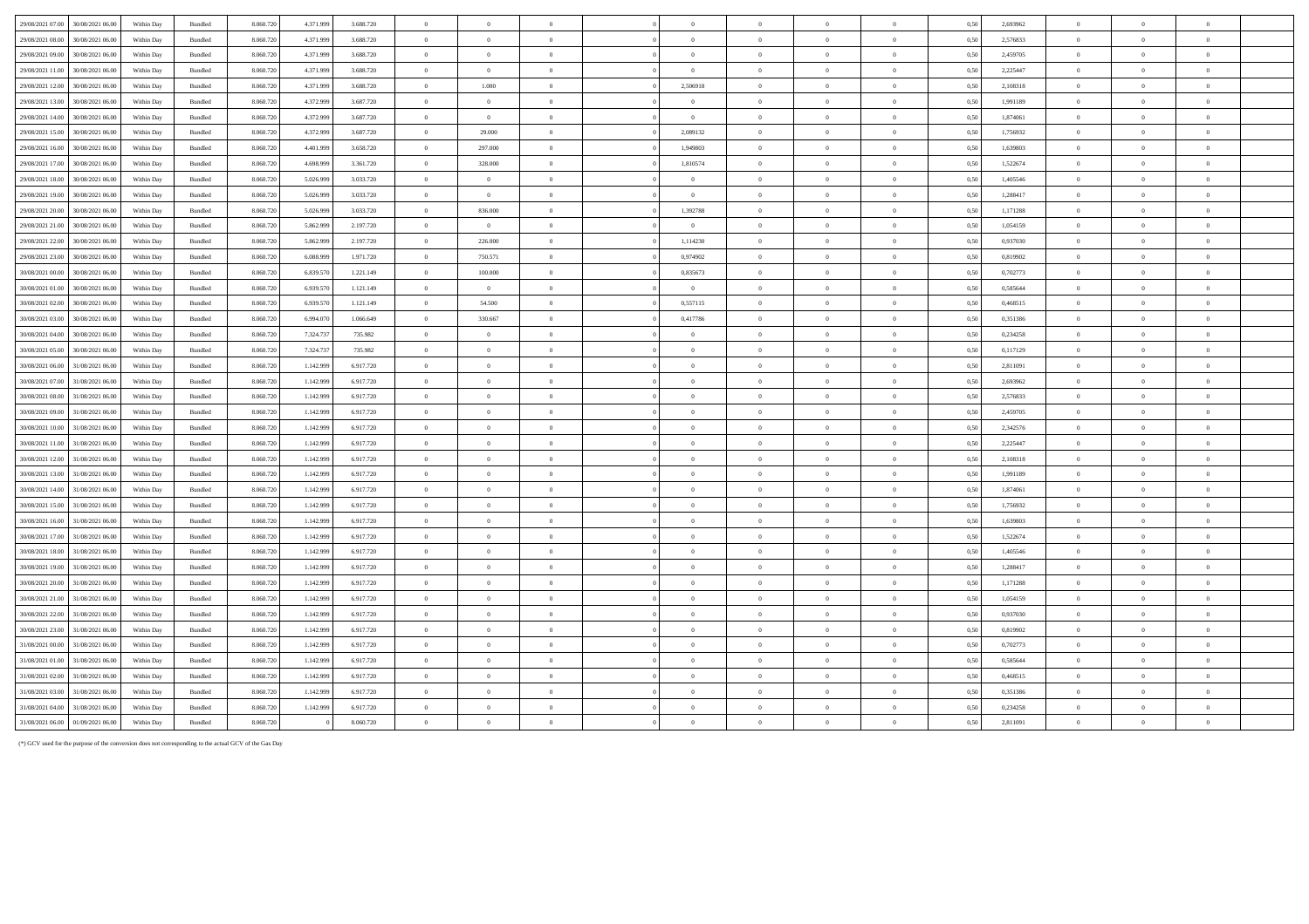| | | | | | | | | | | | | | | | | | | | | |
|---|---|---|---|---|---|---|---|---|---|---|---|---|---|---|---|---|---|---|---|---|
| 29/08/2021 07.00 | 30/08/2021 06.00 | Within Day | Bundled | 8.060.720 | 4.371.999 | 3.688.720 | 0 | 0 | 0 | 0 | 0 | 0 | 0 | 0 | 0,50 | 2,693962 | 0 | 0 | 0 | |
| 29/08/2021 08.00 | 30/08/2021 06.00 | Within Day | Bundled | 8.060.720 | 4.371.999 | 3.688.720 | 0 | 0 | 0 | 0 | 0 | 0 | 0 | 0 | 0,50 | 2,576833 | 0 | 0 | 0 | |
| 29/08/2021 09.00 | 30/08/2021 06.00 | Within Day | Bundled | 8.060.720 | 4.371.999 | 3.688.720 | 0 | 0 | 0 | 0 | 0 | 0 | 0 | 0 | 0,50 | 2,459705 | 0 | 0 | 0 | |
| 29/08/2021 11.00 | 30/08/2021 06.00 | Within Day | Bundled | 8.060.720 | 4.371.999 | 3.688.720 | 0 | 0 | 0 | 0 | 0 | 0 | 0 | 0 | 0,50 | 2,225447 | 0 | 0 | 0 | |
| 29/08/2021 12.00 | 30/08/2021 06.00 | Within Day | Bundled | 8.060.720 | 4.371.999 | 3.688.720 | 0 | 1.000 | 0 | 0 | 2,506918 | 0 | 0 | 0 | 0,50 | 2,108318 | 0 | 0 | 0 | |
| 29/08/2021 13.00 | 30/08/2021 06.00 | Within Day | Bundled | 8.060.720 | 4.372.999 | 3.687.720 | 0 | 0 | 0 | 0 | 0 | 0 | 0 | 0 | 0,50 | 1,991189 | 0 | 0 | 0 | |
| 29/08/2021 14.00 | 30/08/2021 06.00 | Within Day | Bundled | 8.060.720 | 4.372.999 | 3.687.720 | 0 | 0 | 0 | 0 | 0 | 0 | 0 | 0 | 0,50 | 1,874061 | 0 | 0 | 0 | |
| 29/08/2021 15.00 | 30/08/2021 06.00 | Within Day | Bundled | 8.060.720 | 4.372.999 | 3.687.720 | 0 | 29.000 | 0 | 0 | 2,089132 | 0 | 0 | 0 | 0,50 | 1,756932 | 0 | 0 | 0 | |
| 29/08/2021 16.00 | 30/08/2021 06.00 | Within Day | Bundled | 8.060.720 | 4.401.999 | 3.658.720 | 0 | 297.000 | 0 | 0 | 1,949803 | 0 | 0 | 0 | 0,50 | 1,639803 | 0 | 0 | 0 | |
| 29/08/2021 17.00 | 30/08/2021 06.00 | Within Day | Bundled | 8.060.720 | 4.698.999 | 3.361.720 | 0 | 328.000 | 0 | 0 | 1,810574 | 0 | 0 | 0 | 0,50 | 1,522674 | 0 | 0 | 0 | |
| 29/08/2021 18.00 | 30/08/2021 06.00 | Within Day | Bundled | 8.060.720 | 5.026.999 | 3.033.720 | 0 | 0 | 0 | 0 | 0 | 0 | 0 | 0 | 0,50 | 1,405546 | 0 | 0 | 0 | |
| 29/08/2021 19.00 | 30/08/2021 06.00 | Within Day | Bundled | 8.060.720 | 5.026.999 | 3.033.720 | 0 | 0 | 0 | 0 | 0 | 0 | 0 | 0 | 0,50 | 1,288417 | 0 | 0 | 0 | |
| 29/08/2021 20.00 | 30/08/2021 06.00 | Within Day | Bundled | 8.060.720 | 5.026.999 | 3.033.720 | 0 | 836.000 | 0 | 0 | 1,392788 | 0 | 0 | 0 | 0,50 | 1,171288 | 0 | 0 | 0 | |
| 29/08/2021 21.00 | 30/08/2021 06.00 | Within Day | Bundled | 8.060.720 | 5.862.999 | 2.197.720 | 0 | 0 | 0 | 0 | 0 | 0 | 0 | 0 | 0,50 | 1,054159 | 0 | 0 | 0 | |
| 29/08/2021 22.00 | 30/08/2021 06.00 | Within Day | Bundled | 8.060.720 | 5.862.999 | 2.197.720 | 0 | 226.000 | 0 | 0 | 1,114230 | 0 | 0 | 0 | 0,50 | 0,937030 | 0 | 0 | 0 | |
| 29/08/2021 23.00 | 30/08/2021 06.00 | Within Day | Bundled | 8.060.720 | 6.088.999 | 1.971.720 | 0 | 750.571 | 0 | 0 | 0,974902 | 0 | 0 | 0 | 0,50 | 0,819902 | 0 | 0 | 0 | |
| 30/08/2021 00.00 | 30/08/2021 06.00 | Within Day | Bundled | 8.060.720 | 6.839.570 | 1.221.149 | 0 | 100.000 | 0 | 0 | 0,835673 | 0 | 0 | 0 | 0,50 | 0,702773 | 0 | 0 | 0 | |
| 30/08/2021 01.00 | 30/08/2021 06.00 | Within Day | Bundled | 8.060.720 | 6.939.570 | 1.121.149 | 0 | 0 | 0 | 0 | 0 | 0 | 0 | 0 | 0,50 | 0,585644 | 0 | 0 | 0 | |
| 30/08/2021 02.00 | 30/08/2021 06.00 | Within Day | Bundled | 8.060.720 | 6.939.570 | 1.121.149 | 0 | 54.500 | 0 | 0 | 0,557115 | 0 | 0 | 0 | 0,50 | 0,468515 | 0 | 0 | 0 | |
| 30/08/2021 03.00 | 30/08/2021 06.00 | Within Day | Bundled | 8.060.720 | 6.994.070 | 1.066.649 | 0 | 330.667 | 0 | 0 | 0,417786 | 0 | 0 | 0 | 0,50 | 0,351386 | 0 | 0 | 0 | |
| 30/08/2021 04.00 | 30/08/2021 06.00 | Within Day | Bundled | 8.060.720 | 7.324.737 | 735.982 | 0 | 0 | 0 | 0 | 0 | 0 | 0 | 0 | 0,50 | 0,234258 | 0 | 0 | 0 | |
| 30/08/2021 05.00 | 30/08/2021 06.00 | Within Day | Bundled | 8.060.720 | 7.324.737 | 735.982 | 0 | 0 | 0 | 0 | 0 | 0 | 0 | 0 | 0,50 | 0,117129 | 0 | 0 | 0 | |
| 30/08/2021 06.00 | 31/08/2021 06.00 | Within Day | Bundled | 8.060.720 | 1.142.999 | 6.917.720 | 0 | 0 | 0 | 0 | 0 | 0 | 0 | 0 | 0,50 | 2,811091 | 0 | 0 | 0 | |
| 30/08/2021 07.00 | 31/08/2021 06.00 | Within Day | Bundled | 8.060.720 | 1.142.999 | 6.917.720 | 0 | 0 | 0 | 0 | 0 | 0 | 0 | 0 | 0,50 | 2,693962 | 0 | 0 | 0 | |
| 30/08/2021 08.00 | 31/08/2021 06.00 | Within Day | Bundled | 8.060.720 | 1.142.999 | 6.917.720 | 0 | 0 | 0 | 0 | 0 | 0 | 0 | 0 | 0,50 | 2,576833 | 0 | 0 | 0 | |
| 30/08/2021 09.00 | 31/08/2021 06.00 | Within Day | Bundled | 8.060.720 | 1.142.999 | 6.917.720 | 0 | 0 | 0 | 0 | 0 | 0 | 0 | 0 | 0,50 | 2,459705 | 0 | 0 | 0 | |
| 30/08/2021 10.00 | 31/08/2021 06.00 | Within Day | Bundled | 8.060.720 | 1.142.999 | 6.917.720 | 0 | 0 | 0 | 0 | 0 | 0 | 0 | 0 | 0,50 | 2,342576 | 0 | 0 | 0 | |
| 30/08/2021 11.00 | 31/08/2021 06.00 | Within Day | Bundled | 8.060.720 | 1.142.999 | 6.917.720 | 0 | 0 | 0 | 0 | 0 | 0 | 0 | 0 | 0,50 | 2,225447 | 0 | 0 | 0 | |
| 30/08/2021 12.00 | 31/08/2021 06.00 | Within Day | Bundled | 8.060.720 | 1.142.999 | 6.917.720 | 0 | 0 | 0 | 0 | 0 | 0 | 0 | 0 | 0,50 | 2,108318 | 0 | 0 | 0 | |
| 30/08/2021 13.00 | 31/08/2021 06.00 | Within Day | Bundled | 8.060.720 | 1.142.999 | 6.917.720 | 0 | 0 | 0 | 0 | 0 | 0 | 0 | 0 | 0,50 | 1,991189 | 0 | 0 | 0 | |
| 30/08/2021 14.00 | 31/08/2021 06.00 | Within Day | Bundled | 8.060.720 | 1.142.999 | 6.917.720 | 0 | 0 | 0 | 0 | 0 | 0 | 0 | 0 | 0,50 | 1,874061 | 0 | 0 | 0 | |
| 30/08/2021 15.00 | 31/08/2021 06.00 | Within Day | Bundled | 8.060.720 | 1.142.999 | 6.917.720 | 0 | 0 | 0 | 0 | 0 | 0 | 0 | 0 | 0,50 | 1,756932 | 0 | 0 | 0 | |
| 30/08/2021 16.00 | 31/08/2021 06.00 | Within Day | Bundled | 8.060.720 | 1.142.999 | 6.917.720 | 0 | 0 | 0 | 0 | 0 | 0 | 0 | 0 | 0,50 | 1,639803 | 0 | 0 | 0 | |
| 30/08/2021 17.00 | 31/08/2021 06.00 | Within Day | Bundled | 8.060.720 | 1.142.999 | 6.917.720 | 0 | 0 | 0 | 0 | 0 | 0 | 0 | 0 | 0,50 | 1,522674 | 0 | 0 | 0 | |
| 30/08/2021 18.00 | 31/08/2021 06.00 | Within Day | Bundled | 8.060.720 | 1.142.999 | 6.917.720 | 0 | 0 | 0 | 0 | 0 | 0 | 0 | 0 | 0,50 | 1,405546 | 0 | 0 | 0 | |
| 30/08/2021 19.00 | 31/08/2021 06.00 | Within Day | Bundled | 8.060.720 | 1.142.999 | 6.917.720 | 0 | 0 | 0 | 0 | 0 | 0 | 0 | 0 | 0,50 | 1,288417 | 0 | 0 | 0 | |
| 30/08/2021 20.00 | 31/08/2021 06.00 | Within Day | Bundled | 8.060.720 | 1.142.999 | 6.917.720 | 0 | 0 | 0 | 0 | 0 | 0 | 0 | 0 | 0,50 | 1,171288 | 0 | 0 | 0 | |
| 30/08/2021 21.00 | 31/08/2021 06.00 | Within Day | Bundled | 8.060.720 | 1.142.999 | 6.917.720 | 0 | 0 | 0 | 0 | 0 | 0 | 0 | 0 | 0,50 | 1,054159 | 0 | 0 | 0 | |
| 30/08/2021 22.00 | 31/08/2021 06.00 | Within Day | Bundled | 8.060.720 | 1.142.999 | 6.917.720 | 0 | 0 | 0 | 0 | 0 | 0 | 0 | 0 | 0,50 | 0,937030 | 0 | 0 | 0 | |
| 30/08/2021 23.00 | 31/08/2021 06.00 | Within Day | Bundled | 8.060.720 | 1.142.999 | 6.917.720 | 0 | 0 | 0 | 0 | 0 | 0 | 0 | 0 | 0,50 | 0,819902 | 0 | 0 | 0 | |
| 31/08/2021 00.00 | 31/08/2021 06.00 | Within Day | Bundled | 8.060.720 | 1.142.999 | 6.917.720 | 0 | 0 | 0 | 0 | 0 | 0 | 0 | 0 | 0,50 | 0,702773 | 0 | 0 | 0 | |
| 31/08/2021 01.00 | 31/08/2021 06.00 | Within Day | Bundled | 8.060.720 | 1.142.999 | 6.917.720 | 0 | 0 | 0 | 0 | 0 | 0 | 0 | 0 | 0,50 | 0,585644 | 0 | 0 | 0 | |
| 31/08/2021 02.00 | 31/08/2021 06.00 | Within Day | Bundled | 8.060.720 | 1.142.999 | 6.917.720 | 0 | 0 | 0 | 0 | 0 | 0 | 0 | 0 | 0,50 | 0,468515 | 0 | 0 | 0 | |
| 31/08/2021 03.00 | 31/08/2021 06.00 | Within Day | Bundled | 8.060.720 | 1.142.999 | 6.917.720 | 0 | 0 | 0 | 0 | 0 | 0 | 0 | 0 | 0,50 | 0,351386 | 0 | 0 | 0 | |
| 31/08/2021 04.00 | 31/08/2021 06.00 | Within Day | Bundled | 8.060.720 | 1.142.999 | 6.917.720 | 0 | 0 | 0 | 0 | 0 | 0 | 0 | 0 | 0,50 | 0,234258 | 0 | 0 | 0 | |
| 31/08/2021 06.00 | 01/09/2021 06.00 | Within Day | Bundled | 8.060.720 | 0 | 8.060.720 | 0 | 0 | 0 | 0 | 0 | 0 | 0 | 0 | 0,50 | 2,811091 | 0 | 0 | 0 | |

(*) GCV used for the purpose of the conversion does not corresponding to the actual GCV of the Gas Day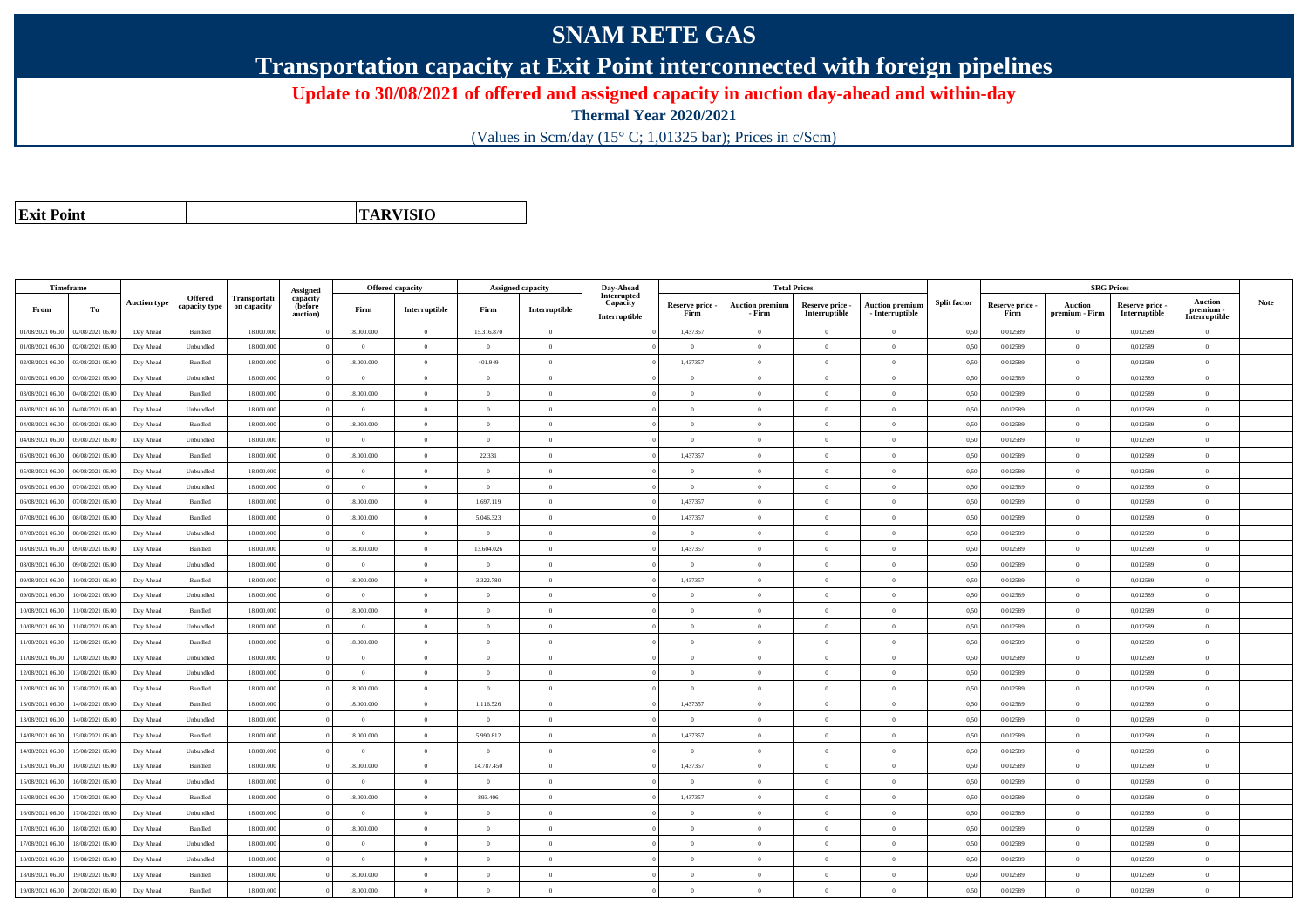# SNAM RETE GAS

## Transportation capacity at Exit Point interconnected with foreign pipelines

### Update to 30/08/2021 of offered and assigned capacity in auction day-ahead and within-day

**Thermal Year 2020/2021**

(Values in Scm/day (15° C; 1,01325 bar); Prices in c/Scm)

| **Exit Point** | | **TARVISIO** |
|---|---|---|

| Timeframe | | Auction type | Offered capacity type | Transportation capacity | Assigned capacity (before auction) | Offered capacity | | Assigned capacity | | Day-Ahead Interrupted Capacity | Total Prices | | | | Split factor | SRG Prices | | | | Note |
|---|---|---|---|---|---|---|---|---|---|---|---|---|---|---|---|---|---|---|---|---|
| From | To | | | | | Firm | Interruptible | Firm | Interruptible | Interruptible | Reserve price - Firm | Auction premium - Firm | Reserve price - Interruptible | Auction premium - Interruptible | | Reserve price - Firm | Auction premium - Firm | Reserve price - Interruptible | Auction premium - Interruptible | |
| 01/08/2021 06.00 | 02/08/2021 06.00 | Day Ahead | Bundled | 18.000.000 | 0 | 18.000.000 | 0 | 15.316.870 | 0 | 0 | 1,437357 | 0 | 0 | 0 | 0,50 | 0,012589 | 0 | 0,012589 | 0 | |
| 01/08/2021 06.00 | 02/08/2021 06.00 | Day Ahead | Unbundled | 18.000.000 | 0 | 0 | 0 | 0 | 0 | 0 | 0 | 0 | 0 | 0 | 0,50 | 0,012589 | 0 | 0,012589 | 0 | |
| 02/08/2021 06.00 | 03/08/2021 06.00 | Day Ahead | Bundled | 18.000.000 | 0 | 18.000.000 | 0 | 401.949 | 0 | 0 | 1,437357 | 0 | 0 | 0 | 0,50 | 0,012589 | 0 | 0,012589 | 0 | |
| 02/08/2021 06.00 | 03/08/2021 06.00 | Day Ahead | Unbundled | 18.000.000 | 0 | 0 | 0 | 0 | 0 | 0 | 0 | 0 | 0 | 0 | 0,50 | 0,012589 | 0 | 0,012589 | 0 | |
| 03/08/2021 06.00 | 04/08/2021 06.00 | Day Ahead | Bundled | 18.000.000 | 0 | 18.000.000 | 0 | 0 | 0 | 0 | 0 | 0 | 0 | 0 | 0,50 | 0,012589 | 0 | 0,012589 | 0 | |
| 03/08/2021 06.00 | 04/08/2021 06.00 | Day Ahead | Unbundled | 18.000.000 | 0 | 0 | 0 | 0 | 0 | 0 | 0 | 0 | 0 | 0 | 0,50 | 0,012589 | 0 | 0,012589 | 0 | |
| 04/08/2021 06.00 | 05/08/2021 06.00 | Day Ahead | Bundled | 18.000.000 | 0 | 18.000.000 | 0 | 0 | 0 | 0 | 0 | 0 | 0 | 0 | 0,50 | 0,012589 | 0 | 0,012589 | 0 | |
| 04/08/2021 06.00 | 05/08/2021 06.00 | Day Ahead | Unbundled | 18.000.000 | 0 | 0 | 0 | 0 | 0 | 0 | 0 | 0 | 0 | 0 | 0,50 | 0,012589 | 0 | 0,012589 | 0 | |
| 05/08/2021 06.00 | 06/08/2021 06.00 | Day Ahead | Bundled | 18.000.000 | 0 | 18.000.000 | 0 | 22.331 | 0 | 0 | 1,437357 | 0 | 0 | 0 | 0,50 | 0,012589 | 0 | 0,012589 | 0 | |
| 05/08/2021 06.00 | 06/08/2021 06.00 | Day Ahead | Unbundled | 18.000.000 | 0 | 0 | 0 | 0 | 0 | 0 | 0 | 0 | 0 | 0 | 0,50 | 0,012589 | 0 | 0,012589 | 0 | |
| 06/08/2021 06.00 | 07/08/2021 06.00 | Day Ahead | Unbundled | 18.000.000 | 0 | 0 | 0 | 0 | 0 | 0 | 0 | 0 | 0 | 0 | 0,50 | 0,012589 | 0 | 0,012589 | 0 | |
| 06/08/2021 06.00 | 07/08/2021 06.00 | Day Ahead | Bundled | 18.000.000 | 0 | 18.000.000 | 0 | 1.697.119 | 0 | 0 | 1,437357 | 0 | 0 | 0 | 0,50 | 0,012589 | 0 | 0,012589 | 0 | |
| 07/08/2021 06.00 | 08/08/2021 06.00 | Day Ahead | Bundled | 18.000.000 | 0 | 18.000.000 | 0 | 5.046.323 | 0 | 0 | 1,437357 | 0 | 0 | 0 | 0,50 | 0,012589 | 0 | 0,012589 | 0 | |
| 07/08/2021 06.00 | 08/08/2021 06.00 | Day Ahead | Unbundled | 18.000.000 | 0 | 0 | 0 | 0 | 0 | 0 | 0 | 0 | 0 | 0 | 0,50 | 0,012589 | 0 | 0,012589 | 0 | |
| 08/08/2021 06.00 | 09/08/2021 06.00 | Day Ahead | Bundled | 18.000.000 | 0 | 18.000.000 | 0 | 13.604.026 | 0 | 0 | 1,437357 | 0 | 0 | 0 | 0,50 | 0,012589 | 0 | 0,012589 | 0 | |
| 08/08/2021 06.00 | 09/08/2021 06.00 | Day Ahead | Unbundled | 18.000.000 | 0 | 0 | 0 | 0 | 0 | 0 | 0 | 0 | 0 | 0 | 0,50 | 0,012589 | 0 | 0,012589 | 0 | |
| 09/08/2021 06.00 | 10/08/2021 06.00 | Day Ahead | Bundled | 18.000.000 | 0 | 18.000.000 | 0 | 3.322.780 | 0 | 0 | 1,437357 | 0 | 0 | 0 | 0,50 | 0,012589 | 0 | 0,012589 | 0 | |
| 09/08/2021 06.00 | 10/08/2021 06.00 | Day Ahead | Unbundled | 18.000.000 | 0 | 0 | 0 | 0 | 0 | 0 | 0 | 0 | 0 | 0 | 0,50 | 0,012589 | 0 | 0,012589 | 0 | |
| 10/08/2021 06.00 | 11/08/2021 06.00 | Day Ahead | Bundled | 18.000.000 | 0 | 18.000.000 | 0 | 0 | 0 | 0 | 0 | 0 | 0 | 0 | 0,50 | 0,012589 | 0 | 0,012589 | 0 | |
| 10/08/2021 06.00 | 11/08/2021 06.00 | Day Ahead | Unbundled | 18.000.000 | 0 | 0 | 0 | 0 | 0 | 0 | 0 | 0 | 0 | 0 | 0,50 | 0,012589 | 0 | 0,012589 | 0 | |
| 11/08/2021 06.00 | 12/08/2021 06.00 | Day Ahead | Bundled | 18.000.000 | 0 | 18.000.000 | 0 | 0 | 0 | 0 | 0 | 0 | 0 | 0 | 0,50 | 0,012589 | 0 | 0,012589 | 0 | |
| 11/08/2021 06.00 | 12/08/2021 06.00 | Day Ahead | Unbundled | 18.000.000 | 0 | 0 | 0 | 0 | 0 | 0 | 0 | 0 | 0 | 0 | 0,50 | 0,012589 | 0 | 0,012589 | 0 | |
| 12/08/2021 06.00 | 13/08/2021 06.00 | Day Ahead | Unbundled | 18.000.000 | 0 | 0 | 0 | 0 | 0 | 0 | 0 | 0 | 0 | 0 | 0,50 | 0,012589 | 0 | 0,012589 | 0 | |
| 12/08/2021 06.00 | 13/08/2021 06.00 | Day Ahead | Bundled | 18.000.000 | 0 | 18.000.000 | 0 | 0 | 0 | 0 | 0 | 0 | 0 | 0 | 0,50 | 0,012589 | 0 | 0,012589 | 0 | |
| 13/08/2021 06.00 | 14/08/2021 06.00 | Day Ahead | Bundled | 18.000.000 | 0 | 18.000.000 | 0 | 1.116.526 | 0 | 0 | 1,437357 | 0 | 0 | 0 | 0,50 | 0,012589 | 0 | 0,012589 | 0 | |
| 13/08/2021 06.00 | 14/08/2021 06.00 | Day Ahead | Unbundled | 18.000.000 | 0 | 0 | 0 | 0 | 0 | 0 | 0 | 0 | 0 | 0 | 0,50 | 0,012589 | 0 | 0,012589 | 0 | |
| 14/08/2021 06.00 | 15/08/2021 06.00 | Day Ahead | Bundled | 18.000.000 | 0 | 18.000.000 | 0 | 5.990.812 | 0 | 0 | 1,437357 | 0 | 0 | 0 | 0,50 | 0,012589 | 0 | 0,012589 | 0 | |
| 14/08/2021 06.00 | 15/08/2021 06.00 | Day Ahead | Unbundled | 18.000.000 | 0 | 0 | 0 | 0 | 0 | 0 | 0 | 0 | 0 | 0 | 0,50 | 0,012589 | 0 | 0,012589 | 0 | |
| 15/08/2021 06.00 | 16/08/2021 06.00 | Day Ahead | Bundled | 18.000.000 | 0 | 18.000.000 | 0 | 14.787.450 | 0 | 0 | 1,437357 | 0 | 0 | 0 | 0,50 | 0,012589 | 0 | 0,012589 | 0 | |
| 15/08/2021 06.00 | 16/08/2021 06.00 | Day Ahead | Unbundled | 18.000.000 | 0 | 0 | 0 | 0 | 0 | 0 | 0 | 0 | 0 | 0 | 0,50 | 0,012589 | 0 | 0,012589 | 0 | |
| 16/08/2021 06.00 | 17/08/2021 06.00 | Day Ahead | Bundled | 18.000.000 | 0 | 18.000.000 | 0 | 893.406 | 0 | 0 | 1,437357 | 0 | 0 | 0 | 0,50 | 0,012589 | 0 | 0,012589 | 0 | |
| 16/08/2021 06.00 | 17/08/2021 06.00 | Day Ahead | Unbundled | 18.000.000 | 0 | 0 | 0 | 0 | 0 | 0 | 0 | 0 | 0 | 0 | 0,50 | 0,012589 | 0 | 0,012589 | 0 | |
| 17/08/2021 06.00 | 18/08/2021 06.00 | Day Ahead | Bundled | 18.000.000 | 0 | 18.000.000 | 0 | 0 | 0 | 0 | 0 | 0 | 0 | 0 | 0,50 | 0,012589 | 0 | 0,012589 | 0 | |
| 17/08/2021 06.00 | 18/08/2021 06.00 | Day Ahead | Unbundled | 18.000.000 | 0 | 0 | 0 | 0 | 0 | 0 | 0 | 0 | 0 | 0 | 0,50 | 0,012589 | 0 | 0,012589 | 0 | |
| 18/08/2021 06.00 | 19/08/2021 06.00 | Day Ahead | Unbundled | 18.000.000 | 0 | 0 | 0 | 0 | 0 | 0 | 0 | 0 | 0 | 0 | 0,50 | 0,012589 | 0 | 0,012589 | 0 | |
| 18/08/2021 06.00 | 19/08/2021 06.00 | Day Ahead | Bundled | 18.000.000 | 0 | 18.000.000 | 0 | 0 | 0 | 0 | 0 | 0 | 0 | 0 | 0,50 | 0,012589 | 0 | 0,012589 | 0 | |
| 19/08/2021 06.00 | 20/08/2021 06.00 | Day Ahead | Bundled | 18.000.000 | 0 | 18.000.000 | 0 | 0 | 0 | 0 | 0 | 0 | 0 | 0 | 0,50 | 0,012589 | 0 | 0,012589 | 0 | |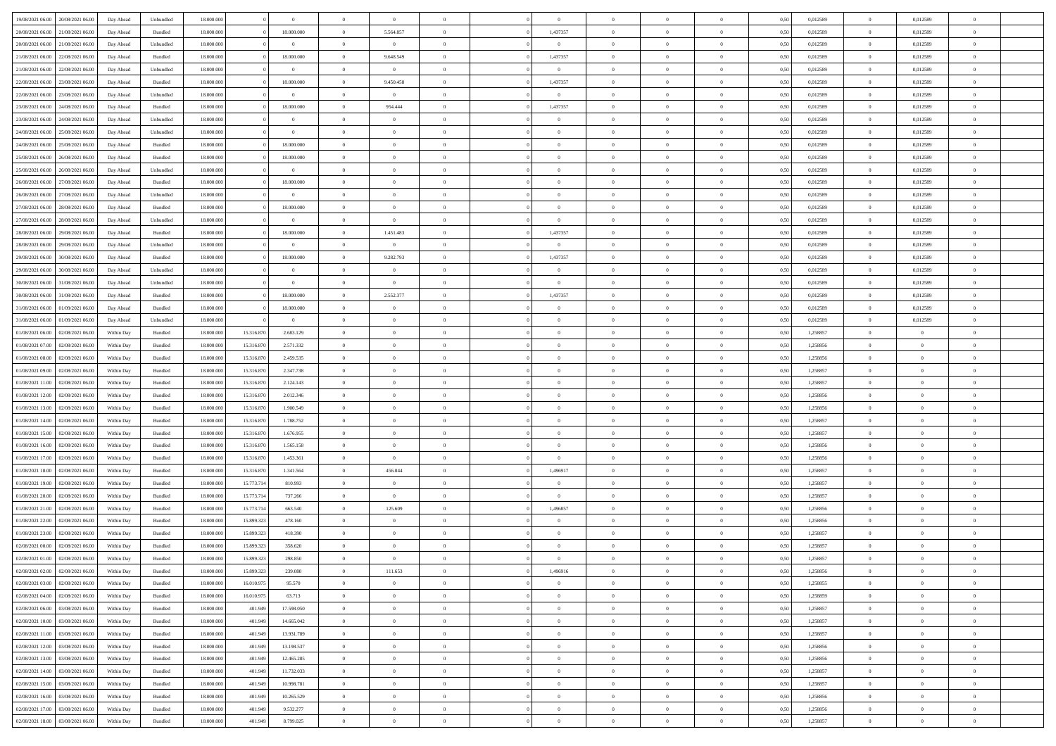| | | | | | | | | | | | | | | | | | | | | |
|---|---|---|---|---|---|---|---|---|---|---|---|---|---|---|---|---|---|---|---|---|
| 19/08/2021 06:00 | 20/08/2021 06:00 | Day Ahead | Unbundled | 18.000.000 | 0 | 0 | 0 | 0 | 0 | | 0 | 0 | 0 | 0 | 0,50 | 0,012589 | 0 | 0,012589 | 0 | |
| 20/08/2021 06:00 | 21/08/2021 06:00 | Day Ahead | Bundled | 18.000.000 | 0 | 18.000.000 | 0 | 5.564.857 | 0 | | 1,437357 | 0 | 0 | 0 | 0,50 | 0,012589 | 0 | 0,012589 | 0 | |
| 20/08/2021 06:00 | 21/08/2021 06:00 | Day Ahead | Unbundled | 18.000.000 | 0 | 0 | 0 | 0 | 0 | | 0 | 0 | 0 | 0 | 0,50 | 0,012589 | 0 | 0,012589 | 0 | |
| 21/08/2021 06:00 | 22/08/2021 06:00 | Day Ahead | Bundled | 18.000.000 | 0 | 18.000.000 | 0 | 9.648.549 | 0 | | 1,437357 | 0 | 0 | 0 | 0,50 | 0,012589 | 0 | 0,012589 | 0 | |
| 21/08/2021 06:00 | 22/08/2021 06:00 | Day Ahead | Unbundled | 18.000.000 | 0 | 0 | 0 | 0 | 0 | | 0 | 0 | 0 | 0 | 0,50 | 0,012589 | 0 | 0,012589 | 0 | |
| 22/08/2021 06:00 | 23/08/2021 06:00 | Day Ahead | Bundled | 18.000.000 | 0 | 18.000.000 | 0 | 9.450.458 | 0 | | 1,437357 | 0 | 0 | 0 | 0,50 | 0,012589 | 0 | 0,012589 | 0 | |
| 22/08/2021 06:00 | 23/08/2021 06:00 | Day Ahead | Unbundled | 18.000.000 | 0 | 0 | 0 | 0 | 0 | | 0 | 0 | 0 | 0 | 0,50 | 0,012589 | 0 | 0,012589 | 0 | |
| 23/08/2021 06:00 | 24/08/2021 06:00 | Day Ahead | Bundled | 18.000.000 | 0 | 18.000.000 | 0 | 954.444 | 0 | | 1,437357 | 0 | 0 | 0 | 0,50 | 0,012589 | 0 | 0,012589 | 0 | |
| 23/08/2021 06:00 | 24/08/2021 06:00 | Day Ahead | Unbundled | 18.000.000 | 0 | 0 | 0 | 0 | 0 | | 0 | 0 | 0 | 0 | 0,50 | 0,012589 | 0 | 0,012589 | 0 | |
| 24/08/2021 06:00 | 25/08/2021 06:00 | Day Ahead | Unbundled | 18.000.000 | 0 | 0 | 0 | 0 | 0 | | 0 | 0 | 0 | 0 | 0,50 | 0,012589 | 0 | 0,012589 | 0 | |
| 24/08/2021 06:00 | 25/08/2021 06:00 | Day Ahead | Bundled | 18.000.000 | 0 | 18.000.000 | 0 | 0 | 0 | | 0 | 0 | 0 | 0 | 0,50 | 0,012589 | 0 | 0,012589 | 0 | |
| 25/08/2021 06:00 | 26/08/2021 06:00 | Day Ahead | Bundled | 18.000.000 | 0 | 18.000.000 | 0 | 0 | 0 | | 0 | 0 | 0 | 0 | 0,50 | 0,012589 | 0 | 0,012589 | 0 | |
| 25/08/2021 06:00 | 26/08/2021 06:00 | Day Ahead | Unbundled | 18.000.000 | 0 | 0 | 0 | 0 | 0 | | 0 | 0 | 0 | 0 | 0,50 | 0,012589 | 0 | 0,012589 | 0 | |
| 26/08/2021 06:00 | 27/08/2021 06:00 | Day Ahead | Bundled | 18.000.000 | 0 | 18.000.000 | 0 | 0 | 0 | | 0 | 0 | 0 | 0 | 0,50 | 0,012589 | 0 | 0,012589 | 0 | |
| 26/08/2021 06:00 | 27/08/2021 06:00 | Day Ahead | Unbundled | 18.000.000 | 0 | 0 | 0 | 0 | 0 | | 0 | 0 | 0 | 0 | 0,50 | 0,012589 | 0 | 0,012589 | 0 | |
| 27/08/2021 06:00 | 28/08/2021 06:00 | Day Ahead | Bundled | 18.000.000 | 0 | 18.000.000 | 0 | 0 | 0 | | 0 | 0 | 0 | 0 | 0,50 | 0,012589 | 0 | 0,012589 | 0 | |
| 27/08/2021 06:00 | 28/08/2021 06:00 | Day Ahead | Unbundled | 18.000.000 | 0 | 0 | 0 | 0 | 0 | | 0 | 0 | 0 | 0 | 0,50 | 0,012589 | 0 | 0,012589 | 0 | |
| 28/08/2021 06:00 | 29/08/2021 06:00 | Day Ahead | Bundled | 18.000.000 | 0 | 18.000.000 | 0 | 1.451.483 | 0 | | 1,437357 | 0 | 0 | 0 | 0,50 | 0,012589 | 0 | 0,012589 | 0 | |
| 28/08/2021 06:00 | 29/08/2021 06:00 | Day Ahead | Unbundled | 18.000.000 | 0 | 0 | 0 | 0 | 0 | | 0 | 0 | 0 | 0 | 0,50 | 0,012589 | 0 | 0,012589 | 0 | |
| 29/08/2021 06:00 | 30/08/2021 06:00 | Day Ahead | Bundled | 18.000.000 | 0 | 18.000.000 | 0 | 9.282.793 | 0 | | 1,437357 | 0 | 0 | 0 | 0,50 | 0,012589 | 0 | 0,012589 | 0 | |
| 29/08/2021 06:00 | 30/08/2021 06:00 | Day Ahead | Unbundled | 18.000.000 | 0 | 0 | 0 | 0 | 0 | | 0 | 0 | 0 | 0 | 0,50 | 0,012589 | 0 | 0,012589 | 0 | |
| 30/08/2021 06:00 | 31/08/2021 06:00 | Day Ahead | Unbundled | 18.000.000 | 0 | 0 | 0 | 0 | 0 | | 0 | 0 | 0 | 0 | 0,50 | 0,012589 | 0 | 0,012589 | 0 | |
| 30/08/2021 06:00 | 31/08/2021 06:00 | Day Ahead | Bundled | 18.000.000 | 0 | 18.000.000 | 0 | 2.552.377 | 0 | | 1,437357 | 0 | 0 | 0 | 0,50 | 0,012589 | 0 | 0,012589 | 0 | |
| 31/08/2021 06:00 | 01/09/2021 06:00 | Day Ahead | Bundled | 18.000.000 | 0 | 18.000.000 | 0 | 0 | 0 | | 0 | 0 | 0 | 0 | 0,50 | 0,012589 | 0 | 0,012589 | 0 | |
| 31/08/2021 06:00 | 01/09/2021 06:00 | Day Ahead | Unbundled | 18.000.000 | 0 | 0 | 0 | 0 | 0 | | 0 | 0 | 0 | 0 | 0,50 | 0,012589 | 0 | 0,012589 | 0 | |
| 01/08/2021 06:00 | 02/08/2021 06:00 | Within Day | Bundled | 18.000.000 | 15.316.870 | 2.683.129 | 0 | 0 | 0 | | 0 | 0 | 0 | 0 | 0,50 | 1,258857 | 0 | 0 | 0 | |
| 01/08/2021 07:00 | 02/08/2021 06:00 | Within Day | Bundled | 18.000.000 | 15.316.870 | 2.571.332 | 0 | 0 | 0 | | 0 | 0 | 0 | 0 | 0,50 | 1,258856 | 0 | 0 | 0 | |
| 01/08/2021 08:00 | 02/08/2021 06:00 | Within Day | Bundled | 18.000.000 | 15.316.870 | 2.459.535 | 0 | 0 | 0 | | 0 | 0 | 0 | 0 | 0,50 | 1,258856 | 0 | 0 | 0 | |
| 01/08/2021 09:00 | 02/08/2021 06:00 | Within Day | Bundled | 18.000.000 | 15.316.870 | 2.347.738 | 0 | 0 | 0 | | 0 | 0 | 0 | 0 | 0,50 | 1,258857 | 0 | 0 | 0 | |
| 01/08/2021 11:00 | 02/08/2021 06:00 | Within Day | Bundled | 18.000.000 | 15.316.870 | 2.124.143 | 0 | 0 | 0 | | 0 | 0 | 0 | 0 | 0,50 | 1,258857 | 0 | 0 | 0 | |
| 01/08/2021 12:00 | 02/08/2021 06:00 | Within Day | Bundled | 18.000.000 | 15.316.870 | 2.012.346 | 0 | 0 | 0 | | 0 | 0 | 0 | 0 | 0,50 | 1,258856 | 0 | 0 | 0 | |
| 01/08/2021 13:00 | 02/08/2021 06:00 | Within Day | Bundled | 18.000.000 | 15.316.870 | 1.900.549 | 0 | 0 | 0 | | 0 | 0 | 0 | 0 | 0,50 | 1,258856 | 0 | 0 | 0 | |
| 01/08/2021 14:00 | 02/08/2021 06:00 | Within Day | Bundled | 18.000.000 | 15.316.870 | 1.788.752 | 0 | 0 | 0 | | 0 | 0 | 0 | 0 | 0,50 | 1,258857 | 0 | 0 | 0 | |
| 01/08/2021 15:00 | 02/08/2021 06:00 | Within Day | Bundled | 18.000.000 | 15.316.870 | 1.676.955 | 0 | 0 | 0 | | 0 | 0 | 0 | 0 | 0,50 | 1,258857 | 0 | 0 | 0 | |
| 01/08/2021 16:00 | 02/08/2021 06:00 | Within Day | Bundled | 18.000.000 | 15.316.870 | 1.565.158 | 0 | 0 | 0 | | 0 | 0 | 0 | 0 | 0,50 | 1,258856 | 0 | 0 | 0 | |
| 01/08/2021 17:00 | 02/08/2021 06:00 | Within Day | Bundled | 18.000.000 | 15.316.870 | 1.453.361 | 0 | 0 | 0 | | 0 | 0 | 0 | 0 | 0,50 | 1,258856 | 0 | 0 | 0 | |
| 01/08/2021 18:00 | 02/08/2021 06:00 | Within Day | Bundled | 18.000.000 | 15.316.870 | 1.341.564 | 0 | 456.844 | 0 | | 1,496917 | 0 | 0 | 0 | 0,50 | 1,258857 | 0 | 0 | 0 | |
| 01/08/2021 19:00 | 02/08/2021 06:00 | Within Day | Bundled | 18.000.000 | 15.773.714 | 810.993 | 0 | 0 | 0 | | 0 | 0 | 0 | 0 | 0,50 | 1,258857 | 0 | 0 | 0 | |
| 01/08/2021 20:00 | 02/08/2021 06:00 | Within Day | Bundled | 18.000.000 | 15.773.714 | 737.266 | 0 | 0 | 0 | | 0 | 0 | 0 | 0 | 0,50 | 1,258857 | 0 | 0 | 0 | |
| 01/08/2021 21:00 | 02/08/2021 06:00 | Within Day | Bundled | 18.000.000 | 15.773.714 | 663.540 | 0 | 125.609 | 0 | | 1,496857 | 0 | 0 | 0 | 0,50 | 1,258856 | 0 | 0 | 0 | |
| 01/08/2021 22:00 | 02/08/2021 06:00 | Within Day | Bundled | 18.000.000 | 15.899.323 | 478.160 | 0 | 0 | 0 | | 0 | 0 | 0 | 0 | 0,50 | 1,258856 | 0 | 0 | 0 | |
| 01/08/2021 23:00 | 02/08/2021 06:00 | Within Day | Bundled | 18.000.000 | 15.899.323 | 418.390 | 0 | 0 | 0 | | 0 | 0 | 0 | 0 | 0,50 | 1,258857 | 0 | 0 | 0 | |
| 02/08/2021 00:00 | 02/08/2021 06:00 | Within Day | Bundled | 18.000.000 | 15.899.323 | 358.620 | 0 | 0 | 0 | | 0 | 0 | 0 | 0 | 0,50 | 1,258857 | 0 | 0 | 0 | |
| 02/08/2021 01:00 | 02/08/2021 06:00 | Within Day | Bundled | 18.000.000 | 15.899.323 | 298.850 | 0 | 0 | 0 | | 0 | 0 | 0 | 0 | 0,50 | 1,258857 | 0 | 0 | 0 | |
| 02/08/2021 02:00 | 02/08/2021 06:00 | Within Day | Bundled | 18.000.000 | 15.899.323 | 239.080 | 0 | 111.653 | 0 | | 1,496916 | 0 | 0 | 0 | 0,50 | 1,258856 | 0 | 0 | 0 | |
| 02/08/2021 03:00 | 02/08/2021 06:00 | Within Day | Bundled | 18.000.000 | 16.010.975 | 95.570 | 0 | 0 | 0 | | 0 | 0 | 0 | 0 | 0,50 | 1,258855 | 0 | 0 | 0 | |
| 02/08/2021 04:00 | 02/08/2021 06:00 | Within Day | Bundled | 18.000.000 | 16.010.975 | 63.713 | 0 | 0 | 0 | | 0 | 0 | 0 | 0 | 0,50 | 1,258859 | 0 | 0 | 0 | |
| 02/08/2021 06:00 | 03/08/2021 06:00 | Within Day | Bundled | 18.000.000 | 401.949 | 17.598.050 | 0 | 0 | 0 | | 0 | 0 | 0 | 0 | 0,50 | 1,258857 | 0 | 0 | 0 | |
| 02/08/2021 10:00 | 03/08/2021 06:00 | Within Day | Bundled | 18.000.000 | 401.949 | 14.665.042 | 0 | 0 | 0 | | 0 | 0 | 0 | 0 | 0,50 | 1,258857 | 0 | 0 | 0 | |
| 02/08/2021 11:00 | 03/08/2021 06:00 | Within Day | Bundled | 18.000.000 | 401.949 | 13.931.789 | 0 | 0 | 0 | | 0 | 0 | 0 | 0 | 0,50 | 1,258857 | 0 | 0 | 0 | |
| 02/08/2021 12:00 | 03/08/2021 06:00 | Within Day | Bundled | 18.000.000 | 401.949 | 13.198.537 | 0 | 0 | 0 | | 0 | 0 | 0 | 0 | 0,50 | 1,258856 | 0 | 0 | 0 | |
| 02/08/2021 13:00 | 03/08/2021 06:00 | Within Day | Bundled | 18.000.000 | 401.949 | 12.465.285 | 0 | 0 | 0 | | 0 | 0 | 0 | 0 | 0,50 | 1,258856 | 0 | 0 | 0 | |
| 02/08/2021 14:00 | 03/08/2021 06:00 | Within Day | Bundled | 18.000.000 | 401.949 | 11.732.033 | 0 | 0 | 0 | | 0 | 0 | 0 | 0 | 0,50 | 1,258857 | 0 | 0 | 0 | |
| 02/08/2021 15:00 | 03/08/2021 06:00 | Within Day | Bundled | 18.000.000 | 401.949 | 10.998.781 | 0 | 0 | 0 | | 0 | 0 | 0 | 0 | 0,50 | 1,258857 | 0 | 0 | 0 | |
| 02/08/2021 16:00 | 03/08/2021 06:00 | Within Day | Bundled | 18.000.000 | 401.949 | 10.265.529 | 0 | 0 | 0 | | 0 | 0 | 0 | 0 | 0,50 | 1,258856 | 0 | 0 | 0 | |
| 02/08/2021 17:00 | 03/08/2021 06:00 | Within Day | Bundled | 18.000.000 | 401.949 | 9.532.277 | 0 | 0 | 0 | | 0 | 0 | 0 | 0 | 0,50 | 1,258856 | 0 | 0 | 0 | |
| 02/08/2021 18:00 | 03/08/2021 06:00 | Within Day | Bundled | 18.000.000 | 401.949 | 8.799.025 | 0 | 0 | 0 | | 0 | 0 | 0 | 0 | 0,50 | 1,258857 | 0 | 0 | 0 | |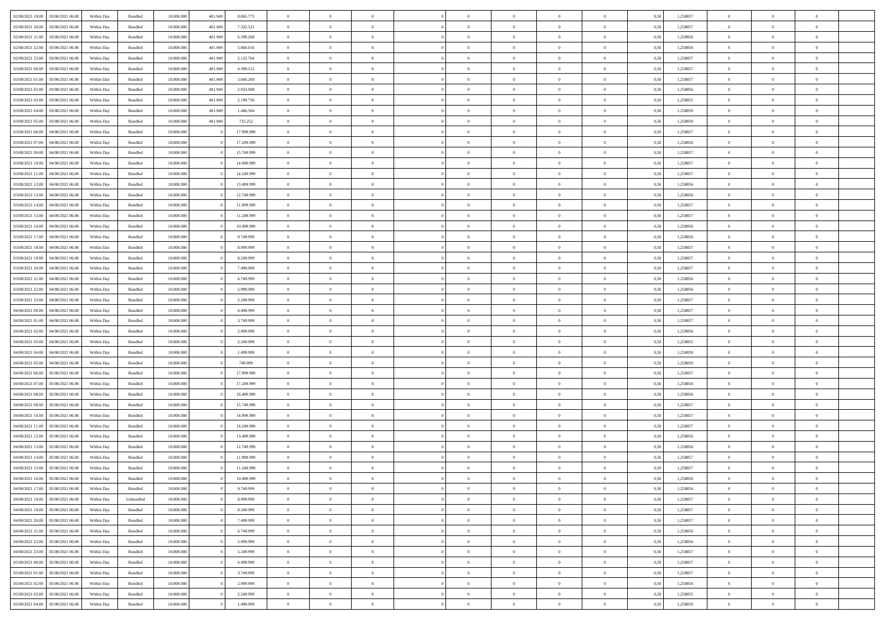| | | | | | | | | | | | | | | | | | | | | |
|---|---|---|---|---|---|---|---|---|---|---|---|---|---|---|---|---|---|---|---|---|
| 02/08/2021 19:00 | 03/08/2021 06:00 | Within Day | Bundled | 18.000.000 | 401.949 | 8.065.773 | 0 | 0 | 0 | | 0 | 0 | 0 | 0 | 0,50 | 1,258857 | 0 | 0 | 0 | |
| 02/08/2021 20:00 | 03/08/2021 06:00 | Within Day | Bundled | 18.000.000 | 401.949 | 7.332.521 | 0 | 0 | 0 | | 0 | 0 | 0 | 0 | 0,50 | 1,258857 | 0 | 0 | 0 | |
| 02/08/2021 21:00 | 03/08/2021 06:00 | Within Day | Bundled | 18.000.000 | 401.949 | 6.599.268 | 0 | 0 | 0 | | 0 | 0 | 0 | 0 | 0,50 | 1,258856 | 0 | 0 | 0 | |
| 02/08/2021 22:00 | 03/08/2021 06:00 | Within Day | Bundled | 18.000.000 | 401.949 | 5.866.016 | 0 | 0 | 0 | | 0 | 0 | 0 | 0 | 0,50 | 1,258856 | 0 | 0 | 0 | |
| 02/08/2021 23:00 | 03/08/2021 06:00 | Within Day | Bundled | 18.000.000 | 401.949 | 5.132.764 | 0 | 0 | 0 | | 0 | 0 | 0 | 0 | 0,50 | 1,258857 | 0 | 0 | 0 | |
| 03/08/2021 00:00 | 03/08/2021 06:00 | Within Day | Bundled | 18.000.000 | 401.949 | 4.399.512 | 0 | 0 | 0 | | 0 | 0 | 0 | 0 | 0,50 | 1,258857 | 0 | 0 | 0 | |
| 03/08/2021 01:00 | 03/08/2021 06:00 | Within Day | Bundled | 18.000.000 | 401.949 | 3.666.260 | 0 | 0 | 0 | | 0 | 0 | 0 | 0 | 0,50 | 1,258857 | 0 | 0 | 0 | |
| 03/08/2021 02:00 | 03/08/2021 06:00 | Within Day | Bundled | 18.000.000 | 401.949 | 2.933.008 | 0 | 0 | 0 | | 0 | 0 | 0 | 0 | 0,50 | 1,258856 | 0 | 0 | 0 | |
| 03/08/2021 03:00 | 03/08/2021 06:00 | Within Day | Bundled | 18.000.000 | 401.949 | 2.199.756 | 0 | 0 | 0 | | 0 | 0 | 0 | 0 | 0,50 | 1,258855 | 0 | 0 | 0 | |
| 03/08/2021 04:00 | 03/08/2021 06:00 | Within Day | Bundled | 18.000.000 | 401.949 | 1.466.504 | 0 | 0 | 0 | | 0 | 0 | 0 | 0 | 0,50 | 1,258859 | 0 | 0 | 0 | |
| 03/08/2021 05:00 | 03/08/2021 06:00 | Within Day | Bundled | 18.000.000 | 401.949 | 733.252 | 0 | 0 | 0 | | 0 | 0 | 0 | 0 | 0,50 | 1,258859 | 0 | 0 | 0 | |
| 03/08/2021 06:00 | 04/08/2021 06:00 | Within Day | Bundled | 18.000.000 | 0 | 17.999.999 | 0 | 0 | 0 | | 0 | 0 | 0 | 0 | 0,50 | 1,258857 | 0 | 0 | 0 | |
| 03/08/2021 07:00 | 04/08/2021 06:00 | Within Day | Bundled | 18.000.000 | 0 | 17.249.999 | 0 | 0 | 0 | | 0 | 0 | 0 | 0 | 0,50 | 1,258856 | 0 | 0 | 0 | |
| 03/08/2021 09:00 | 04/08/2021 06:00 | Within Day | Bundled | 18.000.000 | 0 | 15.749.999 | 0 | 0 | 0 | | 0 | 0 | 0 | 0 | 0,50 | 1,258857 | 0 | 0 | 0 | |
| 03/08/2021 10:00 | 04/08/2021 06:00 | Within Day | Bundled | 18.000.000 | 0 | 14.999.999 | 0 | 0 | 0 | | 0 | 0 | 0 | 0 | 0,50 | 1,258857 | 0 | 0 | 0 | |
| 03/08/2021 11:00 | 04/08/2021 06:00 | Within Day | Bundled | 18.000.000 | 0 | 14.249.999 | 0 | 0 | 0 | | 0 | 0 | 0 | 0 | 0,50 | 1,258857 | 0 | 0 | 0 | |
| 03/08/2021 12:00 | 04/08/2021 06:00 | Within Day | Bundled | 18.000.000 | 0 | 13.499.999 | 0 | 0 | 0 | | 0 | 0 | 0 | 0 | 0,50 | 1,258856 | 0 | 0 | 0 | |
| 03/08/2021 13:00 | 04/08/2021 06:00 | Within Day | Bundled | 18.000.000 | 0 | 12.749.999 | 0 | 0 | 0 | | 0 | 0 | 0 | 0 | 0,50 | 1,258856 | 0 | 0 | 0 | |
| 03/08/2021 14:00 | 04/08/2021 06:00 | Within Day | Bundled | 18.000.000 | 0 | 11.999.999 | 0 | 0 | 0 | | 0 | 0 | 0 | 0 | 0,50 | 1,258857 | 0 | 0 | 0 | |
| 03/08/2021 15:00 | 04/08/2021 06:00 | Within Day | Bundled | 18.000.000 | 0 | 11.249.999 | 0 | 0 | 0 | | 0 | 0 | 0 | 0 | 0,50 | 1,258857 | 0 | 0 | 0 | |
| 03/08/2021 16:00 | 04/08/2021 06:00 | Within Day | Bundled | 18.000.000 | 0 | 10.499.999 | 0 | 0 | 0 | | 0 | 0 | 0 | 0 | 0,50 | 1,258856 | 0 | 0 | 0 | |
| 03/08/2021 17:00 | 04/08/2021 06:00 | Within Day | Bundled | 18.000.000 | 0 | 9.749.999 | 0 | 0 | 0 | | 0 | 0 | 0 | 0 | 0,50 | 1,258856 | 0 | 0 | 0 | |
| 03/08/2021 18:00 | 04/08/2021 06:00 | Within Day | Bundled | 18.000.000 | 0 | 8.999.999 | 0 | 0 | 0 | | 0 | 0 | 0 | 0 | 0,50 | 1,258857 | 0 | 0 | 0 | |
| 03/08/2021 19:00 | 04/08/2021 06:00 | Within Day | Bundled | 18.000.000 | 0 | 8.249.999 | 0 | 0 | 0 | | 0 | 0 | 0 | 0 | 0,50 | 1,258857 | 0 | 0 | 0 | |
| 03/08/2021 20:00 | 04/08/2021 06:00 | Within Day | Bundled | 18.000.000 | 0 | 7.499.999 | 0 | 0 | 0 | | 0 | 0 | 0 | 0 | 0,50 | 1,258857 | 0 | 0 | 0 | |
| 03/08/2021 21:00 | 04/08/2021 06:00 | Within Day | Bundled | 18.000.000 | 0 | 6.749.999 | 0 | 0 | 0 | | 0 | 0 | 0 | 0 | 0,50 | 1,258856 | 0 | 0 | 0 | |
| 03/08/2021 22:00 | 04/08/2021 06:00 | Within Day | Bundled | 18.000.000 | 0 | 5.999.999 | 0 | 0 | 0 | | 0 | 0 | 0 | 0 | 0,50 | 1,258856 | 0 | 0 | 0 | |
| 03/08/2021 23:00 | 04/08/2021 06:00 | Within Day | Bundled | 18.000.000 | 0 | 5.249.999 | 0 | 0 | 0 | | 0 | 0 | 0 | 0 | 0,50 | 1,258857 | 0 | 0 | 0 | |
| 04/08/2021 00:00 | 04/08/2021 06:00 | Within Day | Bundled | 18.000.000 | 0 | 4.499.999 | 0 | 0 | 0 | | 0 | 0 | 0 | 0 | 0,50 | 1,258857 | 0 | 0 | 0 | |
| 04/08/2021 01:00 | 04/08/2021 06:00 | Within Day | Bundled | 18.000.000 | 0 | 3.749.999 | 0 | 0 | 0 | | 0 | 0 | 0 | 0 | 0,50 | 1,258857 | 0 | 0 | 0 | |
| 04/08/2021 02:00 | 04/08/2021 06:00 | Within Day | Bundled | 18.000.000 | 0 | 2.999.999 | 0 | 0 | 0 | | 0 | 0 | 0 | 0 | 0,50 | 1,258856 | 0 | 0 | 0 | |
| 04/08/2021 03:00 | 04/08/2021 06:00 | Within Day | Bundled | 18.000.000 | 0 | 2.249.999 | 0 | 0 | 0 | | 0 | 0 | 0 | 0 | 0,50 | 1,258855 | 0 | 0 | 0 | |
| 04/08/2021 04:00 | 04/08/2021 06:00 | Within Day | Bundled | 18.000.000 | 0 | 1.499.999 | 0 | 0 | 0 | | 0 | 0 | 0 | 0 | 0,50 | 1,258859 | 0 | 0 | 0 | |
| 04/08/2021 05:00 | 04/08/2021 06:00 | Within Day | Bundled | 18.000.000 | 0 | 749.999 | 0 | 0 | 0 | | 0 | 0 | 0 | 0 | 0,50 | 1,258859 | 0 | 0 | 0 | |
| 04/08/2021 06:00 | 05/08/2021 06:00 | Within Day | Bundled | 18.000.000 | 0 | 17.999.999 | 0 | 0 | 0 | | 0 | 0 | 0 | 0 | 0,50 | 1,258857 | 0 | 0 | 0 | |
| 04/08/2021 07:00 | 05/08/2021 06:00 | Within Day | Bundled | 18.000.000 | 0 | 17.249.999 | 0 | 0 | 0 | | 0 | 0 | 0 | 0 | 0,50 | 1,258856 | 0 | 0 | 0 | |
| 04/08/2021 08:00 | 05/08/2021 06:00 | Within Day | Bundled | 18.000.000 | 0 | 16.499.999 | 0 | 0 | 0 | | 0 | 0 | 0 | 0 | 0,50 | 1,258856 | 0 | 0 | 0 | |
| 04/08/2021 09:00 | 05/08/2021 06:00 | Within Day | Bundled | 18.000.000 | 0 | 15.749.999 | 0 | 0 | 0 | | 0 | 0 | 0 | 0 | 0,50 | 1,258857 | 0 | 0 | 0 | |
| 04/08/2021 10:00 | 05/08/2021 06:00 | Within Day | Bundled | 18.000.000 | 0 | 14.999.999 | 0 | 0 | 0 | | 0 | 0 | 0 | 0 | 0,50 | 1,258857 | 0 | 0 | 0 | |
| 04/08/2021 11:00 | 05/08/2021 06:00 | Within Day | Bundled | 18.000.000 | 0 | 14.249.999 | 0 | 0 | 0 | | 0 | 0 | 0 | 0 | 0,50 | 1,258857 | 0 | 0 | 0 | |
| 04/08/2021 12:00 | 05/08/2021 06:00 | Within Day | Bundled | 18.000.000 | 0 | 13.499.999 | 0 | 0 | 0 | | 0 | 0 | 0 | 0 | 0,50 | 1,258856 | 0 | 0 | 0 | |
| 04/08/2021 13:00 | 05/08/2021 06:00 | Within Day | Bundled | 18.000.000 | 0 | 12.749.999 | 0 | 0 | 0 | | 0 | 0 | 0 | 0 | 0,50 | 1,258856 | 0 | 0 | 0 | |
| 04/08/2021 14:00 | 05/08/2021 06:00 | Within Day | Bundled | 18.000.000 | 0 | 11.999.999 | 0 | 0 | 0 | | 0 | 0 | 0 | 0 | 0,50 | 1,258857 | 0 | 0 | 0 | |
| 04/08/2021 15:00 | 05/08/2021 06:00 | Within Day | Bundled | 18.000.000 | 0 | 11.249.999 | 0 | 0 | 0 | | 0 | 0 | 0 | 0 | 0,50 | 1,258857 | 0 | 0 | 0 | |
| 04/08/2021 16:00 | 05/08/2021 06:00 | Within Day | Bundled | 18.000.000 | 0 | 10.499.999 | 0 | 0 | 0 | | 0 | 0 | 0 | 0 | 0,50 | 1,258856 | 0 | 0 | 0 | |
| 04/08/2021 17:00 | 05/08/2021 06:00 | Within Day | Bundled | 18.000.000 | 0 | 9.749.999 | 0 | 0 | 0 | | 0 | 0 | 0 | 0 | 0,50 | 1,258856 | 0 | 0 | 0 | |
| 04/08/2021 18:00 | 05/08/2021 06:00 | Within Day | Unbundled | 18.000.000 | 0 | 8.999.999 | 0 | 0 | 0 | | 0 | 0 | 0 | 0 | 0,50 | 1,258857 | 0 | 0 | 0 | |
| 04/08/2021 19:00 | 05/08/2021 06:00 | Within Day | Bundled | 18.000.000 | 0 | 8.249.999 | 0 | 0 | 0 | | 0 | 0 | 0 | 0 | 0,50 | 1,258857 | 0 | 0 | 0 | |
| 04/08/2021 20:00 | 05/08/2021 06:00 | Within Day | Bundled | 18.000.000 | 0 | 7.499.999 | 0 | 0 | 0 | | 0 | 0 | 0 | 0 | 0,50 | 1,258857 | 0 | 0 | 0 | |
| 04/08/2021 21:00 | 05/08/2021 06:00 | Within Day | Bundled | 18.000.000 | 0 | 6.749.999 | 0 | 0 | 0 | | 0 | 0 | 0 | 0 | 0,50 | 1,258856 | 0 | 0 | 0 | |
| 04/08/2021 22:00 | 05/08/2021 06:00 | Within Day | Bundled | 18.000.000 | 0 | 5.999.999 | 0 | 0 | 0 | | 0 | 0 | 0 | 0 | 0,50 | 1,258856 | 0 | 0 | 0 | |
| 04/08/2021 23:00 | 05/08/2021 06:00 | Within Day | Bundled | 18.000.000 | 0 | 5.249.999 | 0 | 0 | 0 | | 0 | 0 | 0 | 0 | 0,50 | 1,258857 | 0 | 0 | 0 | |
| 05/08/2021 00:00 | 05/08/2021 06:00 | Within Day | Bundled | 18.000.000 | 0 | 4.499.999 | 0 | 0 | 0 | | 0 | 0 | 0 | 0 | 0,50 | 1,258857 | 0 | 0 | 0 | |
| 05/08/2021 01:00 | 05/08/2021 06:00 | Within Day | Bundled | 18.000.000 | 0 | 3.749.999 | 0 | 0 | 0 | | 0 | 0 | 0 | 0 | 0,50 | 1,258857 | 0 | 0 | 0 | |
| 05/08/2021 02:00 | 05/08/2021 06:00 | Within Day | Bundled | 18.000.000 | 0 | 2.999.999 | 0 | 0 | 0 | | 0 | 0 | 0 | 0 | 0,50 | 1,258856 | 0 | 0 | 0 | |
| 05/08/2021 03:00 | 05/08/2021 06:00 | Within Day | Bundled | 18.000.000 | 0 | 2.249.999 | 0 | 0 | 0 | | 0 | 0 | 0 | 0 | 0,50 | 1,258855 | 0 | 0 | 0 | |
| 05/08/2021 04:00 | 05/08/2021 06:00 | Within Day | Bundled | 18.000.000 | 0 | 1.499.999 | 0 | 0 | 0 | | 0 | 0 | 0 | 0 | 0,50 | 1,258859 | 0 | 0 | 0 | |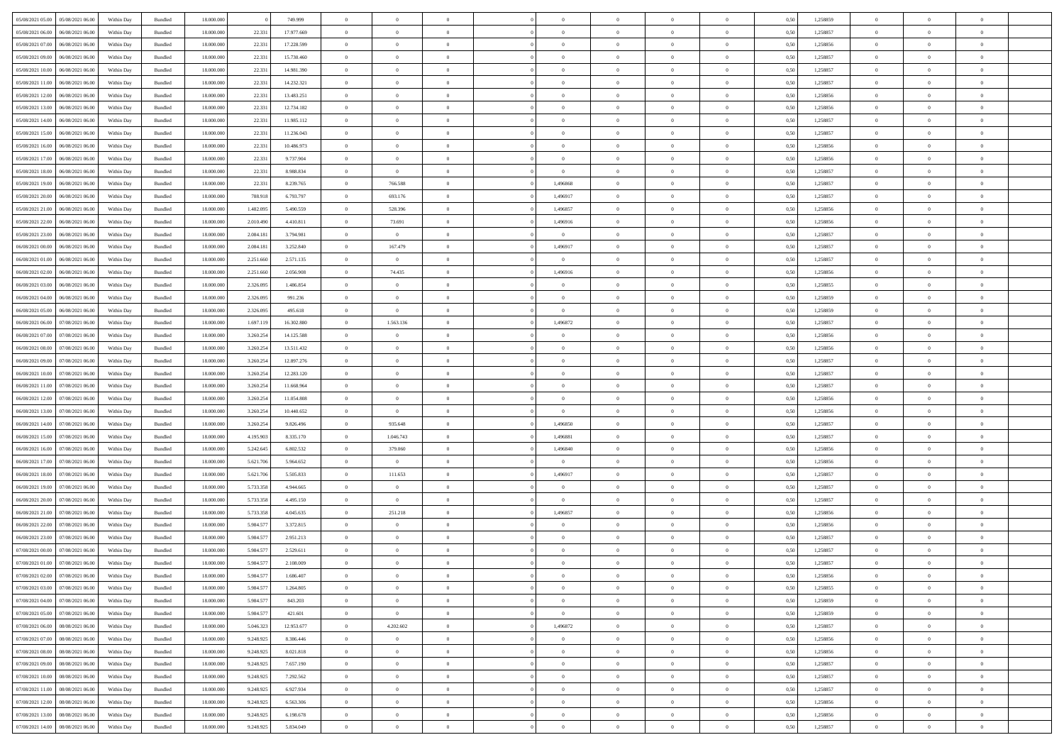| | | | | | | | | | | | | | | | | | | | | | |
|---|---|---|---|---|---|---|---|---|---|---|---|---|---|---|---|---|---|---|---|---|---|
| 05/08/2021 05.00 | 05/08/2021 06.00 | Within Day | Bundled | 18.000.000 | 0 | 749.999 | 0 | 0 | 0 | | 0 | 0 | 0 | 0 | 0 | 0,50 | 1,258859 | 0 | 0 | 0 | |
| 05/08/2021 06.00 | 06/08/2021 06.00 | Within Day | Bundled | 18.000.000 | 22.331 | 17.977.669 | 0 | 0 | 0 | | 0 | 0 | 0 | 0 | 0 | 0,50 | 1,258857 | 0 | 0 | 0 | |
| 05/08/2021 07.00 | 06/08/2021 06.00 | Within Day | Bundled | 18.000.000 | 22.331 | 17.228.599 | 0 | 0 | 0 | | 0 | 0 | 0 | 0 | 0 | 0,50 | 1,258856 | 0 | 0 | 0 | |
| 05/08/2021 09.00 | 06/08/2021 06.00 | Within Day | Bundled | 18.000.000 | 22.331 | 15.730.460 | 0 | 0 | 0 | | 0 | 0 | 0 | 0 | 0 | 0,50 | 1,258857 | 0 | 0 | 0 | |
| 05/08/2021 10.00 | 06/08/2021 06.00 | Within Day | Bundled | 18.000.000 | 22.331 | 14.981.390 | 0 | 0 | 0 | | 0 | 0 | 0 | 0 | 0 | 0,50 | 1,258857 | 0 | 0 | 0 | |
| 05/08/2021 11.00 | 06/08/2021 06.00 | Within Day | Bundled | 18.000.000 | 22.331 | 14.232.321 | 0 | 0 | 0 | | 0 | 0 | 0 | 0 | 0 | 0,50 | 1,258857 | 0 | 0 | 0 | |
| 05/08/2021 12.00 | 06/08/2021 06.00 | Within Day | Bundled | 18.000.000 | 22.331 | 13.483.251 | 0 | 0 | 0 | | 0 | 0 | 0 | 0 | 0 | 0,50 | 1,258856 | 0 | 0 | 0 | |
| 05/08/2021 13.00 | 06/08/2021 06.00 | Within Day | Bundled | 18.000.000 | 22.331 | 12.734.182 | 0 | 0 | 0 | | 0 | 0 | 0 | 0 | 0 | 0,50 | 1,258856 | 0 | 0 | 0 | |
| 05/08/2021 14.00 | 06/08/2021 06.00 | Within Day | Bundled | 18.000.000 | 22.331 | 11.985.112 | 0 | 0 | 0 | | 0 | 0 | 0 | 0 | 0 | 0,50 | 1,258857 | 0 | 0 | 0 | |
| 05/08/2021 15.00 | 06/08/2021 06.00 | Within Day | Bundled | 18.000.000 | 22.331 | 11.236.043 | 0 | 0 | 0 | | 0 | 0 | 0 | 0 | 0 | 0,50 | 1,258857 | 0 | 0 | 0 | |
| 05/08/2021 16.00 | 06/08/2021 06.00 | Within Day | Bundled | 18.000.000 | 22.331 | 10.486.973 | 0 | 0 | 0 | | 0 | 0 | 0 | 0 | 0 | 0,50 | 1,258856 | 0 | 0 | 0 | |
| 05/08/2021 17.00 | 06/08/2021 06.00 | Within Day | Bundled | 18.000.000 | 22.331 | 9.737.904 | 0 | 0 | 0 | | 0 | 0 | 0 | 0 | 0 | 0,50 | 1,258856 | 0 | 0 | 0 | |
| 05/08/2021 18.00 | 06/08/2021 06.00 | Within Day | Bundled | 18.000.000 | 22.331 | 8.988.834 | 0 | 0 | 0 | | 0 | 0 | 0 | 0 | 0 | 0,50 | 1,258857 | 0 | 0 | 0 | |
| 05/08/2021 19.00 | 06/08/2021 06.00 | Within Day | Bundled | 18.000.000 | 22.331 | 8.239.765 | 0 | 766.588 | 0 | | 1,496868 | 0 | 0 | 0 | 0 | 0,50 | 1,258857 | 0 | 0 | 0 | |
| 05/08/2021 20.00 | 06/08/2021 06.00 | Within Day | Bundled | 18.000.000 | 788.918 | 6.793.797 | 0 | 693.176 | 0 | | 1,496917 | 0 | 0 | 0 | 0 | 0,50 | 1,258857 | 0 | 0 | 0 | |
| 05/08/2021 21.00 | 06/08/2021 06.00 | Within Day | Bundled | 18.000.000 | 1.482.095 | 5.490.559 | 0 | 528.396 | 0 | | 1,496857 | 0 | 0 | 0 | 0 | 0,50 | 1,258856 | 0 | 0 | 0 | |
| 05/08/2021 22.00 | 06/08/2021 06.00 | Within Day | Bundled | 18.000.000 | 2.010.490 | 4.410.811 | 0 | 73.691 | 0 | | 1,496916 | 0 | 0 | 0 | 0 | 0,50 | 1,258856 | 0 | 0 | 0 | |
| 05/08/2021 23.00 | 06/08/2021 06.00 | Within Day | Bundled | 18.000.000 | 2.084.181 | 3.794.981 | 0 | 0 | 0 | | 0 | 0 | 0 | 0 | 0 | 0,50 | 1,258857 | 0 | 0 | 0 | |
| 06/08/2021 00.00 | 06/08/2021 06.00 | Within Day | Bundled | 18.000.000 | 2.084.181 | 3.252.840 | 0 | 167.479 | 0 | | 1,496917 | 0 | 0 | 0 | 0 | 0,50 | 1,258857 | 0 | 0 | 0 | |
| 06/08/2021 01.00 | 06/08/2021 06.00 | Within Day | Bundled | 18.000.000 | 2.251.660 | 2.571.135 | 0 | 0 | 0 | | 0 | 0 | 0 | 0 | 0 | 0,50 | 1,258857 | 0 | 0 | 0 | |
| 06/08/2021 02.00 | 06/08/2021 06.00 | Within Day | Bundled | 18.000.000 | 2.251.660 | 2.056.908 | 0 | 74.435 | 0 | | 1,496916 | 0 | 0 | 0 | 0 | 0,50 | 1,258856 | 0 | 0 | 0 | |
| 06/08/2021 03.00 | 06/08/2021 06.00 | Within Day | Bundled | 18.000.000 | 2.326.095 | 1.486.854 | 0 | 0 | 0 | | 0 | 0 | 0 | 0 | 0 | 0,50 | 1,258855 | 0 | 0 | 0 | |
| 06/08/2021 04.00 | 06/08/2021 06.00 | Within Day | Bundled | 18.000.000 | 2.326.095 | 991.236 | 0 | 0 | 0 | | 0 | 0 | 0 | 0 | 0 | 0,50 | 1,258859 | 0 | 0 | 0 | |
| 06/08/2021 05.00 | 06/08/2021 06.00 | Within Day | Bundled | 18.000.000 | 2.326.095 | 495.618 | 0 | 0 | 0 | | 0 | 0 | 0 | 0 | 0 | 0,50 | 1,258859 | 0 | 0 | 0 | |
| 06/08/2021 06.00 | 07/08/2021 06.00 | Within Day | Bundled | 18.000.000 | 1.697.119 | 16.302.880 | 0 | 1.563.136 | 0 | | 1,496872 | 0 | 0 | 0 | 0 | 0,50 | 1,258857 | 0 | 0 | 0 | |
| 06/08/2021 07.00 | 07/08/2021 06.00 | Within Day | Bundled | 18.000.000 | 3.260.254 | 14.125.588 | 0 | 0 | 0 | | 0 | 0 | 0 | 0 | 0 | 0,50 | 1,258856 | 0 | 0 | 0 | |
| 06/08/2021 08.00 | 07/08/2021 06.00 | Within Day | Bundled | 18.000.000 | 3.260.254 | 13.511.432 | 0 | 0 | 0 | | 0 | 0 | 0 | 0 | 0 | 0,50 | 1,258856 | 0 | 0 | 0 | |
| 06/08/2021 09.00 | 07/08/2021 06.00 | Within Day | Bundled | 18.000.000 | 3.260.254 | 12.897.276 | 0 | 0 | 0 | | 0 | 0 | 0 | 0 | 0 | 0,50 | 1,258857 | 0 | 0 | 0 | |
| 06/08/2021 10.00 | 07/08/2021 06.00 | Within Day | Bundled | 18.000.000 | 3.260.254 | 12.283.120 | 0 | 0 | 0 | | 0 | 0 | 0 | 0 | 0 | 0,50 | 1,258857 | 0 | 0 | 0 | |
| 06/08/2021 11.00 | 07/08/2021 06.00 | Within Day | Bundled | 18.000.000 | 3.260.254 | 11.668.964 | 0 | 0 | 0 | | 0 | 0 | 0 | 0 | 0 | 0,50 | 1,258857 | 0 | 0 | 0 | |
| 06/08/2021 12.00 | 07/08/2021 06.00 | Within Day | Bundled | 18.000.000 | 3.260.254 | 11.054.808 | 0 | 0 | 0 | | 0 | 0 | 0 | 0 | 0 | 0,50 | 1,258856 | 0 | 0 | 0 | |
| 06/08/2021 13.00 | 07/08/2021 06.00 | Within Day | Bundled | 18.000.000 | 3.260.254 | 10.440.652 | 0 | 0 | 0 | | 0 | 0 | 0 | 0 | 0 | 0,50 | 1,258856 | 0 | 0 | 0 | |
| 06/08/2021 14.00 | 07/08/2021 06.00 | Within Day | Bundled | 18.000.000 | 3.260.254 | 9.826.496 | 0 | 935.648 | 0 | | 1,496850 | 0 | 0 | 0 | 0 | 0,50 | 1,258857 | 0 | 0 | 0 | |
| 06/08/2021 15.00 | 07/08/2021 06.00 | Within Day | Bundled | 18.000.000 | 4.195.903 | 8.335.170 | 0 | 1.046.743 | 0 | | 1,496881 | 0 | 0 | 0 | 0 | 0,50 | 1,258857 | 0 | 0 | 0 | |
| 06/08/2021 16.00 | 07/08/2021 06.00 | Within Day | Bundled | 18.000.000 | 5.242.645 | 6.802.532 | 0 | 379.060 | 0 | | 1,496840 | 0 | 0 | 0 | 0 | 0,50 | 1,258856 | 0 | 0 | 0 | |
| 06/08/2021 17.00 | 07/08/2021 06.00 | Within Day | Bundled | 18.000.000 | 5.621.706 | 5.964.652 | 0 | 0 | 0 | | 0 | 0 | 0 | 0 | 0 | 0,50 | 1,258856 | 0 | 0 | 0 | |
| 06/08/2021 18.00 | 07/08/2021 06.00 | Within Day | Bundled | 18.000.000 | 5.621.706 | 5.505.833 | 0 | 111.653 | 0 | | 1,496917 | 0 | 0 | 0 | 0 | 0,50 | 1,258857 | 0 | 0 | 0 | |
| 06/08/2021 19.00 | 07/08/2021 06.00 | Within Day | Bundled | 18.000.000 | 5.733.358 | 4.944.665 | 0 | 0 | 0 | | 0 | 0 | 0 | 0 | 0 | 0,50 | 1,258857 | 0 | 0 | 0 | |
| 06/08/2021 20.00 | 07/08/2021 06.00 | Within Day | Bundled | 18.000.000 | 5.733.358 | 4.495.150 | 0 | 0 | 0 | | 0 | 0 | 0 | 0 | 0 | 0,50 | 1,258857 | 0 | 0 | 0 | |
| 06/08/2021 21.00 | 07/08/2021 06.00 | Within Day | Bundled | 18.000.000 | 5.733.358 | 4.045.635 | 0 | 251.218 | 0 | | 1,496857 | 0 | 0 | 0 | 0 | 0,50 | 1,258856 | 0 | 0 | 0 | |
| 06/08/2021 22.00 | 07/08/2021 06.00 | Within Day | Bundled | 18.000.000 | 5.984.577 | 3.372.815 | 0 | 0 | 0 | | 0 | 0 | 0 | 0 | 0 | 0,50 | 1,258856 | 0 | 0 | 0 | |
| 06/08/2021 23.00 | 07/08/2021 06.00 | Within Day | Bundled | 18.000.000 | 5.984.577 | 2.951.213 | 0 | 0 | 0 | | 0 | 0 | 0 | 0 | 0 | 0,50 | 1,258857 | 0 | 0 | 0 | |
| 07/08/2021 00.00 | 07/08/2021 06.00 | Within Day | Bundled | 18.000.000 | 5.984.577 | 2.529.611 | 0 | 0 | 0 | | 0 | 0 | 0 | 0 | 0 | 0,50 | 1,258857 | 0 | 0 | 0 | |
| 07/08/2021 01.00 | 07/08/2021 06.00 | Within Day | Bundled | 18.000.000 | 5.984.577 | 2.108.009 | 0 | 0 | 0 | | 0 | 0 | 0 | 0 | 0 | 0,50 | 1,258857 | 0 | 0 | 0 | |
| 07/08/2021 02.00 | 07/08/2021 06.00 | Within Day | Bundled | 18.000.000 | 5.984.577 | 1.686.407 | 0 | 0 | 0 | | 0 | 0 | 0 | 0 | 0 | 0,50 | 1,258856 | 0 | 0 | 0 | |
| 07/08/2021 03.00 | 07/08/2021 06.00 | Within Day | Bundled | 18.000.000 | 5.984.577 | 1.264.805 | 0 | 0 | 0 | | 0 | 0 | 0 | 0 | 0 | 0,50 | 1,258855 | 0 | 0 | 0 | |
| 07/08/2021 04.00 | 07/08/2021 06.00 | Within Day | Bundled | 18.000.000 | 5.984.577 | 843.203 | 0 | 0 | 0 | | 0 | 0 | 0 | 0 | 0 | 0,50 | 1,258859 | 0 | 0 | 0 | |
| 07/08/2021 05.00 | 07/08/2021 06.00 | Within Day | Bundled | 18.000.000 | 5.984.577 | 421.601 | 0 | 0 | 0 | | 0 | 0 | 0 | 0 | 0 | 0,50 | 1,258859 | 0 | 0 | 0 | |
| 07/08/2021 06.00 | 08/08/2021 06.00 | Within Day | Bundled | 18.000.000 | 5.046.323 | 12.953.677 | 0 | 4.202.602 | 0 | | 1,496872 | 0 | 0 | 0 | 0 | 0,50 | 1,258857 | 0 | 0 | 0 | |
| 07/08/2021 07.00 | 08/08/2021 06.00 | Within Day | Bundled | 18.000.000 | 9.248.925 | 8.386.446 | 0 | 0 | 0 | | 0 | 0 | 0 | 0 | 0 | 0,50 | 1,258856 | 0 | 0 | 0 | |
| 07/08/2021 08.00 | 08/08/2021 06.00 | Within Day | Bundled | 18.000.000 | 9.248.925 | 8.021.818 | 0 | 0 | 0 | | 0 | 0 | 0 | 0 | 0 | 0,50 | 1,258856 | 0 | 0 | 0 | |
| 07/08/2021 09.00 | 08/08/2021 06.00 | Within Day | Bundled | 18.000.000 | 9.248.925 | 7.657.190 | 0 | 0 | 0 | | 0 | 0 | 0 | 0 | 0 | 0,50 | 1,258857 | 0 | 0 | 0 | |
| 07/08/2021 10.00 | 08/08/2021 06.00 | Within Day | Bundled | 18.000.000 | 9.248.925 | 7.292.562 | 0 | 0 | 0 | | 0 | 0 | 0 | 0 | 0 | 0,50 | 1,258857 | 0 | 0 | 0 | |
| 07/08/2021 11.00 | 08/08/2021 06.00 | Within Day | Bundled | 18.000.000 | 9.248.925 | 6.927.934 | 0 | 0 | 0 | | 0 | 0 | 0 | 0 | 0 | 0,50 | 1,258857 | 0 | 0 | 0 | |
| 07/08/2021 12.00 | 08/08/2021 06.00 | Within Day | Bundled | 18.000.000 | 9.248.925 | 6.563.306 | 0 | 0 | 0 | | 0 | 0 | 0 | 0 | 0 | 0,50 | 1,258856 | 0 | 0 | 0 | |
| 07/08/2021 13.00 | 08/08/2021 06.00 | Within Day | Bundled | 18.000.000 | 9.248.925 | 6.198.678 | 0 | 0 | 0 | | 0 | 0 | 0 | 0 | 0 | 0,50 | 1,258856 | 0 | 0 | 0 | |
| 07/08/2021 14.00 | 08/08/2021 06.00 | Within Day | Bundled | 18.000.000 | 9.248.925 | 5.834.049 | 0 | 0 | 0 | | 0 | 0 | 0 | 0 | 0 | 0,50 | 1,258857 | 0 | 0 | 0 | |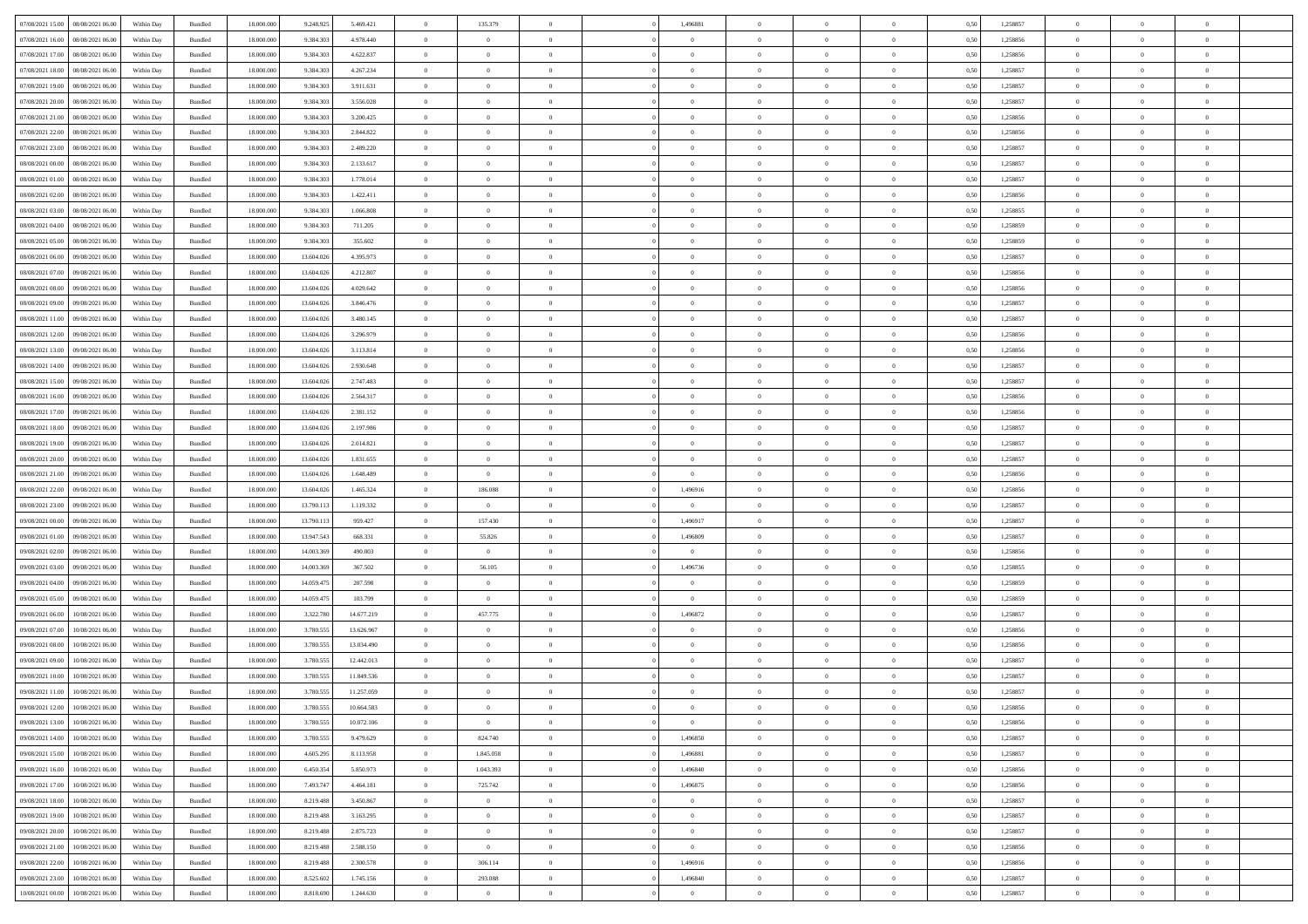| | | | | | | | | | | | | | | | | | | | | |
|---|---|---|---|---|---|---|---|---|---|---|---|---|---|---|---|---|---|---|---|---|
| 07/08/2021 15.00 | 08/08/2021 06.00 | Within Day | Bundled | 18.000.000 | 9.248.925 | 5.469.421 | 0 | 135.379 | 0 | | 1,496881 | 0 | 0 | 0 | 0,50 | 1,258857 | 0 | 0 | 0 | |
| 07/08/2021 16.00 | 08/08/2021 06.00 | Within Day | Bundled | 18.000.000 | 9.384.303 | 4.978.440 | 0 | 0 | 0 | | 0 | 0 | 0 | 0 | 0,50 | 1,258856 | 0 | 0 | 0 | |
| 07/08/2021 17.00 | 08/08/2021 06.00 | Within Day | Bundled | 18.000.000 | 9.384.303 | 4.622.837 | 0 | 0 | 0 | | 0 | 0 | 0 | 0 | 0,50 | 1,258856 | 0 | 0 | 0 | |
| 07/08/2021 18.00 | 08/08/2021 06.00 | Within Day | Bundled | 18.000.000 | 9.384.303 | 4.267.234 | 0 | 0 | 0 | | 0 | 0 | 0 | 0 | 0,50 | 1,258857 | 0 | 0 | 0 | |
| 07/08/2021 19.00 | 08/08/2021 06.00 | Within Day | Bundled | 18.000.000 | 9.384.303 | 3.911.631 | 0 | 0 | 0 | | 0 | 0 | 0 | 0 | 0,50 | 1,258857 | 0 | 0 | 0 | |
| 07/08/2021 20.00 | 08/08/2021 06.00 | Within Day | Bundled | 18.000.000 | 9.384.303 | 3.556.028 | 0 | 0 | 0 | | 0 | 0 | 0 | 0 | 0,50 | 1,258857 | 0 | 0 | 0 | |
| 07/08/2021 21.00 | 08/08/2021 06.00 | Within Day | Bundled | 18.000.000 | 9.384.303 | 3.200.425 | 0 | 0 | 0 | | 0 | 0 | 0 | 0 | 0,50 | 1,258856 | 0 | 0 | 0 | |
| 07/08/2021 22.00 | 08/08/2021 06.00 | Within Day | Bundled | 18.000.000 | 9.384.303 | 2.844.822 | 0 | 0 | 0 | | 0 | 0 | 0 | 0 | 0,50 | 1,258856 | 0 | 0 | 0 | |
| 07/08/2021 23.00 | 08/08/2021 06.00 | Within Day | Bundled | 18.000.000 | 9.384.303 | 2.489.220 | 0 | 0 | 0 | | 0 | 0 | 0 | 0 | 0,50 | 1,258857 | 0 | 0 | 0 | |
| 08/08/2021 00.00 | 08/08/2021 06.00 | Within Day | Bundled | 18.000.000 | 9.384.303 | 2.133.617 | 0 | 0 | 0 | | 0 | 0 | 0 | 0 | 0,50 | 1,258857 | 0 | 0 | 0 | |
| 08/08/2021 01.00 | 08/08/2021 06.00 | Within Day | Bundled | 18.000.000 | 9.384.303 | 1.778.014 | 0 | 0 | 0 | | 0 | 0 | 0 | 0 | 0,50 | 1,258857 | 0 | 0 | 0 | |
| 08/08/2021 02.00 | 08/08/2021 06.00 | Within Day | Bundled | 18.000.000 | 9.384.303 | 1.422.411 | 0 | 0 | 0 | | 0 | 0 | 0 | 0 | 0,50 | 1,258856 | 0 | 0 | 0 | |
| 08/08/2021 03.00 | 08/08/2021 06.00 | Within Day | Bundled | 18.000.000 | 9.384.303 | 1.066.808 | 0 | 0 | 0 | | 0 | 0 | 0 | 0 | 0,50 | 1,258855 | 0 | 0 | 0 | |
| 08/08/2021 04.00 | 08/08/2021 06.00 | Within Day | Bundled | 18.000.000 | 9.384.303 | 711.205 | 0 | 0 | 0 | | 0 | 0 | 0 | 0 | 0,50 | 1,258859 | 0 | 0 | 0 | |
| 08/08/2021 05.00 | 08/08/2021 06.00 | Within Day | Bundled | 18.000.000 | 9.384.303 | 355.602 | 0 | 0 | 0 | | 0 | 0 | 0 | 0 | 0,50 | 1,258859 | 0 | 0 | 0 | |
| 08/08/2021 06.00 | 09/08/2021 06.00 | Within Day | Bundled | 18.000.000 | 13.604.026 | 4.395.973 | 0 | 0 | 0 | | 0 | 0 | 0 | 0 | 0,50 | 1,258857 | 0 | 0 | 0 | |
| 08/08/2021 07.00 | 09/08/2021 06.00 | Within Day | Bundled | 18.000.000 | 13.604.026 | 4.212.807 | 0 | 0 | 0 | | 0 | 0 | 0 | 0 | 0,50 | 1,258856 | 0 | 0 | 0 | |
| 08/08/2021 08.00 | 09/08/2021 06.00 | Within Day | Bundled | 18.000.000 | 13.604.026 | 4.029.642 | 0 | 0 | 0 | | 0 | 0 | 0 | 0 | 0,50 | 1,258856 | 0 | 0 | 0 | |
| 08/08/2021 09.00 | 09/08/2021 06.00 | Within Day | Bundled | 18.000.000 | 13.604.026 | 3.846.476 | 0 | 0 | 0 | | 0 | 0 | 0 | 0 | 0,50 | 1,258857 | 0 | 0 | 0 | |
| 08/08/2021 11.00 | 09/08/2021 06.00 | Within Day | Bundled | 18.000.000 | 13.604.026 | 3.480.145 | 0 | 0 | 0 | | 0 | 0 | 0 | 0 | 0,50 | 1,258857 | 0 | 0 | 0 | |
| 08/08/2021 12.00 | 09/08/2021 06.00 | Within Day | Bundled | 18.000.000 | 13.604.026 | 3.296.979 | 0 | 0 | 0 | | 0 | 0 | 0 | 0 | 0,50 | 1,258856 | 0 | 0 | 0 | |
| 08/08/2021 13.00 | 09/08/2021 06.00 | Within Day | Bundled | 18.000.000 | 13.604.026 | 3.113.814 | 0 | 0 | 0 | | 0 | 0 | 0 | 0 | 0,50 | 1,258856 | 0 | 0 | 0 | |
| 08/08/2021 14.00 | 09/08/2021 06.00 | Within Day | Bundled | 18.000.000 | 13.604.026 | 2.930.648 | 0 | 0 | 0 | | 0 | 0 | 0 | 0 | 0,50 | 1,258857 | 0 | 0 | 0 | |
| 08/08/2021 15.00 | 09/08/2021 06.00 | Within Day | Bundled | 18.000.000 | 13.604.026 | 2.747.483 | 0 | 0 | 0 | | 0 | 0 | 0 | 0 | 0,50 | 1,258857 | 0 | 0 | 0 | |
| 08/08/2021 16.00 | 09/08/2021 06.00 | Within Day | Bundled | 18.000.000 | 13.604.026 | 2.564.317 | 0 | 0 | 0 | | 0 | 0 | 0 | 0 | 0,50 | 1,258856 | 0 | 0 | 0 | |
| 08/08/2021 17.00 | 09/08/2021 06.00 | Within Day | Bundled | 18.000.000 | 13.604.026 | 2.381.152 | 0 | 0 | 0 | | 0 | 0 | 0 | 0 | 0,50 | 1,258856 | 0 | 0 | 0 | |
| 08/08/2021 18.00 | 09/08/2021 06.00 | Within Day | Bundled | 18.000.000 | 13.604.026 | 2.197.986 | 0 | 0 | 0 | | 0 | 0 | 0 | 0 | 0,50 | 1,258857 | 0 | 0 | 0 | |
| 08/08/2021 19.00 | 09/08/2021 06.00 | Within Day | Bundled | 18.000.000 | 13.604.026 | 2.014.821 | 0 | 0 | 0 | | 0 | 0 | 0 | 0 | 0,50 | 1,258857 | 0 | 0 | 0 | |
| 08/08/2021 20.00 | 09/08/2021 06.00 | Within Day | Bundled | 18.000.000 | 13.604.026 | 1.831.655 | 0 | 0 | 0 | | 0 | 0 | 0 | 0 | 0,50 | 1,258857 | 0 | 0 | 0 | |
| 08/08/2021 21.00 | 09/08/2021 06.00 | Within Day | Bundled | 18.000.000 | 13.604.026 | 1.648.489 | 0 | 0 | 0 | | 0 | 0 | 0 | 0 | 0,50 | 1,258856 | 0 | 0 | 0 | |
| 08/08/2021 22.00 | 09/08/2021 06.00 | Within Day | Bundled | 18.000.000 | 13.604.026 | 1.465.324 | 0 | 186.088 | 0 | | 1,496916 | 0 | 0 | 0 | 0,50 | 1,258856 | 0 | 0 | 0 | |
| 08/08/2021 23.00 | 09/08/2021 06.00 | Within Day | Bundled | 18.000.000 | 13.790.113 | 1.119.332 | 0 | 0 | 0 | | 0 | 0 | 0 | 0 | 0,50 | 1,258857 | 0 | 0 | 0 | |
| 09/08/2021 00.00 | 09/08/2021 06.00 | Within Day | Bundled | 18.000.000 | 13.790.113 | 959.427 | 0 | 157.430 | 0 | | 1,496917 | 0 | 0 | 0 | 0,50 | 1,258857 | 0 | 0 | 0 | |
| 09/08/2021 01.00 | 09/08/2021 06.00 | Within Day | Bundled | 18.000.000 | 13.947.543 | 668.331 | 0 | 55.826 | 0 | | 1,496809 | 0 | 0 | 0 | 0,50 | 1,258857 | 0 | 0 | 0 | |
| 09/08/2021 02.00 | 09/08/2021 06.00 | Within Day | Bundled | 18.000.000 | 14.003.369 | 490.003 | 0 | 0 | 0 | | 0 | 0 | 0 | 0 | 0,50 | 1,258856 | 0 | 0 | 0 | |
| 09/08/2021 03.00 | 09/08/2021 06.00 | Within Day | Bundled | 18.000.000 | 14.003.369 | 367.502 | 0 | 56.105 | 0 | | 1,496736 | 0 | 0 | 0 | 0,50 | 1,258855 | 0 | 0 | 0 | |
| 09/08/2021 04.00 | 09/08/2021 06.00 | Within Day | Bundled | 18.000.000 | 14.059.475 | 207.598 | 0 | 0 | 0 | | 0 | 0 | 0 | 0 | 0,50 | 1,258859 | 0 | 0 | 0 | |
| 09/08/2021 05.00 | 09/08/2021 06.00 | Within Day | Bundled | 18.000.000 | 14.059.475 | 103.799 | 0 | 0 | 0 | | 0 | 0 | 0 | 0 | 0,50 | 1,258859 | 0 | 0 | 0 | |
| 09/08/2021 06.00 | 10/08/2021 06.00 | Within Day | Bundled | 18.000.000 | 3.322.780 | 14.677.219 | 0 | 457.775 | 0 | | 1,496872 | 0 | 0 | 0 | 0,50 | 1,258857 | 0 | 0 | 0 | |
| 09/08/2021 07.00 | 10/08/2021 06.00 | Within Day | Bundled | 18.000.000 | 3.780.555 | 13.626.967 | 0 | 0 | 0 | | 0 | 0 | 0 | 0 | 0,50 | 1,258856 | 0 | 0 | 0 | |
| 09/08/2021 08.00 | 10/08/2021 06.00 | Within Day | Bundled | 18.000.000 | 3.780.555 | 13.034.490 | 0 | 0 | 0 | | 0 | 0 | 0 | 0 | 0,50 | 1,258856 | 0 | 0 | 0 | |
| 09/08/2021 09.00 | 10/08/2021 06.00 | Within Day | Bundled | 18.000.000 | 3.780.555 | 12.442.013 | 0 | 0 | 0 | | 0 | 0 | 0 | 0 | 0,50 | 1,258857 | 0 | 0 | 0 | |
| 09/08/2021 10.00 | 10/08/2021 06.00 | Within Day | Bundled | 18.000.000 | 3.780.555 | 11.849.536 | 0 | 0 | 0 | | 0 | 0 | 0 | 0 | 0,50 | 1,258857 | 0 | 0 | 0 | |
| 09/08/2021 11.00 | 10/08/2021 06.00 | Within Day | Bundled | 18.000.000 | 3.780.555 | 11.257.059 | 0 | 0 | 0 | | 0 | 0 | 0 | 0 | 0,50 | 1,258857 | 0 | 0 | 0 | |
| 09/08/2021 12.00 | 10/08/2021 06.00 | Within Day | Bundled | 18.000.000 | 3.780.555 | 10.664.583 | 0 | 0 | 0 | | 0 | 0 | 0 | 0 | 0,50 | 1,258856 | 0 | 0 | 0 | |
| 09/08/2021 13.00 | 10/08/2021 06.00 | Within Day | Bundled | 18.000.000 | 3.780.555 | 10.072.106 | 0 | 0 | 0 | | 0 | 0 | 0 | 0 | 0,50 | 1,258856 | 0 | 0 | 0 | |
| 09/08/2021 14.00 | 10/08/2021 06.00 | Within Day | Bundled | 18.000.000 | 3.780.555 | 9.479.629 | 0 | 824.740 | 0 | | 1,496850 | 0 | 0 | 0 | 0,50 | 1,258857 | 0 | 0 | 0 | |
| 09/08/2021 15.00 | 10/08/2021 06.00 | Within Day | Bundled | 18.000.000 | 4.605.295 | 8.113.958 | 0 | 1.845.058 | 0 | | 1,496881 | 0 | 0 | 0 | 0,50 | 1,258857 | 0 | 0 | 0 | |
| 09/08/2021 16.00 | 10/08/2021 06.00 | Within Day | Bundled | 18.000.000 | 6.450.354 | 5.850.973 | 0 | 1.043.393 | 0 | | 1,496840 | 0 | 0 | 0 | 0,50 | 1,258856 | 0 | 0 | 0 | |
| 09/08/2021 17.00 | 10/08/2021 06.00 | Within Day | Bundled | 18.000.000 | 7.493.747 | 4.464.181 | 0 | 725.742 | 0 | | 1,496875 | 0 | 0 | 0 | 0,50 | 1,258856 | 0 | 0 | 0 | |
| 09/08/2021 18.00 | 10/08/2021 06.00 | Within Day | Bundled | 18.000.000 | 8.219.488 | 3.450.867 | 0 | 0 | 0 | | 0 | 0 | 0 | 0 | 0,50 | 1,258857 | 0 | 0 | 0 | |
| 09/08/2021 19.00 | 10/08/2021 06.00 | Within Day | Bundled | 18.000.000 | 8.219.488 | 3.163.295 | 0 | 0 | 0 | | 0 | 0 | 0 | 0 | 0,50 | 1,258857 | 0 | 0 | 0 | |
| 09/08/2021 20.00 | 10/08/2021 06.00 | Within Day | Bundled | 18.000.000 | 8.219.488 | 2.875.723 | 0 | 0 | 0 | | 0 | 0 | 0 | 0 | 0,50 | 1,258857 | 0 | 0 | 0 | |
| 09/08/2021 21.00 | 10/08/2021 06.00 | Within Day | Bundled | 18.000.000 | 8.219.488 | 2.588.150 | 0 | 0 | 0 | | 0 | 0 | 0 | 0 | 0,50 | 1,258856 | 0 | 0 | 0 | |
| 09/08/2021 22.00 | 10/08/2021 06.00 | Within Day | Bundled | 18.000.000 | 8.219.488 | 2.300.578 | 0 | 306.114 | 0 | | 1,496916 | 0 | 0 | 0 | 0,50 | 1,258856 | 0 | 0 | 0 | |
| 09/08/2021 23.00 | 10/08/2021 06.00 | Within Day | Bundled | 18.000.000 | 8.525.602 | 1.745.156 | 0 | 293.088 | 0 | | 1,496840 | 0 | 0 | 0 | 0,50 | 1,258857 | 0 | 0 | 0 | |
| 10/08/2021 00.00 | 10/08/2021 06.00 | Within Day | Bundled | 18.000.000 | 8.818.690 | 1.244.630 | 0 | 0 | 0 | | 0 | 0 | 0 | 0 | 0,50 | 1,258857 | 0 | 0 | 0 | |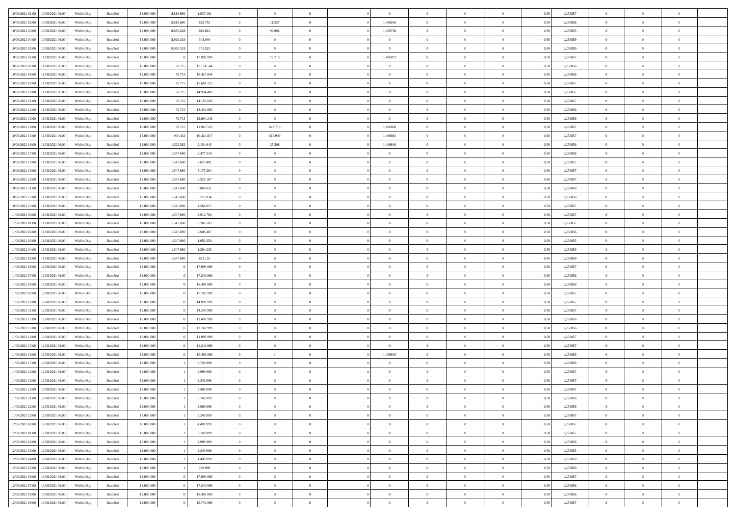| | | | | | | | | | | | | | | | | | | | | | |
|---|---|---|---|---|---|---|---|---|---|---|---|---|---|---|---|---|---|---|---|---|---|
| 10/08/2021 01:00 | 10/08/2021 06:00 | Within Day | Bundled | 18.000.000 | 8.818.690 | 1.037.191 | 0 | 0 | 0 | | 0 | 0 | 0 | 0 | 0 | 0,50 | 1,258857 | 0 | 0 | 0 | |
| 10/08/2021 02:00 | 10/08/2021 06:00 | Within Day | Bundled | 18.000.000 | 8.818.690 | 829.753 | 0 | 11.537 | 0 | | 1,496916 | 0 | 0 | 0 | 0 | 0,50 | 1,258856 | 0 | 0 | 0 | |
| 10/08/2021 03:00 | 10/08/2021 06:00 | Within Day | Bundled | 18.000.000 | 8.830.228 | 613.661 | 0 | 99.092 | 0 | | 1,496736 | 0 | 0 | 0 | 0 | 0,50 | 1,258855 | 0 | 0 | 0 | |
| 10/08/2021 04:00 | 10/08/2021 06:00 | Within Day | Bundled | 18.000.000 | 8.929.319 | 343.046 | 0 | 0 | 0 | | 0 | 0 | 0 | 0 | 0 | 0,50 | 1,258859 | 0 | 0 | 0 | |
| 10/08/2021 05:00 | 10/08/2021 06:00 | Within Day | Bundled | 18.000.000 | 8.929.319 | 171.523 | 0 | 0 | 0 | | 0 | 0 | 0 | 0 | 0 | 0,50 | 1,258859 | 0 | 0 | 0 | |
| 10/08/2021 06:00 | 11/08/2021 06:00 | Within Day | Bundled | 18.000.000 | 0 | 17.999.999 | 0 | 78.715 | 0 | | 1,496872 | 0 | 0 | 0 | 0 | 0,50 | 1,258857 | 0 | 0 | 0 | |
| 10/08/2021 07:00 | 11/08/2021 06:00 | Within Day | Bundled | 18.000.000 | 78.715 | 17.174.564 | 0 | 0 | 0 | | 0 | 0 | 0 | 0 | 0 | 0,50 | 1,258856 | 0 | 0 | 0 | |
| 10/08/2021 08:00 | 11/08/2021 06:00 | Within Day | Bundled | 18.000.000 | 78.715 | 16.427.844 | 0 | 0 | 0 | | 0 | 0 | 0 | 0 | 0 | 0,50 | 1,258856 | 0 | 0 | 0 | |
| 10/08/2021 09:00 | 11/08/2021 06:00 | Within Day | Bundled | 18.000.000 | 78.715 | 15.681.123 | 0 | 0 | 0 | | 0 | 0 | 0 | 0 | 0 | 0,50 | 1,258857 | 0 | 0 | 0 | |
| 10/08/2021 10:00 | 11/08/2021 06:00 | Within Day | Bundled | 18.000.000 | 78.715 | 14.934.403 | 0 | 0 | 0 | | 0 | 0 | 0 | 0 | 0 | 0,50 | 1,258857 | 0 | 0 | 0 | |
| 10/08/2021 11:00 | 11/08/2021 06:00 | Within Day | Bundled | 18.000.000 | 78.715 | 14.187.683 | 0 | 0 | 0 | | 0 | 0 | 0 | 0 | 0 | 0,50 | 1,258857 | 0 | 0 | 0 | |
| 10/08/2021 12:00 | 11/08/2021 06:00 | Within Day | Bundled | 18.000.000 | 78.715 | 13.440.963 | 0 | 0 | 0 | | 0 | 0 | 0 | 0 | 0 | 0,50 | 1,258856 | 0 | 0 | 0 | |
| 10/08/2021 13:00 | 11/08/2021 06:00 | Within Day | Bundled | 18.000.000 | 78.715 | 12.694.243 | 0 | 0 | 0 | | 0 | 0 | 0 | 0 | 0 | 0,50 | 1,258856 | 0 | 0 | 0 | |
| 10/08/2021 14:00 | 11/08/2021 06:00 | Within Day | Bundled | 18.000.000 | 78.715 | 11.947.523 | 0 | 827.718 | 0 | | 1,496850 | 0 | 0 | 0 | 0 | 0,50 | 1,258857 | 0 | 0 | 0 | |
| 10/08/2021 15:00 | 11/08/2021 06:00 | Within Day | Bundled | 18.000.000 | 906.432 | 10.424.817 | 0 | 615.949 | 0 | | 1,496881 | 0 | 0 | 0 | 0 | 0,50 | 1,258857 | 0 | 0 | 0 | |
| 10/08/2021 16:00 | 11/08/2021 06:00 | Within Day | Bundled | 18.000.000 | 1.522.382 | 9.154.943 | 0 | 25.308 | 0 | | 1,496840 | 0 | 0 | 0 | 0 | 0,50 | 1,258856 | 0 | 0 | 0 | |
| 10/08/2021 17:00 | 11/08/2021 06:00 | Within Day | Bundled | 18.000.000 | 1.547.690 | 8.477.518 | 0 | 0 | 0 | | 0 | 0 | 0 | 0 | 0 | 0,50 | 1,258856 | 0 | 0 | 0 | |
| 10/08/2021 18:00 | 11/08/2021 06:00 | Within Day | Bundled | 18.000.000 | 1.547.690 | 7.825.401 | 0 | 0 | 0 | | 0 | 0 | 0 | 0 | 0 | 0,50 | 1,258857 | 0 | 0 | 0 | |
| 10/08/2021 19:00 | 11/08/2021 06:00 | Within Day | Bundled | 18.000.000 | 1.547.690 | 7.173.284 | 0 | 0 | 0 | | 0 | 0 | 0 | 0 | 0 | 0,50 | 1,258857 | 0 | 0 | 0 | |
| 10/08/2021 20:00 | 11/08/2021 06:00 | Within Day | Bundled | 18.000.000 | 1.547.690 | 6.521.167 | 0 | 0 | 0 | | 0 | 0 | 0 | 0 | 0 | 0,50 | 1,258857 | 0 | 0 | 0 | |
| 10/08/2021 21:00 | 11/08/2021 06:00 | Within Day | Bundled | 18.000.000 | 1.547.690 | 5.869.051 | 0 | 0 | 0 | | 0 | 0 | 0 | 0 | 0 | 0,50 | 1,258856 | 0 | 0 | 0 | |
| 10/08/2021 22:00 | 11/08/2021 06:00 | Within Day | Bundled | 18.000.000 | 1.547.690 | 5.216.934 | 0 | 0 | 0 | | 0 | 0 | 0 | 0 | 0 | 0,50 | 1,258856 | 0 | 0 | 0 | |
| 10/08/2021 23:00 | 11/08/2021 06:00 | Within Day | Bundled | 18.000.000 | 1.547.690 | 4.564.817 | 0 | 0 | 0 | | 0 | 0 | 0 | 0 | 0 | 0,50 | 1,258857 | 0 | 0 | 0 | |
| 11/08/2021 00:00 | 11/08/2021 06:00 | Within Day | Bundled | 18.000.000 | 1.547.690 | 3.912.700 | 0 | 0 | 0 | | 0 | 0 | 0 | 0 | 0 | 0,50 | 1,258857 | 0 | 0 | 0 | |
| 11/08/2021 01:00 | 11/08/2021 06:00 | Within Day | Bundled | 18.000.000 | 1.547.690 | 3.260.583 | 0 | 0 | 0 | | 0 | 0 | 0 | 0 | 0 | 0,50 | 1,258857 | 0 | 0 | 0 | |
| 11/08/2021 02:00 | 11/08/2021 06:00 | Within Day | Bundled | 18.000.000 | 1.547.690 | 2.608.467 | 0 | 0 | 0 | | 0 | 0 | 0 | 0 | 0 | 0,50 | 1,258856 | 0 | 0 | 0 | |
| 11/08/2021 03:00 | 11/08/2021 06:00 | Within Day | Bundled | 18.000.000 | 1.547.690 | 1.956.350 | 0 | 0 | 0 | | 0 | 0 | 0 | 0 | 0 | 0,50 | 1,258855 | 0 | 0 | 0 | |
| 11/08/2021 04:00 | 11/08/2021 06:00 | Within Day | Bundled | 18.000.000 | 1.547.690 | 1.304.233 | 0 | 0 | 0 | | 0 | 0 | 0 | 0 | 0 | 0,50 | 1,258859 | 0 | 0 | 0 | |
| 11/08/2021 05:00 | 11/08/2021 06:00 | Within Day | Bundled | 18.000.000 | 1.547.690 | 652.116 | 0 | 0 | 0 | | 0 | 0 | 0 | 0 | 0 | 0,50 | 1,258859 | 0 | 0 | 0 | |
| 11/08/2021 06:00 | 12/08/2021 06:00 | Within Day | Bundled | 18.000.000 | 0 | 17.999.999 | 0 | 0 | 0 | | 0 | 0 | 0 | 0 | 0 | 0,50 | 1,258857 | 0 | 0 | 0 | |
| 11/08/2021 07:00 | 12/08/2021 06:00 | Within Day | Bundled | 18.000.000 | 0 | 17.249.999 | 0 | 0 | 0 | | 0 | 0 | 0 | 0 | 0 | 0,50 | 1,258856 | 0 | 0 | 0 | |
| 11/08/2021 08:00 | 12/08/2021 06:00 | Within Day | Bundled | 18.000.000 | 0 | 16.499.999 | 0 | 0 | 0 | | 0 | 0 | 0 | 0 | 0 | 0,50 | 1,258856 | 0 | 0 | 0 | |
| 11/08/2021 09:00 | 12/08/2021 06:00 | Within Day | Bundled | 18.000.000 | 0 | 15.749.999 | 0 | 0 | 0 | | 0 | 0 | 0 | 0 | 0 | 0,50 | 1,258857 | 0 | 0 | 0 | |
| 11/08/2021 10:00 | 12/08/2021 06:00 | Within Day | Bundled | 18.000.000 | 0 | 14.999.999 | 0 | 0 | 0 | | 0 | 0 | 0 | 0 | 0 | 0,50 | 1,258857 | 0 | 0 | 0 | |
| 11/08/2021 11:00 | 12/08/2021 06:00 | Within Day | Bundled | 18.000.000 | 0 | 14.249.999 | 0 | 0 | 0 | | 0 | 0 | 0 | 0 | 0 | 0,50 | 1,258857 | 0 | 0 | 0 | |
| 11/08/2021 12:00 | 12/08/2021 06:00 | Within Day | Bundled | 18.000.000 | 0 | 13.499.999 | 0 | 0 | 0 | | 0 | 0 | 0 | 0 | 0 | 0,50 | 1,258856 | 0 | 0 | 0 | |
| 11/08/2021 13:00 | 12/08/2021 06:00 | Within Day | Bundled | 18.000.000 | 0 | 12.749.999 | 0 | 0 | 0 | | 0 | 0 | 0 | 0 | 0 | 0,50 | 1,258856 | 0 | 0 | 0 | |
| 11/08/2021 14:00 | 12/08/2021 06:00 | Within Day | Bundled | 18.000.000 | 0 | 11.999.999 | 0 | 0 | 0 | | 0 | 0 | 0 | 0 | 0 | 0,50 | 1,258857 | 0 | 0 | 0 | |
| 11/08/2021 15:00 | 12/08/2021 06:00 | Within Day | Bundled | 18.000.000 | 0 | 11.249.999 | 0 | 0 | 0 | | 0 | 0 | 0 | 0 | 0 | 0,50 | 1,258857 | 0 | 0 | 0 | |
| 11/08/2021 16:00 | 12/08/2021 06:00 | Within Day | Bundled | 18.000.000 | 0 | 10.499.999 | 0 | 1 | 0 | | 1,496840 | 0 | 0 | 0 | 0 | 0,50 | 1,258856 | 0 | 0 | 0 | |
| 11/08/2021 17:00 | 12/08/2021 06:00 | Within Day | Bundled | 18.000.000 | 1 | 9.749.998 | 0 | 0 | 0 | | 0 | 0 | 0 | 0 | 0 | 0,50 | 1,258856 | 0 | 0 | 0 | |
| 11/08/2021 18:00 | 12/08/2021 06:00 | Within Day | Bundled | 18.000.000 | 1 | 8.999.998 | 0 | 0 | 0 | | 0 | 0 | 0 | 0 | 0 | 0,50 | 1,258857 | 0 | 0 | 0 | |
| 11/08/2021 19:00 | 12/08/2021 06:00 | Within Day | Bundled | 18.000.000 | 1 | 8.249.998 | 0 | 0 | 0 | | 0 | 0 | 0 | 0 | 0 | 0,50 | 1,258857 | 0 | 0 | 0 | |
| 11/08/2021 20:00 | 12/08/2021 06:00 | Within Day | Bundled | 18.000.000 | 1 | 7.499.998 | 0 | 0 | 0 | | 0 | 0 | 0 | 0 | 0 | 0,50 | 1,258857 | 0 | 0 | 0 | |
| 11/08/2021 21:00 | 12/08/2021 06:00 | Within Day | Bundled | 18.000.000 | 1 | 6.749.999 | 0 | 0 | 0 | | 0 | 0 | 0 | 0 | 0 | 0,50 | 1,258856 | 0 | 0 | 0 | |
| 11/08/2021 22:00 | 12/08/2021 06:00 | Within Day | Bundled | 18.000.000 | 1 | 5.999.999 | 0 | 0 | 0 | | 0 | 0 | 0 | 0 | 0 | 0,50 | 1,258856 | 0 | 0 | 0 | |
| 11/08/2021 23:00 | 12/08/2021 06:00 | Within Day | Bundled | 18.000.000 | 1 | 5.249.999 | 0 | 0 | 0 | | 0 | 0 | 0 | 0 | 0 | 0,50 | 1,258857 | 0 | 0 | 0 | |
| 12/08/2021 00:00 | 12/08/2021 06:00 | Within Day | Bundled | 18.000.000 | 1 | 4.499.999 | 0 | 0 | 0 | | 0 | 0 | 0 | 0 | 0 | 0,50 | 1,258857 | 0 | 0 | 0 | |
| 12/08/2021 01:00 | 12/08/2021 06:00 | Within Day | Bundled | 18.000.000 | 1 | 3.749.999 | 0 | 0 | 0 | | 0 | 0 | 0 | 0 | 0 | 0,50 | 1,258857 | 0 | 0 | 0 | |
| 12/08/2021 02:00 | 12/08/2021 06:00 | Within Day | Bundled | 18.000.000 | 1 | 2.999.999 | 0 | 0 | 0 | | 0 | 0 | 0 | 0 | 0 | 0,50 | 1,258856 | 0 | 0 | 0 | |
| 12/08/2021 03:00 | 12/08/2021 06:00 | Within Day | Bundled | 18.000.000 | 1 | 2.249.999 | 0 | 0 | 0 | | 0 | 0 | 0 | 0 | 0 | 0,50 | 1,258855 | 0 | 0 | 0 | |
| 12/08/2021 04:00 | 12/08/2021 06:00 | Within Day | Bundled | 18.000.000 | 1 | 1.499.999 | 0 | 0 | 0 | | 0 | 0 | 0 | 0 | 0 | 0,50 | 1,258859 | 0 | 0 | 0 | |
| 12/08/2021 05:00 | 12/08/2021 06:00 | Within Day | Bundled | 18.000.000 | 1 | 749.999 | 0 | 0 | 0 | | 0 | 0 | 0 | 0 | 0 | 0,50 | 1,258859 | 0 | 0 | 0 | |
| 12/08/2021 06:00 | 13/08/2021 06:00 | Within Day | Bundled | 18.000.000 | 0 | 17.999.999 | 0 | 0 | 0 | | 0 | 0 | 0 | 0 | 0 | 0,50 | 1,258857 | 0 | 0 | 0 | |
| 12/08/2021 07:00 | 13/08/2021 06:00 | Within Day | Bundled | 18.000.000 | 0 | 17.249.999 | 0 | 0 | 0 | | 0 | 0 | 0 | 0 | 0 | 0,50 | 1,258856 | 0 | 0 | 0 | |
| 12/08/2021 08:00 | 13/08/2021 06:00 | Within Day | Bundled | 18.000.000 | 0 | 16.499.999 | 0 | 0 | 0 | | 0 | 0 | 0 | 0 | 0 | 0,50 | 1,258856 | 0 | 0 | 0 | |
| 12/08/2021 09:00 | 13/08/2021 06:00 | Within Day | Bundled | 18.000.000 | 0 | 15.749.999 | 0 | 0 | 0 | | 0 | 0 | 0 | 0 | 0 | 0,50 | 1,258857 | 0 | 0 | 0 | |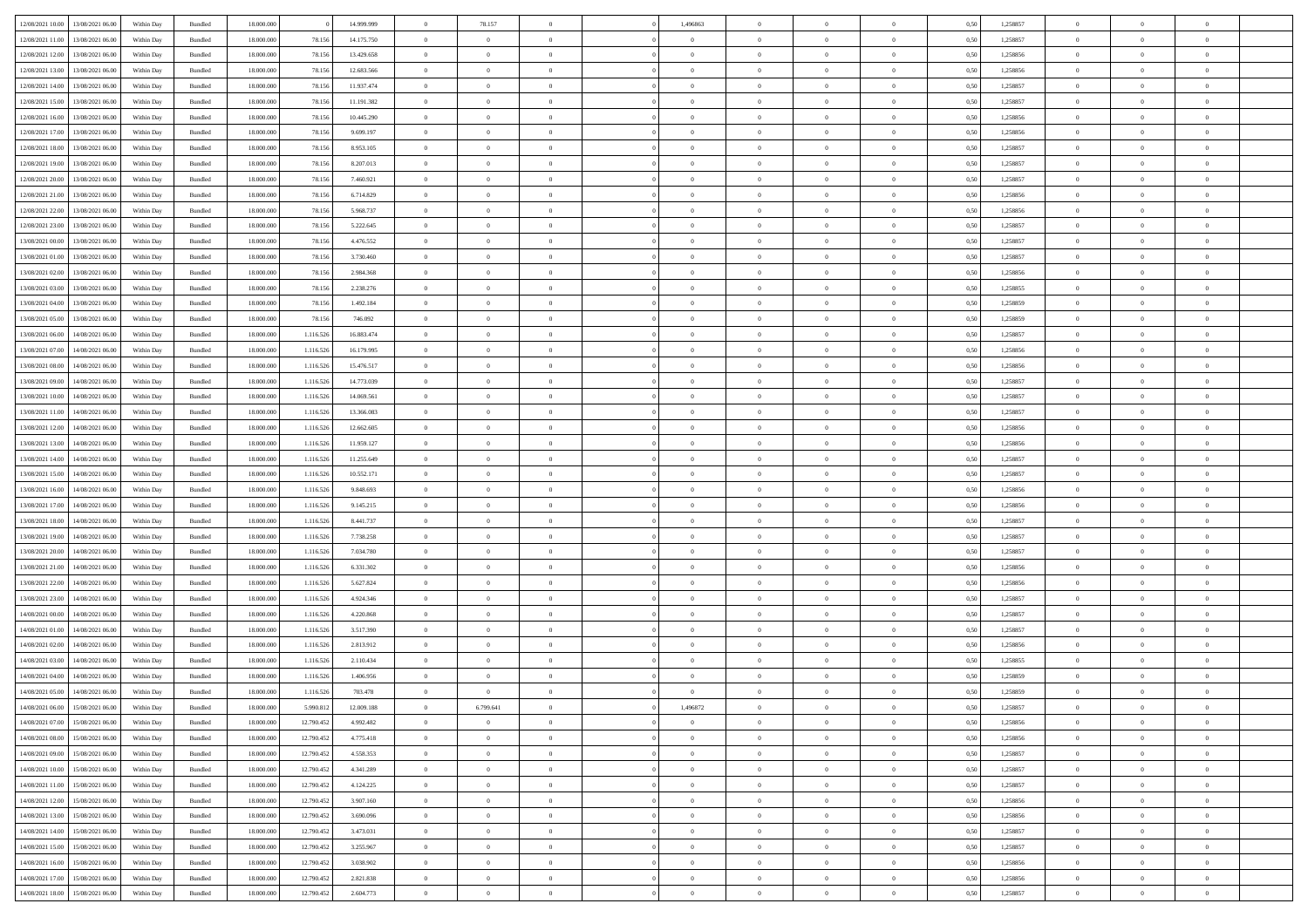| | | | | | | | | | | | | | | | | | | | | |
|---|---|---|---|---|---|---|---|---|---|---|---|---|---|---|---|---|---|---|---|---|
| 12/08/2021 10:00 | 13/08/2021 06:00 | Within Day | Bundled | 18.000.000 | 0 | 14.999.999 | 0 | 78.157 | 0 | | 1,496863 | 0 | 0 | 0 | 0,50 | 1,258857 | 0 | 0 | 0 | |
| 12/08/2021 11:00 | 13/08/2021 06:00 | Within Day | Bundled | 18.000.000 | 78.156 | 14.175.750 | 0 | 0 | 0 | | 0 | 0 | 0 | 0 | 0,50 | 1,258857 | 0 | 0 | 0 | |
| 12/08/2021 12:00 | 13/08/2021 06:00 | Within Day | Bundled | 18.000.000 | 78.156 | 13.429.658 | 0 | 0 | 0 | | 0 | 0 | 0 | 0 | 0,50 | 1,258856 | 0 | 0 | 0 | |
| 12/08/2021 13:00 | 13/08/2021 06:00 | Within Day | Bundled | 18.000.000 | 78.156 | 12.683.566 | 0 | 0 | 0 | | 0 | 0 | 0 | 0 | 0,50 | 1,258856 | 0 | 0 | 0 | |
| 12/08/2021 14:00 | 13/08/2021 06:00 | Within Day | Bundled | 18.000.000 | 78.156 | 11.937.474 | 0 | 0 | 0 | | 0 | 0 | 0 | 0 | 0,50 | 1,258857 | 0 | 0 | 0 | |
| 12/08/2021 15:00 | 13/08/2021 06:00 | Within Day | Bundled | 18.000.000 | 78.156 | 11.191.382 | 0 | 0 | 0 | | 0 | 0 | 0 | 0 | 0,50 | 1,258857 | 0 | 0 | 0 | |
| 12/08/2021 16:00 | 13/08/2021 06:00 | Within Day | Bundled | 18.000.000 | 78.156 | 10.445.290 | 0 | 0 | 0 | | 0 | 0 | 0 | 0 | 0,50 | 1,258856 | 0 | 0 | 0 | |
| 12/08/2021 17:00 | 13/08/2021 06:00 | Within Day | Bundled | 18.000.000 | 78.156 | 9.699.197 | 0 | 0 | 0 | | 0 | 0 | 0 | 0 | 0,50 | 1,258856 | 0 | 0 | 0 | |
| 12/08/2021 18:00 | 13/08/2021 06:00 | Within Day | Bundled | 18.000.000 | 78.156 | 8.953.105 | 0 | 0 | 0 | | 0 | 0 | 0 | 0 | 0,50 | 1,258857 | 0 | 0 | 0 | |
| 12/08/2021 19:00 | 13/08/2021 06:00 | Within Day | Bundled | 18.000.000 | 78.156 | 8.207.013 | 0 | 0 | 0 | | 0 | 0 | 0 | 0 | 0,50 | 1,258857 | 0 | 0 | 0 | |
| 12/08/2021 20:00 | 13/08/2021 06:00 | Within Day | Bundled | 18.000.000 | 78.156 | 7.460.921 | 0 | 0 | 0 | | 0 | 0 | 0 | 0 | 0,50 | 1,258857 | 0 | 0 | 0 | |
| 12/08/2021 21:00 | 13/08/2021 06:00 | Within Day | Bundled | 18.000.000 | 78.156 | 6.714.829 | 0 | 0 | 0 | | 0 | 0 | 0 | 0 | 0,50 | 1,258856 | 0 | 0 | 0 | |
| 12/08/2021 22:00 | 13/08/2021 06:00 | Within Day | Bundled | 18.000.000 | 78.156 | 5.968.737 | 0 | 0 | 0 | | 0 | 0 | 0 | 0 | 0,50 | 1,258856 | 0 | 0 | 0 | |
| 12/08/2021 23:00 | 13/08/2021 06:00 | Within Day | Bundled | 18.000.000 | 78.156 | 5.222.645 | 0 | 0 | 0 | | 0 | 0 | 0 | 0 | 0,50 | 1,258857 | 0 | 0 | 0 | |
| 13/08/2021 00:00 | 13/08/2021 06:00 | Within Day | Bundled | 18.000.000 | 78.156 | 4.476.552 | 0 | 0 | 0 | | 0 | 0 | 0 | 0 | 0,50 | 1,258857 | 0 | 0 | 0 | |
| 13/08/2021 01:00 | 13/08/2021 06:00 | Within Day | Bundled | 18.000.000 | 78.156 | 3.730.460 | 0 | 0 | 0 | | 0 | 0 | 0 | 0 | 0,50 | 1,258857 | 0 | 0 | 0 | |
| 13/08/2021 02:00 | 13/08/2021 06:00 | Within Day | Bundled | 18.000.000 | 78.156 | 2.984.368 | 0 | 0 | 0 | | 0 | 0 | 0 | 0 | 0,50 | 1,258856 | 0 | 0 | 0 | |
| 13/08/2021 03:00 | 13/08/2021 06:00 | Within Day | Bundled | 18.000.000 | 78.156 | 2.238.276 | 0 | 0 | 0 | | 0 | 0 | 0 | 0 | 0,50 | 1,258855 | 0 | 0 | 0 | |
| 13/08/2021 04:00 | 13/08/2021 06:00 | Within Day | Bundled | 18.000.000 | 78.156 | 1.492.184 | 0 | 0 | 0 | | 0 | 0 | 0 | 0 | 0,50 | 1,258859 | 0 | 0 | 0 | |
| 13/08/2021 05:00 | 13/08/2021 06:00 | Within Day | Bundled | 18.000.000 | 78.156 | 746.092 | 0 | 0 | 0 | | 0 | 0 | 0 | 0 | 0,50 | 1,258859 | 0 | 0 | 0 | |
| 13/08/2021 06:00 | 14/08/2021 06:00 | Within Day | Bundled | 18.000.000 | 1.116.526 | 16.883.474 | 0 | 0 | 0 | | 0 | 0 | 0 | 0 | 0,50 | 1,258857 | 0 | 0 | 0 | |
| 13/08/2021 07:00 | 14/08/2021 06:00 | Within Day | Bundled | 18.000.000 | 1.116.526 | 16.179.995 | 0 | 0 | 0 | | 0 | 0 | 0 | 0 | 0,50 | 1,258856 | 0 | 0 | 0 | |
| 13/08/2021 08:00 | 14/08/2021 06:00 | Within Day | Bundled | 18.000.000 | 1.116.526 | 15.476.517 | 0 | 0 | 0 | | 0 | 0 | 0 | 0 | 0,50 | 1,258856 | 0 | 0 | 0 | |
| 13/08/2021 09:00 | 14/08/2021 06:00 | Within Day | Bundled | 18.000.000 | 1.116.526 | 14.773.039 | 0 | 0 | 0 | | 0 | 0 | 0 | 0 | 0,50 | 1,258857 | 0 | 0 | 0 | |
| 13/08/2021 10:00 | 14/08/2021 06:00 | Within Day | Bundled | 18.000.000 | 1.116.526 | 14.069.561 | 0 | 0 | 0 | | 0 | 0 | 0 | 0 | 0,50 | 1,258857 | 0 | 0 | 0 | |
| 13/08/2021 11:00 | 14/08/2021 06:00 | Within Day | Bundled | 18.000.000 | 1.116.526 | 13.366.083 | 0 | 0 | 0 | | 0 | 0 | 0 | 0 | 0,50 | 1,258857 | 0 | 0 | 0 | |
| 13/08/2021 12:00 | 14/08/2021 06:00 | Within Day | Bundled | 18.000.000 | 1.116.526 | 12.662.605 | 0 | 0 | 0 | | 0 | 0 | 0 | 0 | 0,50 | 1,258856 | 0 | 0 | 0 | |
| 13/08/2021 13:00 | 14/08/2021 06:00 | Within Day | Bundled | 18.000.000 | 1.116.526 | 11.959.127 | 0 | 0 | 0 | | 0 | 0 | 0 | 0 | 0,50 | 1,258856 | 0 | 0 | 0 | |
| 13/08/2021 14:00 | 14/08/2021 06:00 | Within Day | Bundled | 18.000.000 | 1.116.526 | 11.255.649 | 0 | 0 | 0 | | 0 | 0 | 0 | 0 | 0,50 | 1,258857 | 0 | 0 | 0 | |
| 13/08/2021 15:00 | 14/08/2021 06:00 | Within Day | Bundled | 18.000.000 | 1.116.526 | 10.552.171 | 0 | 0 | 0 | | 0 | 0 | 0 | 0 | 0,50 | 1,258857 | 0 | 0 | 0 | |
| 13/08/2021 16:00 | 14/08/2021 06:00 | Within Day | Bundled | 18.000.000 | 1.116.526 | 9.848.693 | 0 | 0 | 0 | | 0 | 0 | 0 | 0 | 0,50 | 1,258856 | 0 | 0 | 0 | |
| 13/08/2021 17:00 | 14/08/2021 06:00 | Within Day | Bundled | 18.000.000 | 1.116.526 | 9.145.215 | 0 | 0 | 0 | | 0 | 0 | 0 | 0 | 0,50 | 1,258856 | 0 | 0 | 0 | |
| 13/08/2021 18:00 | 14/08/2021 06:00 | Within Day | Bundled | 18.000.000 | 1.116.526 | 8.441.737 | 0 | 0 | 0 | | 0 | 0 | 0 | 0 | 0,50 | 1,258857 | 0 | 0 | 0 | |
| 13/08/2021 19:00 | 14/08/2021 06:00 | Within Day | Bundled | 18.000.000 | 1.116.526 | 7.738.258 | 0 | 0 | 0 | | 0 | 0 | 0 | 0 | 0,50 | 1,258857 | 0 | 0 | 0 | |
| 13/08/2021 20:00 | 14/08/2021 06:00 | Within Day | Bundled | 18.000.000 | 1.116.526 | 7.034.780 | 0 | 0 | 0 | | 0 | 0 | 0 | 0 | 0,50 | 1,258857 | 0 | 0 | 0 | |
| 13/08/2021 21:00 | 14/08/2021 06:00 | Within Day | Bundled | 18.000.000 | 1.116.526 | 6.331.302 | 0 | 0 | 0 | | 0 | 0 | 0 | 0 | 0,50 | 1,258856 | 0 | 0 | 0 | |
| 13/08/2021 22:00 | 14/08/2021 06:00 | Within Day | Bundled | 18.000.000 | 1.116.526 | 5.627.824 | 0 | 0 | 0 | | 0 | 0 | 0 | 0 | 0,50 | 1,258856 | 0 | 0 | 0 | |
| 13/08/2021 23:00 | 14/08/2021 06:00 | Within Day | Bundled | 18.000.000 | 1.116.526 | 4.924.346 | 0 | 0 | 0 | | 0 | 0 | 0 | 0 | 0,50 | 1,258857 | 0 | 0 | 0 | |
| 14/08/2021 00:00 | 14/08/2021 06:00 | Within Day | Bundled | 18.000.000 | 1.116.526 | 4.220.868 | 0 | 0 | 0 | | 0 | 0 | 0 | 0 | 0,50 | 1,258857 | 0 | 0 | 0 | |
| 14/08/2021 01:00 | 14/08/2021 06:00 | Within Day | Bundled | 18.000.000 | 1.116.526 | 3.517.390 | 0 | 0 | 0 | | 0 | 0 | 0 | 0 | 0,50 | 1,258857 | 0 | 0 | 0 | |
| 14/08/2021 02:00 | 14/08/2021 06:00 | Within Day | Bundled | 18.000.000 | 1.116.526 | 2.813.912 | 0 | 0 | 0 | | 0 | 0 | 0 | 0 | 0,50 | 1,258856 | 0 | 0 | 0 | |
| 14/08/2021 03:00 | 14/08/2021 06:00 | Within Day | Bundled | 18.000.000 | 1.116.526 | 2.110.434 | 0 | 0 | 0 | | 0 | 0 | 0 | 0 | 0,50 | 1,258855 | 0 | 0 | 0 | |
| 14/08/2021 04:00 | 14/08/2021 06:00 | Within Day | Bundled | 18.000.000 | 1.116.526 | 1.406.956 | 0 | 0 | 0 | | 0 | 0 | 0 | 0 | 0,50 | 1,258859 | 0 | 0 | 0 | |
| 14/08/2021 05:00 | 14/08/2021 06:00 | Within Day | Bundled | 18.000.000 | 1.116.526 | 703.478 | 0 | 0 | 0 | | 0 | 0 | 0 | 0 | 0,50 | 1,258859 | 0 | 0 | 0 | |
| 14/08/2021 06:00 | 15/08/2021 06:00 | Within Day | Bundled | 18.000.000 | 5.990.812 | 12.009.188 | 0 | 6.799.641 | 0 | | 1,496872 | 0 | 0 | 0 | 0,50 | 1,258857 | 0 | 0 | 0 | |
| 14/08/2021 07:00 | 15/08/2021 06:00 | Within Day | Bundled | 18.000.000 | 12.790.452 | 4.992.482 | 0 | 0 | 0 | | 0 | 0 | 0 | 0 | 0,50 | 1,258856 | 0 | 0 | 0 | |
| 14/08/2021 08:00 | 15/08/2021 06:00 | Within Day | Bundled | 18.000.000 | 12.790.452 | 4.775.418 | 0 | 0 | 0 | | 0 | 0 | 0 | 0 | 0,50 | 1,258856 | 0 | 0 | 0 | |
| 14/08/2021 09:00 | 15/08/2021 06:00 | Within Day | Bundled | 18.000.000 | 12.790.452 | 4.558.353 | 0 | 0 | 0 | | 0 | 0 | 0 | 0 | 0,50 | 1,258857 | 0 | 0 | 0 | |
| 14/08/2021 10:00 | 15/08/2021 06:00 | Within Day | Bundled | 18.000.000 | 12.790.452 | 4.341.289 | 0 | 0 | 0 | | 0 | 0 | 0 | 0 | 0,50 | 1,258857 | 0 | 0 | 0 | |
| 14/08/2021 11:00 | 15/08/2021 06:00 | Within Day | Bundled | 18.000.000 | 12.790.452 | 4.124.225 | 0 | 0 | 0 | | 0 | 0 | 0 | 0 | 0,50 | 1,258857 | 0 | 0 | 0 | |
| 14/08/2021 12:00 | 15/08/2021 06:00 | Within Day | Bundled | 18.000.000 | 12.790.452 | 3.907.160 | 0 | 0 | 0 | | 0 | 0 | 0 | 0 | 0,50 | 1,258856 | 0 | 0 | 0 | |
| 14/08/2021 13:00 | 15/08/2021 06:00 | Within Day | Bundled | 18.000.000 | 12.790.452 | 3.690.096 | 0 | 0 | 0 | | 0 | 0 | 0 | 0 | 0,50 | 1,258856 | 0 | 0 | 0 | |
| 14/08/2021 14:00 | 15/08/2021 06:00 | Within Day | Bundled | 18.000.000 | 12.790.452 | 3.473.031 | 0 | 0 | 0 | | 0 | 0 | 0 | 0 | 0,50 | 1,258857 | 0 | 0 | 0 | |
| 14/08/2021 15:00 | 15/08/2021 06:00 | Within Day | Bundled | 18.000.000 | 12.790.452 | 3.255.967 | 0 | 0 | 0 | | 0 | 0 | 0 | 0 | 0,50 | 1,258857 | 0 | 0 | 0 | |
| 14/08/2021 16:00 | 15/08/2021 06:00 | Within Day | Bundled | 18.000.000 | 12.790.452 | 3.038.902 | 0 | 0 | 0 | | 0 | 0 | 0 | 0 | 0,50 | 1,258856 | 0 | 0 | 0 | |
| 14/08/2021 17:00 | 15/08/2021 06:00 | Within Day | Bundled | 18.000.000 | 12.790.452 | 2.821.838 | 0 | 0 | 0 | | 0 | 0 | 0 | 0 | 0,50 | 1,258856 | 0 | 0 | 0 | |
| 14/08/2021 18:00 | 15/08/2021 06:00 | Within Day | Bundled | 18.000.000 | 12.790.452 | 2.604.773 | 0 | 0 | 0 | | 0 | 0 | 0 | 0 | 0,50 | 1,258857 | 0 | 0 | 0 | |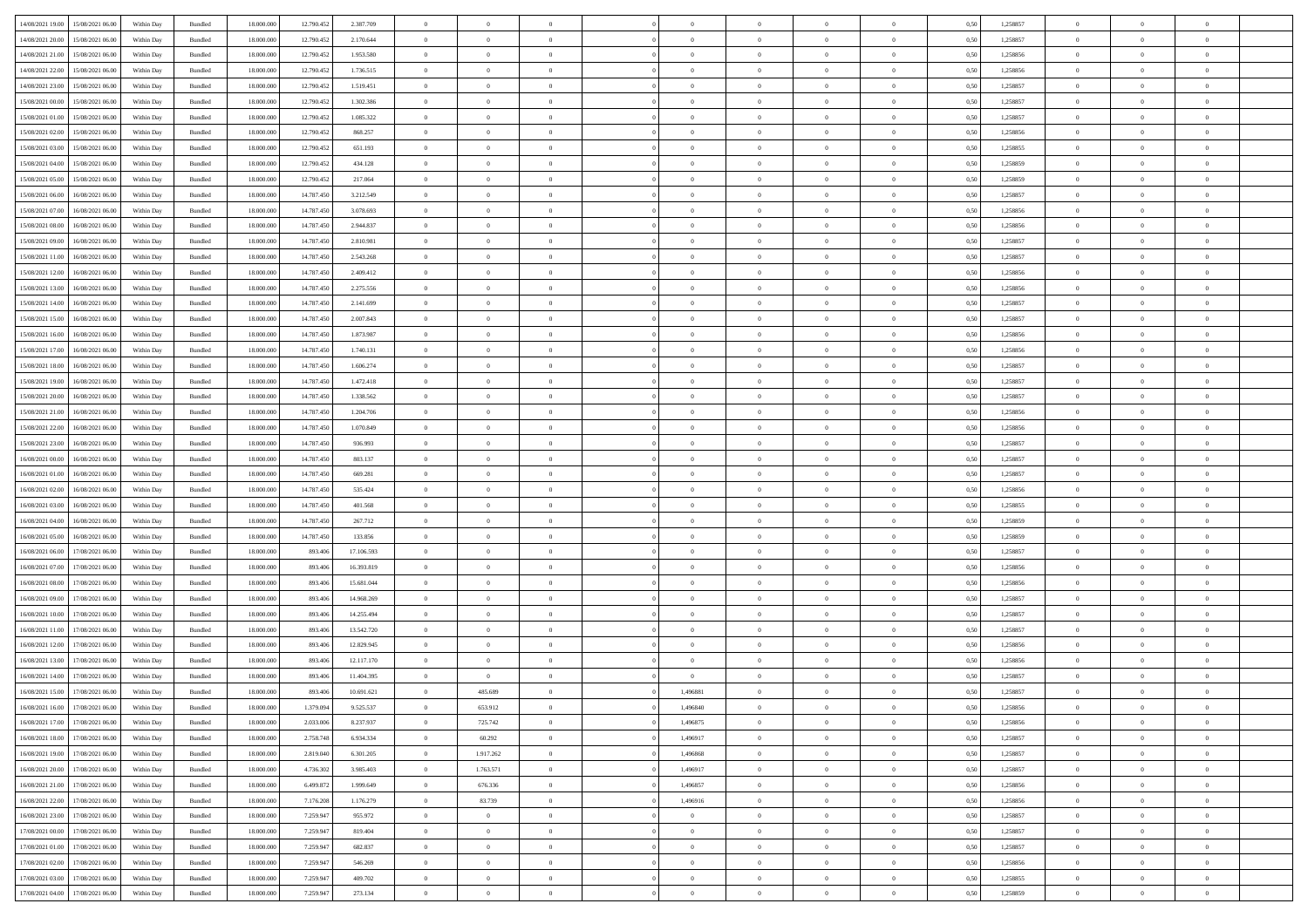| | | | | | | | | | | | | | | | | | | | | |
|---|---|---|---|---|---|---|---|---|---|---|---|---|---|---|---|---|---|---|---|---|
| 14/08/2021 19:00 | 15/08/2021 06:00 | Within Day | Bundled | 18.000.000 | 12.790.452 | 2.387.709 | 0 | 0 | 0 | | 0 | 0 | 0 | 0 | 0,50 | 1,258857 | 0 | 0 | 0 | |
| 14/08/2021 20:00 | 15/08/2021 06:00 | Within Day | Bundled | 18.000.000 | 12.790.452 | 2.170.644 | 0 | 0 | 0 | | 0 | 0 | 0 | 0 | 0,50 | 1,258857 | 0 | 0 | 0 | |
| 14/08/2021 21:00 | 15/08/2021 06:00 | Within Day | Bundled | 18.000.000 | 12.790.452 | 1.953.580 | 0 | 0 | 0 | | 0 | 0 | 0 | 0 | 0,50 | 1,258856 | 0 | 0 | 0 | |
| 14/08/2021 22:00 | 15/08/2021 06:00 | Within Day | Bundled | 18.000.000 | 12.790.452 | 1.736.515 | 0 | 0 | 0 | | 0 | 0 | 0 | 0 | 0,50 | 1,258856 | 0 | 0 | 0 | |
| 14/08/2021 23:00 | 15/08/2021 06:00 | Within Day | Bundled | 18.000.000 | 12.790.452 | 1.519.451 | 0 | 0 | 0 | | 0 | 0 | 0 | 0 | 0,50 | 1,258857 | 0 | 0 | 0 | |
| 15/08/2021 00:00 | 15/08/2021 06:00 | Within Day | Bundled | 18.000.000 | 12.790.452 | 1.302.386 | 0 | 0 | 0 | | 0 | 0 | 0 | 0 | 0,50 | 1,258857 | 0 | 0 | 0 | |
| 15/08/2021 01:00 | 15/08/2021 06:00 | Within Day | Bundled | 18.000.000 | 12.790.452 | 1.085.322 | 0 | 0 | 0 | | 0 | 0 | 0 | 0 | 0,50 | 1,258857 | 0 | 0 | 0 | |
| 15/08/2021 02:00 | 15/08/2021 06:00 | Within Day | Bundled | 18.000.000 | 12.790.452 | 868.257 | 0 | 0 | 0 | | 0 | 0 | 0 | 0 | 0,50 | 1,258856 | 0 | 0 | 0 | |
| 15/08/2021 03:00 | 15/08/2021 06:00 | Within Day | Bundled | 18.000.000 | 12.790.452 | 651.193 | 0 | 0 | 0 | | 0 | 0 | 0 | 0 | 0,50 | 1,258855 | 0 | 0 | 0 | |
| 15/08/2021 04:00 | 15/08/2021 06:00 | Within Day | Bundled | 18.000.000 | 12.790.452 | 434.128 | 0 | 0 | 0 | | 0 | 0 | 0 | 0 | 0,50 | 1,258859 | 0 | 0 | 0 | |
| 15/08/2021 05:00 | 15/08/2021 06:00 | Within Day | Bundled | 18.000.000 | 12.790.452 | 217.064 | 0 | 0 | 0 | | 0 | 0 | 0 | 0 | 0,50 | 1,258859 | 0 | 0 | 0 | |
| 15/08/2021 06:00 | 16/08/2021 06:00 | Within Day | Bundled | 18.000.000 | 14.787.450 | 3.212.549 | 0 | 0 | 0 | | 0 | 0 | 0 | 0 | 0,50 | 1,258857 | 0 | 0 | 0 | |
| 15/08/2021 07:00 | 16/08/2021 06:00 | Within Day | Bundled | 18.000.000 | 14.787.450 | 3.078.693 | 0 | 0 | 0 | | 0 | 0 | 0 | 0 | 0,50 | 1,258856 | 0 | 0 | 0 | |
| 15/08/2021 08:00 | 16/08/2021 06:00 | Within Day | Bundled | 18.000.000 | 14.787.450 | 2.944.837 | 0 | 0 | 0 | | 0 | 0 | 0 | 0 | 0,50 | 1,258856 | 0 | 0 | 0 | |
| 15/08/2021 09:00 | 16/08/2021 06:00 | Within Day | Bundled | 18.000.000 | 14.787.450 | 2.810.981 | 0 | 0 | 0 | | 0 | 0 | 0 | 0 | 0,50 | 1,258857 | 0 | 0 | 0 | |
| 15/08/2021 11:00 | 16/08/2021 06:00 | Within Day | Bundled | 18.000.000 | 14.787.450 | 2.543.268 | 0 | 0 | 0 | | 0 | 0 | 0 | 0 | 0,50 | 1,258857 | 0 | 0 | 0 | |
| 15/08/2021 12:00 | 16/08/2021 06:00 | Within Day | Bundled | 18.000.000 | 14.787.450 | 2.409.412 | 0 | 0 | 0 | | 0 | 0 | 0 | 0 | 0,50 | 1,258856 | 0 | 0 | 0 | |
| 15/08/2021 13:00 | 16/08/2021 06:00 | Within Day | Bundled | 18.000.000 | 14.787.450 | 2.275.556 | 0 | 0 | 0 | | 0 | 0 | 0 | 0 | 0,50 | 1,258856 | 0 | 0 | 0 | |
| 15/08/2021 14:00 | 16/08/2021 06:00 | Within Day | Bundled | 18.000.000 | 14.787.450 | 2.141.699 | 0 | 0 | 0 | | 0 | 0 | 0 | 0 | 0,50 | 1,258857 | 0 | 0 | 0 | |
| 15/08/2021 15:00 | 16/08/2021 06:00 | Within Day | Bundled | 18.000.000 | 14.787.450 | 2.007.843 | 0 | 0 | 0 | | 0 | 0 | 0 | 0 | 0,50 | 1,258857 | 0 | 0 | 0 | |
| 15/08/2021 16:00 | 16/08/2021 06:00 | Within Day | Bundled | 18.000.000 | 14.787.450 | 1.873.987 | 0 | 0 | 0 | | 0 | 0 | 0 | 0 | 0,50 | 1,258856 | 0 | 0 | 0 | |
| 15/08/2021 17:00 | 16/08/2021 06:00 | Within Day | Bundled | 18.000.000 | 14.787.450 | 1.740.131 | 0 | 0 | 0 | | 0 | 0 | 0 | 0 | 0,50 | 1,258856 | 0 | 0 | 0 | |
| 15/08/2021 18:00 | 16/08/2021 06:00 | Within Day | Bundled | 18.000.000 | 14.787.450 | 1.606.274 | 0 | 0 | 0 | | 0 | 0 | 0 | 0 | 0,50 | 1,258857 | 0 | 0 | 0 | |
| 15/08/2021 19:00 | 16/08/2021 06:00 | Within Day | Bundled | 18.000.000 | 14.787.450 | 1.472.418 | 0 | 0 | 0 | | 0 | 0 | 0 | 0 | 0,50 | 1,258857 | 0 | 0 | 0 | |
| 15/08/2021 20:00 | 16/08/2021 06:00 | Within Day | Bundled | 18.000.000 | 14.787.450 | 1.338.562 | 0 | 0 | 0 | | 0 | 0 | 0 | 0 | 0,50 | 1,258857 | 0 | 0 | 0 | |
| 15/08/2021 21:00 | 16/08/2021 06:00 | Within Day | Bundled | 18.000.000 | 14.787.450 | 1.204.706 | 0 | 0 | 0 | | 0 | 0 | 0 | 0 | 0,50 | 1,258856 | 0 | 0 | 0 | |
| 15/08/2021 22:00 | 16/08/2021 06:00 | Within Day | Bundled | 18.000.000 | 14.787.450 | 1.070.849 | 0 | 0 | 0 | | 0 | 0 | 0 | 0 | 0,50 | 1,258856 | 0 | 0 | 0 | |
| 15/08/2021 23:00 | 16/08/2021 06:00 | Within Day | Bundled | 18.000.000 | 14.787.450 | 936.993 | 0 | 0 | 0 | | 0 | 0 | 0 | 0 | 0,50 | 1,258857 | 0 | 0 | 0 | |
| 16/08/2021 00:00 | 16/08/2021 06:00 | Within Day | Bundled | 18.000.000 | 14.787.450 | 803.137 | 0 | 0 | 0 | | 0 | 0 | 0 | 0 | 0,50 | 1,258857 | 0 | 0 | 0 | |
| 16/08/2021 01:00 | 16/08/2021 06:00 | Within Day | Bundled | 18.000.000 | 14.787.450 | 669.281 | 0 | 0 | 0 | | 0 | 0 | 0 | 0 | 0,50 | 1,258857 | 0 | 0 | 0 | |
| 16/08/2021 02:00 | 16/08/2021 06:00 | Within Day | Bundled | 18.000.000 | 14.787.450 | 535.424 | 0 | 0 | 0 | | 0 | 0 | 0 | 0 | 0,50 | 1,258856 | 0 | 0 | 0 | |
| 16/08/2021 03:00 | 16/08/2021 06:00 | Within Day | Bundled | 18.000.000 | 14.787.450 | 401.568 | 0 | 0 | 0 | | 0 | 0 | 0 | 0 | 0,50 | 1,258855 | 0 | 0 | 0 | |
| 16/08/2021 04:00 | 16/08/2021 06:00 | Within Day | Bundled | 18.000.000 | 14.787.450 | 267.712 | 0 | 0 | 0 | | 0 | 0 | 0 | 0 | 0,50 | 1,258859 | 0 | 0 | 0 | |
| 16/08/2021 05:00 | 16/08/2021 06:00 | Within Day | Bundled | 18.000.000 | 14.787.450 | 133.856 | 0 | 0 | 0 | | 0 | 0 | 0 | 0 | 0,50 | 1,258859 | 0 | 0 | 0 | |
| 16/08/2021 06:00 | 17/08/2021 06:00 | Within Day | Bundled | 18.000.000 | 893.406 | 17.106.593 | 0 | 0 | 0 | | 0 | 0 | 0 | 0 | 0,50 | 1,258857 | 0 | 0 | 0 | |
| 16/08/2021 07:00 | 17/08/2021 06:00 | Within Day | Bundled | 18.000.000 | 893.406 | 16.393.819 | 0 | 0 | 0 | | 0 | 0 | 0 | 0 | 0,50 | 1,258856 | 0 | 0 | 0 | |
| 16/08/2021 08:00 | 17/08/2021 06:00 | Within Day | Bundled | 18.000.000 | 893.406 | 15.681.044 | 0 | 0 | 0 | | 0 | 0 | 0 | 0 | 0,50 | 1,258856 | 0 | 0 | 0 | |
| 16/08/2021 09:00 | 17/08/2021 06:00 | Within Day | Bundled | 18.000.000 | 893.406 | 14.968.269 | 0 | 0 | 0 | | 0 | 0 | 0 | 0 | 0,50 | 1,258857 | 0 | 0 | 0 | |
| 16/08/2021 10:00 | 17/08/2021 06:00 | Within Day | Bundled | 18.000.000 | 893.406 | 14.255.494 | 0 | 0 | 0 | | 0 | 0 | 0 | 0 | 0,50 | 1,258857 | 0 | 0 | 0 | |
| 16/08/2021 11:00 | 17/08/2021 06:00 | Within Day | Bundled | 18.000.000 | 893.406 | 13.542.720 | 0 | 0 | 0 | | 0 | 0 | 0 | 0 | 0,50 | 1,258857 | 0 | 0 | 0 | |
| 16/08/2021 12:00 | 17/08/2021 06:00 | Within Day | Bundled | 18.000.000 | 893.406 | 12.829.945 | 0 | 0 | 0 | | 0 | 0 | 0 | 0 | 0,50 | 1,258856 | 0 | 0 | 0 | |
| 16/08/2021 13:00 | 17/08/2021 06:00 | Within Day | Bundled | 18.000.000 | 893.406 | 12.117.170 | 0 | 0 | 0 | | 0 | 0 | 0 | 0 | 0,50 | 1,258856 | 0 | 0 | 0 | |
| 16/08/2021 14:00 | 17/08/2021 06:00 | Within Day | Bundled | 18.000.000 | 893.406 | 11.404.395 | 0 | 0 | 0 | | 0 | 0 | 0 | 0 | 0,50 | 1,258857 | 0 | 0 | 0 | |
| 16/08/2021 15:00 | 17/08/2021 06:00 | Within Day | Bundled | 18.000.000 | 893.406 | 10.691.621 | 0 | 485.689 | 0 | | 1,496881 | 0 | 0 | 0 | 0,50 | 1,258857 | 0 | 0 | 0 | |
| 16/08/2021 16:00 | 17/08/2021 06:00 | Within Day | Bundled | 18.000.000 | 1.379.094 | 9.525.537 | 0 | 653.912 | 0 | | 1,496840 | 0 | 0 | 0 | 0,50 | 1,258856 | 0 | 0 | 0 | |
| 16/08/2021 17:00 | 17/08/2021 06:00 | Within Day | Bundled | 18.000.000 | 2.033.006 | 8.237.937 | 0 | 725.742 | 0 | | 1,496875 | 0 | 0 | 0 | 0,50 | 1,258856 | 0 | 0 | 0 | |
| 16/08/2021 18:00 | 17/08/2021 06:00 | Within Day | Bundled | 18.000.000 | 2.758.748 | 6.934.334 | 0 | 60.292 | 0 | | 1,496917 | 0 | 0 | 0 | 0,50 | 1,258857 | 0 | 0 | 0 | |
| 16/08/2021 19:00 | 17/08/2021 06:00 | Within Day | Bundled | 18.000.000 | 2.819.040 | 6.301.205 | 0 | 1.917.262 | 0 | | 1,496868 | 0 | 0 | 0 | 0,50 | 1,258857 | 0 | 0 | 0 | |
| 16/08/2021 20:00 | 17/08/2021 06:00 | Within Day | Bundled | 18.000.000 | 4.736.302 | 3.985.403 | 0 | 1.763.571 | 0 | | 1,496917 | 0 | 0 | 0 | 0,50 | 1,258857 | 0 | 0 | 0 | |
| 16/08/2021 21:00 | 17/08/2021 06:00 | Within Day | Bundled | 18.000.000 | 6.499.872 | 1.999.649 | 0 | 676.336 | 0 | | 1,496857 | 0 | 0 | 0 | 0,50 | 1,258856 | 0 | 0 | 0 | |
| 16/08/2021 22:00 | 17/08/2021 06:00 | Within Day | Bundled | 18.000.000 | 7.176.208 | 1.176.279 | 0 | 83.739 | 0 | | 1,496916 | 0 | 0 | 0 | 0,50 | 1,258856 | 0 | 0 | 0 | |
| 16/08/2021 23:00 | 17/08/2021 06:00 | Within Day | Bundled | 18.000.000 | 7.259.947 | 955.972 | 0 | 0 | 0 | | 0 | 0 | 0 | 0 | 0,50 | 1,258857 | 0 | 0 | 0 | |
| 17/08/2021 00:00 | 17/08/2021 06:00 | Within Day | Bundled | 18.000.000 | 7.259.947 | 819.404 | 0 | 0 | 0 | | 0 | 0 | 0 | 0 | 0,50 | 1,258857 | 0 | 0 | 0 | |
| 17/08/2021 01:00 | 17/08/2021 06:00 | Within Day | Bundled | 18.000.000 | 7.259.947 | 682.837 | 0 | 0 | 0 | | 0 | 0 | 0 | 0 | 0,50 | 1,258857 | 0 | 0 | 0 | |
| 17/08/2021 02:00 | 17/08/2021 06:00 | Within Day | Bundled | 18.000.000 | 7.259.947 | 546.269 | 0 | 0 | 0 | | 0 | 0 | 0 | 0 | 0,50 | 1,258856 | 0 | 0 | 0 | |
| 17/08/2021 03:00 | 17/08/2021 06:00 | Within Day | Bundled | 18.000.000 | 7.259.947 | 409.702 | 0 | 0 | 0 | | 0 | 0 | 0 | 0 | 0,50 | 1,258855 | 0 | 0 | 0 | |
| 17/08/2021 04:00 | 17/08/2021 06:00 | Within Day | Bundled | 18.000.000 | 7.259.947 | 273.134 | 0 | 0 | 0 | | 0 | 0 | 0 | 0 | 0,50 | 1,258859 | 0 | 0 | 0 | |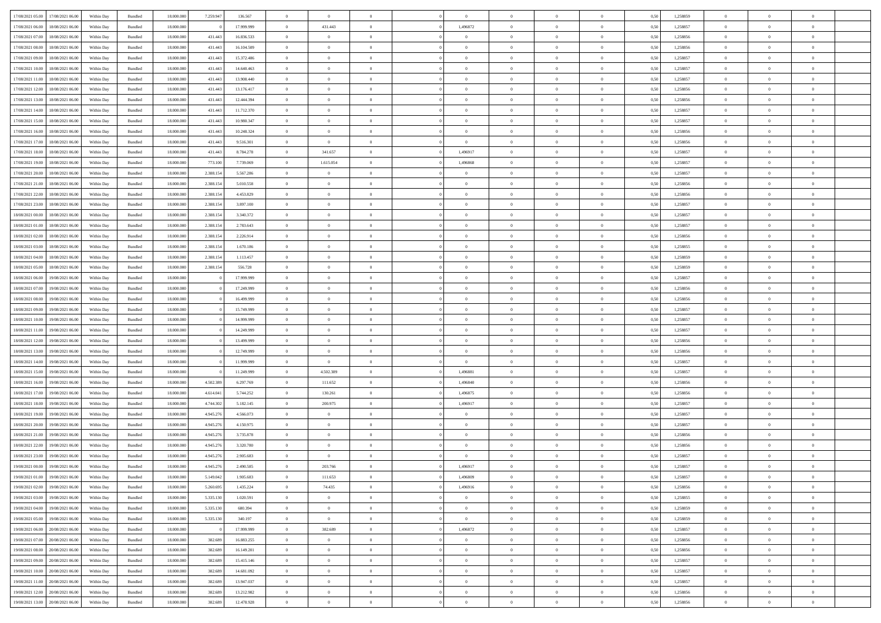| 17/08/2021 05:00 | 17/08/2021 06:00 | Within Day | Bundled | 18.000.000 | 7.259.947 | 136.567 | 0 | 0 | 0 | | 0 | 0 | 0 | 0 | 0 | 0,50 | 1,258859 | 0 | 0 | 0 | |
|---|---|---|---|---|---|---|---|---|---|---|---|---|---|---|---|---|---|---|---|---|---|
| 17/08/2021 06:00 | 18/08/2021 06:00 | Within Day | Bundled | 18.000.000 | 0 | 17.999.999 | 0 | 431.443 | 0 | | 1,496872 | 0 | 0 | 0 | 0 | 0,50 | 1,258857 | 0 | 0 | 0 | |
| 17/08/2021 07:00 | 18/08/2021 06:00 | Within Day | Bundled | 18.000.000 | 431.443 | 16.836.533 | 0 | 0 | 0 | | 0 | 0 | 0 | 0 | 0 | 0,50 | 1,258856 | 0 | 0 | 0 | |
| 17/08/2021 08:00 | 18/08/2021 06:00 | Within Day | Bundled | 18.000.000 | 431.443 | 16.104.509 | 0 | 0 | 0 | | 0 | 0 | 0 | 0 | 0 | 0,50 | 1,258856 | 0 | 0 | 0 | |
| 17/08/2021 09:00 | 18/08/2021 06:00 | Within Day | Bundled | 18.000.000 | 431.443 | 15.372.486 | 0 | 0 | 0 | | 0 | 0 | 0 | 0 | 0 | 0,50 | 1,258857 | 0 | 0 | 0 | |
| 17/08/2021 10:00 | 18/08/2021 06:00 | Within Day | Bundled | 18.000.000 | 431.443 | 14.640.463 | 0 | 0 | 0 | | 0 | 0 | 0 | 0 | 0 | 0,50 | 1,258857 | 0 | 0 | 0 | |
| 17/08/2021 11:00 | 18/08/2021 06:00 | Within Day | Bundled | 18.000.000 | 431.443 | 13.908.440 | 0 | 0 | 0 | | 0 | 0 | 0 | 0 | 0 | 0,50 | 1,258857 | 0 | 0 | 0 | |
| 17/08/2021 12:00 | 18/08/2021 06:00 | Within Day | Bundled | 18.000.000 | 431.443 | 13.176.417 | 0 | 0 | 0 | | 0 | 0 | 0 | 0 | 0 | 0,50 | 1,258856 | 0 | 0 | 0 | |
| 17/08/2021 13:00 | 18/08/2021 06:00 | Within Day | Bundled | 18.000.000 | 431.443 | 12.444.394 | 0 | 0 | 0 | | 0 | 0 | 0 | 0 | 0 | 0,50 | 1,258856 | 0 | 0 | 0 | |
| 17/08/2021 14:00 | 18/08/2021 06:00 | Within Day | Bundled | 18.000.000 | 431.443 | 11.712.370 | 0 | 0 | 0 | | 0 | 0 | 0 | 0 | 0 | 0,50 | 1,258857 | 0 | 0 | 0 | |
| 17/08/2021 15:00 | 18/08/2021 06:00 | Within Day | Bundled | 18.000.000 | 431.443 | 10.980.347 | 0 | 0 | 0 | | 0 | 0 | 0 | 0 | 0 | 0,50 | 1,258857 | 0 | 0 | 0 | |
| 17/08/2021 16:00 | 18/08/2021 06:00 | Within Day | Bundled | 18.000.000 | 431.443 | 10.248.324 | 0 | 0 | 0 | | 0 | 0 | 0 | 0 | 0 | 0,50 | 1,258856 | 0 | 0 | 0 | |
| 17/08/2021 17:00 | 18/08/2021 06:00 | Within Day | Bundled | 18.000.000 | 431.443 | 9.516.301 | 0 | 0 | 0 | | 0 | 0 | 0 | 0 | 0 | 0,50 | 1,258856 | 0 | 0 | 0 | |
| 17/08/2021 18:00 | 18/08/2021 06:00 | Within Day | Bundled | 18.000.000 | 431.443 | 8.784.278 | 0 | 341.657 | 0 | | 1,496917 | 0 | 0 | 0 | 0 | 0,50 | 1,258857 | 0 | 0 | 0 | |
| 17/08/2021 19:00 | 18/08/2021 06:00 | Within Day | Bundled | 18.000.000 | 773.100 | 7.739.069 | 0 | 1.615.054 | 0 | | 1,496868 | 0 | 0 | 0 | 0 | 0,50 | 1,258857 | 0 | 0 | 0 | |
| 17/08/2021 20:00 | 18/08/2021 06:00 | Within Day | Bundled | 18.000.000 | 2.388.154 | 5.567.286 | 0 | 0 | 0 | | 0 | 0 | 0 | 0 | 0 | 0,50 | 1,258857 | 0 | 0 | 0 | |
| 17/08/2021 21:00 | 18/08/2021 06:00 | Within Day | Bundled | 18.000.000 | 2.388.154 | 5.010.558 | 0 | 0 | 0 | | 0 | 0 | 0 | 0 | 0 | 0,50 | 1,258856 | 0 | 0 | 0 | |
| 17/08/2021 22:00 | 18/08/2021 06:00 | Within Day | Bundled | 18.000.000 | 2.388.154 | 4.453.829 | 0 | 0 | 0 | | 0 | 0 | 0 | 0 | 0 | 0,50 | 1,258856 | 0 | 0 | 0 | |
| 17/08/2021 23:00 | 18/08/2021 06:00 | Within Day | Bundled | 18.000.000 | 2.388.154 | 3.897.100 | 0 | 0 | 0 | | 0 | 0 | 0 | 0 | 0 | 0,50 | 1,258857 | 0 | 0 | 0 | |
| 18/08/2021 00:00 | 18/08/2021 06:00 | Within Day | Bundled | 18.000.000 | 2.388.154 | 3.340.372 | 0 | 0 | 0 | | 0 | 0 | 0 | 0 | 0 | 0,50 | 1,258857 | 0 | 0 | 0 | |
| 18/08/2021 01:00 | 18/08/2021 06:00 | Within Day | Bundled | 18.000.000 | 2.388.154 | 2.783.643 | 0 | 0 | 0 | | 0 | 0 | 0 | 0 | 0 | 0,50 | 1,258857 | 0 | 0 | 0 | |
| 18/08/2021 02:00 | 18/08/2021 06:00 | Within Day | Bundled | 18.000.000 | 2.388.154 | 2.226.914 | 0 | 0 | 0 | | 0 | 0 | 0 | 0 | 0 | 0,50 | 1,258856 | 0 | 0 | 0 | |
| 18/08/2021 03:00 | 18/08/2021 06:00 | Within Day | Bundled | 18.000.000 | 2.388.154 | 1.670.186 | 0 | 0 | 0 | | 0 | 0 | 0 | 0 | 0 | 0,50 | 1,258855 | 0 | 0 | 0 | |
| 18/08/2021 04:00 | 18/08/2021 06:00 | Within Day | Bundled | 18.000.000 | 2.388.154 | 1.113.457 | 0 | 0 | 0 | | 0 | 0 | 0 | 0 | 0 | 0,50 | 1,258859 | 0 | 0 | 0 | |
| 18/08/2021 05:00 | 18/08/2021 06:00 | Within Day | Bundled | 18.000.000 | 2.388.154 | 556.728 | 0 | 0 | 0 | | 0 | 0 | 0 | 0 | 0 | 0,50 | 1,258859 | 0 | 0 | 0 | |
| 18/08/2021 06:00 | 19/08/2021 06:00 | Within Day | Bundled | 18.000.000 | 0 | 17.999.999 | 0 | 0 | 0 | | 0 | 0 | 0 | 0 | 0 | 0,50 | 1,258857 | 0 | 0 | 0 | |
| 18/08/2021 07:00 | 19/08/2021 06:00 | Within Day | Bundled | 18.000.000 | 0 | 17.249.999 | 0 | 0 | 0 | | 0 | 0 | 0 | 0 | 0 | 0,50 | 1,258856 | 0 | 0 | 0 | |
| 18/08/2021 08:00 | 19/08/2021 06:00 | Within Day | Bundled | 18.000.000 | 0 | 16.499.999 | 0 | 0 | 0 | | 0 | 0 | 0 | 0 | 0 | 0,50 | 1,258856 | 0 | 0 | 0 | |
| 18/08/2021 09:00 | 19/08/2021 06:00 | Within Day | Bundled | 18.000.000 | 0 | 15.749.999 | 0 | 0 | 0 | | 0 | 0 | 0 | 0 | 0 | 0,50 | 1,258857 | 0 | 0 | 0 | |
| 18/08/2021 10:00 | 19/08/2021 06:00 | Within Day | Bundled | 18.000.000 | 0 | 14.999.999 | 0 | 0 | 0 | | 0 | 0 | 0 | 0 | 0 | 0,50 | 1,258857 | 0 | 0 | 0 | |
| 18/08/2021 11:00 | 19/08/2021 06:00 | Within Day | Bundled | 18.000.000 | 0 | 14.249.999 | 0 | 0 | 0 | | 0 | 0 | 0 | 0 | 0 | 0,50 | 1,258857 | 0 | 0 | 0 | |
| 18/08/2021 12:00 | 19/08/2021 06:00 | Within Day | Bundled | 18.000.000 | 0 | 13.499.999 | 0 | 0 | 0 | | 0 | 0 | 0 | 0 | 0 | 0,50 | 1,258856 | 0 | 0 | 0 | |
| 18/08/2021 13:00 | 19/08/2021 06:00 | Within Day | Bundled | 18.000.000 | 0 | 12.749.999 | 0 | 0 | 0 | | 0 | 0 | 0 | 0 | 0 | 0,50 | 1,258856 | 0 | 0 | 0 | |
| 18/08/2021 14:00 | 19/08/2021 06:00 | Within Day | Bundled | 18.000.000 | 0 | 11.999.999 | 0 | 0 | 0 | | 0 | 0 | 0 | 0 | 0 | 0,50 | 1,258857 | 0 | 0 | 0 | |
| 18/08/2021 15:00 | 19/08/2021 06:00 | Within Day | Bundled | 18.000.000 | 0 | 11.249.999 | 0 | 4.502.389 | 0 | | 1,496881 | 0 | 0 | 0 | 0 | 0,50 | 1,258857 | 0 | 0 | 0 | |
| 18/08/2021 16:00 | 19/08/2021 06:00 | Within Day | Bundled | 18.000.000 | 4.502.389 | 6.297.769 | 0 | 111.652 | 0 | | 1,496840 | 0 | 0 | 0 | 0 | 0,50 | 1,258856 | 0 | 0 | 0 | |
| 18/08/2021 17:00 | 19/08/2021 06:00 | Within Day | Bundled | 18.000.000 | 4.614.041 | 5.744.252 | 0 | 130.261 | 0 | | 1,496875 | 0 | 0 | 0 | 0 | 0,50 | 1,258856 | 0 | 0 | 0 | |
| 18/08/2021 18:00 | 19/08/2021 06:00 | Within Day | Bundled | 18.000.000 | 4.744.302 | 5.182.145 | 0 | 200.975 | 0 | | 1,496917 | 0 | 0 | 0 | 0 | 0,50 | 1,258857 | 0 | 0 | 0 | |
| 18/08/2021 19:00 | 19/08/2021 06:00 | Within Day | Bundled | 18.000.000 | 4.945.276 | 4.566.073 | 0 | 0 | 0 | | 0 | 0 | 0 | 0 | 0 | 0,50 | 1,258857 | 0 | 0 | 0 | |
| 18/08/2021 20:00 | 19/08/2021 06:00 | Within Day | Bundled | 18.000.000 | 4.945.276 | 4.150.975 | 0 | 0 | 0 | | 0 | 0 | 0 | 0 | 0 | 0,50 | 1,258857 | 0 | 0 | 0 | |
| 18/08/2021 21:00 | 19/08/2021 06:00 | Within Day | Bundled | 18.000.000 | 4.945.276 | 3.735.878 | 0 | 0 | 0 | | 0 | 0 | 0 | 0 | 0 | 0,50 | 1,258856 | 0 | 0 | 0 | |
| 18/08/2021 22:00 | 19/08/2021 06:00 | Within Day | Bundled | 18.000.000 | 4.945.276 | 3.320.780 | 0 | 0 | 0 | | 0 | 0 | 0 | 0 | 0 | 0,50 | 1,258856 | 0 | 0 | 0 | |
| 18/08/2021 23:00 | 19/08/2021 06:00 | Within Day | Bundled | 18.000.000 | 4.945.276 | 2.905.683 | 0 | 0 | 0 | | 0 | 0 | 0 | 0 | 0 | 0,50 | 1,258857 | 0 | 0 | 0 | |
| 19/08/2021 00:00 | 19/08/2021 06:00 | Within Day | Bundled | 18.000.000 | 4.945.276 | 2.490.585 | 0 | 203.766 | 0 | | 1,496917 | 0 | 0 | 0 | 0 | 0,50 | 1,258857 | 0 | 0 | 0 | |
| 19/08/2021 01:00 | 19/08/2021 06:00 | Within Day | Bundled | 18.000.000 | 5.149.042 | 1.905.683 | 0 | 111.653 | 0 | | 1,496809 | 0 | 0 | 0 | 0 | 0,50 | 1,258857 | 0 | 0 | 0 | |
| 19/08/2021 02:00 | 19/08/2021 06:00 | Within Day | Bundled | 18.000.000 | 5.260.695 | 1.435.224 | 0 | 74.435 | 0 | | 1,496916 | 0 | 0 | 0 | 0 | 0,50 | 1,258856 | 0 | 0 | 0 | |
| 19/08/2021 03:00 | 19/08/2021 06:00 | Within Day | Bundled | 18.000.000 | 5.335.130 | 1.020.591 | 0 | 0 | 0 | | 0 | 0 | 0 | 0 | 0 | 0,50 | 1,258855 | 0 | 0 | 0 | |
| 19/08/2021 04:00 | 19/08/2021 06:00 | Within Day | Bundled | 18.000.000 | 5.335.130 | 680.394 | 0 | 0 | 0 | | 0 | 0 | 0 | 0 | 0 | 0,50 | 1,258859 | 0 | 0 | 0 | |
| 19/08/2021 05:00 | 19/08/2021 06:00 | Within Day | Bundled | 18.000.000 | 5.335.130 | 340.197 | 0 | 0 | 0 | | 0 | 0 | 0 | 0 | 0 | 0,50 | 1,258859 | 0 | 0 | 0 | |
| 19/08/2021 06:00 | 20/08/2021 06:00 | Within Day | Bundled | 18.000.000 | 0 | 17.999.999 | 0 | 382.689 | 0 | | 1,496872 | 0 | 0 | 0 | 0 | 0,50 | 1,258857 | 0 | 0 | 0 | |
| 19/08/2021 07:00 | 20/08/2021 06:00 | Within Day | Bundled | 18.000.000 | 382.689 | 16.883.255 | 0 | 0 | 0 | | 0 | 0 | 0 | 0 | 0 | 0,50 | 1,258856 | 0 | 0 | 0 | |
| 19/08/2021 08:00 | 20/08/2021 06:00 | Within Day | Bundled | 18.000.000 | 382.689 | 16.149.201 | 0 | 0 | 0 | | 0 | 0 | 0 | 0 | 0 | 0,50 | 1,258856 | 0 | 0 | 0 | |
| 19/08/2021 09:00 | 20/08/2021 06:00 | Within Day | Bundled | 18.000.000 | 382.689 | 15.415.146 | 0 | 0 | 0 | | 0 | 0 | 0 | 0 | 0 | 0,50 | 1,258857 | 0 | 0 | 0 | |
| 19/08/2021 10:00 | 20/08/2021 06:00 | Within Day | Bundled | 18.000.000 | 382.689 | 14.681.092 | 0 | 0 | 0 | | 0 | 0 | 0 | 0 | 0 | 0,50 | 1,258857 | 0 | 0 | 0 | |
| 19/08/2021 11:00 | 20/08/2021 06:00 | Within Day | Bundled | 18.000.000 | 382.689 | 13.947.037 | 0 | 0 | 0 | | 0 | 0 | 0 | 0 | 0 | 0,50 | 1,258857 | 0 | 0 | 0 | |
| 19/08/2021 12:00 | 20/08/2021 06:00 | Within Day | Bundled | 18.000.000 | 382.689 | 13.212.982 | 0 | 0 | 0 | | 0 | 0 | 0 | 0 | 0 | 0,50 | 1,258856 | 0 | 0 | 0 | |
| 19/08/2021 13:00 | 20/08/2021 06:00 | Within Day | Bundled | 18.000.000 | 382.689 | 12.478.928 | 0 | 0 | 0 | | 0 | 0 | 0 | 0 | 0 | 0,50 | 1,258856 | 0 | 0 | 0 | |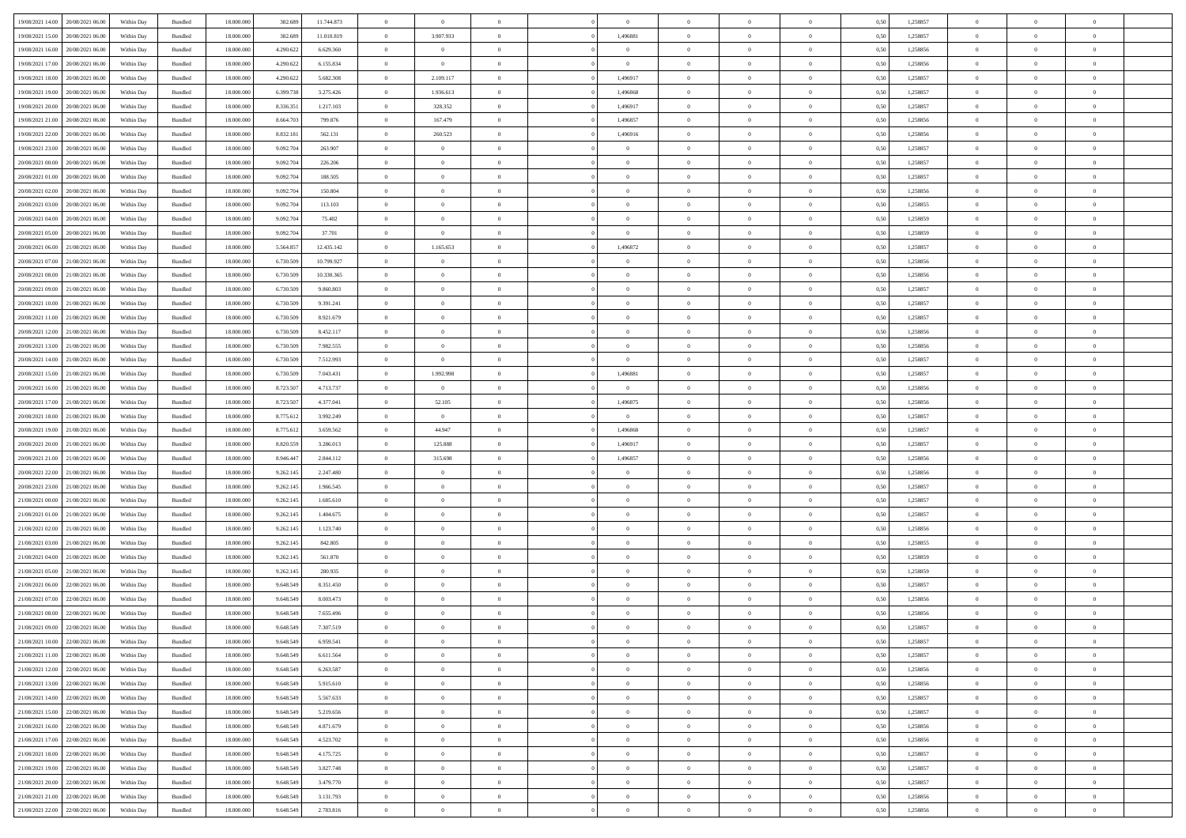| | | | | | | | | | | | | | | | | | | | | |
|---|---|---|---|---|---|---|---|---|---|---|---|---|---|---|---|---|---|---|---|---|
| 19/08/2021 14:00 | 20/08/2021 06:00 | Within Day | Bundled | 18.000.000 | 382.689 | 11.744.873 | 0 | 0 | 0 | | 0 | 0 | 0 | 0 | 0 | 0,50 | 1,258857 | 0 | 0 | 0 |
| 19/08/2021 15:00 | 20/08/2021 06:00 | Within Day | Bundled | 18.000.000 | 382.689 | 11.010.819 | 0 | 3.907.933 | 0 | | 1,496881 | 0 | 0 | 0 | 0 | 0,50 | 1,258857 | 0 | 0 | 0 |
| 19/08/2021 16:00 | 20/08/2021 06:00 | Within Day | Bundled | 18.000.000 | 4.290.622 | 6.629.360 | 0 | 0 | 0 | | 0 | 0 | 0 | 0 | 0 | 0,50 | 1,258856 | 0 | 0 | 0 |
| 19/08/2021 17:00 | 20/08/2021 06:00 | Within Day | Bundled | 18.000.000 | 4.290.622 | 6.155.834 | 0 | 0 | 0 | | 0 | 0 | 0 | 0 | 0 | 0,50 | 1,258856 | 0 | 0 | 0 |
| 19/08/2021 18:00 | 20/08/2021 06:00 | Within Day | Bundled | 18.000.000 | 4.290.622 | 5.682.308 | 0 | 2.109.117 | 0 | | 1,496917 | 0 | 0 | 0 | 0 | 0,50 | 1,258857 | 0 | 0 | 0 |
| 19/08/2021 19:00 | 20/08/2021 06:00 | Within Day | Bundled | 18.000.000 | 6.399.738 | 3.275.426 | 0 | 1.936.613 | 0 | | 1,496868 | 0 | 0 | 0 | 0 | 0,50 | 1,258857 | 0 | 0 | 0 |
| 19/08/2021 20:00 | 20/08/2021 06:00 | Within Day | Bundled | 18.000.000 | 8.336.351 | 1.217.103 | 0 | 328.352 | 0 | | 1,496917 | 0 | 0 | 0 | 0 | 0,50 | 1,258857 | 0 | 0 | 0 |
| 19/08/2021 21:00 | 20/08/2021 06:00 | Within Day | Bundled | 18.000.000 | 8.664.703 | 799.876 | 0 | 167.479 | 0 | | 1,496857 | 0 | 0 | 0 | 0 | 0,50 | 1,258856 | 0 | 0 | 0 |
| 19/08/2021 22:00 | 20/08/2021 06:00 | Within Day | Bundled | 18.000.000 | 8.832.181 | 562.131 | 0 | 260.523 | 0 | | 1,496916 | 0 | 0 | 0 | 0 | 0,50 | 1,258856 | 0 | 0 | 0 |
| 19/08/2021 23:00 | 20/08/2021 06:00 | Within Day | Bundled | 18.000.000 | 9.092.704 | 263.907 | 0 | 0 | 0 | | 0 | 0 | 0 | 0 | 0 | 0,50 | 1,258857 | 0 | 0 | 0 |
| 20/08/2021 00:00 | 20/08/2021 06:00 | Within Day | Bundled | 18.000.000 | 9.092.704 | 226.206 | 0 | 0 | 0 | | 0 | 0 | 0 | 0 | 0 | 0,50 | 1,258857 | 0 | 0 | 0 |
| 20/08/2021 01:00 | 20/08/2021 06:00 | Within Day | Bundled | 18.000.000 | 9.092.704 | 188.505 | 0 | 0 | 0 | | 0 | 0 | 0 | 0 | 0 | 0,50 | 1,258857 | 0 | 0 | 0 |
| 20/08/2021 02:00 | 20/08/2021 06:00 | Within Day | Bundled | 18.000.000 | 9.092.704 | 150.804 | 0 | 0 | 0 | | 0 | 0 | 0 | 0 | 0 | 0,50 | 1,258856 | 0 | 0 | 0 |
| 20/08/2021 03:00 | 20/08/2021 06:00 | Within Day | Bundled | 18.000.000 | 9.092.704 | 113.103 | 0 | 0 | 0 | | 0 | 0 | 0 | 0 | 0 | 0,50 | 1,258855 | 0 | 0 | 0 |
| 20/08/2021 04:00 | 20/08/2021 06:00 | Within Day | Bundled | 18.000.000 | 9.092.704 | 75.402 | 0 | 0 | 0 | | 0 | 0 | 0 | 0 | 0 | 0,50 | 1,258859 | 0 | 0 | 0 |
| 20/08/2021 05:00 | 20/08/2021 06:00 | Within Day | Bundled | 18.000.000 | 9.092.704 | 37.701 | 0 | 0 | 0 | | 0 | 0 | 0 | 0 | 0 | 0,50 | 1,258859 | 0 | 0 | 0 |
| 20/08/2021 06:00 | 21/08/2021 06:00 | Within Day | Bundled | 18.000.000 | 5.564.857 | 12.435.142 | 0 | 1.165.653 | 0 | | 1,496872 | 0 | 0 | 0 | 0 | 0,50 | 1,258857 | 0 | 0 | 0 |
| 20/08/2021 07:00 | 21/08/2021 06:00 | Within Day | Bundled | 18.000.000 | 6.730.509 | 10.799.927 | 0 | 0 | 0 | | 0 | 0 | 0 | 0 | 0 | 0,50 | 1,258856 | 0 | 0 | 0 |
| 20/08/2021 08:00 | 21/08/2021 06:00 | Within Day | Bundled | 18.000.000 | 6.730.509 | 10.330.365 | 0 | 0 | 0 | | 0 | 0 | 0 | 0 | 0 | 0,50 | 1,258856 | 0 | 0 | 0 |
| 20/08/2021 09:00 | 21/08/2021 06:00 | Within Day | Bundled | 18.000.000 | 6.730.509 | 9.860.803 | 0 | 0 | 0 | | 0 | 0 | 0 | 0 | 0 | 0,50 | 1,258857 | 0 | 0 | 0 |
| 20/08/2021 10:00 | 21/08/2021 06:00 | Within Day | Bundled | 18.000.000 | 6.730.509 | 9.391.241 | 0 | 0 | 0 | | 0 | 0 | 0 | 0 | 0 | 0,50 | 1,258857 | 0 | 0 | 0 |
| 20/08/2021 11:00 | 21/08/2021 06:00 | Within Day | Bundled | 18.000.000 | 6.730.509 | 8.921.679 | 0 | 0 | 0 | | 0 | 0 | 0 | 0 | 0 | 0,50 | 1,258857 | 0 | 0 | 0 |
| 20/08/2021 12:00 | 21/08/2021 06:00 | Within Day | Bundled | 18.000.000 | 6.730.509 | 8.452.117 | 0 | 0 | 0 | | 0 | 0 | 0 | 0 | 0 | 0,50 | 1,258856 | 0 | 0 | 0 |
| 20/08/2021 13:00 | 21/08/2021 06:00 | Within Day | Bundled | 18.000.000 | 6.730.509 | 7.982.555 | 0 | 0 | 0 | | 0 | 0 | 0 | 0 | 0 | 0,50 | 1,258856 | 0 | 0 | 0 |
| 20/08/2021 14:00 | 21/08/2021 06:00 | Within Day | Bundled | 18.000.000 | 6.730.509 | 7.512.993 | 0 | 0 | 0 | | 0 | 0 | 0 | 0 | 0 | 0,50 | 1,258857 | 0 | 0 | 0 |
| 20/08/2021 15:00 | 21/08/2021 06:00 | Within Day | Bundled | 18.000.000 | 6.730.509 | 7.043.431 | 0 | 1.992.998 | 0 | | 1,496881 | 0 | 0 | 0 | 0 | 0,50 | 1,258857 | 0 | 0 | 0 |
| 20/08/2021 16:00 | 21/08/2021 06:00 | Within Day | Bundled | 18.000.000 | 8.723.507 | 4.713.737 | 0 | 0 | 0 | | 0 | 0 | 0 | 0 | 0 | 0,50 | 1,258856 | 0 | 0 | 0 |
| 20/08/2021 17:00 | 21/08/2021 06:00 | Within Day | Bundled | 18.000.000 | 8.723.507 | 4.377.041 | 0 | 52.105 | 0 | | 1,496875 | 0 | 0 | 0 | 0 | 0,50 | 1,258856 | 0 | 0 | 0 |
| 20/08/2021 18:00 | 21/08/2021 06:00 | Within Day | Bundled | 18.000.000 | 8.775.612 | 3.992.249 | 0 | 0 | 0 | | 0 | 0 | 0 | 0 | 0 | 0,50 | 1,258857 | 0 | 0 | 0 |
| 20/08/2021 19:00 | 21/08/2021 06:00 | Within Day | Bundled | 18.000.000 | 8.775.612 | 3.659.562 | 0 | 44.947 | 0 | | 1,496868 | 0 | 0 | 0 | 0 | 0,50 | 1,258857 | 0 | 0 | 0 |
| 20/08/2021 20:00 | 21/08/2021 06:00 | Within Day | Bundled | 18.000.000 | 8.820.559 | 3.286.013 | 0 | 125.888 | 0 | | 1,496917 | 0 | 0 | 0 | 0 | 0,50 | 1,258857 | 0 | 0 | 0 |
| 20/08/2021 21:00 | 21/08/2021 06:00 | Within Day | Bundled | 18.000.000 | 8.946.447 | 2.844.112 | 0 | 315.698 | 0 | | 1,496857 | 0 | 0 | 0 | 0 | 0,50 | 1,258856 | 0 | 0 | 0 |
| 20/08/2021 22:00 | 21/08/2021 06:00 | Within Day | Bundled | 18.000.000 | 9.262.145 | 2.247.480 | 0 | 0 | 0 | | 0 | 0 | 0 | 0 | 0 | 0,50 | 1,258856 | 0 | 0 | 0 |
| 20/08/2021 23:00 | 21/08/2021 06:00 | Within Day | Bundled | 18.000.000 | 9.262.145 | 1.966.545 | 0 | 0 | 0 | | 0 | 0 | 0 | 0 | 0 | 0,50 | 1,258857 | 0 | 0 | 0 |
| 21/08/2021 00:00 | 21/08/2021 06:00 | Within Day | Bundled | 18.000.000 | 9.262.145 | 1.685.610 | 0 | 0 | 0 | | 0 | 0 | 0 | 0 | 0 | 0,50 | 1,258857 | 0 | 0 | 0 |
| 21/08/2021 01:00 | 21/08/2021 06:00 | Within Day | Bundled | 18.000.000 | 9.262.145 | 1.404.675 | 0 | 0 | 0 | | 0 | 0 | 0 | 0 | 0 | 0,50 | 1,258857 | 0 | 0 | 0 |
| 21/08/2021 02:00 | 21/08/2021 06:00 | Within Day | Bundled | 18.000.000 | 9.262.145 | 1.123.740 | 0 | 0 | 0 | | 0 | 0 | 0 | 0 | 0 | 0,50 | 1,258856 | 0 | 0 | 0 |
| 21/08/2021 03:00 | 21/08/2021 06:00 | Within Day | Bundled | 18.000.000 | 9.262.145 | 842.805 | 0 | 0 | 0 | | 0 | 0 | 0 | 0 | 0 | 0,50 | 1,258855 | 0 | 0 | 0 |
| 21/08/2021 04:00 | 21/08/2021 06:00 | Within Day | Bundled | 18.000.000 | 9.262.145 | 561.870 | 0 | 0 | 0 | | 0 | 0 | 0 | 0 | 0 | 0,50 | 1,258859 | 0 | 0 | 0 |
| 21/08/2021 05:00 | 21/08/2021 06:00 | Within Day | Bundled | 18.000.000 | 9.262.145 | 280.935 | 0 | 0 | 0 | | 0 | 0 | 0 | 0 | 0 | 0,50 | 1,258859 | 0 | 0 | 0 |
| 21/08/2021 06:00 | 22/08/2021 06:00 | Within Day | Bundled | 18.000.000 | 9.648.549 | 8.351.450 | 0 | 0 | 0 | | 0 | 0 | 0 | 0 | 0 | 0,50 | 1,258857 | 0 | 0 | 0 |
| 21/08/2021 07:00 | 22/08/2021 06:00 | Within Day | Bundled | 18.000.000 | 9.648.549 | 8.003.473 | 0 | 0 | 0 | | 0 | 0 | 0 | 0 | 0 | 0,50 | 1,258856 | 0 | 0 | 0 |
| 21/08/2021 08:00 | 22/08/2021 06:00 | Within Day | Bundled | 18.000.000 | 9.648.549 | 7.655.496 | 0 | 0 | 0 | | 0 | 0 | 0 | 0 | 0 | 0,50 | 1,258856 | 0 | 0 | 0 |
| 21/08/2021 09:00 | 22/08/2021 06:00 | Within Day | Bundled | 18.000.000 | 9.648.549 | 7.307.519 | 0 | 0 | 0 | | 0 | 0 | 0 | 0 | 0 | 0,50 | 1,258857 | 0 | 0 | 0 |
| 21/08/2021 10:00 | 22/08/2021 06:00 | Within Day | Bundled | 18.000.000 | 9.648.549 | 6.959.541 | 0 | 0 | 0 | | 0 | 0 | 0 | 0 | 0 | 0,50 | 1,258857 | 0 | 0 | 0 |
| 21/08/2021 11:00 | 22/08/2021 06:00 | Within Day | Bundled | 18.000.000 | 9.648.549 | 6.611.564 | 0 | 0 | 0 | | 0 | 0 | 0 | 0 | 0 | 0,50 | 1,258857 | 0 | 0 | 0 |
| 21/08/2021 12:00 | 22/08/2021 06:00 | Within Day | Bundled | 18.000.000 | 9.648.549 | 6.263.587 | 0 | 0 | 0 | | 0 | 0 | 0 | 0 | 0 | 0,50 | 1,258856 | 0 | 0 | 0 |
| 21/08/2021 13:00 | 22/08/2021 06:00 | Within Day | Bundled | 18.000.000 | 9.648.549 | 5.915.610 | 0 | 0 | 0 | | 0 | 0 | 0 | 0 | 0 | 0,50 | 1,258856 | 0 | 0 | 0 |
| 21/08/2021 14:00 | 22/08/2021 06:00 | Within Day | Bundled | 18.000.000 | 9.648.549 | 5.567.633 | 0 | 0 | 0 | | 0 | 0 | 0 | 0 | 0 | 0,50 | 1,258857 | 0 | 0 | 0 |
| 21/08/2021 15:00 | 22/08/2021 06:00 | Within Day | Bundled | 18.000.000 | 9.648.549 | 5.219.656 | 0 | 0 | 0 | | 0 | 0 | 0 | 0 | 0 | 0,50 | 1,258857 | 0 | 0 | 0 |
| 21/08/2021 16:00 | 22/08/2021 06:00 | Within Day | Bundled | 18.000.000 | 9.648.549 | 4.871.679 | 0 | 0 | 0 | | 0 | 0 | 0 | 0 | 0 | 0,50 | 1,258856 | 0 | 0 | 0 |
| 21/08/2021 17:00 | 22/08/2021 06:00 | Within Day | Bundled | 18.000.000 | 9.648.549 | 4.523.702 | 0 | 0 | 0 | | 0 | 0 | 0 | 0 | 0 | 0,50 | 1,258856 | 0 | 0 | 0 |
| 21/08/2021 18:00 | 22/08/2021 06:00 | Within Day | Bundled | 18.000.000 | 9.648.549 | 4.175.725 | 0 | 0 | 0 | | 0 | 0 | 0 | 0 | 0 | 0,50 | 1,258857 | 0 | 0 | 0 |
| 21/08/2021 19:00 | 22/08/2021 06:00 | Within Day | Bundled | 18.000.000 | 9.648.549 | 3.827.748 | 0 | 0 | 0 | | 0 | 0 | 0 | 0 | 0 | 0,50 | 1,258857 | 0 | 0 | 0 |
| 21/08/2021 20:00 | 22/08/2021 06:00 | Within Day | Bundled | 18.000.000 | 9.648.549 | 3.479.770 | 0 | 0 | 0 | | 0 | 0 | 0 | 0 | 0 | 0,50 | 1,258857 | 0 | 0 | 0 |
| 21/08/2021 21:00 | 22/08/2021 06:00 | Within Day | Bundled | 18.000.000 | 9.648.549 | 3.131.793 | 0 | 0 | 0 | | 0 | 0 | 0 | 0 | 0 | 0,50 | 1,258856 | 0 | 0 | 0 |
| 21/08/2021 22:00 | 22/08/2021 06:00 | Within Day | Bundled | 18.000.000 | 9.648.549 | 2.783.816 | 0 | 0 | 0 | | 0 | 0 | 0 | 0 | 0 | 0,50 | 1,258856 | 0 | 0 | 0 |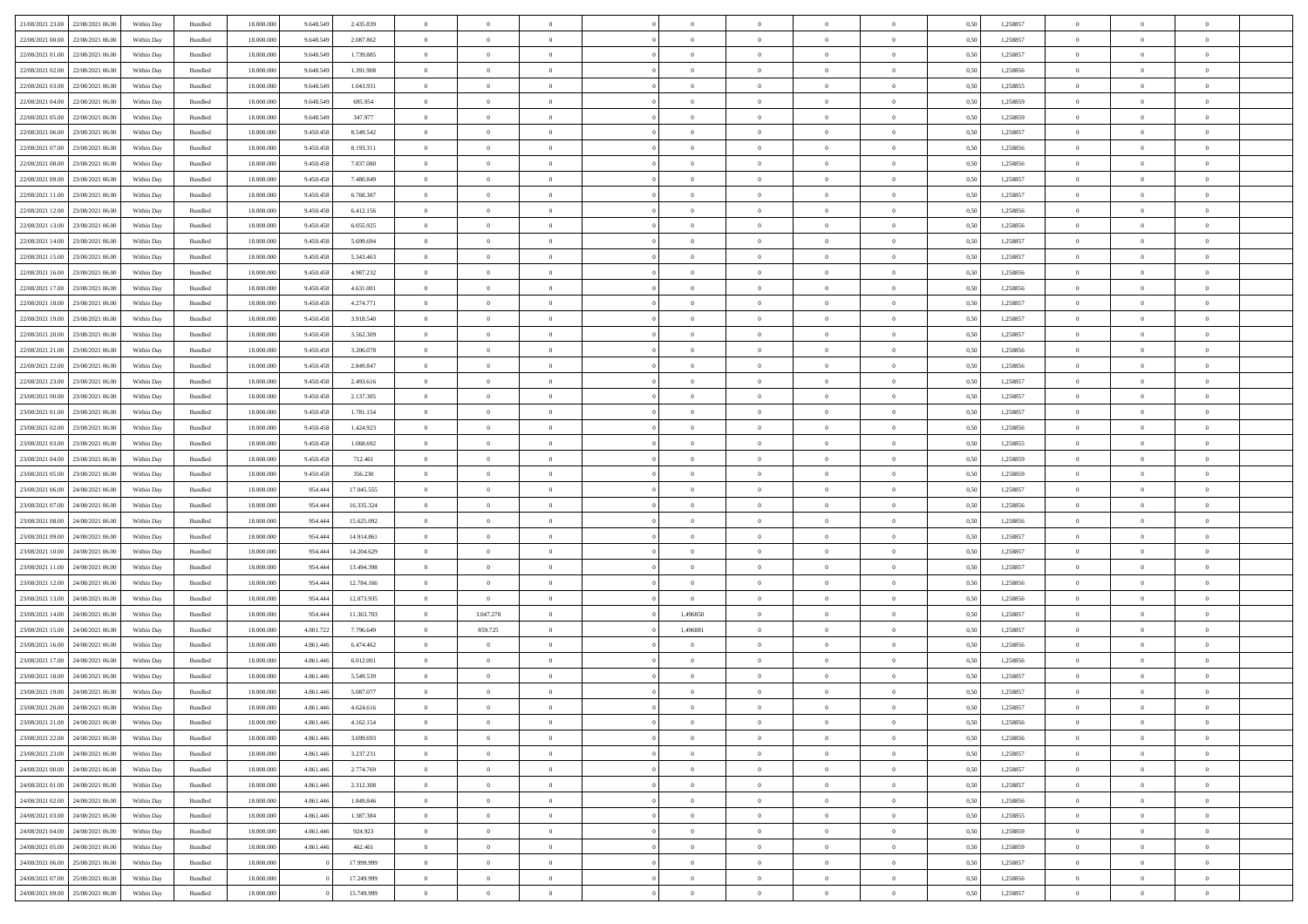| | | | | | | | | | | | | | | | | | | | | |
|---|---|---|---|---|---|---|---|---|---|---|---|---|---|---|---|---|---|---|---|---|
| 21/08/2021 23:00 | 22/08/2021 06:00 | Within Day | Bundled | 18.000.000 | 9.648.549 | 2.435.839 | 0 | 0 | 0 | | 0 | 0 | 0 | 0 | 0,50 | 1,258857 | 0 | 0 | 0 | |
| 22/08/2021 00:00 | 22/08/2021 06:00 | Within Day | Bundled | 18.000.000 | 9.648.549 | 2.087.862 | 0 | 0 | 0 | | 0 | 0 | 0 | 0 | 0,50 | 1,258857 | 0 | 0 | 0 | |
| 22/08/2021 01:00 | 22/08/2021 06:00 | Within Day | Bundled | 18.000.000 | 9.648.549 | 1.739.885 | 0 | 0 | 0 | | 0 | 0 | 0 | 0 | 0,50 | 1,258857 | 0 | 0 | 0 | |
| 22/08/2021 02:00 | 22/08/2021 06:00 | Within Day | Bundled | 18.000.000 | 9.648.549 | 1.391.908 | 0 | 0 | 0 | | 0 | 0 | 0 | 0 | 0,50 | 1,258856 | 0 | 0 | 0 | |
| 22/08/2021 03:00 | 22/08/2021 06:00 | Within Day | Bundled | 18.000.000 | 9.648.549 | 1.043.931 | 0 | 0 | 0 | | 0 | 0 | 0 | 0 | 0,50 | 1,258855 | 0 | 0 | 0 | |
| 22/08/2021 04:00 | 22/08/2021 06:00 | Within Day | Bundled | 18.000.000 | 9.648.549 | 695.954 | 0 | 0 | 0 | | 0 | 0 | 0 | 0 | 0,50 | 1,258859 | 0 | 0 | 0 | |
| 22/08/2021 05:00 | 22/08/2021 06:00 | Within Day | Bundled | 18.000.000 | 9.648.549 | 347.977 | 0 | 0 | 0 | | 0 | 0 | 0 | 0 | 0,50 | 1,258859 | 0 | 0 | 0 | |
| 22/08/2021 06:00 | 23/08/2021 06:00 | Within Day | Bundled | 18.000.000 | 9.450.458 | 8.549.542 | 0 | 0 | 0 | | 0 | 0 | 0 | 0 | 0,50 | 1,258857 | 0 | 0 | 0 | |
| 22/08/2021 07:00 | 23/08/2021 06:00 | Within Day | Bundled | 18.000.000 | 9.450.458 | 8.193.311 | 0 | 0 | 0 | | 0 | 0 | 0 | 0 | 0,50 | 1,258856 | 0 | 0 | 0 | |
| 22/08/2021 08:00 | 23/08/2021 06:00 | Within Day | Bundled | 18.000.000 | 9.450.458 | 7.837.080 | 0 | 0 | 0 | | 0 | 0 | 0 | 0 | 0,50 | 1,258856 | 0 | 0 | 0 | |
| 22/08/2021 09:00 | 23/08/2021 06:00 | Within Day | Bundled | 18.000.000 | 9.450.458 | 7.480.849 | 0 | 0 | 0 | | 0 | 0 | 0 | 0 | 0,50 | 1,258857 | 0 | 0 | 0 | |
| 22/08/2021 11:00 | 23/08/2021 06:00 | Within Day | Bundled | 18.000.000 | 9.450.458 | 6.768.387 | 0 | 0 | 0 | | 0 | 0 | 0 | 0 | 0,50 | 1,258857 | 0 | 0 | 0 | |
| 22/08/2021 12:00 | 23/08/2021 06:00 | Within Day | Bundled | 18.000.000 | 9.450.458 | 6.412.156 | 0 | 0 | 0 | | 0 | 0 | 0 | 0 | 0,50 | 1,258856 | 0 | 0 | 0 | |
| 22/08/2021 13:00 | 23/08/2021 06:00 | Within Day | Bundled | 18.000.000 | 9.450.458 | 6.055.925 | 0 | 0 | 0 | | 0 | 0 | 0 | 0 | 0,50 | 1,258856 | 0 | 0 | 0 | |
| 22/08/2021 14:00 | 23/08/2021 06:00 | Within Day | Bundled | 18.000.000 | 9.450.458 | 5.699.694 | 0 | 0 | 0 | | 0 | 0 | 0 | 0 | 0,50 | 1,258857 | 0 | 0 | 0 | |
| 22/08/2021 15:00 | 23/08/2021 06:00 | Within Day | Bundled | 18.000.000 | 9.450.458 | 5.343.463 | 0 | 0 | 0 | | 0 | 0 | 0 | 0 | 0,50 | 1,258857 | 0 | 0 | 0 | |
| 22/08/2021 16:00 | 23/08/2021 06:00 | Within Day | Bundled | 18.000.000 | 9.450.458 | 4.987.232 | 0 | 0 | 0 | | 0 | 0 | 0 | 0 | 0,50 | 1,258856 | 0 | 0 | 0 | |
| 22/08/2021 17:00 | 23/08/2021 06:00 | Within Day | Bundled | 18.000.000 | 9.450.458 | 4.631.001 | 0 | 0 | 0 | | 0 | 0 | 0 | 0 | 0,50 | 1,258856 | 0 | 0 | 0 | |
| 22/08/2021 18:00 | 23/08/2021 06:00 | Within Day | Bundled | 18.000.000 | 9.450.458 | 4.274.771 | 0 | 0 | 0 | | 0 | 0 | 0 | 0 | 0,50 | 1,258857 | 0 | 0 | 0 | |
| 22/08/2021 19:00 | 23/08/2021 06:00 | Within Day | Bundled | 18.000.000 | 9.450.458 | 3.918.540 | 0 | 0 | 0 | | 0 | 0 | 0 | 0 | 0,50 | 1,258857 | 0 | 0 | 0 | |
| 22/08/2021 20:00 | 23/08/2021 06:00 | Within Day | Bundled | 18.000.000 | 9.450.458 | 3.562.309 | 0 | 0 | 0 | | 0 | 0 | 0 | 0 | 0,50 | 1,258857 | 0 | 0 | 0 | |
| 22/08/2021 21:00 | 23/08/2021 06:00 | Within Day | Bundled | 18.000.000 | 9.450.458 | 3.206.078 | 0 | 0 | 0 | | 0 | 0 | 0 | 0 | 0,50 | 1,258856 | 0 | 0 | 0 | |
| 22/08/2021 22:00 | 23/08/2021 06:00 | Within Day | Bundled | 18.000.000 | 9.450.458 | 2.849.847 | 0 | 0 | 0 | | 0 | 0 | 0 | 0 | 0,50 | 1,258856 | 0 | 0 | 0 | |
| 22/08/2021 23:00 | 23/08/2021 06:00 | Within Day | Bundled | 18.000.000 | 9.450.458 | 2.493.616 | 0 | 0 | 0 | | 0 | 0 | 0 | 0 | 0,50 | 1,258857 | 0 | 0 | 0 | |
| 23/08/2021 00:00 | 23/08/2021 06:00 | Within Day | Bundled | 18.000.000 | 9.450.458 | 2.137.385 | 0 | 0 | 0 | | 0 | 0 | 0 | 0 | 0,50 | 1,258857 | 0 | 0 | 0 | |
| 23/08/2021 01:00 | 23/08/2021 06:00 | Within Day | Bundled | 18.000.000 | 9.450.458 | 1.781.154 | 0 | 0 | 0 | | 0 | 0 | 0 | 0 | 0,50 | 1,258857 | 0 | 0 | 0 | |
| 23/08/2021 02:00 | 23/08/2021 06:00 | Within Day | Bundled | 18.000.000 | 9.450.458 | 1.424.923 | 0 | 0 | 0 | | 0 | 0 | 0 | 0 | 0,50 | 1,258856 | 0 | 0 | 0 | |
| 23/08/2021 03:00 | 23/08/2021 06:00 | Within Day | Bundled | 18.000.000 | 9.450.458 | 1.068.692 | 0 | 0 | 0 | | 0 | 0 | 0 | 0 | 0,50 | 1,258855 | 0 | 0 | 0 | |
| 23/08/2021 04:00 | 23/08/2021 06:00 | Within Day | Bundled | 18.000.000 | 9.450.458 | 712.461 | 0 | 0 | 0 | | 0 | 0 | 0 | 0 | 0,50 | 1,258859 | 0 | 0 | 0 | |
| 23/08/2021 05:00 | 23/08/2021 06:00 | Within Day | Bundled | 18.000.000 | 9.450.458 | 356.230 | 0 | 0 | 0 | | 0 | 0 | 0 | 0 | 0,50 | 1,258859 | 0 | 0 | 0 | |
| 23/08/2021 06:00 | 24/08/2021 06:00 | Within Day | Bundled | 18.000.000 | 954.444 | 17.045.555 | 0 | 0 | 0 | | 0 | 0 | 0 | 0 | 0,50 | 1,258857 | 0 | 0 | 0 | |
| 23/08/2021 07:00 | 24/08/2021 06:00 | Within Day | Bundled | 18.000.000 | 954.444 | 16.335.324 | 0 | 0 | 0 | | 0 | 0 | 0 | 0 | 0,50 | 1,258856 | 0 | 0 | 0 | |
| 23/08/2021 08:00 | 24/08/2021 06:00 | Within Day | Bundled | 18.000.000 | 954.444 | 15.625.092 | 0 | 0 | 0 | | 0 | 0 | 0 | 0 | 0,50 | 1,258856 | 0 | 0 | 0 | |
| 23/08/2021 09:00 | 24/08/2021 06:00 | Within Day | Bundled | 18.000.000 | 954.444 | 14.914.861 | 0 | 0 | 0 | | 0 | 0 | 0 | 0 | 0,50 | 1,258857 | 0 | 0 | 0 | |
| 23/08/2021 10:00 | 24/08/2021 06:00 | Within Day | Bundled | 18.000.000 | 954.444 | 14.204.629 | 0 | 0 | 0 | | 0 | 0 | 0 | 0 | 0,50 | 1,258857 | 0 | 0 | 0 | |
| 23/08/2021 11:00 | 24/08/2021 06:00 | Within Day | Bundled | 18.000.000 | 954.444 | 13.494.398 | 0 | 0 | 0 | | 0 | 0 | 0 | 0 | 0,50 | 1,258857 | 0 | 0 | 0 | |
| 23/08/2021 12:00 | 24/08/2021 06:00 | Within Day | Bundled | 18.000.000 | 954.444 | 12.784.166 | 0 | 0 | 0 | | 0 | 0 | 0 | 0 | 0,50 | 1,258856 | 0 | 0 | 0 | |
| 23/08/2021 13:00 | 24/08/2021 06:00 | Within Day | Bundled | 18.000.000 | 954.444 | 12.073.935 | 0 | 0 | 0 | | 0 | 0 | 0 | 0 | 0,50 | 1,258856 | 0 | 0 | 0 | |
| 23/08/2021 14:00 | 24/08/2021 06:00 | Within Day | Bundled | 18.000.000 | 954.444 | 11.363.703 | 0 | 3.047.278 | 0 | | 1,496850 | 0 | 0 | 0 | 0,50 | 1,258857 | 0 | 0 | 0 | |
| 23/08/2021 15:00 | 24/08/2021 06:00 | Within Day | Bundled | 18.000.000 | 4.001.722 | 7.796.649 | 0 | 859.725 | 0 | | 1,496881 | 0 | 0 | 0 | 0,50 | 1,258857 | 0 | 0 | 0 | |
| 23/08/2021 16:00 | 24/08/2021 06:00 | Within Day | Bundled | 18.000.000 | 4.861.446 | 6.474.462 | 0 | 0 | 0 | | 0 | 0 | 0 | 0 | 0,50 | 1,258856 | 0 | 0 | 0 | |
| 23/08/2021 17:00 | 24/08/2021 06:00 | Within Day | Bundled | 18.000.000 | 4.861.446 | 6.012.001 | 0 | 0 | 0 | | 0 | 0 | 0 | 0 | 0,50 | 1,258856 | 0 | 0 | 0 | |
| 23/08/2021 18:00 | 24/08/2021 06:00 | Within Day | Bundled | 18.000.000 | 4.861.446 | 5.549.539 | 0 | 0 | 0 | | 0 | 0 | 0 | 0 | 0,50 | 1,258857 | 0 | 0 | 0 | |
| 23/08/2021 19:00 | 24/08/2021 06:00 | Within Day | Bundled | 18.000.000 | 4.861.446 | 5.087.077 | 0 | 0 | 0 | | 0 | 0 | 0 | 0 | 0,50 | 1,258857 | 0 | 0 | 0 | |
| 23/08/2021 20:00 | 24/08/2021 06:00 | Within Day | Bundled | 18.000.000 | 4.861.446 | 4.624.616 | 0 | 0 | 0 | | 0 | 0 | 0 | 0 | 0,50 | 1,258857 | 0 | 0 | 0 | |
| 23/08/2021 21:00 | 24/08/2021 06:00 | Within Day | Bundled | 18.000.000 | 4.861.446 | 4.162.154 | 0 | 0 | 0 | | 0 | 0 | 0 | 0 | 0,50 | 1,258856 | 0 | 0 | 0 | |
| 23/08/2021 22:00 | 24/08/2021 06:00 | Within Day | Bundled | 18.000.000 | 4.861.446 | 3.699.693 | 0 | 0 | 0 | | 0 | 0 | 0 | 0 | 0,50 | 1,258856 | 0 | 0 | 0 | |
| 23/08/2021 23:00 | 24/08/2021 06:00 | Within Day | Bundled | 18.000.000 | 4.861.446 | 3.237.231 | 0 | 0 | 0 | | 0 | 0 | 0 | 0 | 0,50 | 1,258857 | 0 | 0 | 0 | |
| 24/08/2021 00:00 | 24/08/2021 06:00 | Within Day | Bundled | 18.000.000 | 4.861.446 | 2.774.769 | 0 | 0 | 0 | | 0 | 0 | 0 | 0 | 0,50 | 1,258857 | 0 | 0 | 0 | |
| 24/08/2021 01:00 | 24/08/2021 06:00 | Within Day | Bundled | 18.000.000 | 4.861.446 | 2.312.308 | 0 | 0 | 0 | | 0 | 0 | 0 | 0 | 0,50 | 1,258857 | 0 | 0 | 0 | |
| 24/08/2021 02:00 | 24/08/2021 06:00 | Within Day | Bundled | 18.000.000 | 4.861.446 | 1.849.846 | 0 | 0 | 0 | | 0 | 0 | 0 | 0 | 0,50 | 1,258856 | 0 | 0 | 0 | |
| 24/08/2021 03:00 | 24/08/2021 06:00 | Within Day | Bundled | 18.000.000 | 4.861.446 | 1.387.384 | 0 | 0 | 0 | | 0 | 0 | 0 | 0 | 0,50 | 1,258855 | 0 | 0 | 0 | |
| 24/08/2021 04:00 | 24/08/2021 06:00 | Within Day | Bundled | 18.000.000 | 4.861.446 | 924.923 | 0 | 0 | 0 | | 0 | 0 | 0 | 0 | 0,50 | 1,258859 | 0 | 0 | 0 | |
| 24/08/2021 05:00 | 24/08/2021 06:00 | Within Day | Bundled | 18.000.000 | 4.861.446 | 462.461 | 0 | 0 | 0 | | 0 | 0 | 0 | 0 | 0,50 | 1,258859 | 0 | 0 | 0 | |
| 24/08/2021 06:00 | 25/08/2021 06:00 | Within Day | Bundled | 18.000.000 | 0 | 17.999.999 | 0 | 0 | 0 | | 0 | 0 | 0 | 0 | 0,50 | 1,258857 | 0 | 0 | 0 | |
| 24/08/2021 07:00 | 25/08/2021 06:00 | Within Day | Bundled | 18.000.000 | 0 | 17.249.999 | 0 | 0 | 0 | | 0 | 0 | 0 | 0 | 0,50 | 1,258856 | 0 | 0 | 0 | |
| 24/08/2021 09:00 | 25/08/2021 06:00 | Within Day | Bundled | 18.000.000 | 0 | 15.749.999 | 0 | 0 | 0 | | 0 | 0 | 0 | 0 | 0,50 | 1,258857 | 0 | 0 | 0 | |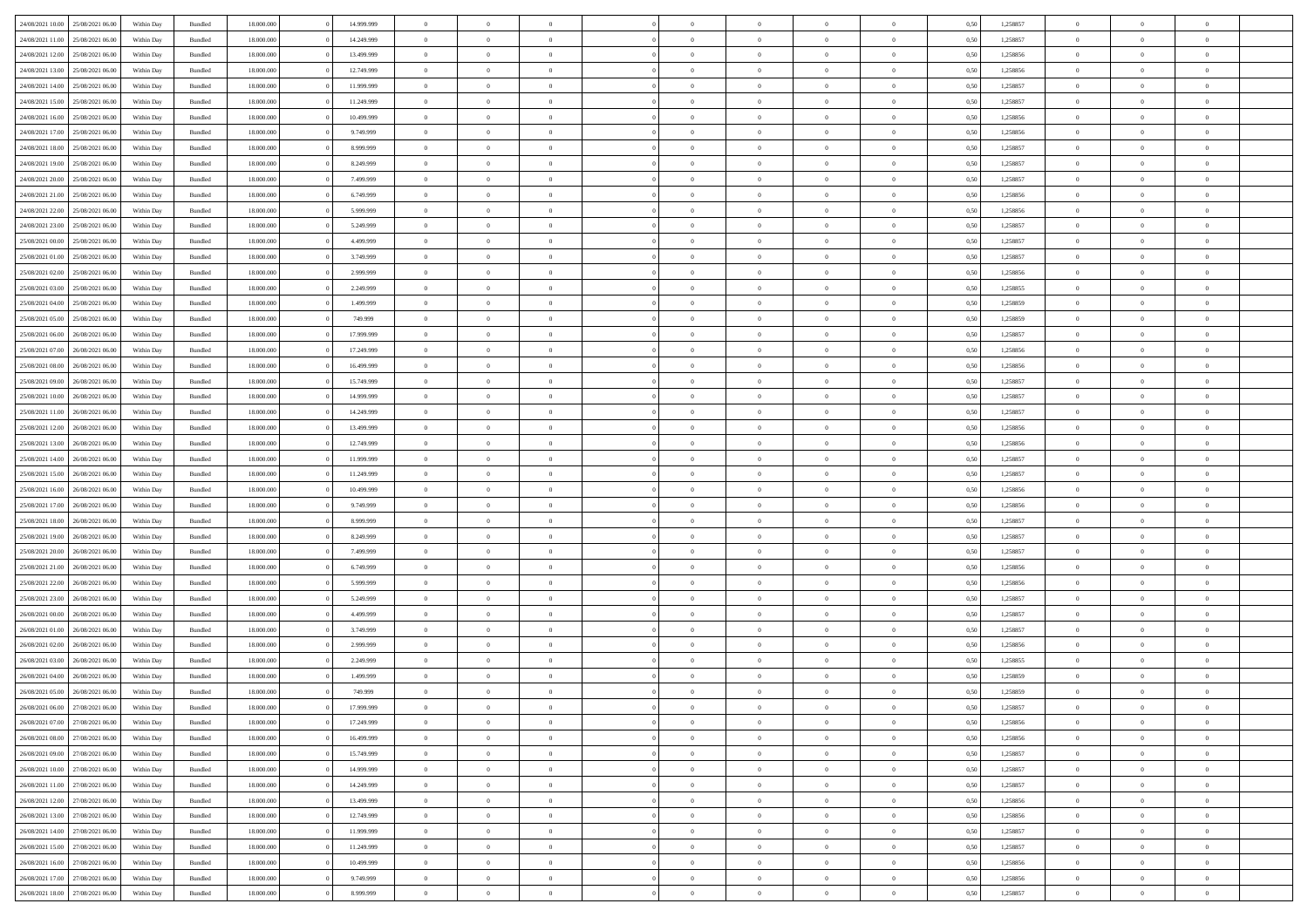| | | | | | | | | | | | | | | | | | | | | | |
|---|---|---|---|---|---|---|---|---|---|---|---|---|---|---|---|---|---|---|---|---|---|
| 24/08/2021 10:00 | 25/08/2021 06:00 | Within Day | Bundled | 18.000.000 | 0 | 14.999.999 | 0 | 0 | 0 | | 0 | 0 | 0 | 0 | 0 | 0,50 | 1,258857 | 0 | 0 | 0 | |
| 24/08/2021 11:00 | 25/08/2021 06:00 | Within Day | Bundled | 18.000.000 | 0 | 14.249.999 | 0 | 0 | 0 | | 0 | 0 | 0 | 0 | 0 | 0,50 | 1,258857 | 0 | 0 | 0 | |
| 24/08/2021 12:00 | 25/08/2021 06:00 | Within Day | Bundled | 18.000.000 | 0 | 13.499.999 | 0 | 0 | 0 | | 0 | 0 | 0 | 0 | 0 | 0,50 | 1,258856 | 0 | 0 | 0 | |
| 24/08/2021 13:00 | 25/08/2021 06:00 | Within Day | Bundled | 18.000.000 | 0 | 12.749.999 | 0 | 0 | 0 | | 0 | 0 | 0 | 0 | 0 | 0,50 | 1,258856 | 0 | 0 | 0 | |
| 24/08/2021 14:00 | 25/08/2021 06:00 | Within Day | Bundled | 18.000.000 | 0 | 11.999.999 | 0 | 0 | 0 | | 0 | 0 | 0 | 0 | 0 | 0,50 | 1,258857 | 0 | 0 | 0 | |
| 24/08/2021 15:00 | 25/08/2021 06:00 | Within Day | Bundled | 18.000.000 | 0 | 11.249.999 | 0 | 0 | 0 | | 0 | 0 | 0 | 0 | 0 | 0,50 | 1,258857 | 0 | 0 | 0 | |
| 24/08/2021 16:00 | 25/08/2021 06:00 | Within Day | Bundled | 18.000.000 | 0 | 10.499.999 | 0 | 0 | 0 | | 0 | 0 | 0 | 0 | 0 | 0,50 | 1,258856 | 0 | 0 | 0 | |
| 24/08/2021 17:00 | 25/08/2021 06:00 | Within Day | Bundled | 18.000.000 | 0 | 9.749.999 | 0 | 0 | 0 | | 0 | 0 | 0 | 0 | 0 | 0,50 | 1,258856 | 0 | 0 | 0 | |
| 24/08/2021 18:00 | 25/08/2021 06:00 | Within Day | Bundled | 18.000.000 | 0 | 8.999.999 | 0 | 0 | 0 | | 0 | 0 | 0 | 0 | 0 | 0,50 | 1,258857 | 0 | 0 | 0 | |
| 24/08/2021 19:00 | 25/08/2021 06:00 | Within Day | Bundled | 18.000.000 | 0 | 8.249.999 | 0 | 0 | 0 | | 0 | 0 | 0 | 0 | 0 | 0,50 | 1,258857 | 0 | 0 | 0 | |
| 24/08/2021 20:00 | 25/08/2021 06:00 | Within Day | Bundled | 18.000.000 | 0 | 7.499.999 | 0 | 0 | 0 | | 0 | 0 | 0 | 0 | 0 | 0,50 | 1,258857 | 0 | 0 | 0 | |
| 24/08/2021 21:00 | 25/08/2021 06:00 | Within Day | Bundled | 18.000.000 | 0 | 6.749.999 | 0 | 0 | 0 | | 0 | 0 | 0 | 0 | 0 | 0,50 | 1,258856 | 0 | 0 | 0 | |
| 24/08/2021 22:00 | 25/08/2021 06:00 | Within Day | Bundled | 18.000.000 | 0 | 5.999.999 | 0 | 0 | 0 | | 0 | 0 | 0 | 0 | 0 | 0,50 | 1,258856 | 0 | 0 | 0 | |
| 24/08/2021 23:00 | 25/08/2021 06:00 | Within Day | Bundled | 18.000.000 | 0 | 5.249.999 | 0 | 0 | 0 | | 0 | 0 | 0 | 0 | 0 | 0,50 | 1,258857 | 0 | 0 | 0 | |
| 25/08/2021 00:00 | 25/08/2021 06:00 | Within Day | Bundled | 18.000.000 | 0 | 4.499.999 | 0 | 0 | 0 | | 0 | 0 | 0 | 0 | 0 | 0,50 | 1,258857 | 0 | 0 | 0 | |
| 25/08/2021 01:00 | 25/08/2021 06:00 | Within Day | Bundled | 18.000.000 | 0 | 3.749.999 | 0 | 0 | 0 | | 0 | 0 | 0 | 0 | 0 | 0,50 | 1,258857 | 0 | 0 | 0 | |
| 25/08/2021 02:00 | 25/08/2021 06:00 | Within Day | Bundled | 18.000.000 | 0 | 2.999.999 | 0 | 0 | 0 | | 0 | 0 | 0 | 0 | 0 | 0,50 | 1,258856 | 0 | 0 | 0 | |
| 25/08/2021 03:00 | 25/08/2021 06:00 | Within Day | Bundled | 18.000.000 | 0 | 2.249.999 | 0 | 0 | 0 | | 0 | 0 | 0 | 0 | 0 | 0,50 | 1,258855 | 0 | 0 | 0 | |
| 25/08/2021 04:00 | 25/08/2021 06:00 | Within Day | Bundled | 18.000.000 | 0 | 1.499.999 | 0 | 0 | 0 | | 0 | 0 | 0 | 0 | 0 | 0,50 | 1,258859 | 0 | 0 | 0 | |
| 25/08/2021 05:00 | 25/08/2021 06:00 | Within Day | Bundled | 18.000.000 | 0 | 749.999 | 0 | 0 | 0 | | 0 | 0 | 0 | 0 | 0 | 0,50 | 1,258859 | 0 | 0 | 0 | |
| 25/08/2021 06:00 | 26/08/2021 06:00 | Within Day | Bundled | 18.000.000 | 0 | 17.999.999 | 0 | 0 | 0 | | 0 | 0 | 0 | 0 | 0 | 0,50 | 1,258857 | 0 | 0 | 0 | |
| 25/08/2021 07:00 | 26/08/2021 06:00 | Within Day | Bundled | 18.000.000 | 0 | 17.249.999 | 0 | 0 | 0 | | 0 | 0 | 0 | 0 | 0 | 0,50 | 1,258856 | 0 | 0 | 0 | |
| 25/08/2021 08:00 | 26/08/2021 06:00 | Within Day | Bundled | 18.000.000 | 0 | 16.499.999 | 0 | 0 | 0 | | 0 | 0 | 0 | 0 | 0 | 0,50 | 1,258856 | 0 | 0 | 0 | |
| 25/08/2021 09:00 | 26/08/2021 06:00 | Within Day | Bundled | 18.000.000 | 0 | 15.749.999 | 0 | 0 | 0 | | 0 | 0 | 0 | 0 | 0 | 0,50 | 1,258857 | 0 | 0 | 0 | |
| 25/08/2021 10:00 | 26/08/2021 06:00 | Within Day | Bundled | 18.000.000 | 0 | 14.999.999 | 0 | 0 | 0 | | 0 | 0 | 0 | 0 | 0 | 0,50 | 1,258857 | 0 | 0 | 0 | |
| 25/08/2021 11:00 | 26/08/2021 06:00 | Within Day | Bundled | 18.000.000 | 0 | 14.249.999 | 0 | 0 | 0 | | 0 | 0 | 0 | 0 | 0 | 0,50 | 1,258857 | 0 | 0 | 0 | |
| 25/08/2021 12:00 | 26/08/2021 06:00 | Within Day | Bundled | 18.000.000 | 0 | 13.499.999 | 0 | 0 | 0 | | 0 | 0 | 0 | 0 | 0 | 0,50 | 1,258856 | 0 | 0 | 0 | |
| 25/08/2021 13:00 | 26/08/2021 06:00 | Within Day | Bundled | 18.000.000 | 0 | 12.749.999 | 0 | 0 | 0 | | 0 | 0 | 0 | 0 | 0 | 0,50 | 1,258856 | 0 | 0 | 0 | |
| 25/08/2021 14:00 | 26/08/2021 06:00 | Within Day | Bundled | 18.000.000 | 0 | 11.999.999 | 0 | 0 | 0 | | 0 | 0 | 0 | 0 | 0 | 0,50 | 1,258857 | 0 | 0 | 0 | |
| 25/08/2021 15:00 | 26/08/2021 06:00 | Within Day | Bundled | 18.000.000 | 0 | 11.249.999 | 0 | 0 | 0 | | 0 | 0 | 0 | 0 | 0 | 0,50 | 1,258857 | 0 | 0 | 0 | |
| 25/08/2021 16:00 | 26/08/2021 06:00 | Within Day | Bundled | 18.000.000 | 0 | 10.499.999 | 0 | 0 | 0 | | 0 | 0 | 0 | 0 | 0 | 0,50 | 1,258856 | 0 | 0 | 0 | |
| 25/08/2021 17:00 | 26/08/2021 06:00 | Within Day | Bundled | 18.000.000 | 0 | 9.749.999 | 0 | 0 | 0 | | 0 | 0 | 0 | 0 | 0 | 0,50 | 1,258856 | 0 | 0 | 0 | |
| 25/08/2021 18:00 | 26/08/2021 06:00 | Within Day | Bundled | 18.000.000 | 0 | 8.999.999 | 0 | 0 | 0 | | 0 | 0 | 0 | 0 | 0 | 0,50 | 1,258857 | 0 | 0 | 0 | |
| 25/08/2021 19:00 | 26/08/2021 06:00 | Within Day | Bundled | 18.000.000 | 0 | 8.249.999 | 0 | 0 | 0 | | 0 | 0 | 0 | 0 | 0 | 0,50 | 1,258857 | 0 | 0 | 0 | |
| 25/08/2021 20:00 | 26/08/2021 06:00 | Within Day | Bundled | 18.000.000 | 0 | 7.499.999 | 0 | 0 | 0 | | 0 | 0 | 0 | 0 | 0 | 0,50 | 1,258857 | 0 | 0 | 0 | |
| 25/08/2021 21:00 | 26/08/2021 06:00 | Within Day | Bundled | 18.000.000 | 0 | 6.749.999 | 0 | 0 | 0 | | 0 | 0 | 0 | 0 | 0 | 0,50 | 1,258856 | 0 | 0 | 0 | |
| 25/08/2021 22:00 | 26/08/2021 06:00 | Within Day | Bundled | 18.000.000 | 0 | 5.999.999 | 0 | 0 | 0 | | 0 | 0 | 0 | 0 | 0 | 0,50 | 1,258856 | 0 | 0 | 0 | |
| 25/08/2021 23:00 | 26/08/2021 06:00 | Within Day | Bundled | 18.000.000 | 0 | 5.249.999 | 0 | 0 | 0 | | 0 | 0 | 0 | 0 | 0 | 0,50 | 1,258857 | 0 | 0 | 0 | |
| 26/08/2021 00:00 | 26/08/2021 06:00 | Within Day | Bundled | 18.000.000 | 0 | 4.499.999 | 0 | 0 | 0 | | 0 | 0 | 0 | 0 | 0 | 0,50 | 1,258857 | 0 | 0 | 0 | |
| 26/08/2021 01:00 | 26/08/2021 06:00 | Within Day | Bundled | 18.000.000 | 0 | 3.749.999 | 0 | 0 | 0 | | 0 | 0 | 0 | 0 | 0 | 0,50 | 1,258857 | 0 | 0 | 0 | |
| 26/08/2021 02:00 | 26/08/2021 06:00 | Within Day | Bundled | 18.000.000 | 0 | 2.999.999 | 0 | 0 | 0 | | 0 | 0 | 0 | 0 | 0 | 0,50 | 1,258856 | 0 | 0 | 0 | |
| 26/08/2021 03:00 | 26/08/2021 06:00 | Within Day | Bundled | 18.000.000 | 0 | 2.249.999 | 0 | 0 | 0 | | 0 | 0 | 0 | 0 | 0 | 0,50 | 1,258855 | 0 | 0 | 0 | |
| 26/08/2021 04:00 | 26/08/2021 06:00 | Within Day | Bundled | 18.000.000 | 0 | 1.499.999 | 0 | 0 | 0 | | 0 | 0 | 0 | 0 | 0 | 0,50 | 1,258859 | 0 | 0 | 0 | |
| 26/08/2021 05:00 | 26/08/2021 06:00 | Within Day | Bundled | 18.000.000 | 0 | 749.999 | 0 | 0 | 0 | | 0 | 0 | 0 | 0 | 0 | 0,50 | 1,258859 | 0 | 0 | 0 | |
| 26/08/2021 06:00 | 27/08/2021 06:00 | Within Day | Bundled | 18.000.000 | 0 | 17.999.999 | 0 | 0 | 0 | | 0 | 0 | 0 | 0 | 0 | 0,50 | 1,258857 | 0 | 0 | 0 | |
| 26/08/2021 07:00 | 27/08/2021 06:00 | Within Day | Bundled | 18.000.000 | 0 | 17.249.999 | 0 | 0 | 0 | | 0 | 0 | 0 | 0 | 0 | 0,50 | 1,258856 | 0 | 0 | 0 | |
| 26/08/2021 08:00 | 27/08/2021 06:00 | Within Day | Bundled | 18.000.000 | 0 | 16.499.999 | 0 | 0 | 0 | | 0 | 0 | 0 | 0 | 0 | 0,50 | 1,258856 | 0 | 0 | 0 | |
| 26/08/2021 09:00 | 27/08/2021 06:00 | Within Day | Bundled | 18.000.000 | 0 | 15.749.999 | 0 | 0 | 0 | | 0 | 0 | 0 | 0 | 0 | 0,50 | 1,258857 | 0 | 0 | 0 | |
| 26/08/2021 10:00 | 27/08/2021 06:00 | Within Day | Bundled | 18.000.000 | 0 | 14.999.999 | 0 | 0 | 0 | | 0 | 0 | 0 | 0 | 0 | 0,50 | 1,258857 | 0 | 0 | 0 | |
| 26/08/2021 11:00 | 27/08/2021 06:00 | Within Day | Bundled | 18.000.000 | 0 | 14.249.999 | 0 | 0 | 0 | | 0 | 0 | 0 | 0 | 0 | 0,50 | 1,258857 | 0 | 0 | 0 | |
| 26/08/2021 12:00 | 27/08/2021 06:00 | Within Day | Bundled | 18.000.000 | 0 | 13.499.999 | 0 | 0 | 0 | | 0 | 0 | 0 | 0 | 0 | 0,50 | 1,258856 | 0 | 0 | 0 | |
| 26/08/2021 13:00 | 27/08/2021 06:00 | Within Day | Bundled | 18.000.000 | 0 | 12.749.999 | 0 | 0 | 0 | | 0 | 0 | 0 | 0 | 0 | 0,50 | 1,258856 | 0 | 0 | 0 | |
| 26/08/2021 14:00 | 27/08/2021 06:00 | Within Day | Bundled | 18.000.000 | 0 | 11.999.999 | 0 | 0 | 0 | | 0 | 0 | 0 | 0 | 0 | 0,50 | 1,258857 | 0 | 0 | 0 | |
| 26/08/2021 15:00 | 27/08/2021 06:00 | Within Day | Bundled | 18.000.000 | 0 | 11.249.999 | 0 | 0 | 0 | | 0 | 0 | 0 | 0 | 0 | 0,50 | 1,258857 | 0 | 0 | 0 | |
| 26/08/2021 16:00 | 27/08/2021 06:00 | Within Day | Bundled | 18.000.000 | 0 | 10.499.999 | 0 | 0 | 0 | | 0 | 0 | 0 | 0 | 0 | 0,50 | 1,258856 | 0 | 0 | 0 | |
| 26/08/2021 17:00 | 27/08/2021 06:00 | Within Day | Bundled | 18.000.000 | 0 | 9.749.999 | 0 | 0 | 0 | | 0 | 0 | 0 | 0 | 0 | 0,50 | 1,258856 | 0 | 0 | 0 | |
| 26/08/2021 18:00 | 27/08/2021 06:00 | Within Day | Bundled | 18.000.000 | 0 | 8.999.999 | 0 | 0 | 0 | | 0 | 0 | 0 | 0 | 0 | 0,50 | 1,258857 | 0 | 0 | 0 | |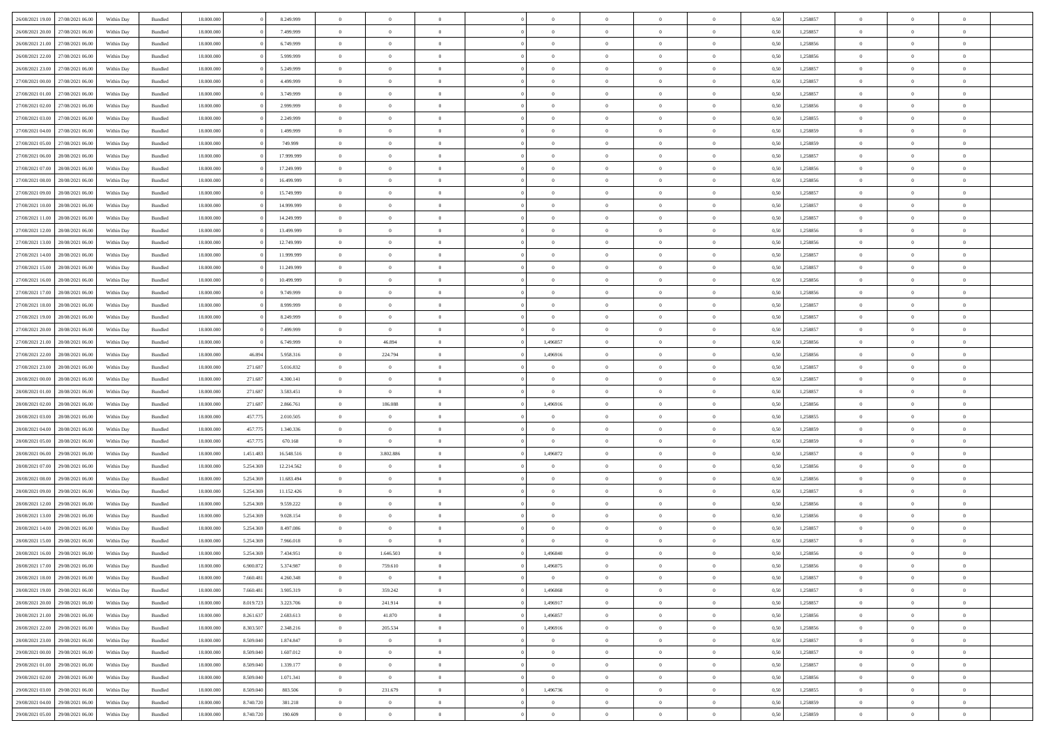| | | | | | | | | | | | | | | | | | | | | | |
|---|---|---|---|---|---|---|---|---|---|---|---|---|---|---|---|---|---|---|---|---|---|
| 26/08/2021 19:00 | 27/08/2021 06:00 | Within Day | Bundled | 18.000.000 | 0 | 8.249.999 | 0 | 0 | 0 | | 0 | 0 | 0 | 0 | 0 | 0,50 | 1,258857 | 0 | 0 | 0 | |
| 26/08/2021 20:00 | 27/08/2021 06:00 | Within Day | Bundled | 18.000.000 | 0 | 7.499.999 | 0 | 0 | 0 | | 0 | 0 | 0 | 0 | 0 | 0,50 | 1,258857 | 0 | 0 | 0 | |
| 26/08/2021 21:00 | 27/08/2021 06:00 | Within Day | Bundled | 18.000.000 | 0 | 6.749.999 | 0 | 0 | 0 | | 0 | 0 | 0 | 0 | 0 | 0,50 | 1,258856 | 0 | 0 | 0 | |
| 26/08/2021 22:00 | 27/08/2021 06:00 | Within Day | Bundled | 18.000.000 | 0 | 5.999.999 | 0 | 0 | 0 | | 0 | 0 | 0 | 0 | 0 | 0,50 | 1,258856 | 0 | 0 | 0 | |
| 26/08/2021 23:00 | 27/08/2021 06:00 | Within Day | Bundled | 18.000.000 | 0 | 5.249.999 | 0 | 0 | 0 | | 0 | 0 | 0 | 0 | 0 | 0,50 | 1,258857 | 0 | 0 | 0 | |
| 27/08/2021 00:00 | 27/08/2021 06:00 | Within Day | Bundled | 18.000.000 | 0 | 4.499.999 | 0 | 0 | 0 | | 0 | 0 | 0 | 0 | 0 | 0,50 | 1,258857 | 0 | 0 | 0 | |
| 27/08/2021 01:00 | 27/08/2021 06:00 | Within Day | Bundled | 18.000.000 | 0 | 3.749.999 | 0 | 0 | 0 | | 0 | 0 | 0 | 0 | 0 | 0,50 | 1,258857 | 0 | 0 | 0 | |
| 27/08/2021 02:00 | 27/08/2021 06:00 | Within Day | Bundled | 18.000.000 | 0 | 2.999.999 | 0 | 0 | 0 | | 0 | 0 | 0 | 0 | 0 | 0,50 | 1,258856 | 0 | 0 | 0 | |
| 27/08/2021 03:00 | 27/08/2021 06:00 | Within Day | Bundled | 18.000.000 | 0 | 2.249.999 | 0 | 0 | 0 | | 0 | 0 | 0 | 0 | 0 | 0,50 | 1,258855 | 0 | 0 | 0 | |
| 27/08/2021 04:00 | 27/08/2021 06:00 | Within Day | Bundled | 18.000.000 | 0 | 1.499.999 | 0 | 0 | 0 | | 0 | 0 | 0 | 0 | 0 | 0,50 | 1,258859 | 0 | 0 | 0 | |
| 27/08/2021 05:00 | 27/08/2021 06:00 | Within Day | Bundled | 18.000.000 | 0 | 749.999 | 0 | 0 | 0 | | 0 | 0 | 0 | 0 | 0 | 0,50 | 1,258859 | 0 | 0 | 0 | |
| 27/08/2021 06:00 | 28/08/2021 06:00 | Within Day | Bundled | 18.000.000 | 0 | 17.999.999 | 0 | 0 | 0 | | 0 | 0 | 0 | 0 | 0 | 0,50 | 1,258857 | 0 | 0 | 0 | |
| 27/08/2021 07:00 | 28/08/2021 06:00 | Within Day | Bundled | 18.000.000 | 0 | 17.249.999 | 0 | 0 | 0 | | 0 | 0 | 0 | 0 | 0 | 0,50 | 1,258856 | 0 | 0 | 0 | |
| 27/08/2021 08:00 | 28/08/2021 06:00 | Within Day | Bundled | 18.000.000 | 0 | 16.499.999 | 0 | 0 | 0 | | 0 | 0 | 0 | 0 | 0 | 0,50 | 1,258856 | 0 | 0 | 0 | |
| 27/08/2021 09:00 | 28/08/2021 06:00 | Within Day | Bundled | 18.000.000 | 0 | 15.749.999 | 0 | 0 | 0 | | 0 | 0 | 0 | 0 | 0 | 0,50 | 1,258857 | 0 | 0 | 0 | |
| 27/08/2021 10:00 | 28/08/2021 06:00 | Within Day | Bundled | 18.000.000 | 0 | 14.999.999 | 0 | 0 | 0 | | 0 | 0 | 0 | 0 | 0 | 0,50 | 1,258857 | 0 | 0 | 0 | |
| 27/08/2021 11:00 | 28/08/2021 06:00 | Within Day | Bundled | 18.000.000 | 0 | 14.249.999 | 0 | 0 | 0 | | 0 | 0 | 0 | 0 | 0 | 0,50 | 1,258857 | 0 | 0 | 0 | |
| 27/08/2021 12:00 | 28/08/2021 06:00 | Within Day | Bundled | 18.000.000 | 0 | 13.499.999 | 0 | 0 | 0 | | 0 | 0 | 0 | 0 | 0 | 0,50 | 1,258856 | 0 | 0 | 0 | |
| 27/08/2021 13:00 | 28/08/2021 06:00 | Within Day | Bundled | 18.000.000 | 0 | 12.749.999 | 0 | 0 | 0 | | 0 | 0 | 0 | 0 | 0 | 0,50 | 1,258856 | 0 | 0 | 0 | |
| 27/08/2021 14:00 | 28/08/2021 06:00 | Within Day | Bundled | 18.000.000 | 0 | 11.999.999 | 0 | 0 | 0 | | 0 | 0 | 0 | 0 | 0 | 0,50 | 1,258857 | 0 | 0 | 0 | |
| 27/08/2021 15:00 | 28/08/2021 06:00 | Within Day | Bundled | 18.000.000 | 0 | 11.249.999 | 0 | 0 | 0 | | 0 | 0 | 0 | 0 | 0 | 0,50 | 1,258857 | 0 | 0 | 0 | |
| 27/08/2021 16:00 | 28/08/2021 06:00 | Within Day | Bundled | 18.000.000 | 0 | 10.499.999 | 0 | 0 | 0 | | 0 | 0 | 0 | 0 | 0 | 0,50 | 1,258856 | 0 | 0 | 0 | |
| 27/08/2021 17:00 | 28/08/2021 06:00 | Within Day | Bundled | 18.000.000 | 0 | 9.749.999 | 0 | 0 | 0 | | 0 | 0 | 0 | 0 | 0 | 0,50 | 1,258856 | 0 | 0 | 0 | |
| 27/08/2021 18:00 | 28/08/2021 06:00 | Within Day | Bundled | 18.000.000 | 0 | 8.999.999 | 0 | 0 | 0 | | 0 | 0 | 0 | 0 | 0 | 0,50 | 1,258857 | 0 | 0 | 0 | |
| 27/08/2021 19:00 | 28/08/2021 06:00 | Within Day | Bundled | 18.000.000 | 0 | 8.249.999 | 0 | 0 | 0 | | 0 | 0 | 0 | 0 | 0 | 0,50 | 1,258857 | 0 | 0 | 0 | |
| 27/08/2021 20:00 | 28/08/2021 06:00 | Within Day | Bundled | 18.000.000 | 0 | 7.499.999 | 0 | 0 | 0 | | 0 | 0 | 0 | 0 | 0 | 0,50 | 1,258857 | 0 | 0 | 0 | |
| 27/08/2021 21:00 | 28/08/2021 06:00 | Within Day | Bundled | 18.000.000 | 0 | 6.749.999 | 0 | 46.894 | 0 | | 1,496857 | 0 | 0 | 0 | 0 | 0,50 | 1,258856 | 0 | 0 | 0 | |
| 27/08/2021 22:00 | 28/08/2021 06:00 | Within Day | Bundled | 18.000.000 | 46.894 | 5.958.316 | 0 | 224.794 | 0 | | 1,496916 | 0 | 0 | 0 | 0 | 0,50 | 1,258856 | 0 | 0 | 0 | |
| 27/08/2021 23:00 | 28/08/2021 06:00 | Within Day | Bundled | 18.000.000 | 271.687 | 5.016.832 | 0 | 0 | 0 | | 0 | 0 | 0 | 0 | 0 | 0,50 | 1,258857 | 0 | 0 | 0 | |
| 28/08/2021 00:00 | 28/08/2021 06:00 | Within Day | Bundled | 18.000.000 | 271.687 | 4.300.141 | 0 | 0 | 0 | | 0 | 0 | 0 | 0 | 0 | 0,50 | 1,258857 | 0 | 0 | 0 | |
| 28/08/2021 01:00 | 28/08/2021 06:00 | Within Day | Bundled | 18.000.000 | 271.687 | 3.583.451 | 0 | 0 | 0 | | 0 | 0 | 0 | 0 | 0 | 0,50 | 1,258857 | 0 | 0 | 0 | |
| 28/08/2021 02:00 | 28/08/2021 06:00 | Within Day | Bundled | 18.000.000 | 271.687 | 2.866.761 | 0 | 186.088 | 0 | | 1,496916 | 0 | 0 | 0 | 0 | 0,50 | 1,258856 | 0 | 0 | 0 | |
| 28/08/2021 03:00 | 28/08/2021 06:00 | Within Day | Bundled | 18.000.000 | 457.775 | 2.010.505 | 0 | 0 | 0 | | 0 | 0 | 0 | 0 | 0 | 0,50 | 1,258855 | 0 | 0 | 0 | |
| 28/08/2021 04:00 | 28/08/2021 06:00 | Within Day | Bundled | 18.000.000 | 457.775 | 1.340.336 | 0 | 0 | 0 | | 0 | 0 | 0 | 0 | 0 | 0,50 | 1,258859 | 0 | 0 | 0 | |
| 28/08/2021 05:00 | 28/08/2021 06:00 | Within Day | Bundled | 18.000.000 | 457.775 | 670.168 | 0 | 0 | 0 | | 0 | 0 | 0 | 0 | 0 | 0,50 | 1,258859 | 0 | 0 | 0 | |
| 28/08/2021 06:00 | 29/08/2021 06:00 | Within Day | Bundled | 18.000.000 | 1.451.483 | 16.548.516 | 0 | 3.802.886 | 0 | | 1,496872 | 0 | 0 | 0 | 0 | 0,50 | 1,258857 | 0 | 0 | 0 | |
| 28/08/2021 07:00 | 29/08/2021 06:00 | Within Day | Bundled | 18.000.000 | 5.254.369 | 12.214.562 | 0 | 0 | 0 | | 0 | 0 | 0 | 0 | 0 | 0,50 | 1,258856 | 0 | 0 | 0 | |
| 28/08/2021 08:00 | 29/08/2021 06:00 | Within Day | Bundled | 18.000.000 | 5.254.369 | 11.683.494 | 0 | 0 | 0 | | 0 | 0 | 0 | 0 | 0 | 0,50 | 1,258856 | 0 | 0 | 0 | |
| 28/08/2021 09:00 | 29/08/2021 06:00 | Within Day | Bundled | 18.000.000 | 5.254.369 | 11.152.426 | 0 | 0 | 0 | | 0 | 0 | 0 | 0 | 0 | 0,50 | 1,258857 | 0 | 0 | 0 | |
| 28/08/2021 12:00 | 29/08/2021 06:00 | Within Day | Bundled | 18.000.000 | 5.254.369 | 9.559.222 | 0 | 0 | 0 | | 0 | 0 | 0 | 0 | 0 | 0,50 | 1,258856 | 0 | 0 | 0 | |
| 28/08/2021 13:00 | 29/08/2021 06:00 | Within Day | Bundled | 18.000.000 | 5.254.369 | 9.028.154 | 0 | 0 | 0 | | 0 | 0 | 0 | 0 | 0 | 0,50 | 1,258856 | 0 | 0 | 0 | |
| 28/08/2021 14:00 | 29/08/2021 06:00 | Within Day | Bundled | 18.000.000 | 5.254.369 | 8.497.086 | 0 | 0 | 0 | | 0 | 0 | 0 | 0 | 0 | 0,50 | 1,258857 | 0 | 0 | 0 | |
| 28/08/2021 15:00 | 29/08/2021 06:00 | Within Day | Bundled | 18.000.000 | 5.254.369 | 7.966.018 | 0 | 0 | 0 | | 0 | 0 | 0 | 0 | 0 | 0,50 | 1,258857 | 0 | 0 | 0 | |
| 28/08/2021 16:00 | 29/08/2021 06:00 | Within Day | Bundled | 18.000.000 | 5.254.369 | 7.434.951 | 0 | 1.646.503 | 0 | | 1,496840 | 0 | 0 | 0 | 0 | 0,50 | 1,258856 | 0 | 0 | 0 | |
| 28/08/2021 17:00 | 29/08/2021 06:00 | Within Day | Bundled | 18.000.000 | 6.900.872 | 5.374.987 | 0 | 759.610 | 0 | | 1,496875 | 0 | 0 | 0 | 0 | 0,50 | 1,258856 | 0 | 0 | 0 | |
| 28/08/2021 18:00 | 29/08/2021 06:00 | Within Day | Bundled | 18.000.000 | 7.660.481 | 4.260.348 | 0 | 0 | 0 | | 0 | 0 | 0 | 0 | 0 | 0,50 | 1,258857 | 0 | 0 | 0 | |
| 28/08/2021 19:00 | 29/08/2021 06:00 | Within Day | Bundled | 18.000.000 | 7.660.481 | 3.905.319 | 0 | 359.242 | 0 | | 1,496868 | 0 | 0 | 0 | 0 | 0,50 | 1,258857 | 0 | 0 | 0 | |
| 28/08/2021 20:00 | 29/08/2021 06:00 | Within Day | Bundled | 18.000.000 | 8.019.723 | 3.223.706 | 0 | 241.914 | 0 | | 1,496917 | 0 | 0 | 0 | 0 | 0,50 | 1,258857 | 0 | 0 | 0 | |
| 28/08/2021 21:00 | 29/08/2021 06:00 | Within Day | Bundled | 18.000.000 | 8.261.637 | 2.683.613 | 0 | 41.870 | 0 | | 1,496857 | 0 | 0 | 0 | 0 | 0,50 | 1,258856 | 0 | 0 | 0 | |
| 28/08/2021 22:00 | 29/08/2021 06:00 | Within Day | Bundled | 18.000.000 | 8.303.507 | 2.348.216 | 0 | 205.534 | 0 | | 1,496916 | 0 | 0 | 0 | 0 | 0,50 | 1,258856 | 0 | 0 | 0 | |
| 28/08/2021 23:00 | 29/08/2021 06:00 | Within Day | Bundled | 18.000.000 | 8.509.040 | 1.874.847 | 0 | 0 | 0 | | 0 | 0 | 0 | 0 | 0 | 0,50 | 1,258857 | 0 | 0 | 0 | |
| 29/08/2021 00:00 | 29/08/2021 06:00 | Within Day | Bundled | 18.000.000 | 8.509.040 | 1.607.012 | 0 | 0 | 0 | | 0 | 0 | 0 | 0 | 0 | 0,50 | 1,258857 | 0 | 0 | 0 | |
| 29/08/2021 01:00 | 29/08/2021 06:00 | Within Day | Bundled | 18.000.000 | 8.509.040 | 1.339.177 | 0 | 0 | 0 | | 0 | 0 | 0 | 0 | 0 | 0,50 | 1,258857 | 0 | 0 | 0 | |
| 29/08/2021 02:00 | 29/08/2021 06:00 | Within Day | Bundled | 18.000.000 | 8.509.040 | 1.071.341 | 0 | 0 | 0 | | 0 | 0 | 0 | 0 | 0 | 0,50 | 1,258856 | 0 | 0 | 0 | |
| 29/08/2021 03:00 | 29/08/2021 06:00 | Within Day | Bundled | 18.000.000 | 8.509.040 | 803.506 | 0 | 231.679 | 0 | | 1,496736 | 0 | 0 | 0 | 0 | 0,50 | 1,258855 | 0 | 0 | 0 | |
| 29/08/2021 04:00 | 29/08/2021 06:00 | Within Day | Bundled | 18.000.000 | 8.740.720 | 381.218 | 0 | 0 | 0 | | 0 | 0 | 0 | 0 | 0 | 0,50 | 1,258859 | 0 | 0 | 0 | |
| 29/08/2021 05:00 | 29/08/2021 06:00 | Within Day | Bundled | 18.000.000 | 8.740.720 | 190.609 | 0 | 0 | 0 | | 0 | 0 | 0 | 0 | 0 | 0,50 | 1,258859 | 0 | 0 | 0 | |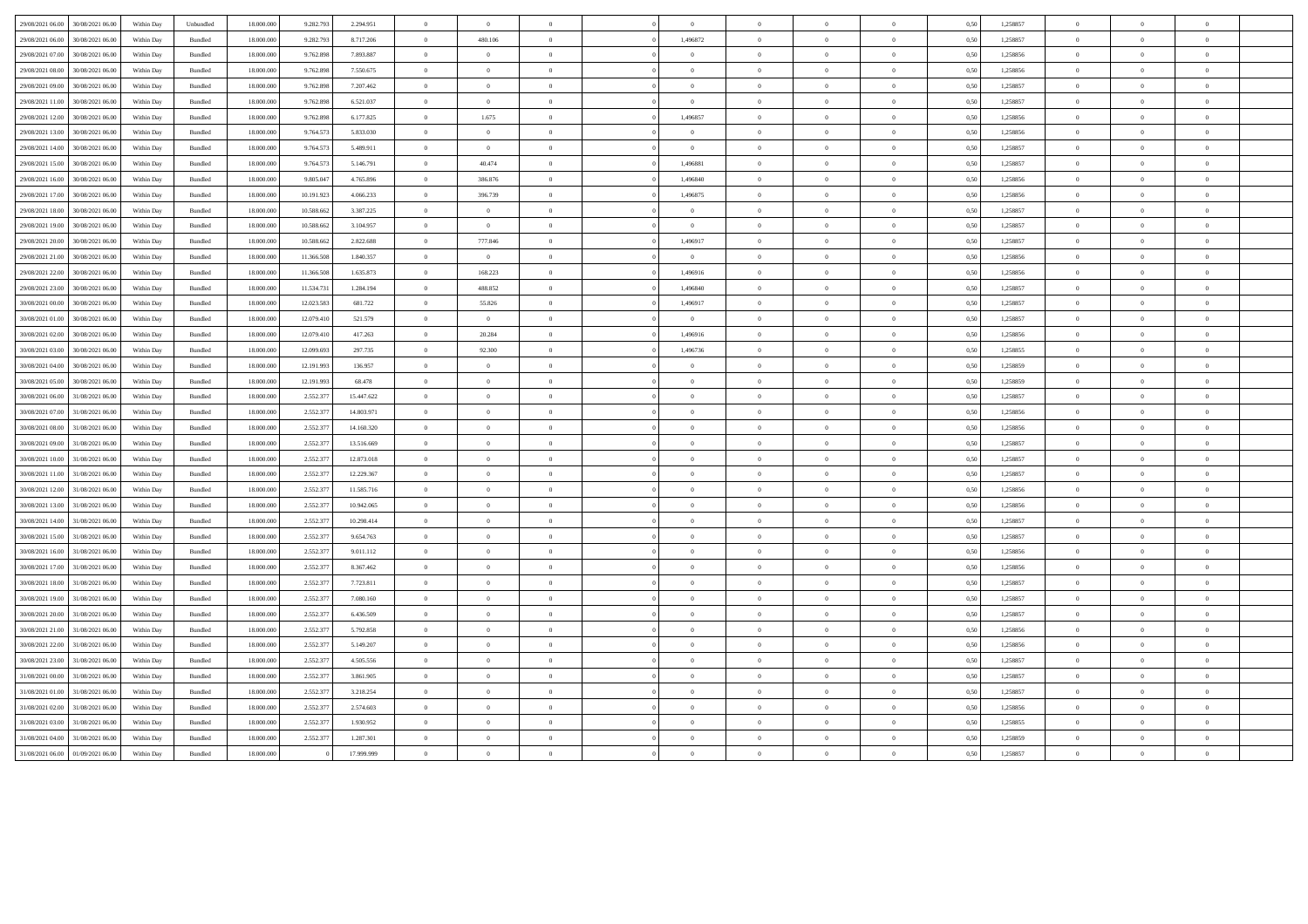| | | | | | | | | | | | | | | | | | | | | | |
|---|---|---|---|---|---|---|---|---|---|---|---|---|---|---|---|---|---|---|---|---|---|
| 29/08/2021 06.00 | 30/08/2021 06.00 | Within Day | Unbundled | 18.000.000 | 9.282.793 | 2.294.951 | 0 | 0 | 0 | | 0 | 0 | 0 | 0 | 0 | 0,50 | 1,258857 | 0 | 0 | 0 | |
| 29/08/2021 06.00 | 30/08/2021 06.00 | Within Day | Bundled | 18.000.000 | 9.282.793 | 8.717.206 | 0 | 480.106 | 0 | | 0 | 1,496872 | 0 | 0 | 0 | 0,50 | 1,258857 | 0 | 0 | 0 | |
| 29/08/2021 07.00 | 30/08/2021 06.00 | Within Day | Bundled | 18.000.000 | 9.762.898 | 7.893.887 | 0 | 0 | 0 | | 0 | 0 | 0 | 0 | 0 | 0,50 | 1,258856 | 0 | 0 | 0 | |
| 29/08/2021 08.00 | 30/08/2021 06.00 | Within Day | Bundled | 18.000.000 | 9.762.898 | 7.550.675 | 0 | 0 | 0 | | 0 | 0 | 0 | 0 | 0 | 0,50 | 1,258856 | 0 | 0 | 0 | |
| 29/08/2021 09.00 | 30/08/2021 06.00 | Within Day | Bundled | 18.000.000 | 9.762.898 | 7.207.462 | 0 | 0 | 0 | | 0 | 0 | 0 | 0 | 0 | 0,50 | 1,258857 | 0 | 0 | 0 | |
| 29/08/2021 11.00 | 30/08/2021 06.00 | Within Day | Bundled | 18.000.000 | 9.762.898 | 6.521.037 | 0 | 0 | 0 | | 0 | 0 | 0 | 0 | 0 | 0,50 | 1,258857 | 0 | 0 | 0 | |
| 29/08/2021 12.00 | 30/08/2021 06.00 | Within Day | Bundled | 18.000.000 | 9.762.898 | 6.177.825 | 0 | 1.675 | 0 | | 0 | 1,496857 | 0 | 0 | 0 | 0,50 | 1,258856 | 0 | 0 | 0 | |
| 29/08/2021 13.00 | 30/08/2021 06.00 | Within Day | Bundled | 18.000.000 | 9.764.573 | 5.833.030 | 0 | 0 | 0 | | 0 | 0 | 0 | 0 | 0 | 0,50 | 1,258856 | 0 | 0 | 0 | |
| 29/08/2021 14.00 | 30/08/2021 06.00 | Within Day | Bundled | 18.000.000 | 9.764.573 | 5.489.911 | 0 | 0 | 0 | | 0 | 0 | 0 | 0 | 0 | 0,50 | 1,258857 | 0 | 0 | 0 | |
| 29/08/2021 15.00 | 30/08/2021 06.00 | Within Day | Bundled | 18.000.000 | 9.764.573 | 5.146.791 | 0 | 40.474 | 0 | | 0 | 1,496881 | 0 | 0 | 0 | 0,50 | 1,258857 | 0 | 0 | 0 | |
| 29/08/2021 16.00 | 30/08/2021 06.00 | Within Day | Bundled | 18.000.000 | 9.805.047 | 4.765.896 | 0 | 386.876 | 0 | | 0 | 1,496840 | 0 | 0 | 0 | 0,50 | 1,258856 | 0 | 0 | 0 | |
| 29/08/2021 17.00 | 30/08/2021 06.00 | Within Day | Bundled | 18.000.000 | 10.191.923 | 4.066.233 | 0 | 396.739 | 0 | | 0 | 1,496875 | 0 | 0 | 0 | 0,50 | 1,258856 | 0 | 0 | 0 | |
| 29/08/2021 18.00 | 30/08/2021 06.00 | Within Day | Bundled | 18.000.000 | 10.588.662 | 3.387.225 | 0 | 0 | 0 | | 0 | 0 | 0 | 0 | 0 | 0,50 | 1,258857 | 0 | 0 | 0 | |
| 29/08/2021 19.00 | 30/08/2021 06.00 | Within Day | Bundled | 18.000.000 | 10.588.662 | 3.104.957 | 0 | 0 | 0 | | 0 | 0 | 0 | 0 | 0 | 0,50 | 1,258857 | 0 | 0 | 0 | |
| 29/08/2021 20.00 | 30/08/2021 06.00 | Within Day | Bundled | 18.000.000 | 10.588.662 | 2.822.688 | 0 | 777.846 | 0 | | 0 | 1,496917 | 0 | 0 | 0 | 0,50 | 1,258857 | 0 | 0 | 0 | |
| 29/08/2021 21.00 | 30/08/2021 06.00 | Within Day | Bundled | 18.000.000 | 11.366.508 | 1.840.357 | 0 | 0 | 0 | | 0 | 0 | 0 | 0 | 0 | 0,50 | 1,258856 | 0 | 0 | 0 | |
| 29/08/2021 22.00 | 30/08/2021 06.00 | Within Day | Bundled | 18.000.000 | 11.366.508 | 1.635.873 | 0 | 168.223 | 0 | | 0 | 1,496916 | 0 | 0 | 0 | 0,50 | 1,258856 | 0 | 0 | 0 | |
| 29/08/2021 23.00 | 30/08/2021 06.00 | Within Day | Bundled | 18.000.000 | 11.534.731 | 1.284.194 | 0 | 488.852 | 0 | | 0 | 1,496840 | 0 | 0 | 0 | 0,50 | 1,258857 | 0 | 0 | 0 | |
| 30/08/2021 00.00 | 30/08/2021 06.00 | Within Day | Bundled | 18.000.000 | 12.023.583 | 681.722 | 0 | 55.826 | 0 | | 0 | 1,496917 | 0 | 0 | 0 | 0,50 | 1,258857 | 0 | 0 | 0 | |
| 30/08/2021 01.00 | 30/08/2021 06.00 | Within Day | Bundled | 18.000.000 | 12.079.410 | 521.579 | 0 | 0 | 0 | | 0 | 0 | 0 | 0 | 0 | 0,50 | 1,258857 | 0 | 0 | 0 | |
| 30/08/2021 02.00 | 30/08/2021 06.00 | Within Day | Bundled | 18.000.000 | 12.079.410 | 417.263 | 0 | 20.284 | 0 | | 0 | 1,496916 | 0 | 0 | 0 | 0,50 | 1,258856 | 0 | 0 | 0 | |
| 30/08/2021 03.00 | 30/08/2021 06.00 | Within Day | Bundled | 18.000.000 | 12.099.693 | 297.735 | 0 | 92.300 | 0 | | 0 | 1,496736 | 0 | 0 | 0 | 0,50 | 1,258855 | 0 | 0 | 0 | |
| 30/08/2021 04.00 | 30/08/2021 06.00 | Within Day | Bundled | 18.000.000 | 12.191.993 | 136.957 | 0 | 0 | 0 | | 0 | 0 | 0 | 0 | 0 | 0,50 | 1,258859 | 0 | 0 | 0 | |
| 30/08/2021 05.00 | 30/08/2021 06.00 | Within Day | Bundled | 18.000.000 | 12.191.993 | 68.478 | 0 | 0 | 0 | | 0 | 0 | 0 | 0 | 0 | 0,50 | 1,258859 | 0 | 0 | 0 | |
| 30/08/2021 06.00 | 31/08/2021 06.00 | Within Day | Bundled | 18.000.000 | 2.552.377 | 15.447.622 | 0 | 0 | 0 | | 0 | 0 | 0 | 0 | 0 | 0,50 | 1,258857 | 0 | 0 | 0 | |
| 30/08/2021 07.00 | 31/08/2021 06.00 | Within Day | Bundled | 18.000.000 | 2.552.377 | 14.803.971 | 0 | 0 | 0 | | 0 | 0 | 0 | 0 | 0 | 0,50 | 1,258856 | 0 | 0 | 0 | |
| 30/08/2021 08.00 | 31/08/2021 06.00 | Within Day | Bundled | 18.000.000 | 2.552.377 | 14.160.320 | 0 | 0 | 0 | | 0 | 0 | 0 | 0 | 0 | 0,50 | 1,258856 | 0 | 0 | 0 | |
| 30/08/2021 09.00 | 31/08/2021 06.00 | Within Day | Bundled | 18.000.000 | 2.552.377 | 13.516.669 | 0 | 0 | 0 | | 0 | 0 | 0 | 0 | 0 | 0,50 | 1,258857 | 0 | 0 | 0 | |
| 30/08/2021 10.00 | 31/08/2021 06.00 | Within Day | Bundled | 18.000.000 | 2.552.377 | 12.873.018 | 0 | 0 | 0 | | 0 | 0 | 0 | 0 | 0 | 0,50 | 1,258857 | 0 | 0 | 0 | |
| 30/08/2021 11.00 | 31/08/2021 06.00 | Within Day | Bundled | 18.000.000 | 2.552.377 | 12.229.367 | 0 | 0 | 0 | | 0 | 0 | 0 | 0 | 0 | 0,50 | 1,258857 | 0 | 0 | 0 | |
| 30/08/2021 12.00 | 31/08/2021 06.00 | Within Day | Bundled | 18.000.000 | 2.552.377 | 11.585.716 | 0 | 0 | 0 | | 0 | 0 | 0 | 0 | 0 | 0,50 | 1,258856 | 0 | 0 | 0 | |
| 30/08/2021 13.00 | 31/08/2021 06.00 | Within Day | Bundled | 18.000.000 | 2.552.377 | 10.942.065 | 0 | 0 | 0 | | 0 | 0 | 0 | 0 | 0 | 0,50 | 1,258856 | 0 | 0 | 0 | |
| 30/08/2021 14.00 | 31/08/2021 06.00 | Within Day | Bundled | 18.000.000 | 2.552.377 | 10.298.414 | 0 | 0 | 0 | | 0 | 0 | 0 | 0 | 0 | 0,50 | 1,258857 | 0 | 0 | 0 | |
| 30/08/2021 15.00 | 31/08/2021 06.00 | Within Day | Bundled | 18.000.000 | 2.552.377 | 9.654.763 | 0 | 0 | 0 | | 0 | 0 | 0 | 0 | 0 | 0,50 | 1,258857 | 0 | 0 | 0 | |
| 30/08/2021 16.00 | 31/08/2021 06.00 | Within Day | Bundled | 18.000.000 | 2.552.377 | 9.011.112 | 0 | 0 | 0 | | 0 | 0 | 0 | 0 | 0 | 0,50 | 1,258856 | 0 | 0 | 0 | |
| 30/08/2021 17.00 | 31/08/2021 06.00 | Within Day | Bundled | 18.000.000 | 2.552.377 | 8.367.462 | 0 | 0 | 0 | | 0 | 0 | 0 | 0 | 0 | 0,50 | 1,258856 | 0 | 0 | 0 | |
| 30/08/2021 18.00 | 31/08/2021 06.00 | Within Day | Bundled | 18.000.000 | 2.552.377 | 7.723.811 | 0 | 0 | 0 | | 0 | 0 | 0 | 0 | 0 | 0,50 | 1,258857 | 0 | 0 | 0 | |
| 30/08/2021 19.00 | 31/08/2021 06.00 | Within Day | Bundled | 18.000.000 | 2.552.377 | 7.080.160 | 0 | 0 | 0 | | 0 | 0 | 0 | 0 | 0 | 0,50 | 1,258857 | 0 | 0 | 0 | |
| 30/08/2021 20.00 | 31/08/2021 06.00 | Within Day | Bundled | 18.000.000 | 2.552.377 | 6.436.509 | 0 | 0 | 0 | | 0 | 0 | 0 | 0 | 0 | 0,50 | 1,258857 | 0 | 0 | 0 | |
| 30/08/2021 21.00 | 31/08/2021 06.00 | Within Day | Bundled | 18.000.000 | 2.552.377 | 5.792.858 | 0 | 0 | 0 | | 0 | 0 | 0 | 0 | 0 | 0,50 | 1,258856 | 0 | 0 | 0 | |
| 30/08/2021 22.00 | 31/08/2021 06.00 | Within Day | Bundled | 18.000.000 | 2.552.377 | 5.149.207 | 0 | 0 | 0 | | 0 | 0 | 0 | 0 | 0 | 0,50 | 1,258856 | 0 | 0 | 0 | |
| 30/08/2021 23.00 | 31/08/2021 06.00 | Within Day | Bundled | 18.000.000 | 2.552.377 | 4.505.556 | 0 | 0 | 0 | | 0 | 0 | 0 | 0 | 0 | 0,50 | 1,258857 | 0 | 0 | 0 | |
| 31/08/2021 00.00 | 31/08/2021 06.00 | Within Day | Bundled | 18.000.000 | 2.552.377 | 3.861.905 | 0 | 0 | 0 | | 0 | 0 | 0 | 0 | 0 | 0,50 | 1,258857 | 0 | 0 | 0 | |
| 31/08/2021 01.00 | 31/08/2021 06.00 | Within Day | Bundled | 18.000.000 | 2.552.377 | 3.218.254 | 0 | 0 | 0 | | 0 | 0 | 0 | 0 | 0 | 0,50 | 1,258857 | 0 | 0 | 0 | |
| 31/08/2021 02.00 | 31/08/2021 06.00 | Within Day | Bundled | 18.000.000 | 2.552.377 | 2.574.603 | 0 | 0 | 0 | | 0 | 0 | 0 | 0 | 0 | 0,50 | 1,258856 | 0 | 0 | 0 | |
| 31/08/2021 03.00 | 31/08/2021 06.00 | Within Day | Bundled | 18.000.000 | 2.552.377 | 1.930.952 | 0 | 0 | 0 | | 0 | 0 | 0 | 0 | 0 | 0,50 | 1,258855 | 0 | 0 | 0 | |
| 31/08/2021 04.00 | 31/08/2021 06.00 | Within Day | Bundled | 18.000.000 | 2.552.377 | 1.287.301 | 0 | 0 | 0 | | 0 | 0 | 0 | 0 | 0 | 0,50 | 1,258859 | 0 | 0 | 0 | |
| 31/08/2021 06.00 | 01/09/2021 06.00 | Within Day | Bundled | 18.000.000 | 0 | 17.999.999 | 0 | 0 | 0 | | 0 | 0 | 0 | 0 | 0 | 0,50 | 1,258857 | 0 | 0 | 0 | |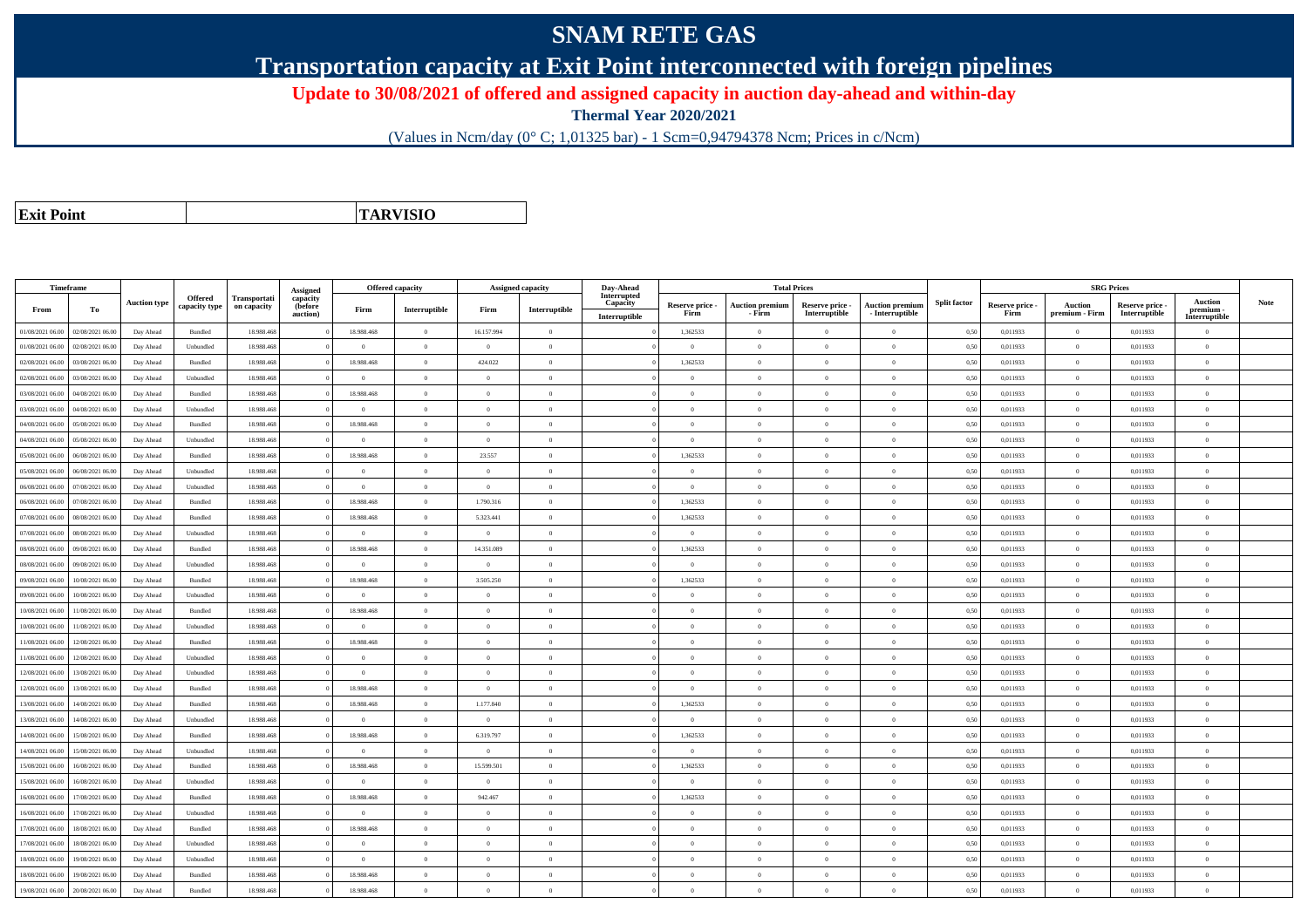# SNAM RETE GAS

## Transportation capacity at Exit Point interconnected with foreign pipelines

### Update to 30/08/2021 of offered and assigned capacity in auction day-ahead and within-day

**Thermal Year 2020/2021**

(Values in Ncm/day (0° C; 1,01325 bar) - 1 Scm=0,94794378 Ncm; Prices in c/Ncm)

| **Exit Point** | **TARVISIO** |
|---|---|

| Timeframe | | Auction type | Offered capacity type | Transportation capacity | Assigned capacity (before auction) | Offered capacity | | Assigned capacity | | Day-Ahead Interrupted Capacity | Total Prices | | | | Split factor | SRG Prices | | | | Note |
|---|---|---|---|---|---|---|---|---|---|---|---|---|---|---|---|---|---|---|---|---|
| From | To | | | | | Firm | Interruptible | Firm | Interruptible | Interruptible | Reserve price - Firm | Auction premium - Firm | Reserve price - Interruptible | Auction premium - Interruptible | | Reserve price - Firm | Auction premium - Firm | Reserve price - Interruptible | Auction premium - Interruptible | |
| 01/08/2021 06.00 | 02/08/2021 06.00 | Day Ahead | Bundled | 18.988.468 | 0 | 18.988.468 | 0 | 16.157.994 | 0 | 0 | 1,362533 | 0 | 0 | 0 | 0,50 | 0,011933 | 0 | 0,011933 | 0 | |
| 01/08/2021 06.00 | 02/08/2021 06.00 | Day Ahead | Unbundled | 18.988.468 | 0 | 0 | 0 | 0 | 0 | 0 | 0 | 0 | 0 | 0 | 0,50 | 0,011933 | 0 | 0,011933 | 0 | |
| 02/08/2021 06.00 | 03/08/2021 06.00 | Day Ahead | Bundled | 18.988.468 | 0 | 18.988.468 | 0 | 424.022 | 0 | 0 | 1,362533 | 0 | 0 | 0 | 0,50 | 0,011933 | 0 | 0,011933 | 0 | |
| 02/08/2021 06.00 | 03/08/2021 06.00 | Day Ahead | Unbundled | 18.988.468 | 0 | 0 | 0 | 0 | 0 | 0 | 0 | 0 | 0 | 0 | 0,50 | 0,011933 | 0 | 0,011933 | 0 | |
| 03/08/2021 06.00 | 04/08/2021 06.00 | Day Ahead | Bundled | 18.988.468 | 0 | 18.988.468 | 0 | 0 | 0 | 0 | 0 | 0 | 0 | 0 | 0,50 | 0,011933 | 0 | 0,011933 | 0 | |
| 03/08/2021 06.00 | 04/08/2021 06.00 | Day Ahead | Unbundled | 18.988.468 | 0 | 0 | 0 | 0 | 0 | 0 | 0 | 0 | 0 | 0 | 0,50 | 0,011933 | 0 | 0,011933 | 0 | |
| 04/08/2021 06.00 | 05/08/2021 06.00 | Day Ahead | Bundled | 18.988.468 | 0 | 18.988.468 | 0 | 0 | 0 | 0 | 0 | 0 | 0 | 0 | 0,50 | 0,011933 | 0 | 0,011933 | 0 | |
| 04/08/2021 06.00 | 05/08/2021 06.00 | Day Ahead | Unbundled | 18.988.468 | 0 | 0 | 0 | 0 | 0 | 0 | 0 | 0 | 0 | 0 | 0,50 | 0,011933 | 0 | 0,011933 | 0 | |
| 05/08/2021 06.00 | 06/08/2021 06.00 | Day Ahead | Bundled | 18.988.468 | 0 | 18.988.468 | 0 | 23.557 | 0 | 0 | 1,362533 | 0 | 0 | 0 | 0,50 | 0,011933 | 0 | 0,011933 | 0 | |
| 05/08/2021 06.00 | 06/08/2021 06.00 | Day Ahead | Unbundled | 18.988.468 | 0 | 0 | 0 | 0 | 0 | 0 | 0 | 0 | 0 | 0 | 0,50 | 0,011933 | 0 | 0,011933 | 0 | |
| 06/08/2021 06.00 | 07/08/2021 06.00 | Day Ahead | Unbundled | 18.988.468 | 0 | 0 | 0 | 0 | 0 | 0 | 0 | 0 | 0 | 0 | 0,50 | 0,011933 | 0 | 0,011933 | 0 | |
| 06/08/2021 06.00 | 07/08/2021 06.00 | Day Ahead | Bundled | 18.988.468 | 0 | 18.988.468 | 0 | 1.790.316 | 0 | 0 | 1,362533 | 0 | 0 | 0 | 0,50 | 0,011933 | 0 | 0,011933 | 0 | |
| 07/08/2021 06.00 | 08/08/2021 06.00 | Day Ahead | Bundled | 18.988.468 | 0 | 18.988.468 | 0 | 5.323.441 | 0 | 0 | 1,362533 | 0 | 0 | 0 | 0,50 | 0,011933 | 0 | 0,011933 | 0 | |
| 07/08/2021 06.00 | 08/08/2021 06.00 | Day Ahead | Unbundled | 18.988.468 | 0 | 0 | 0 | 0 | 0 | 0 | 0 | 0 | 0 | 0 | 0,50 | 0,011933 | 0 | 0,011933 | 0 | |
| 08/08/2021 06.00 | 09/08/2021 06.00 | Day Ahead | Bundled | 18.988.468 | 0 | 18.988.468 | 0 | 14.351.089 | 0 | 0 | 1,362533 | 0 | 0 | 0 | 0,50 | 0,011933 | 0 | 0,011933 | 0 | |
| 08/08/2021 06.00 | 09/08/2021 06.00 | Day Ahead | Unbundled | 18.988.468 | 0 | 0 | 0 | 0 | 0 | 0 | 0 | 0 | 0 | 0 | 0,50 | 0,011933 | 0 | 0,011933 | 0 | |
| 09/08/2021 06.00 | 10/08/2021 06.00 | Day Ahead | Bundled | 18.988.468 | 0 | 18.988.468 | 0 | 3.505.250 | 0 | 0 | 1,362533 | 0 | 0 | 0 | 0,50 | 0,011933 | 0 | 0,011933 | 0 | |
| 09/08/2021 06.00 | 10/08/2021 06.00 | Day Ahead | Unbundled | 18.988.468 | 0 | 0 | 0 | 0 | 0 | 0 | 0 | 0 | 0 | 0 | 0,50 | 0,011933 | 0 | 0,011933 | 0 | |
| 10/08/2021 06.00 | 11/08/2021 06.00 | Day Ahead | Bundled | 18.988.468 | 0 | 18.988.468 | 0 | 0 | 0 | 0 | 0 | 0 | 0 | 0 | 0,50 | 0,011933 | 0 | 0,011933 | 0 | |
| 10/08/2021 06.00 | 11/08/2021 06.00 | Day Ahead | Unbundled | 18.988.468 | 0 | 0 | 0 | 0 | 0 | 0 | 0 | 0 | 0 | 0 | 0,50 | 0,011933 | 0 | 0,011933 | 0 | |
| 11/08/2021 06.00 | 12/08/2021 06.00 | Day Ahead | Bundled | 18.988.468 | 0 | 18.988.468 | 0 | 0 | 0 | 0 | 0 | 0 | 0 | 0 | 0,50 | 0,011933 | 0 | 0,011933 | 0 | |
| 11/08/2021 06.00 | 12/08/2021 06.00 | Day Ahead | Unbundled | 18.988.468 | 0 | 0 | 0 | 0 | 0 | 0 | 0 | 0 | 0 | 0 | 0,50 | 0,011933 | 0 | 0,011933 | 0 | |
| 12/08/2021 06.00 | 13/08/2021 06.00 | Day Ahead | Unbundled | 18.988.468 | 0 | 0 | 0 | 0 | 0 | 0 | 0 | 0 | 0 | 0 | 0,50 | 0,011933 | 0 | 0,011933 | 0 | |
| 12/08/2021 06.00 | 13/08/2021 06.00 | Day Ahead | Bundled | 18.988.468 | 0 | 18.988.468 | 0 | 0 | 0 | 0 | 0 | 0 | 0 | 0 | 0,50 | 0,011933 | 0 | 0,011933 | 0 | |
| 13/08/2021 06.00 | 14/08/2021 06.00 | Day Ahead | Bundled | 18.988.468 | 0 | 18.988.468 | 0 | 1.177.840 | 0 | 0 | 1,362533 | 0 | 0 | 0 | 0,50 | 0,011933 | 0 | 0,011933 | 0 | |
| 13/08/2021 06.00 | 14/08/2021 06.00 | Day Ahead | Unbundled | 18.988.468 | 0 | 0 | 0 | 0 | 0 | 0 | 0 | 0 | 0 | 0 | 0,50 | 0,011933 | 0 | 0,011933 | 0 | |
| 14/08/2021 06.00 | 15/08/2021 06.00 | Day Ahead | Bundled | 18.988.468 | 0 | 18.988.468 | 0 | 6.319.797 | 0 | 0 | 1,362533 | 0 | 0 | 0 | 0,50 | 0,011933 | 0 | 0,011933 | 0 | |
| 14/08/2021 06.00 | 15/08/2021 06.00 | Day Ahead | Unbundled | 18.988.468 | 0 | 0 | 0 | 0 | 0 | 0 | 0 | 0 | 0 | 0 | 0,50 | 0,011933 | 0 | 0,011933 | 0 | |
| 15/08/2021 06.00 | 16/08/2021 06.00 | Day Ahead | Bundled | 18.988.468 | 0 | 18.988.468 | 0 | 15.599.501 | 0 | 0 | 1,362533 | 0 | 0 | 0 | 0,50 | 0,011933 | 0 | 0,011933 | 0 | |
| 15/08/2021 06.00 | 16/08/2021 06.00 | Day Ahead | Unbundled | 18.988.468 | 0 | 0 | 0 | 0 | 0 | 0 | 0 | 0 | 0 | 0 | 0,50 | 0,011933 | 0 | 0,011933 | 0 | |
| 16/08/2021 06.00 | 17/08/2021 06.00 | Day Ahead | Bundled | 18.988.468 | 0 | 18.988.468 | 0 | 942.467 | 0 | 0 | 1,362533 | 0 | 0 | 0 | 0,50 | 0,011933 | 0 | 0,011933 | 0 | |
| 16/08/2021 06.00 | 17/08/2021 06.00 | Day Ahead | Unbundled | 18.988.468 | 0 | 0 | 0 | 0 | 0 | 0 | 0 | 0 | 0 | 0 | 0,50 | 0,011933 | 0 | 0,011933 | 0 | |
| 17/08/2021 06.00 | 18/08/2021 06.00 | Day Ahead | Bundled | 18.988.468 | 0 | 18.988.468 | 0 | 0 | 0 | 0 | 0 | 0 | 0 | 0 | 0,50 | 0,011933 | 0 | 0,011933 | 0 | |
| 17/08/2021 06.00 | 18/08/2021 06.00 | Day Ahead | Unbundled | 18.988.468 | 0 | 0 | 0 | 0 | 0 | 0 | 0 | 0 | 0 | 0 | 0,50 | 0,011933 | 0 | 0,011933 | 0 | |
| 18/08/2021 06.00 | 19/08/2021 06.00 | Day Ahead | Unbundled | 18.988.468 | 0 | 0 | 0 | 0 | 0 | 0 | 0 | 0 | 0 | 0 | 0,50 | 0,011933 | 0 | 0,011933 | 0 | |
| 18/08/2021 06.00 | 19/08/2021 06.00 | Day Ahead | Bundled | 18.988.468 | 0 | 18.988.468 | 0 | 0 | 0 | 0 | 0 | 0 | 0 | 0 | 0,50 | 0,011933 | 0 | 0,011933 | 0 | |
| 19/08/2021 06.00 | 20/08/2021 06.00 | Day Ahead | Bundled | 18.988.468 | 0 | 18.988.468 | 0 | 0 | 0 | 0 | 0 | 0 | 0 | 0 | 0,50 | 0,011933 | 0 | 0,011933 | 0 | |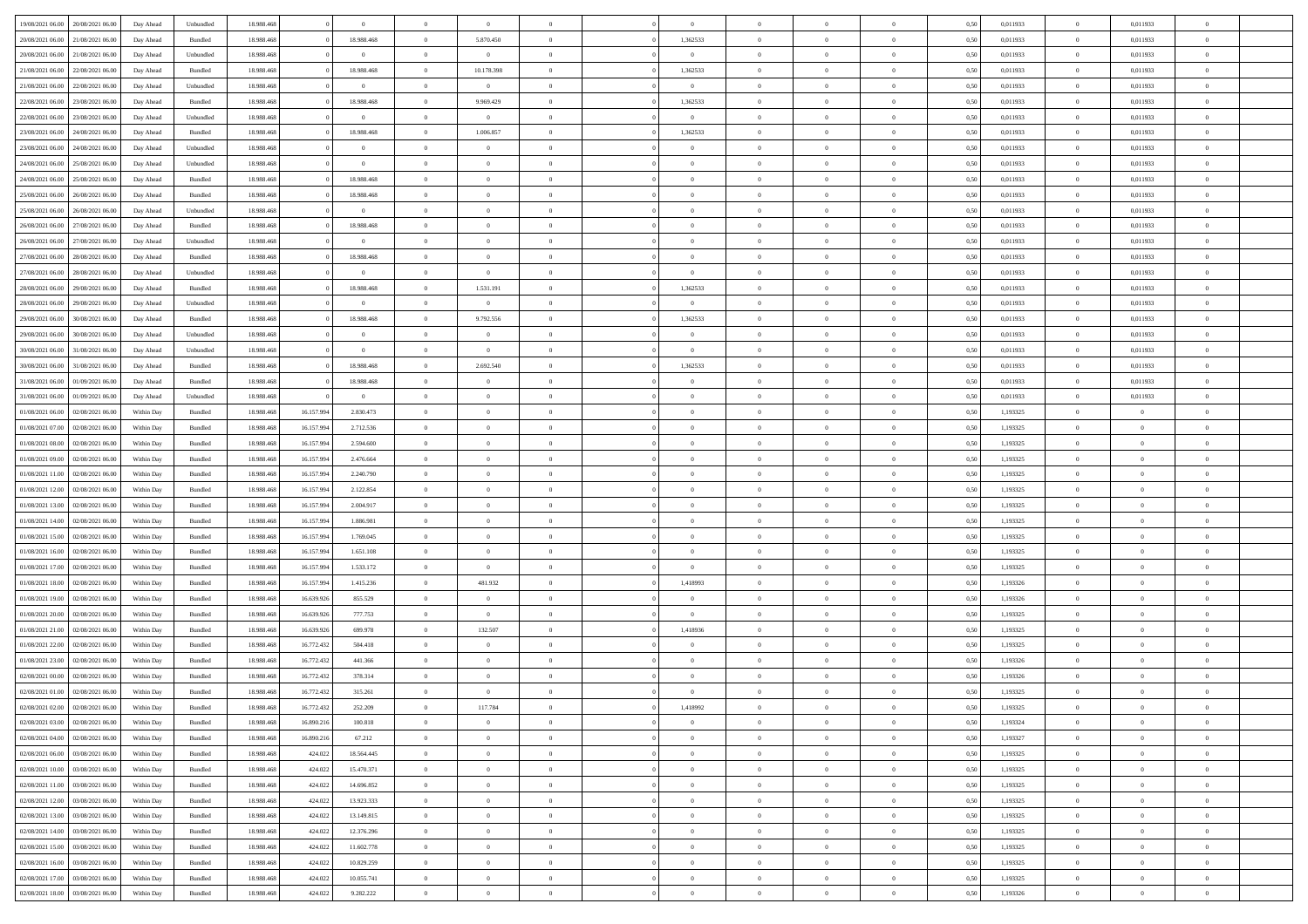| | | | | | | | | | | | | | | | | | | | | | |
|---|---|---|---|---|---|---|---|---|---|---|---|---|---|---|---|---|---|---|---|---|---|
| 19/08/2021 06.00 | 20/08/2021 06.00 | Day Ahead | Unbundled | 18.988.468 | 0 | 0 | 0 | 0 | 0 | | 0 | 0 | 0 | 0 | 0,50 | 0,011933 | 0 | 0,011933 | 0 | |
| 20/08/2021 06.00 | 21/08/2021 06.00 | Day Ahead | Bundled | 18.988.468 | 0 | 18.988.468 | 0 | 5.870.450 | 0 | | 1,362533 | 0 | 0 | 0 | 0,50 | 0,011933 | 0 | 0,011933 | 0 | |
| 20/08/2021 06.00 | 21/08/2021 06.00 | Day Ahead | Unbundled | 18.988.468 | 0 | 0 | 0 | 0 | 0 | | 0 | 0 | 0 | 0 | 0,50 | 0,011933 | 0 | 0,011933 | 0 | |
| 21/08/2021 06.00 | 22/08/2021 06.00 | Day Ahead | Bundled | 18.988.468 | 0 | 18.988.468 | 0 | 10.178.398 | 0 | | 1,362533 | 0 | 0 | 0 | 0,50 | 0,011933 | 0 | 0,011933 | 0 | |
| 21/08/2021 06.00 | 22/08/2021 06.00 | Day Ahead | Unbundled | 18.988.468 | 0 | 0 | 0 | 0 | 0 | | 0 | 0 | 0 | 0 | 0,50 | 0,011933 | 0 | 0,011933 | 0 | |
| 22/08/2021 06.00 | 23/08/2021 06.00 | Day Ahead | Bundled | 18.988.468 | 0 | 18.988.468 | 0 | 9.969.429 | 0 | | 1,362533 | 0 | 0 | 0 | 0,50 | 0,011933 | 0 | 0,011933 | 0 | |
| 22/08/2021 06.00 | 23/08/2021 06.00 | Day Ahead | Unbundled | 18.988.468 | 0 | 0 | 0 | 0 | 0 | | 0 | 0 | 0 | 0 | 0,50 | 0,011933 | 0 | 0,011933 | 0 | |
| 23/08/2021 06.00 | 24/08/2021 06.00 | Day Ahead | Bundled | 18.988.468 | 0 | 18.988.468 | 0 | 1.006.857 | 0 | | 1,362533 | 0 | 0 | 0 | 0,50 | 0,011933 | 0 | 0,011933 | 0 | |
| 23/08/2021 06.00 | 24/08/2021 06.00 | Day Ahead | Unbundled | 18.988.468 | 0 | 0 | 0 | 0 | 0 | | 0 | 0 | 0 | 0 | 0,50 | 0,011933 | 0 | 0,011933 | 0 | |
| 24/08/2021 06.00 | 25/08/2021 06.00 | Day Ahead | Unbundled | 18.988.468 | 0 | 0 | 0 | 0 | 0 | | 0 | 0 | 0 | 0 | 0,50 | 0,011933 | 0 | 0,011933 | 0 | |
| 24/08/2021 06.00 | 25/08/2021 06.00 | Day Ahead | Bundled | 18.988.468 | 0 | 18.988.468 | 0 | 0 | 0 | | 0 | 0 | 0 | 0 | 0,50 | 0,011933 | 0 | 0,011933 | 0 | |
| 25/08/2021 06.00 | 26/08/2021 06.00 | Day Ahead | Bundled | 18.988.468 | 0 | 18.988.468 | 0 | 0 | 0 | | 0 | 0 | 0 | 0 | 0,50 | 0,011933 | 0 | 0,011933 | 0 | |
| 25/08/2021 06.00 | 26/08/2021 06.00 | Day Ahead | Unbundled | 18.988.468 | 0 | 0 | 0 | 0 | 0 | | 0 | 0 | 0 | 0 | 0,50 | 0,011933 | 0 | 0,011933 | 0 | |
| 26/08/2021 06.00 | 27/08/2021 06.00 | Day Ahead | Bundled | 18.988.468 | 0 | 18.988.468 | 0 | 0 | 0 | | 0 | 0 | 0 | 0 | 0,50 | 0,011933 | 0 | 0,011933 | 0 | |
| 26/08/2021 06.00 | 27/08/2021 06.00 | Day Ahead | Unbundled | 18.988.468 | 0 | 0 | 0 | 0 | 0 | | 0 | 0 | 0 | 0 | 0,50 | 0,011933 | 0 | 0,011933 | 0 | |
| 27/08/2021 06.00 | 28/08/2021 06.00 | Day Ahead | Bundled | 18.988.468 | 0 | 18.988.468 | 0 | 0 | 0 | | 0 | 0 | 0 | 0 | 0,50 | 0,011933 | 0 | 0,011933 | 0 | |
| 27/08/2021 06.00 | 28/08/2021 06.00 | Day Ahead | Unbundled | 18.988.468 | 0 | 0 | 0 | 0 | 0 | | 0 | 0 | 0 | 0 | 0,50 | 0,011933 | 0 | 0,011933 | 0 | |
| 28/08/2021 06.00 | 29/08/2021 06.00 | Day Ahead | Bundled | 18.988.468 | 0 | 18.988.468 | 0 | 1.531.191 | 0 | | 1,362533 | 0 | 0 | 0 | 0,50 | 0,011933 | 0 | 0,011933 | 0 | |
| 28/08/2021 06.00 | 29/08/2021 06.00 | Day Ahead | Unbundled | 18.988.468 | 0 | 0 | 0 | 0 | 0 | | 0 | 0 | 0 | 0 | 0,50 | 0,011933 | 0 | 0,011933 | 0 | |
| 29/08/2021 06.00 | 30/08/2021 06.00 | Day Ahead | Bundled | 18.988.468 | 0 | 18.988.468 | 0 | 9.792.556 | 0 | | 1,362533 | 0 | 0 | 0 | 0,50 | 0,011933 | 0 | 0,011933 | 0 | |
| 29/08/2021 06.00 | 30/08/2021 06.00 | Day Ahead | Unbundled | 18.988.468 | 0 | 0 | 0 | 0 | 0 | | 0 | 0 | 0 | 0 | 0,50 | 0,011933 | 0 | 0,011933 | 0 | |
| 30/08/2021 06.00 | 31/08/2021 06.00 | Day Ahead | Unbundled | 18.988.468 | 0 | 0 | 0 | 0 | 0 | | 0 | 0 | 0 | 0 | 0,50 | 0,011933 | 0 | 0,011933 | 0 | |
| 30/08/2021 06.00 | 31/08/2021 06.00 | Day Ahead | Bundled | 18.988.468 | 0 | 18.988.468 | 0 | 2.692.540 | 0 | | 1,362533 | 0 | 0 | 0 | 0,50 | 0,011933 | 0 | 0,011933 | 0 | |
| 31/08/2021 06.00 | 01/09/2021 06.00 | Day Ahead | Bundled | 18.988.468 | 0 | 18.988.468 | 0 | 0 | 0 | | 0 | 0 | 0 | 0 | 0,50 | 0,011933 | 0 | 0,011933 | 0 | |
| 31/08/2021 06.00 | 01/09/2021 06.00 | Day Ahead | Unbundled | 18.988.468 | 0 | 0 | 0 | 0 | 0 | | 0 | 0 | 0 | 0 | 0,50 | 0,011933 | 0 | 0,011933 | 0 | |
| 01/08/2021 06.00 | 02/08/2021 06.00 | Within Day | Bundled | 18.988.468 | 16.157.994 | 2.830.473 | 0 | 0 | 0 | | 0 | 0 | 0 | 0 | 0,50 | 1,193325 | 0 | 0 | 0 | |
| 01/08/2021 07.00 | 02/08/2021 06.00 | Within Day | Bundled | 18.988.468 | 16.157.994 | 2.712.536 | 0 | 0 | 0 | | 0 | 0 | 0 | 0 | 0,50 | 1,193325 | 0 | 0 | 0 | |
| 01/08/2021 08.00 | 02/08/2021 06.00 | Within Day | Bundled | 18.988.468 | 16.157.994 | 2.594.600 | 0 | 0 | 0 | | 0 | 0 | 0 | 0 | 0,50 | 1,193325 | 0 | 0 | 0 | |
| 01/08/2021 09.00 | 02/08/2021 06.00 | Within Day | Bundled | 18.988.468 | 16.157.994 | 2.476.664 | 0 | 0 | 0 | | 0 | 0 | 0 | 0 | 0,50 | 1,193325 | 0 | 0 | 0 | |
| 01/08/2021 11.00 | 02/08/2021 06.00 | Within Day | Bundled | 18.988.468 | 16.157.994 | 2.240.790 | 0 | 0 | 0 | | 0 | 0 | 0 | 0 | 0,50 | 1,193325 | 0 | 0 | 0 | |
| 01/08/2021 12.00 | 02/08/2021 06.00 | Within Day | Bundled | 18.988.468 | 16.157.994 | 2.122.854 | 0 | 0 | 0 | | 0 | 0 | 0 | 0 | 0,50 | 1,193325 | 0 | 0 | 0 | |
| 01/08/2021 13.00 | 02/08/2021 06.00 | Within Day | Bundled | 18.988.468 | 16.157.994 | 2.004.917 | 0 | 0 | 0 | | 0 | 0 | 0 | 0 | 0,50 | 1,193325 | 0 | 0 | 0 | |
| 01/08/2021 14.00 | 02/08/2021 06.00 | Within Day | Bundled | 18.988.468 | 16.157.994 | 1.886.981 | 0 | 0 | 0 | | 0 | 0 | 0 | 0 | 0,50 | 1,193325 | 0 | 0 | 0 | |
| 01/08/2021 15.00 | 02/08/2021 06.00 | Within Day | Bundled | 18.988.468 | 16.157.994 | 1.769.045 | 0 | 0 | 0 | | 0 | 0 | 0 | 0 | 0,50 | 1,193325 | 0 | 0 | 0 | |
| 01/08/2021 16.00 | 02/08/2021 06.00 | Within Day | Bundled | 18.988.468 | 16.157.994 | 1.651.108 | 0 | 0 | 0 | | 0 | 0 | 0 | 0 | 0,50 | 1,193325 | 0 | 0 | 0 | |
| 01/08/2021 17.00 | 02/08/2021 06.00 | Within Day | Bundled | 18.988.468 | 16.157.994 | 1.533.172 | 0 | 0 | 0 | | 0 | 0 | 0 | 0 | 0,50 | 1,193325 | 0 | 0 | 0 | |
| 01/08/2021 18.00 | 02/08/2021 06.00 | Within Day | Bundled | 18.988.468 | 16.157.994 | 1.415.236 | 0 | 481.932 | 0 | | 1,418993 | 0 | 0 | 0 | 0,50 | 1,193326 | 0 | 0 | 0 | |
| 01/08/2021 19.00 | 02/08/2021 06.00 | Within Day | Bundled | 18.988.468 | 16.639.926 | 855.529 | 0 | 0 | 0 | | 0 | 0 | 0 | 0 | 0,50 | 1,193326 | 0 | 0 | 0 | |
| 01/08/2021 20.00 | 02/08/2021 06.00 | Within Day | Bundled | 18.988.468 | 16.639.926 | 777.753 | 0 | 0 | 0 | | 0 | 0 | 0 | 0 | 0,50 | 1,193325 | 0 | 0 | 0 | |
| 01/08/2021 21.00 | 02/08/2021 06.00 | Within Day | Bundled | 18.988.468 | 16.639.926 | 699.978 | 0 | 132.507 | 0 | | 1,418936 | 0 | 0 | 0 | 0,50 | 1,193325 | 0 | 0 | 0 | |
| 01/08/2021 22.00 | 02/08/2021 06.00 | Within Day | Bundled | 18.988.468 | 16.772.432 | 504.418 | 0 | 0 | 0 | | 0 | 0 | 0 | 0 | 0,50 | 1,193325 | 0 | 0 | 0 | |
| 01/08/2021 23.00 | 02/08/2021 06.00 | Within Day | Bundled | 18.988.468 | 16.772.432 | 441.366 | 0 | 0 | 0 | | 0 | 0 | 0 | 0 | 0,50 | 1,193326 | 0 | 0 | 0 | |
| 02/08/2021 00.00 | 02/08/2021 06.00 | Within Day | Bundled | 18.988.468 | 16.772.432 | 378.314 | 0 | 0 | 0 | | 0 | 0 | 0 | 0 | 0,50 | 1,193326 | 0 | 0 | 0 | |
| 02/08/2021 01.00 | 02/08/2021 06.00 | Within Day | Bundled | 18.988.468 | 16.772.432 | 315.261 | 0 | 0 | 0 | | 0 | 0 | 0 | 0 | 0,50 | 1,193325 | 0 | 0 | 0 | |
| 02/08/2021 02.00 | 02/08/2021 06.00 | Within Day | Bundled | 18.988.468 | 16.772.432 | 252.209 | 0 | 117.784 | 0 | | 1,418992 | 0 | 0 | 0 | 0,50 | 1,193325 | 0 | 0 | 0 | |
| 02/08/2021 03.00 | 02/08/2021 06.00 | Within Day | Bundled | 18.988.468 | 16.890.216 | 100.818 | 0 | 0 | 0 | | 0 | 0 | 0 | 0 | 0,50 | 1,193324 | 0 | 0 | 0 | |
| 02/08/2021 04.00 | 02/08/2021 06.00 | Within Day | Bundled | 18.988.468 | 16.890.216 | 67.212 | 0 | 0 | 0 | | 0 | 0 | 0 | 0 | 0,50 | 1,193327 | 0 | 0 | 0 | |
| 02/08/2021 06.00 | 03/08/2021 06.00 | Within Day | Bundled | 18.988.468 | 424.022 | 18.564.445 | 0 | 0 | 0 | | 0 | 0 | 0 | 0 | 0,50 | 1,193325 | 0 | 0 | 0 | |
| 02/08/2021 10.00 | 03/08/2021 06.00 | Within Day | Bundled | 18.988.468 | 424.022 | 15.470.371 | 0 | 0 | 0 | | 0 | 0 | 0 | 0 | 0,50 | 1,193325 | 0 | 0 | 0 | |
| 02/08/2021 11.00 | 03/08/2021 06.00 | Within Day | Bundled | 18.988.468 | 424.022 | 14.696.852 | 0 | 0 | 0 | | 0 | 0 | 0 | 0 | 0,50 | 1,193325 | 0 | 0 | 0 | |
| 02/08/2021 12.00 | 03/08/2021 06.00 | Within Day | Bundled | 18.988.468 | 424.022 | 13.923.333 | 0 | 0 | 0 | | 0 | 0 | 0 | 0 | 0,50 | 1,193325 | 0 | 0 | 0 | |
| 02/08/2021 13.00 | 03/08/2021 06.00 | Within Day | Bundled | 18.988.468 | 424.022 | 13.149.815 | 0 | 0 | 0 | | 0 | 0 | 0 | 0 | 0,50 | 1,193325 | 0 | 0 | 0 | |
| 02/08/2021 14.00 | 03/08/2021 06.00 | Within Day | Bundled | 18.988.468 | 424.022 | 12.376.296 | 0 | 0 | 0 | | 0 | 0 | 0 | 0 | 0,50 | 1,193325 | 0 | 0 | 0 | |
| 02/08/2021 15.00 | 03/08/2021 06.00 | Within Day | Bundled | 18.988.468 | 424.022 | 11.602.778 | 0 | 0 | 0 | | 0 | 0 | 0 | 0 | 0,50 | 1,193325 | 0 | 0 | 0 | |
| 02/08/2021 16.00 | 03/08/2021 06.00 | Within Day | Bundled | 18.988.468 | 424.022 | 10.829.259 | 0 | 0 | 0 | | 0 | 0 | 0 | 0 | 0,50 | 1,193325 | 0 | 0 | 0 | |
| 02/08/2021 17.00 | 03/08/2021 06.00 | Within Day | Bundled | 18.988.468 | 424.022 | 10.055.741 | 0 | 0 | 0 | | 0 | 0 | 0 | 0 | 0,50 | 1,193325 | 0 | 0 | 0 | |
| 02/08/2021 18.00 | 03/08/2021 06.00 | Within Day | Bundled | 18.988.468 | 424.022 | 9.282.222 | 0 | 0 | 0 | | 0 | 0 | 0 | 0 | 0,50 | 1,193326 | 0 | 0 | 0 | |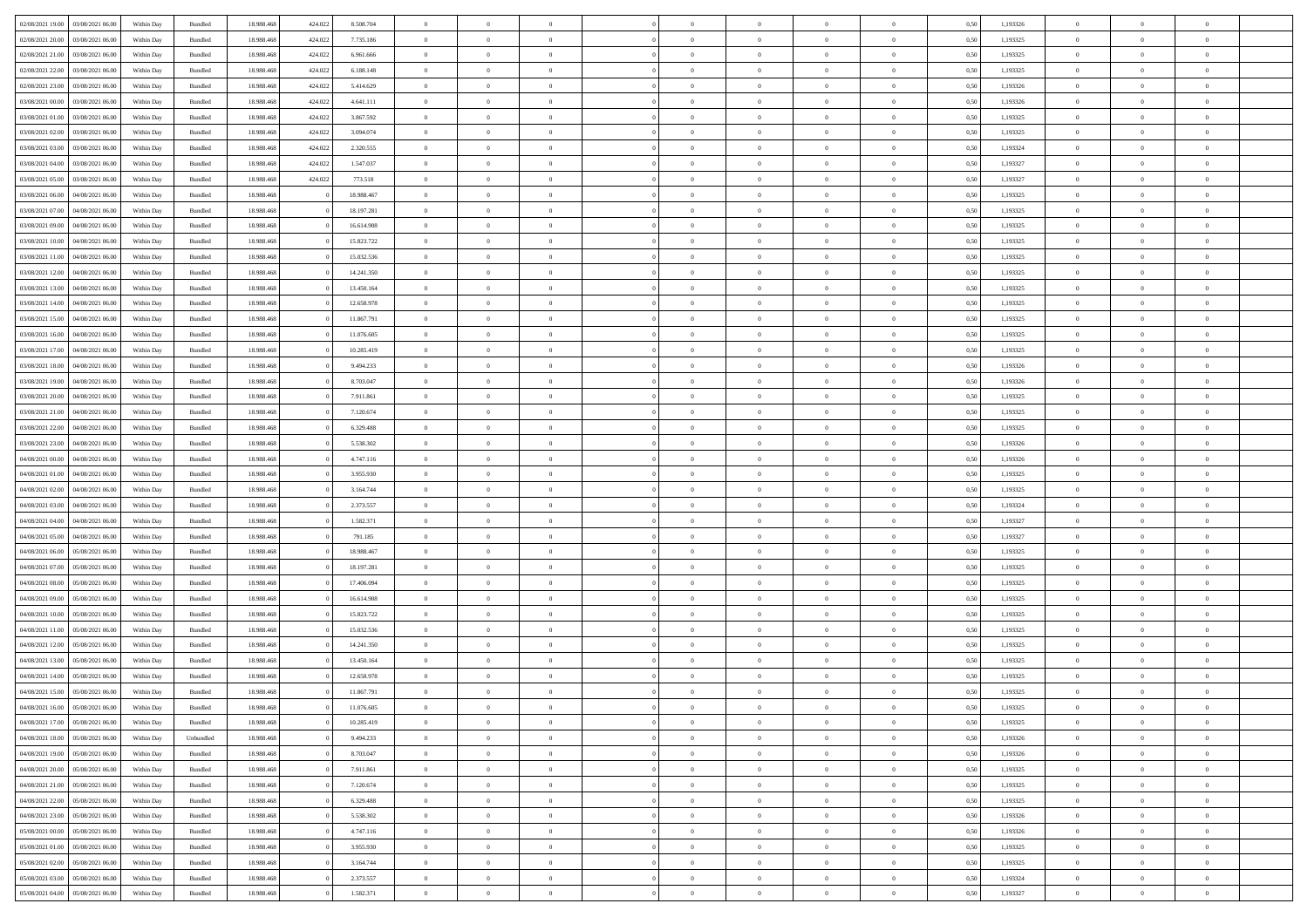| | | | | | | | | | | | | | | | | | | | | | |
|---|---|---|---|---|---|---|---|---|---|---|---|---|---|---|---|---|---|---|---|---|---|
| 02/08/2021 19:00 | 03/08/2021 06:00 | Within Day | Bundled | 18.988.468 | 424.022 | 8.508.704 | 0 | 0 | 0 | | 0 | 0 | 0 | 0 | 0,50 | 1,193326 | 0 | 0 | 0 | |
| 02/08/2021 20:00 | 03/08/2021 06:00 | Within Day | Bundled | 18.988.468 | 424.022 | 7.735.186 | 0 | 0 | 0 | | 0 | 0 | 0 | 0 | 0,50 | 1,193325 | 0 | 0 | 0 | |
| 02/08/2021 21:00 | 03/08/2021 06:00 | Within Day | Bundled | 18.988.468 | 424.022 | 6.961.666 | 0 | 0 | 0 | | 0 | 0 | 0 | 0 | 0,50 | 1,193325 | 0 | 0 | 0 | |
| 02/08/2021 22:00 | 03/08/2021 06:00 | Within Day | Bundled | 18.988.468 | 424.022 | 6.188.148 | 0 | 0 | 0 | | 0 | 0 | 0 | 0 | 0,50 | 1,193325 | 0 | 0 | 0 | |
| 02/08/2021 23:00 | 03/08/2021 06:00 | Within Day | Bundled | 18.988.468 | 424.022 | 5.414.629 | 0 | 0 | 0 | | 0 | 0 | 0 | 0 | 0,50 | 1,193326 | 0 | 0 | 0 | |
| 03/08/2021 00:00 | 03/08/2021 06:00 | Within Day | Bundled | 18.988.468 | 424.022 | 4.641.111 | 0 | 0 | 0 | | 0 | 0 | 0 | 0 | 0,50 | 1,193326 | 0 | 0 | 0 | |
| 03/08/2021 01:00 | 03/08/2021 06:00 | Within Day | Bundled | 18.988.468 | 424.022 | 3.867.592 | 0 | 0 | 0 | | 0 | 0 | 0 | 0 | 0,50 | 1,193325 | 0 | 0 | 0 | |
| 03/08/2021 02:00 | 03/08/2021 06:00 | Within Day | Bundled | 18.988.468 | 424.022 | 3.094.074 | 0 | 0 | 0 | | 0 | 0 | 0 | 0 | 0,50 | 1,193325 | 0 | 0 | 0 | |
| 03/08/2021 03:00 | 03/08/2021 06:00 | Within Day | Bundled | 18.988.468 | 424.022 | 2.320.555 | 0 | 0 | 0 | | 0 | 0 | 0 | 0 | 0,50 | 1,193324 | 0 | 0 | 0 | |
| 03/08/2021 04:00 | 03/08/2021 06:00 | Within Day | Bundled | 18.988.468 | 424.022 | 1.547.037 | 0 | 0 | 0 | | 0 | 0 | 0 | 0 | 0,50 | 1,193327 | 0 | 0 | 0 | |
| 03/08/2021 05:00 | 03/08/2021 06:00 | Within Day | Bundled | 18.988.468 | 424.022 | 773.518 | 0 | 0 | 0 | | 0 | 0 | 0 | 0 | 0,50 | 1,193327 | 0 | 0 | 0 | |
| 03/08/2021 06:00 | 04/08/2021 06:00 | Within Day | Bundled | 18.988.468 | 0 | 18.988.467 | 0 | 0 | 0 | | 0 | 0 | 0 | 0 | 0,50 | 1,193325 | 0 | 0 | 0 | |
| 03/08/2021 07:00 | 04/08/2021 06:00 | Within Day | Bundled | 18.988.468 | 0 | 18.197.281 | 0 | 0 | 0 | | 0 | 0 | 0 | 0 | 0,50 | 1,193325 | 0 | 0 | 0 | |
| 03/08/2021 09:00 | 04/08/2021 06:00 | Within Day | Bundled | 18.988.468 | 0 | 16.614.908 | 0 | 0 | 0 | | 0 | 0 | 0 | 0 | 0,50 | 1,193325 | 0 | 0 | 0 | |
| 03/08/2021 10:00 | 04/08/2021 06:00 | Within Day | Bundled | 18.988.468 | 0 | 15.823.722 | 0 | 0 | 0 | | 0 | 0 | 0 | 0 | 0,50 | 1,193325 | 0 | 0 | 0 | |
| 03/08/2021 11:00 | 04/08/2021 06:00 | Within Day | Bundled | 18.988.468 | 0 | 15.032.536 | 0 | 0 | 0 | | 0 | 0 | 0 | 0 | 0,50 | 1,193325 | 0 | 0 | 0 | |
| 03/08/2021 12:00 | 04/08/2021 06:00 | Within Day | Bundled | 18.988.468 | 0 | 14.241.350 | 0 | 0 | 0 | | 0 | 0 | 0 | 0 | 0,50 | 1,193325 | 0 | 0 | 0 | |
| 03/08/2021 13:00 | 04/08/2021 06:00 | Within Day | Bundled | 18.988.468 | 0 | 13.450.164 | 0 | 0 | 0 | | 0 | 0 | 0 | 0 | 0,50 | 1,193325 | 0 | 0 | 0 | |
| 03/08/2021 14:00 | 04/08/2021 06:00 | Within Day | Bundled | 18.988.468 | 0 | 12.658.978 | 0 | 0 | 0 | | 0 | 0 | 0 | 0 | 0,50 | 1,193325 | 0 | 0 | 0 | |
| 03/08/2021 15:00 | 04/08/2021 06:00 | Within Day | Bundled | 18.988.468 | 0 | 11.867.791 | 0 | 0 | 0 | | 0 | 0 | 0 | 0 | 0,50 | 1,193325 | 0 | 0 | 0 | |
| 03/08/2021 16:00 | 04/08/2021 06:00 | Within Day | Bundled | 18.988.468 | 0 | 11.076.605 | 0 | 0 | 0 | | 0 | 0 | 0 | 0 | 0,50 | 1,193325 | 0 | 0 | 0 | |
| 03/08/2021 17:00 | 04/08/2021 06:00 | Within Day | Bundled | 18.988.468 | 0 | 10.285.419 | 0 | 0 | 0 | | 0 | 0 | 0 | 0 | 0,50 | 1,193325 | 0 | 0 | 0 | |
| 03/08/2021 18:00 | 04/08/2021 06:00 | Within Day | Bundled | 18.988.468 | 0 | 9.494.233 | 0 | 0 | 0 | | 0 | 0 | 0 | 0 | 0,50 | 1,193326 | 0 | 0 | 0 | |
| 03/08/2021 19:00 | 04/08/2021 06:00 | Within Day | Bundled | 18.988.468 | 0 | 8.703.047 | 0 | 0 | 0 | | 0 | 0 | 0 | 0 | 0,50 | 1,193326 | 0 | 0 | 0 | |
| 03/08/2021 20:00 | 04/08/2021 06:00 | Within Day | Bundled | 18.988.468 | 0 | 7.911.861 | 0 | 0 | 0 | | 0 | 0 | 0 | 0 | 0,50 | 1,193325 | 0 | 0 | 0 | |
| 03/08/2021 21:00 | 04/08/2021 06:00 | Within Day | Bundled | 18.988.468 | 0 | 7.120.674 | 0 | 0 | 0 | | 0 | 0 | 0 | 0 | 0,50 | 1,193325 | 0 | 0 | 0 | |
| 03/08/2021 22:00 | 04/08/2021 06:00 | Within Day | Bundled | 18.988.468 | 0 | 6.329.488 | 0 | 0 | 0 | | 0 | 0 | 0 | 0 | 0,50 | 1,193325 | 0 | 0 | 0 | |
| 03/08/2021 23:00 | 04/08/2021 06:00 | Within Day | Bundled | 18.988.468 | 0 | 5.538.302 | 0 | 0 | 0 | | 0 | 0 | 0 | 0 | 0,50 | 1,193326 | 0 | 0 | 0 | |
| 04/08/2021 00:00 | 04/08/2021 06:00 | Within Day | Bundled | 18.988.468 | 0 | 4.747.116 | 0 | 0 | 0 | | 0 | 0 | 0 | 0 | 0,50 | 1,193326 | 0 | 0 | 0 | |
| 04/08/2021 01:00 | 04/08/2021 06:00 | Within Day | Bundled | 18.988.468 | 0 | 3.955.930 | 0 | 0 | 0 | | 0 | 0 | 0 | 0 | 0,50 | 1,193325 | 0 | 0 | 0 | |
| 04/08/2021 02:00 | 04/08/2021 06:00 | Within Day | Bundled | 18.988.468 | 0 | 3.164.744 | 0 | 0 | 0 | | 0 | 0 | 0 | 0 | 0,50 | 1,193325 | 0 | 0 | 0 | |
| 04/08/2021 03:00 | 04/08/2021 06:00 | Within Day | Bundled | 18.988.468 | 0 | 2.373.557 | 0 | 0 | 0 | | 0 | 0 | 0 | 0 | 0,50 | 1,193324 | 0 | 0 | 0 | |
| 04/08/2021 04:00 | 04/08/2021 06:00 | Within Day | Bundled | 18.988.468 | 0 | 1.582.371 | 0 | 0 | 0 | | 0 | 0 | 0 | 0 | 0,50 | 1,193327 | 0 | 0 | 0 | |
| 04/08/2021 05:00 | 04/08/2021 06:00 | Within Day | Bundled | 18.988.468 | 0 | 791.185 | 0 | 0 | 0 | | 0 | 0 | 0 | 0 | 0,50 | 1,193327 | 0 | 0 | 0 | |
| 04/08/2021 06:00 | 05/08/2021 06:00 | Within Day | Bundled | 18.988.468 | 0 | 18.988.467 | 0 | 0 | 0 | | 0 | 0 | 0 | 0 | 0,50 | 1,193325 | 0 | 0 | 0 | |
| 04/08/2021 07:00 | 05/08/2021 06:00 | Within Day | Bundled | 18.988.468 | 0 | 18.197.281 | 0 | 0 | 0 | | 0 | 0 | 0 | 0 | 0,50 | 1,193325 | 0 | 0 | 0 | |
| 04/08/2021 08:00 | 05/08/2021 06:00 | Within Day | Bundled | 18.988.468 | 0 | 17.406.094 | 0 | 0 | 0 | | 0 | 0 | 0 | 0 | 0,50 | 1,193325 | 0 | 0 | 0 | |
| 04/08/2021 09:00 | 05/08/2021 06:00 | Within Day | Bundled | 18.988.468 | 0 | 16.614.908 | 0 | 0 | 0 | | 0 | 0 | 0 | 0 | 0,50 | 1,193325 | 0 | 0 | 0 | |
| 04/08/2021 10:00 | 05/08/2021 06:00 | Within Day | Bundled | 18.988.468 | 0 | 15.823.722 | 0 | 0 | 0 | | 0 | 0 | 0 | 0 | 0,50 | 1,193325 | 0 | 0 | 0 | |
| 04/08/2021 11:00 | 05/08/2021 06:00 | Within Day | Bundled | 18.988.468 | 0 | 15.032.536 | 0 | 0 | 0 | | 0 | 0 | 0 | 0 | 0,50 | 1,193325 | 0 | 0 | 0 | |
| 04/08/2021 12:00 | 05/08/2021 06:00 | Within Day | Bundled | 18.988.468 | 0 | 14.241.350 | 0 | 0 | 0 | | 0 | 0 | 0 | 0 | 0,50 | 1,193325 | 0 | 0 | 0 | |
| 04/08/2021 13:00 | 05/08/2021 06:00 | Within Day | Bundled | 18.988.468 | 0 | 13.450.164 | 0 | 0 | 0 | | 0 | 0 | 0 | 0 | 0,50 | 1,193325 | 0 | 0 | 0 | |
| 04/08/2021 14:00 | 05/08/2021 06:00 | Within Day | Bundled | 18.988.468 | 0 | 12.658.978 | 0 | 0 | 0 | | 0 | 0 | 0 | 0 | 0,50 | 1,193325 | 0 | 0 | 0 | |
| 04/08/2021 15:00 | 05/08/2021 06:00 | Within Day | Bundled | 18.988.468 | 0 | 11.867.791 | 0 | 0 | 0 | | 0 | 0 | 0 | 0 | 0,50 | 1,193325 | 0 | 0 | 0 | |
| 04/08/2021 16:00 | 05/08/2021 06:00 | Within Day | Bundled | 18.988.468 | 0 | 11.076.605 | 0 | 0 | 0 | | 0 | 0 | 0 | 0 | 0,50 | 1,193325 | 0 | 0 | 0 | |
| 04/08/2021 17:00 | 05/08/2021 06:00 | Within Day | Bundled | 18.988.468 | 0 | 10.285.419 | 0 | 0 | 0 | | 0 | 0 | 0 | 0 | 0,50 | 1,193325 | 0 | 0 | 0 | |
| 04/08/2021 18:00 | 05/08/2021 06:00 | Within Day | Unbundled | 18.988.468 | 0 | 9.494.233 | 0 | 0 | 0 | | 0 | 0 | 0 | 0 | 0,50 | 1,193326 | 0 | 0 | 0 | |
| 04/08/2021 19:00 | 05/08/2021 06:00 | Within Day | Bundled | 18.988.468 | 0 | 8.703.047 | 0 | 0 | 0 | | 0 | 0 | 0 | 0 | 0,50 | 1,193326 | 0 | 0 | 0 | |
| 04/08/2021 20:00 | 05/08/2021 06:00 | Within Day | Bundled | 18.988.468 | 0 | 7.911.861 | 0 | 0 | 0 | | 0 | 0 | 0 | 0 | 0,50 | 1,193325 | 0 | 0 | 0 | |
| 04/08/2021 21:00 | 05/08/2021 06:00 | Within Day | Bundled | 18.988.468 | 0 | 7.120.674 | 0 | 0 | 0 | | 0 | 0 | 0 | 0 | 0,50 | 1,193325 | 0 | 0 | 0 | |
| 04/08/2021 22:00 | 05/08/2021 06:00 | Within Day | Bundled | 18.988.468 | 0 | 6.329.488 | 0 | 0 | 0 | | 0 | 0 | 0 | 0 | 0,50 | 1,193325 | 0 | 0 | 0 | |
| 04/08/2021 23:00 | 05/08/2021 06:00 | Within Day | Bundled | 18.988.468 | 0 | 5.538.302 | 0 | 0 | 0 | | 0 | 0 | 0 | 0 | 0,50 | 1,193326 | 0 | 0 | 0 | |
| 05/08/2021 00:00 | 05/08/2021 06:00 | Within Day | Bundled | 18.988.468 | 0 | 4.747.116 | 0 | 0 | 0 | | 0 | 0 | 0 | 0 | 0,50 | 1,193326 | 0 | 0 | 0 | |
| 05/08/2021 01:00 | 05/08/2021 06:00 | Within Day | Bundled | 18.988.468 | 0 | 3.955.930 | 0 | 0 | 0 | | 0 | 0 | 0 | 0 | 0,50 | 1,193325 | 0 | 0 | 0 | |
| 05/08/2021 02:00 | 05/08/2021 06:00 | Within Day | Bundled | 18.988.468 | 0 | 3.164.744 | 0 | 0 | 0 | | 0 | 0 | 0 | 0 | 0,50 | 1,193325 | 0 | 0 | 0 | |
| 05/08/2021 03:00 | 05/08/2021 06:00 | Within Day | Bundled | 18.988.468 | 0 | 2.373.557 | 0 | 0 | 0 | | 0 | 0 | 0 | 0 | 0,50 | 1,193324 | 0 | 0 | 0 | |
| 05/08/2021 04:00 | 05/08/2021 06:00 | Within Day | Bundled | 18.988.468 | 0 | 1.582.371 | 0 | 0 | 0 | | 0 | 0 | 0 | 0 | 0,50 | 1,193327 | 0 | 0 | 0 | |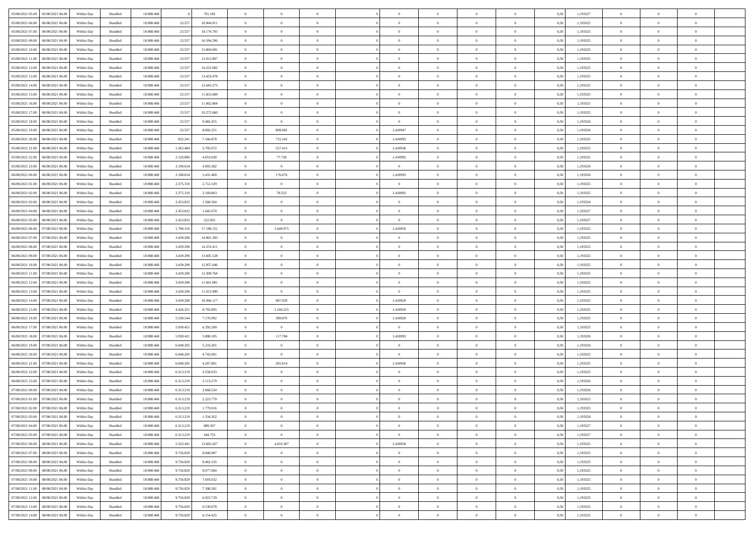| 05/08/2021 05:00 | 05/08/2021 06:00 | Within Day | Bundled | 18.988.468 | 0 | 791.185 | 0 | 0 | 0 | | 0 | 0 | 0 | 0 | 0,50 | 1,193327 | 0 | 0 | 0 | |
|---|---|---|---|---|---|---|---|---|---|---|---|---|---|---|---|---|---|---|---|---|
| 05/08/2021 06:00 | 06/08/2021 06:00 | Within Day | Bundled | 18.988.468 | 23.557 | 18.964.911 | 0 | 0 | 0 | | 0 | 0 | 0 | 0 | 0,50 | 1,193325 | 0 | 0 | 0 | |
| 05/08/2021 07:00 | 06/08/2021 06:00 | Within Day | Bundled | 18.988.468 | 23.557 | 18.174.705 | 0 | 0 | 0 | | 0 | 0 | 0 | 0 | 0,50 | 1,193325 | 0 | 0 | 0 | |
| 05/08/2021 09:00 | 06/08/2021 06:00 | Within Day | Bundled | 18.988.468 | 23.557 | 16.594.296 | 0 | 0 | 0 | | 0 | 0 | 0 | 0 | 0,50 | 1,193325 | 0 | 0 | 0 | |
| 05/08/2021 10:00 | 06/08/2021 06:00 | Within Day | Bundled | 18.988.468 | 23.557 | 15.804.091 | 0 | 0 | 0 | | 0 | 0 | 0 | 0 | 0,50 | 1,193325 | 0 | 0 | 0 | |
| 05/08/2021 11:00 | 06/08/2021 06:00 | Within Day | Bundled | 18.988.468 | 23.557 | 15.013.887 | 0 | 0 | 0 | | 0 | 0 | 0 | 0 | 0,50 | 1,193325 | 0 | 0 | 0 | |
| 05/08/2021 12:00 | 06/08/2021 06:00 | Within Day | Bundled | 18.988.468 | 23.557 | 14.223.682 | 0 | 0 | 0 | | 0 | 0 | 0 | 0 | 0,50 | 1,193325 | 0 | 0 | 0 | |
| 05/08/2021 13:00 | 06/08/2021 06:00 | Within Day | Bundled | 18.988.468 | 23.557 | 13.433.478 | 0 | 0 | 0 | | 0 | 0 | 0 | 0 | 0,50 | 1,193325 | 0 | 0 | 0 | |
| 05/08/2021 14:00 | 06/08/2021 06:00 | Within Day | Bundled | 18.988.468 | 23.557 | 12.643.273 | 0 | 0 | 0 | | 0 | 0 | 0 | 0 | 0,50 | 1,193325 | 0 | 0 | 0 | |
| 05/08/2021 15:00 | 06/08/2021 06:00 | Within Day | Bundled | 18.988.468 | 23.557 | 11.853.069 | 0 | 0 | 0 | | 0 | 0 | 0 | 0 | 0,50 | 1,193325 | 0 | 0 | 0 | |
| 05/08/2021 16:00 | 06/08/2021 06:00 | Within Day | Bundled | 18.988.468 | 23.557 | 11.062.864 | 0 | 0 | 0 | | 0 | 0 | 0 | 0 | 0,50 | 1,193325 | 0 | 0 | 0 | |
| 05/08/2021 17:00 | 06/08/2021 06:00 | Within Day | Bundled | 18.988.468 | 23.557 | 10.272.660 | 0 | 0 | 0 | | 0 | 0 | 0 | 0 | 0,50 | 1,193325 | 0 | 0 | 0 | |
| 05/08/2021 18:00 | 06/08/2021 06:00 | Within Day | Bundled | 18.988.468 | 23.557 | 9.482.455 | 0 | 0 | 0 | | 0 | 0 | 0 | 0 | 0,50 | 1,193326 | 0 | 0 | 0 | |
| 05/08/2021 19:00 | 06/08/2021 06:00 | Within Day | Bundled | 18.988.468 | 23.557 | 8.692.251 | 0 | 808.685 | 0 | | 1,418947 | 0 | 0 | 0 | 0,50 | 1,193326 | 0 | 0 | 0 | |
| 05/08/2021 20:00 | 06/08/2021 06:00 | Within Day | Bundled | 18.988.468 | 832.241 | 7.166.878 | 0 | 731.242 | 0 | | 1,418993 | 0 | 0 | 0 | 0,50 | 1,193325 | 0 | 0 | 0 | |
| 05/08/2021 21:00 | 06/08/2021 06:00 | Within Day | Bundled | 18.988.468 | 1.563.484 | 5.792.072 | 0 | 557.413 | 0 | | 1,418936 | 0 | 0 | 0 | 0,50 | 1,193325 | 0 | 0 | 0 | |
| 05/08/2021 22:00 | 06/08/2021 06:00 | Within Day | Bundled | 18.988.468 | 2.120.896 | 4.653.030 | 0 | 77.738 | 0 | | 1,418992 | 0 | 0 | 0 | 0,50 | 1,193325 | 0 | 0 | 0 | |
| 05/08/2021 23:00 | 06/08/2021 06:00 | Within Day | Bundled | 18.988.468 | 2.198.634 | 4.003.382 | 0 | 0 | 0 | | 0 | 0 | 0 | 0 | 0,50 | 1,193326 | 0 | 0 | 0 | |
| 06/08/2021 00:00 | 06/08/2021 06:00 | Within Day | Bundled | 18.988.468 | 2.198.634 | 3.431.469 | 0 | 176.676 | 0 | | 1,418993 | 0 | 0 | 0 | 0,50 | 1,193326 | 0 | 0 | 0 | |
| 06/08/2021 01:00 | 06/08/2021 06:00 | Within Day | Bundled | 18.988.468 | 2.375.310 | 2.712.329 | 0 | 0 | 0 | | 0 | 0 | 0 | 0 | 0,50 | 1,193325 | 0 | 0 | 0 | |
| 06/08/2021 02:00 | 06/08/2021 06:00 | Within Day | Bundled | 18.988.468 | 2.375.310 | 2.169.863 | 0 | 78.523 | 0 | | 1,418992 | 0 | 0 | 0 | 0,50 | 1,193325 | 0 | 0 | 0 | |
| 06/08/2021 03:00 | 06/08/2021 06:00 | Within Day | Bundled | 18.988.468 | 2.453.832 | 1.568.504 | 0 | 0 | 0 | | 0 | 0 | 0 | 0 | 0,50 | 1,193324 | 0 | 0 | 0 | |
| 06/08/2021 04:00 | 06/08/2021 06:00 | Within Day | Bundled | 18.988.468 | 2.453.832 | 1.045.670 | 0 | 0 | 0 | | 0 | 0 | 0 | 0 | 0,50 | 1,193327 | 0 | 0 | 0 | |
| 06/08/2021 05:00 | 06/08/2021 06:00 | Within Day | Bundled | 18.988.468 | 2.453.832 | 522.835 | 0 | 0 | 0 | | 0 | 0 | 0 | 0 | 0,50 | 1,193327 | 0 | 0 | 0 | |
| 06/08/2021 06:00 | 07/08/2021 06:00 | Within Day | Bundled | 18.988.468 | 1.790.316 | 17.198.151 | 0 | 1.648.975 | 0 | | 1,418950 | 0 | 0 | 0 | 0,50 | 1,193325 | 0 | 0 | 0 | |
| 06/08/2021 07:00 | 07/08/2021 06:00 | Within Day | Bundled | 18.988.468 | 3.439.290 | 14.901.293 | 0 | 0 | 0 | | 0 | 0 | 0 | 0 | 0,50 | 1,193325 | 0 | 0 | 0 | |
| 06/08/2021 08:00 | 07/08/2021 06:00 | Within Day | Bundled | 18.988.468 | 3.439.290 | 14.253.411 | 0 | 0 | 0 | | 0 | 0 | 0 | 0 | 0,50 | 1,193325 | 0 | 0 | 0 | |
| 06/08/2021 09:00 | 07/08/2021 06:00 | Within Day | Bundled | 18.988.468 | 3.439.290 | 13.605.528 | 0 | 0 | 0 | | 0 | 0 | 0 | 0 | 0,50 | 1,193325 | 0 | 0 | 0 | |
| 06/08/2021 10:00 | 07/08/2021 06:00 | Within Day | Bundled | 18.988.468 | 3.439.290 | 12.957.646 | 0 | 0 | 0 | | 0 | 0 | 0 | 0 | 0,50 | 1,193325 | 0 | 0 | 0 | |
| 06/08/2021 11:00 | 07/08/2021 06:00 | Within Day | Bundled | 18.988.468 | 3.439.290 | 12.309.764 | 0 | 0 | 0 | | 0 | 0 | 0 | 0 | 0,50 | 1,193325 | 0 | 0 | 0 | |
| 06/08/2021 12:00 | 07/08/2021 06:00 | Within Day | Bundled | 18.988.468 | 3.439.290 | 11.661.881 | 0 | 0 | 0 | | 0 | 0 | 0 | 0 | 0,50 | 1,193325 | 0 | 0 | 0 | |
| 06/08/2021 13:00 | 07/08/2021 06:00 | Within Day | Bundled | 18.988.468 | 3.439.290 | 11.013.999 | 0 | 0 | 0 | | 0 | 0 | 0 | 0 | 0,50 | 1,193325 | 0 | 0 | 0 | |
| 06/08/2021 14:00 | 07/08/2021 06:00 | Within Day | Bundled | 18.988.468 | 3.439.290 | 10.366.117 | 0 | 987.029 | 0 | | 1,418929 | 0 | 0 | 0 | 0,50 | 1,193325 | 0 | 0 | 0 | |
| 06/08/2021 15:00 | 07/08/2021 06:00 | Within Day | Bundled | 18.988.468 | 4.426.321 | 8.792.895 | 0 | 1.104.225 | 0 | | 1,418959 | 0 | 0 | 0 | 0,50 | 1,193325 | 0 | 0 | 0 | |
| 06/08/2021 16:00 | 07/08/2021 06:00 | Within Day | Bundled | 18.988.468 | 5.530.544 | 7.176.092 | 0 | 399.876 | 0 | | 1,418920 | 0 | 0 | 0 | 0,50 | 1,193325 | 0 | 0 | 0 | |
| 06/08/2021 17:00 | 07/08/2021 06:00 | Within Day | Bundled | 18.988.468 | 5.930.421 | 6.292.200 | 0 | 0 | 0 | | 0 | 0 | 0 | 0 | 0,50 | 1,193325 | 0 | 0 | 0 | |
| 06/08/2021 18:00 | 07/08/2021 06:00 | Within Day | Bundled | 18.988.468 | 5.930.421 | 5.808.185 | 0 | 117.784 | 0 | | 1,418993 | 0 | 0 | 0 | 0,50 | 1,193326 | 0 | 0 | 0 | |
| 06/08/2021 19:00 | 07/08/2021 06:00 | Within Day | Bundled | 18.988.468 | 6.048.205 | 5.216.201 | 0 | 0 | 0 | | 0 | 0 | 0 | 0 | 0,50 | 1,193326 | 0 | 0 | 0 | |
| 06/08/2021 20:00 | 07/08/2021 06:00 | Within Day | Bundled | 18.988.468 | 6.048.205 | 4.742.001 | 0 | 0 | 0 | | 0 | 0 | 0 | 0 | 0,50 | 1,193325 | 0 | 0 | 0 | |
| 06/08/2021 21:00 | 07/08/2021 06:00 | Within Day | Bundled | 18.988.468 | 6.048.205 | 4.267.801 | 0 | 265.014 | 0 | | 1,418936 | 0 | 0 | 0 | 0,50 | 1,193325 | 0 | 0 | 0 | |
| 06/08/2021 22:00 | 07/08/2021 06:00 | Within Day | Bundled | 18.988.468 | 6.313.219 | 3.558.033 | 0 | 0 | 0 | | 0 | 0 | 0 | 0 | 0,50 | 1,193325 | 0 | 0 | 0 | |
| 06/08/2021 23:00 | 07/08/2021 06:00 | Within Day | Bundled | 18.988.468 | 6.313.219 | 3.113.279 | 0 | 0 | 0 | | 0 | 0 | 0 | 0 | 0,50 | 1,193326 | 0 | 0 | 0 | |
| 07/08/2021 00:00 | 07/08/2021 06:00 | Within Day | Bundled | 18.988.468 | 6.313.219 | 2.668.524 | 0 | 0 | 0 | | 0 | 0 | 0 | 0 | 0,50 | 1,193326 | 0 | 0 | 0 | |
| 07/08/2021 01:00 | 07/08/2021 06:00 | Within Day | Bundled | 18.988.468 | 6.313.219 | 2.223.770 | 0 | 0 | 0 | | 0 | 0 | 0 | 0 | 0,50 | 1,193325 | 0 | 0 | 0 | |
| 07/08/2021 02:00 | 07/08/2021 06:00 | Within Day | Bundled | 18.988.468 | 6.313.219 | 1.779.016 | 0 | 0 | 0 | | 0 | 0 | 0 | 0 | 0,50 | 1,193325 | 0 | 0 | 0 | |
| 07/08/2021 03:00 | 07/08/2021 06:00 | Within Day | Bundled | 18.988.468 | 6.313.219 | 1.334.262 | 0 | 0 | 0 | | 0 | 0 | 0 | 0 | 0,50 | 1,193324 | 0 | 0 | 0 | |
| 07/08/2021 04:00 | 07/08/2021 06:00 | Within Day | Bundled | 18.988.468 | 6.313.219 | 889.507 | 0 | 0 | 0 | | 0 | 0 | 0 | 0 | 0,50 | 1,193327 | 0 | 0 | 0 | |
| 07/08/2021 05:00 | 07/08/2021 06:00 | Within Day | Bundled | 18.988.468 | 6.313.219 | 444.753 | 0 | 0 | 0 | | 0 | 0 | 0 | 0 | 0,50 | 1,193327 | 0 | 0 | 0 | |
| 07/08/2021 06:00 | 08/08/2021 06:00 | Within Day | Bundled | 18.988.468 | 5.323.441 | 13.665.027 | 0 | 4.433.387 | 0 | | 1,418950 | 0 | 0 | 0 | 0,50 | 1,193325 | 0 | 0 | 0 | |
| 07/08/2021 07:00 | 08/08/2021 06:00 | Within Day | Bundled | 18.988.468 | 9.756.829 | 8.846.987 | 0 | 0 | 0 | | 0 | 0 | 0 | 0 | 0,50 | 1,193325 | 0 | 0 | 0 | |
| 07/08/2021 08:00 | 08/08/2021 06:00 | Within Day | Bundled | 18.988.468 | 9.756.829 | 8.462.335 | 0 | 0 | 0 | | 0 | 0 | 0 | 0 | 0,50 | 1,193325 | 0 | 0 | 0 | |
| 07/08/2021 09:00 | 08/08/2021 06:00 | Within Day | Bundled | 18.988.468 | 9.756.829 | 8.077.684 | 0 | 0 | 0 | | 0 | 0 | 0 | 0 | 0,50 | 1,193325 | 0 | 0 | 0 | |
| 07/08/2021 10:00 | 08/08/2021 06:00 | Within Day | Bundled | 18.988.468 | 9.756.829 | 7.693.032 | 0 | 0 | 0 | | 0 | 0 | 0 | 0 | 0,50 | 1,193325 | 0 | 0 | 0 | |
| 07/08/2021 11:00 | 08/08/2021 06:00 | Within Day | Bundled | 18.988.468 | 9.756.829 | 7.308.381 | 0 | 0 | 0 | | 0 | 0 | 0 | 0 | 0,50 | 1,193325 | 0 | 0 | 0 | |
| 07/08/2021 12:00 | 08/08/2021 06:00 | Within Day | Bundled | 18.988.468 | 9.756.829 | 6.923.729 | 0 | 0 | 0 | | 0 | 0 | 0 | 0 | 0,50 | 1,193325 | 0 | 0 | 0 | |
| 07/08/2021 13:00 | 08/08/2021 06:00 | Within Day | Bundled | 18.988.468 | 9.756.829 | 6.539.078 | 0 | 0 | 0 | | 0 | 0 | 0 | 0 | 0,50 | 1,193325 | 0 | 0 | 0 | |
| 07/08/2021 14:00 | 08/08/2021 06:00 | Within Day | Bundled | 18.988.468 | 9.756.829 | 6.154.425 | 0 | 0 | 0 | | 0 | 0 | 0 | 0 | 0,50 | 1,193325 | 0 | 0 | 0 | |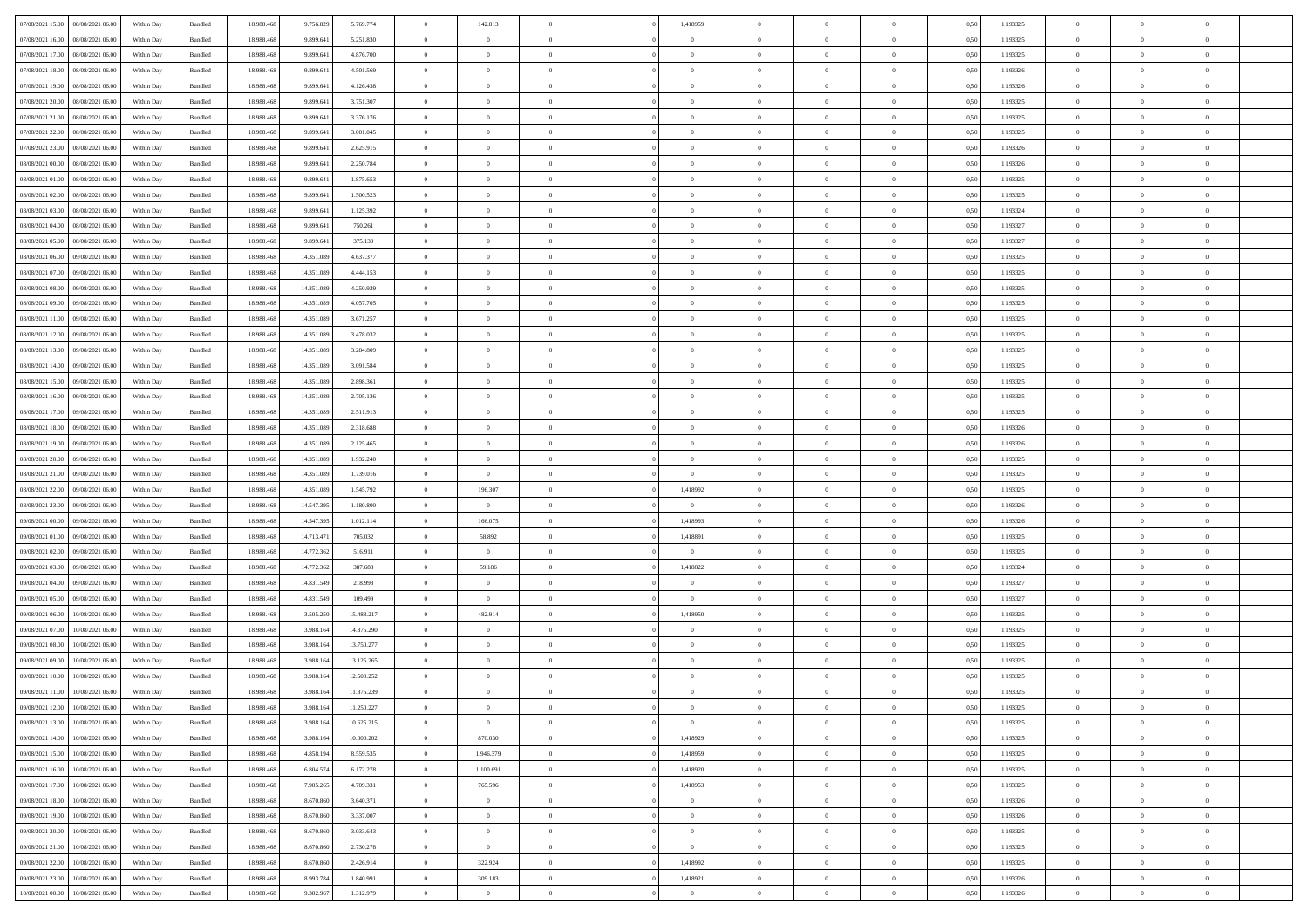| | | | | | | | | | | | | | | | | | | | | |
|---|---|---|---|---|---|---|---|---|---|---|---|---|---|---|---|---|---|---|---|---|
| 07/08/2021 15:00 | 08/08/2021 06:00 | Within Day | Bundled | 18.988.468 | 9.756.829 | 5.769.774 | 0 | 142.813 | 0 | | 1,418959 | 0 | 0 | 0 | 0,50 | 1,193325 | 0 | 0 | 0 | |
| 07/08/2021 16:00 | 08/08/2021 06:00 | Within Day | Bundled | 18.988.468 | 9.899.641 | 5.251.830 | 0 | 0 | 0 | | 0 | 0 | 0 | 0 | 0,50 | 1,193325 | 0 | 0 | 0 | |
| 07/08/2021 17:00 | 08/08/2021 06:00 | Within Day | Bundled | 18.988.468 | 9.899.641 | 4.876.700 | 0 | 0 | 0 | | 0 | 0 | 0 | 0 | 0,50 | 1,193325 | 0 | 0 | 0 | |
| 07/08/2021 18:00 | 08/08/2021 06:00 | Within Day | Bundled | 18.988.468 | 9.899.641 | 4.501.569 | 0 | 0 | 0 | | 0 | 0 | 0 | 0 | 0,50 | 1,193326 | 0 | 0 | 0 | |
| 07/08/2021 19:00 | 08/08/2021 06:00 | Within Day | Bundled | 18.988.468 | 9.899.641 | 4.126.438 | 0 | 0 | 0 | | 0 | 0 | 0 | 0 | 0,50 | 1,193326 | 0 | 0 | 0 | |
| 07/08/2021 20:00 | 08/08/2021 06:00 | Within Day | Bundled | 18.988.468 | 9.899.641 | 3.751.307 | 0 | 0 | 0 | | 0 | 0 | 0 | 0 | 0,50 | 1,193325 | 0 | 0 | 0 | |
| 07/08/2021 21:00 | 08/08/2021 06:00 | Within Day | Bundled | 18.988.468 | 9.899.641 | 3.376.176 | 0 | 0 | 0 | | 0 | 0 | 0 | 0 | 0,50 | 1,193325 | 0 | 0 | 0 | |
| 07/08/2021 22:00 | 08/08/2021 06:00 | Within Day | Bundled | 18.988.468 | 9.899.641 | 3.001.045 | 0 | 0 | 0 | | 0 | 0 | 0 | 0 | 0,50 | 1,193325 | 0 | 0 | 0 | |
| 07/08/2021 23:00 | 08/08/2021 06:00 | Within Day | Bundled | 18.988.468 | 9.899.641 | 2.625.915 | 0 | 0 | 0 | | 0 | 0 | 0 | 0 | 0,50 | 1,193326 | 0 | 0 | 0 | |
| 08/08/2021 00:00 | 08/08/2021 06:00 | Within Day | Bundled | 18.988.468 | 9.899.641 | 2.250.784 | 0 | 0 | 0 | | 0 | 0 | 0 | 0 | 0,50 | 1,193326 | 0 | 0 | 0 | |
| 08/08/2021 01:00 | 08/08/2021 06:00 | Within Day | Bundled | 18.988.468 | 9.899.641 | 1.875.653 | 0 | 0 | 0 | | 0 | 0 | 0 | 0 | 0,50 | 1,193325 | 0 | 0 | 0 | |
| 08/08/2021 02:00 | 08/08/2021 06:00 | Within Day | Bundled | 18.988.468 | 9.899.641 | 1.500.523 | 0 | 0 | 0 | | 0 | 0 | 0 | 0 | 0,50 | 1,193325 | 0 | 0 | 0 | |
| 08/08/2021 03:00 | 08/08/2021 06:00 | Within Day | Bundled | 18.988.468 | 9.899.641 | 1.125.392 | 0 | 0 | 0 | | 0 | 0 | 0 | 0 | 0,50 | 1,193324 | 0 | 0 | 0 | |
| 08/08/2021 04:00 | 08/08/2021 06:00 | Within Day | Bundled | 18.988.468 | 9.899.641 | 750.261 | 0 | 0 | 0 | | 0 | 0 | 0 | 0 | 0,50 | 1,193327 | 0 | 0 | 0 | |
| 08/08/2021 05:00 | 08/08/2021 06:00 | Within Day | Bundled | 18.988.468 | 9.899.641 | 375.130 | 0 | 0 | 0 | | 0 | 0 | 0 | 0 | 0,50 | 1,193327 | 0 | 0 | 0 | |
| 08/08/2021 06:00 | 09/08/2021 06:00 | Within Day | Bundled | 18.988.468 | 14.351.089 | 4.637.377 | 0 | 0 | 0 | | 0 | 0 | 0 | 0 | 0,50 | 1,193325 | 0 | 0 | 0 | |
| 08/08/2021 07:00 | 09/08/2021 06:00 | Within Day | Bundled | 18.988.468 | 14.351.089 | 4.444.153 | 0 | 0 | 0 | | 0 | 0 | 0 | 0 | 0,50 | 1,193325 | 0 | 0 | 0 | |
| 08/08/2021 08:00 | 09/08/2021 06:00 | Within Day | Bundled | 18.988.468 | 14.351.089 | 4.250.929 | 0 | 0 | 0 | | 0 | 0 | 0 | 0 | 0,50 | 1,193325 | 0 | 0 | 0 | |
| 08/08/2021 09:00 | 09/08/2021 06:00 | Within Day | Bundled | 18.988.468 | 14.351.089 | 4.057.705 | 0 | 0 | 0 | | 0 | 0 | 0 | 0 | 0,50 | 1,193325 | 0 | 0 | 0 | |
| 08/08/2021 11:00 | 09/08/2021 06:00 | Within Day | Bundled | 18.988.468 | 14.351.089 | 3.671.257 | 0 | 0 | 0 | | 0 | 0 | 0 | 0 | 0,50 | 1,193325 | 0 | 0 | 0 | |
| 08/08/2021 12:00 | 09/08/2021 06:00 | Within Day | Bundled | 18.988.468 | 14.351.089 | 3.478.032 | 0 | 0 | 0 | | 0 | 0 | 0 | 0 | 0,50 | 1,193325 | 0 | 0 | 0 | |
| 08/08/2021 13:00 | 09/08/2021 06:00 | Within Day | Bundled | 18.988.468 | 14.351.089 | 3.284.809 | 0 | 0 | 0 | | 0 | 0 | 0 | 0 | 0,50 | 1,193325 | 0 | 0 | 0 | |
| 08/08/2021 14:00 | 09/08/2021 06:00 | Within Day | Bundled | 18.988.468 | 14.351.089 | 3.091.584 | 0 | 0 | 0 | | 0 | 0 | 0 | 0 | 0,50 | 1,193325 | 0 | 0 | 0 | |
| 08/08/2021 15:00 | 09/08/2021 06:00 | Within Day | Bundled | 18.988.468 | 14.351.089 | 2.898.361 | 0 | 0 | 0 | | 0 | 0 | 0 | 0 | 0,50 | 1,193325 | 0 | 0 | 0 | |
| 08/08/2021 16:00 | 09/08/2021 06:00 | Within Day | Bundled | 18.988.468 | 14.351.089 | 2.705.136 | 0 | 0 | 0 | | 0 | 0 | 0 | 0 | 0,50 | 1,193325 | 0 | 0 | 0 | |
| 08/08/2021 17:00 | 09/08/2021 06:00 | Within Day | Bundled | 18.988.468 | 14.351.089 | 2.511.913 | 0 | 0 | 0 | | 0 | 0 | 0 | 0 | 0,50 | 1,193325 | 0 | 0 | 0 | |
| 08/08/2021 18:00 | 09/08/2021 06:00 | Within Day | Bundled | 18.988.468 | 14.351.089 | 2.318.688 | 0 | 0 | 0 | | 0 | 0 | 0 | 0 | 0,50 | 1,193326 | 0 | 0 | 0 | |
| 08/08/2021 19:00 | 09/08/2021 06:00 | Within Day | Bundled | 18.988.468 | 14.351.089 | 2.125.465 | 0 | 0 | 0 | | 0 | 0 | 0 | 0 | 0,50 | 1,193326 | 0 | 0 | 0 | |
| 08/08/2021 20:00 | 09/08/2021 06:00 | Within Day | Bundled | 18.988.468 | 14.351.089 | 1.932.240 | 0 | 0 | 0 | | 0 | 0 | 0 | 0 | 0,50 | 1,193325 | 0 | 0 | 0 | |
| 08/08/2021 21:00 | 09/08/2021 06:00 | Within Day | Bundled | 18.988.468 | 14.351.089 | 1.739.016 | 0 | 0 | 0 | | 0 | 0 | 0 | 0 | 0,50 | 1,193325 | 0 | 0 | 0 | |
| 08/08/2021 22:00 | 09/08/2021 06:00 | Within Day | Bundled | 18.988.468 | 14.351.089 | 1.545.792 | 0 | 196.307 | 0 | | 1,418992 | 0 | 0 | 0 | 0,50 | 1,193325 | 0 | 0 | 0 | |
| 08/08/2021 23:00 | 09/08/2021 06:00 | Within Day | Bundled | 18.988.468 | 14.547.395 | 1.180.800 | 0 | 0 | 0 | | 0 | 0 | 0 | 0 | 0,50 | 1,193326 | 0 | 0 | 0 | |
| 09/08/2021 00:00 | 09/08/2021 06:00 | Within Day | Bundled | 18.988.468 | 14.547.395 | 1.012.114 | 0 | 166.075 | 0 | | 1,418993 | 0 | 0 | 0 | 0,50 | 1,193326 | 0 | 0 | 0 | |
| 09/08/2021 01:00 | 09/08/2021 06:00 | Within Day | Bundled | 18.988.468 | 14.713.471 | 705.032 | 0 | 58.892 | 0 | | 1,418891 | 0 | 0 | 0 | 0,50 | 1,193325 | 0 | 0 | 0 | |
| 09/08/2021 02:00 | 09/08/2021 06:00 | Within Day | Bundled | 18.988.468 | 14.772.362 | 516.911 | 0 | 0 | 0 | | 0 | 0 | 0 | 0 | 0,50 | 1,193325 | 0 | 0 | 0 | |
| 09/08/2021 03:00 | 09/08/2021 06:00 | Within Day | Bundled | 18.988.468 | 14.772.362 | 387.683 | 0 | 59.186 | 0 | | 1,418822 | 0 | 0 | 0 | 0,50 | 1,193324 | 0 | 0 | 0 | |
| 09/08/2021 04:00 | 09/08/2021 06:00 | Within Day | Bundled | 18.988.468 | 14.831.549 | 218.998 | 0 | 0 | 0 | | 0 | 0 | 0 | 0 | 0,50 | 1,193327 | 0 | 0 | 0 | |
| 09/08/2021 05:00 | 09/08/2021 06:00 | Within Day | Bundled | 18.988.468 | 14.831.549 | 109.499 | 0 | 0 | 0 | | 0 | 0 | 0 | 0 | 0,50 | 1,193327 | 0 | 0 | 0 | |
| 09/08/2021 06:00 | 10/08/2021 06:00 | Within Day | Bundled | 18.988.468 | 3.505.250 | 15.483.217 | 0 | 482.914 | 0 | | 1,418950 | 0 | 0 | 0 | 0,50 | 1,193325 | 0 | 0 | 0 | |
| 09/08/2021 07:00 | 10/08/2021 06:00 | Within Day | Bundled | 18.988.468 | 3.988.164 | 14.375.290 | 0 | 0 | 0 | | 0 | 0 | 0 | 0 | 0,50 | 1,193325 | 0 | 0 | 0 | |
| 09/08/2021 08:00 | 10/08/2021 06:00 | Within Day | Bundled | 18.988.468 | 3.988.164 | 13.750.277 | 0 | 0 | 0 | | 0 | 0 | 0 | 0 | 0,50 | 1,193325 | 0 | 0 | 0 | |
| 09/08/2021 09:00 | 10/08/2021 06:00 | Within Day | Bundled | 18.988.468 | 3.988.164 | 13.125.265 | 0 | 0 | 0 | | 0 | 0 | 0 | 0 | 0,50 | 1,193325 | 0 | 0 | 0 | |
| 09/08/2021 10:00 | 10/08/2021 06:00 | Within Day | Bundled | 18.988.468 | 3.988.164 | 12.500.252 | 0 | 0 | 0 | | 0 | 0 | 0 | 0 | 0,50 | 1,193325 | 0 | 0 | 0 | |
| 09/08/2021 11:00 | 10/08/2021 06:00 | Within Day | Bundled | 18.988.468 | 3.988.164 | 11.875.239 | 0 | 0 | 0 | | 0 | 0 | 0 | 0 | 0,50 | 1,193325 | 0 | 0 | 0 | |
| 09/08/2021 12:00 | 10/08/2021 06:00 | Within Day | Bundled | 18.988.468 | 3.988.164 | 11.250.227 | 0 | 0 | 0 | | 0 | 0 | 0 | 0 | 0,50 | 1,193325 | 0 | 0 | 0 | |
| 09/08/2021 13:00 | 10/08/2021 06:00 | Within Day | Bundled | 18.988.468 | 3.988.164 | 10.625.215 | 0 | 0 | 0 | | 0 | 0 | 0 | 0 | 0,50 | 1,193325 | 0 | 0 | 0 | |
| 09/08/2021 14:00 | 10/08/2021 06:00 | Within Day | Bundled | 18.988.468 | 3.988.164 | 10.000.202 | 0 | 870.030 | 0 | | 1,418929 | 0 | 0 | 0 | 0,50 | 1,193325 | 0 | 0 | 0 | |
| 09/08/2021 15:00 | 10/08/2021 06:00 | Within Day | Bundled | 18.988.468 | 4.858.194 | 8.559.535 | 0 | 1.946.379 | 0 | | 1,418959 | 0 | 0 | 0 | 0,50 | 1,193325 | 0 | 0 | 0 | |
| 09/08/2021 16:00 | 10/08/2021 06:00 | Within Day | Bundled | 18.988.468 | 6.804.574 | 6.172.278 | 0 | 1.100.691 | 0 | | 1,418920 | 0 | 0 | 0 | 0,50 | 1,193325 | 0 | 0 | 0 | |
| 09/08/2021 17:00 | 10/08/2021 06:00 | Within Day | Bundled | 18.988.468 | 7.905.265 | 4.709.331 | 0 | 765.596 | 0 | | 1,418953 | 0 | 0 | 0 | 0,50 | 1,193325 | 0 | 0 | 0 | |
| 09/08/2021 18:00 | 10/08/2021 06:00 | Within Day | Bundled | 18.988.468 | 8.670.860 | 3.640.371 | 0 | 0 | 0 | | 0 | 0 | 0 | 0 | 0,50 | 1,193326 | 0 | 0 | 0 | |
| 09/08/2021 19:00 | 10/08/2021 06:00 | Within Day | Bundled | 18.988.468 | 8.670.860 | 3.337.007 | 0 | 0 | 0 | | 0 | 0 | 0 | 0 | 0,50 | 1,193326 | 0 | 0 | 0 | |
| 09/08/2021 20:00 | 10/08/2021 06:00 | Within Day | Bundled | 18.988.468 | 8.670.860 | 3.033.643 | 0 | 0 | 0 | | 0 | 0 | 0 | 0 | 0,50 | 1,193325 | 0 | 0 | 0 | |
| 09/08/2021 21:00 | 10/08/2021 06:00 | Within Day | Bundled | 18.988.468 | 8.670.860 | 2.730.278 | 0 | 0 | 0 | | 0 | 0 | 0 | 0 | 0,50 | 1,193325 | 0 | 0 | 0 | |
| 09/08/2021 22:00 | 10/08/2021 06:00 | Within Day | Bundled | 18.988.468 | 8.670.860 | 2.426.914 | 0 | 322.924 | 0 | | 1,418992 | 0 | 0 | 0 | 0,50 | 1,193325 | 0 | 0 | 0 | |
| 09/08/2021 23:00 | 10/08/2021 06:00 | Within Day | Bundled | 18.988.468 | 8.993.784 | 1.840.991 | 0 | 309.183 | 0 | | 1,418921 | 0 | 0 | 0 | 0,50 | 1,193326 | 0 | 0 | 0 | |
| 10/08/2021 00:00 | 10/08/2021 06:00 | Within Day | Bundled | 18.988.468 | 9.302.967 | 1.312.979 | 0 | 0 | 0 | | 0 | 0 | 0 | 0 | 0,50 | 1,193326 | 0 | 0 | 0 | |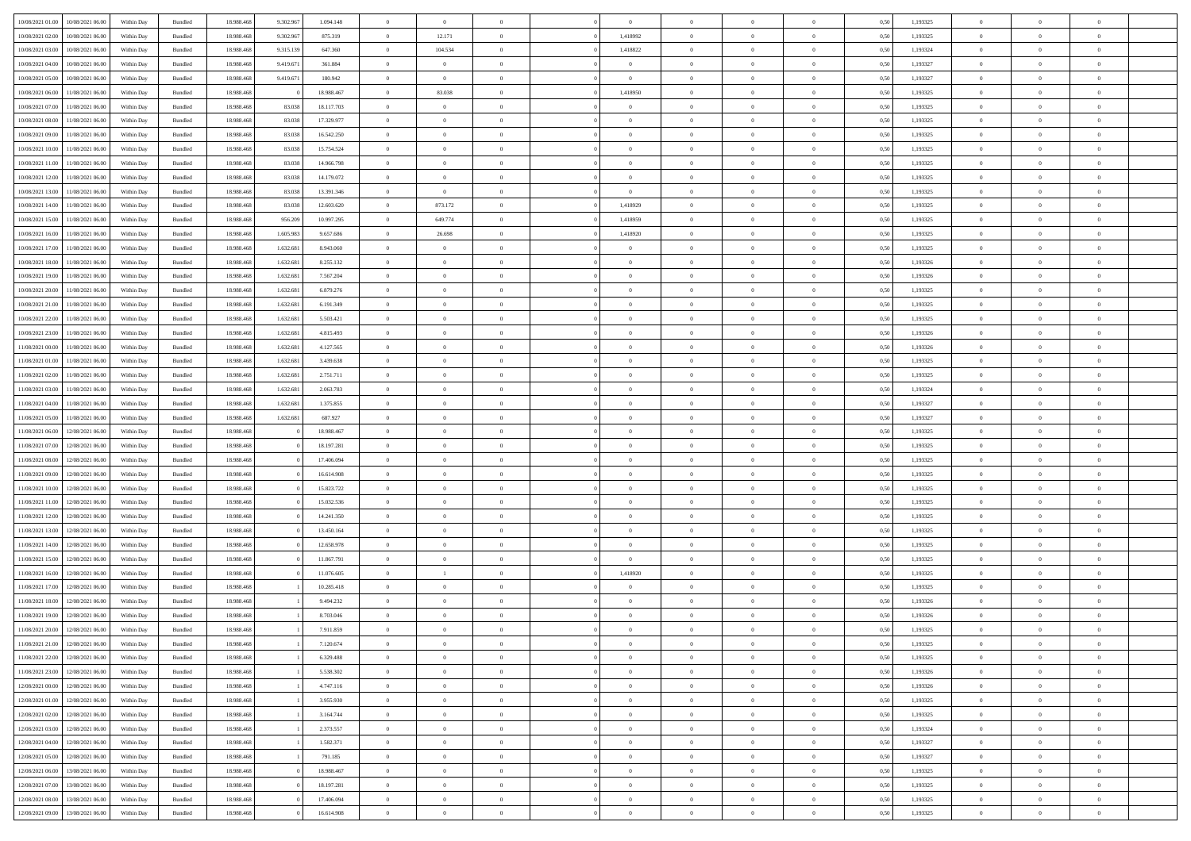| | | | | | | | | | | | | | | | | | | | | | |
|---|---|---|---|---|---|---|---|---|---|---|---|---|---|---|---|---|---|---|---|---|---|
| 10/08/2021 01:00 | 10/08/2021 06:00 | Within Day | Bundled | 18.988.468 | 9.302.967 | 1.094.148 | 0 | 0 | 0 | | 0 | 0 | 0 | 0 | 0 | 0,50 | 1,193325 | 0 | 0 | 0 | |
| 10/08/2021 02:00 | 10/08/2021 06:00 | Within Day | Bundled | 18.988.468 | 9.302.967 | 875.319 | 0 | 12.171 | 0 | | 1,418992 | 0 | 0 | 0 | 0 | 0,50 | 1,193325 | 0 | 0 | 0 | |
| 10/08/2021 03:00 | 10/08/2021 06:00 | Within Day | Bundled | 18.988.468 | 9.315.139 | 647.360 | 0 | 104.534 | 0 | | 1,418822 | 0 | 0 | 0 | 0 | 0,50 | 1,193324 | 0 | 0 | 0 | |
| 10/08/2021 04:00 | 10/08/2021 06:00 | Within Day | Bundled | 18.988.468 | 9.419.671 | 361.884 | 0 | 0 | 0 | | 0 | 0 | 0 | 0 | 0 | 0,50 | 1,193327 | 0 | 0 | 0 | |
| 10/08/2021 05:00 | 10/08/2021 06:00 | Within Day | Bundled | 18.988.468 | 9.419.671 | 180.942 | 0 | 0 | 0 | | 0 | 0 | 0 | 0 | 0 | 0,50 | 1,193327 | 0 | 0 | 0 | |
| 10/08/2021 06:00 | 11/08/2021 06:00 | Within Day | Bundled | 18.988.468 | 0 | 18.988.467 | 0 | 83.038 | 0 | | 1,418950 | 0 | 0 | 0 | 0 | 0,50 | 1,193325 | 0 | 0 | 0 | |
| 10/08/2021 07:00 | 11/08/2021 06:00 | Within Day | Bundled | 18.988.468 | 83.038 | 18.117.703 | 0 | 0 | 0 | | 0 | 0 | 0 | 0 | 0 | 0,50 | 1,193325 | 0 | 0 | 0 | |
| 10/08/2021 08:00 | 11/08/2021 06:00 | Within Day | Bundled | 18.988.468 | 83.038 | 17.329.977 | 0 | 0 | 0 | | 0 | 0 | 0 | 0 | 0 | 0,50 | 1,193325 | 0 | 0 | 0 | |
| 10/08/2021 09:00 | 11/08/2021 06:00 | Within Day | Bundled | 18.988.468 | 83.038 | 16.542.250 | 0 | 0 | 0 | | 0 | 0 | 0 | 0 | 0 | 0,50 | 1,193325 | 0 | 0 | 0 | |
| 10/08/2021 10:00 | 11/08/2021 06:00 | Within Day | Bundled | 18.988.468 | 83.038 | 15.754.524 | 0 | 0 | 0 | | 0 | 0 | 0 | 0 | 0 | 0,50 | 1,193325 | 0 | 0 | 0 | |
| 10/08/2021 11:00 | 11/08/2021 06:00 | Within Day | Bundled | 18.988.468 | 83.038 | 14.966.798 | 0 | 0 | 0 | | 0 | 0 | 0 | 0 | 0 | 0,50 | 1,193325 | 0 | 0 | 0 | |
| 10/08/2021 12:00 | 11/08/2021 06:00 | Within Day | Bundled | 18.988.468 | 83.038 | 14.179.072 | 0 | 0 | 0 | | 0 | 0 | 0 | 0 | 0 | 0,50 | 1,193325 | 0 | 0 | 0 | |
| 10/08/2021 13:00 | 11/08/2021 06:00 | Within Day | Bundled | 18.988.468 | 83.038 | 13.391.346 | 0 | 0 | 0 | | 0 | 0 | 0 | 0 | 0 | 0,50 | 1,193325 | 0 | 0 | 0 | |
| 10/08/2021 14:00 | 11/08/2021 06:00 | Within Day | Bundled | 18.988.468 | 83.038 | 12.603.620 | 0 | 873.172 | 0 | | 1,418929 | 0 | 0 | 0 | 0 | 0,50 | 1,193325 | 0 | 0 | 0 | |
| 10/08/2021 15:00 | 11/08/2021 06:00 | Within Day | Bundled | 18.988.468 | 956.209 | 10.997.295 | 0 | 649.774 | 0 | | 1,418959 | 0 | 0 | 0 | 0 | 0,50 | 1,193325 | 0 | 0 | 0 | |
| 10/08/2021 16:00 | 11/08/2021 06:00 | Within Day | Bundled | 18.988.468 | 1.605.983 | 9.657.686 | 0 | 26.698 | 0 | | 1,418920 | 0 | 0 | 0 | 0 | 0,50 | 1,193325 | 0 | 0 | 0 | |
| 10/08/2021 17:00 | 11/08/2021 06:00 | Within Day | Bundled | 18.988.468 | 1.632.681 | 8.943.060 | 0 | 0 | 0 | | 0 | 0 | 0 | 0 | 0 | 0,50 | 1,193325 | 0 | 0 | 0 | |
| 10/08/2021 18:00 | 11/08/2021 06:00 | Within Day | Bundled | 18.988.468 | 1.632.681 | 8.255.132 | 0 | 0 | 0 | | 0 | 0 | 0 | 0 | 0 | 0,50 | 1,193326 | 0 | 0 | 0 | |
| 10/08/2021 19:00 | 11/08/2021 06:00 | Within Day | Bundled | 18.988.468 | 1.632.681 | 7.567.204 | 0 | 0 | 0 | | 0 | 0 | 0 | 0 | 0 | 0,50 | 1,193326 | 0 | 0 | 0 | |
| 10/08/2021 20:00 | 11/08/2021 06:00 | Within Day | Bundled | 18.988.468 | 1.632.681 | 6.879.276 | 0 | 0 | 0 | | 0 | 0 | 0 | 0 | 0 | 0,50 | 1,193325 | 0 | 0 | 0 | |
| 10/08/2021 21:00 | 11/08/2021 06:00 | Within Day | Bundled | 18.988.468 | 1.632.681 | 6.191.349 | 0 | 0 | 0 | | 0 | 0 | 0 | 0 | 0 | 0,50 | 1,193325 | 0 | 0 | 0 | |
| 10/08/2021 22:00 | 11/08/2021 06:00 | Within Day | Bundled | 18.988.468 | 1.632.681 | 5.503.421 | 0 | 0 | 0 | | 0 | 0 | 0 | 0 | 0 | 0,50 | 1,193325 | 0 | 0 | 0 | |
| 10/08/2021 23:00 | 11/08/2021 06:00 | Within Day | Bundled | 18.988.468 | 1.632.681 | 4.815.493 | 0 | 0 | 0 | | 0 | 0 | 0 | 0 | 0 | 0,50 | 1,193326 | 0 | 0 | 0 | |
| 11/08/2021 00:00 | 11/08/2021 06:00 | Within Day | Bundled | 18.988.468 | 1.632.681 | 4.127.565 | 0 | 0 | 0 | | 0 | 0 | 0 | 0 | 0 | 0,50 | 1,193326 | 0 | 0 | 0 | |
| 11/08/2021 01:00 | 11/08/2021 06:00 | Within Day | Bundled | 18.988.468 | 1.632.681 | 3.439.638 | 0 | 0 | 0 | | 0 | 0 | 0 | 0 | 0 | 0,50 | 1,193325 | 0 | 0 | 0 | |
| 11/08/2021 02:00 | 11/08/2021 06:00 | Within Day | Bundled | 18.988.468 | 1.632.681 | 2.751.711 | 0 | 0 | 0 | | 0 | 0 | 0 | 0 | 0 | 0,50 | 1,193325 | 0 | 0 | 0 | |
| 11/08/2021 03:00 | 11/08/2021 06:00 | Within Day | Bundled | 18.988.468 | 1.632.681 | 2.063.783 | 0 | 0 | 0 | | 0 | 0 | 0 | 0 | 0 | 0,50 | 1,193324 | 0 | 0 | 0 | |
| 11/08/2021 04:00 | 11/08/2021 06:00 | Within Day | Bundled | 18.988.468 | 1.632.681 | 1.375.855 | 0 | 0 | 0 | | 0 | 0 | 0 | 0 | 0 | 0,50 | 1,193327 | 0 | 0 | 0 | |
| 11/08/2021 05:00 | 11/08/2021 06:00 | Within Day | Bundled | 18.988.468 | 1.632.681 | 687.927 | 0 | 0 | 0 | | 0 | 0 | 0 | 0 | 0 | 0,50 | 1,193327 | 0 | 0 | 0 | |
| 11/08/2021 06:00 | 12/08/2021 06:00 | Within Day | Bundled | 18.988.468 | 0 | 18.988.467 | 0 | 0 | 0 | | 0 | 0 | 0 | 0 | 0 | 0,50 | 1,193325 | 0 | 0 | 0 | |
| 11/08/2021 07:00 | 12/08/2021 06:00 | Within Day | Bundled | 18.988.468 | 0 | 18.197.281 | 0 | 0 | 0 | | 0 | 0 | 0 | 0 | 0 | 0,50 | 1,193325 | 0 | 0 | 0 | |
| 11/08/2021 08:00 | 12/08/2021 06:00 | Within Day | Bundled | 18.988.468 | 0 | 17.406.094 | 0 | 0 | 0 | | 0 | 0 | 0 | 0 | 0 | 0,50 | 1,193325 | 0 | 0 | 0 | |
| 11/08/2021 09:00 | 12/08/2021 06:00 | Within Day | Bundled | 18.988.468 | 0 | 16.614.908 | 0 | 0 | 0 | | 0 | 0 | 0 | 0 | 0 | 0,50 | 1,193325 | 0 | 0 | 0 | |
| 11/08/2021 10:00 | 12/08/2021 06:00 | Within Day | Bundled | 18.988.468 | 0 | 15.823.722 | 0 | 0 | 0 | | 0 | 0 | 0 | 0 | 0 | 0,50 | 1,193325 | 0 | 0 | 0 | |
| 11/08/2021 11:00 | 12/08/2021 06:00 | Within Day | Bundled | 18.988.468 | 0 | 15.032.536 | 0 | 0 | 0 | | 0 | 0 | 0 | 0 | 0 | 0,50 | 1,193325 | 0 | 0 | 0 | |
| 11/08/2021 12:00 | 12/08/2021 06:00 | Within Day | Bundled | 18.988.468 | 0 | 14.241.350 | 0 | 0 | 0 | | 0 | 0 | 0 | 0 | 0 | 0,50 | 1,193325 | 0 | 0 | 0 | |
| 11/08/2021 13:00 | 12/08/2021 06:00 | Within Day | Bundled | 18.988.468 | 0 | 13.450.164 | 0 | 0 | 0 | | 0 | 0 | 0 | 0 | 0 | 0,50 | 1,193325 | 0 | 0 | 0 | |
| 11/08/2021 14:00 | 12/08/2021 06:00 | Within Day | Bundled | 18.988.468 | 0 | 12.658.978 | 0 | 0 | 0 | | 0 | 0 | 0 | 0 | 0 | 0,50 | 1,193325 | 0 | 0 | 0 | |
| 11/08/2021 15:00 | 12/08/2021 06:00 | Within Day | Bundled | 18.988.468 | 0 | 11.867.791 | 0 | 0 | 0 | | 0 | 0 | 0 | 0 | 0 | 0,50 | 1,193325 | 0 | 0 | 0 | |
| 11/08/2021 16:00 | 12/08/2021 06:00 | Within Day | Bundled | 18.988.468 | 0 | 11.076.605 | 0 | 1 | 0 | | 1,418920 | 0 | 0 | 0 | 0 | 0,50 | 1,193325 | 0 | 0 | 0 | |
| 11/08/2021 17:00 | 12/08/2021 06:00 | Within Day | Bundled | 18.988.468 | 1 | 10.285.418 | 0 | 0 | 0 | | 0 | 0 | 0 | 0 | 0 | 0,50 | 1,193325 | 0 | 0 | 0 | |
| 11/08/2021 18:00 | 12/08/2021 06:00 | Within Day | Bundled | 18.988.468 | 1 | 9.494.232 | 0 | 0 | 0 | | 0 | 0 | 0 | 0 | 0 | 0,50 | 1,193326 | 0 | 0 | 0 | |
| 11/08/2021 19:00 | 12/08/2021 06:00 | Within Day | Bundled | 18.988.468 | 1 | 8.703.046 | 0 | 0 | 0 | | 0 | 0 | 0 | 0 | 0 | 0,50 | 1,193326 | 0 | 0 | 0 | |
| 11/08/2021 20:00 | 12/08/2021 06:00 | Within Day | Bundled | 18.988.468 | 1 | 7.911.859 | 0 | 0 | 0 | | 0 | 0 | 0 | 0 | 0 | 0,50 | 1,193325 | 0 | 0 | 0 | |
| 11/08/2021 21:00 | 12/08/2021 06:00 | Within Day | Bundled | 18.988.468 | 1 | 7.120.674 | 0 | 0 | 0 | | 0 | 0 | 0 | 0 | 0 | 0,50 | 1,193325 | 0 | 0 | 0 | |
| 11/08/2021 22:00 | 12/08/2021 06:00 | Within Day | Bundled | 18.988.468 | 1 | 6.329.488 | 0 | 0 | 0 | | 0 | 0 | 0 | 0 | 0 | 0,50 | 1,193325 | 0 | 0 | 0 | |
| 11/08/2021 23:00 | 12/08/2021 06:00 | Within Day | Bundled | 18.988.468 | 1 | 5.538.302 | 0 | 0 | 0 | | 0 | 0 | 0 | 0 | 0 | 0,50 | 1,193326 | 0 | 0 | 0 | |
| 12/08/2021 00:00 | 12/08/2021 06:00 | Within Day | Bundled | 18.988.468 | 1 | 4.747.116 | 0 | 0 | 0 | | 0 | 0 | 0 | 0 | 0 | 0,50 | 1,193326 | 0 | 0 | 0 | |
| 12/08/2021 01:00 | 12/08/2021 06:00 | Within Day | Bundled | 18.988.468 | 1 | 3.955.930 | 0 | 0 | 0 | | 0 | 0 | 0 | 0 | 0 | 0,50 | 1,193325 | 0 | 0 | 0 | |
| 12/08/2021 02:00 | 12/08/2021 06:00 | Within Day | Bundled | 18.988.468 | 1 | 3.164.744 | 0 | 0 | 0 | | 0 | 0 | 0 | 0 | 0 | 0,50 | 1,193325 | 0 | 0 | 0 | |
| 12/08/2021 03:00 | 12/08/2021 06:00 | Within Day | Bundled | 18.988.468 | 1 | 2.373.557 | 0 | 0 | 0 | | 0 | 0 | 0 | 0 | 0 | 0,50 | 1,193324 | 0 | 0 | 0 | |
| 12/08/2021 04:00 | 12/08/2021 06:00 | Within Day | Bundled | 18.988.468 | 1 | 1.582.371 | 0 | 0 | 0 | | 0 | 0 | 0 | 0 | 0 | 0,50 | 1,193327 | 0 | 0 | 0 | |
| 12/08/2021 05:00 | 12/08/2021 06:00 | Within Day | Bundled | 18.988.468 | 1 | 791.185 | 0 | 0 | 0 | | 0 | 0 | 0 | 0 | 0 | 0,50 | 1,193327 | 0 | 0 | 0 | |
| 12/08/2021 06:00 | 13/08/2021 06:00 | Within Day | Bundled | 18.988.468 | 0 | 18.988.467 | 0 | 0 | 0 | | 0 | 0 | 0 | 0 | 0 | 0,50 | 1,193325 | 0 | 0 | 0 | |
| 12/08/2021 07:00 | 13/08/2021 06:00 | Within Day | Bundled | 18.988.468 | 0 | 18.197.281 | 0 | 0 | 0 | | 0 | 0 | 0 | 0 | 0 | 0,50 | 1,193325 | 0 | 0 | 0 | |
| 12/08/2021 08:00 | 13/08/2021 06:00 | Within Day | Bundled | 18.988.468 | 0 | 17.406.094 | 0 | 0 | 0 | | 0 | 0 | 0 | 0 | 0 | 0,50 | 1,193325 | 0 | 0 | 0 | |
| 12/08/2021 09:00 | 13/08/2021 06:00 | Within Day | Bundled | 18.988.468 | 0 | 16.614.908 | 0 | 0 | 0 | | 0 | 0 | 0 | 0 | 0 | 0,50 | 1,193325 | 0 | 0 | 0 | |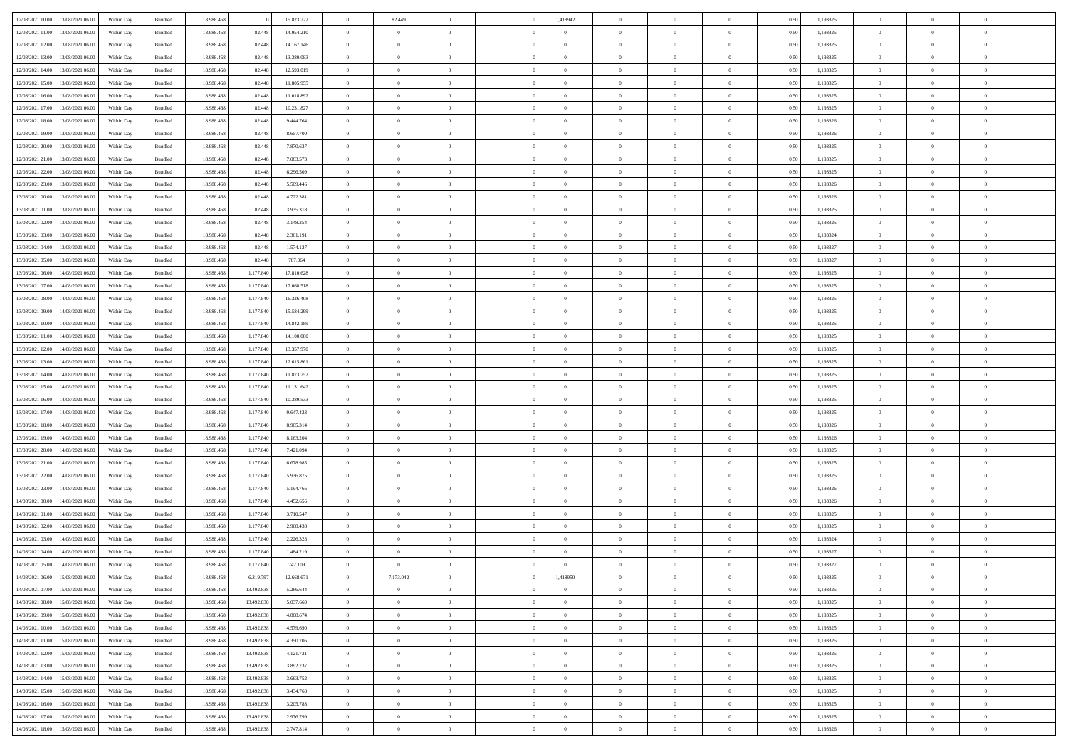| 12/08/2021 10:00 | 13/08/2021 06:00 | Within Day | Bundled | 18.988.468 | 0 | 15.823.722 | 0 | 82.449 | 0 | | 1,418942 | 0 | 0 | 0 | 0,50 | 1,193325 | 0 | 0 | 0 | |
|---|---|---|---|---|---|---|---|---|---|---|---|---|---|---|---|---|---|---|---|---|
| 12/08/2021 11:00 | 13/08/2021 06:00 | Within Day | Bundled | 18.988.468 | 82.448 | 14.954.210 | 0 | 0 | 0 | | 0 | 0 | 0 | 0 | 0,50 | 1,193325 | 0 | 0 | 0 | |
| 12/08/2021 12:00 | 13/08/2021 06:00 | Within Day | Bundled | 18.988.468 | 82.448 | 14.167.146 | 0 | 0 | 0 | | 0 | 0 | 0 | 0 | 0,50 | 1,193325 | 0 | 0 | 0 | |
| 12/08/2021 13:00 | 13/08/2021 06:00 | Within Day | Bundled | 18.988.468 | 82.448 | 13.380.083 | 0 | 0 | 0 | | 0 | 0 | 0 | 0 | 0,50 | 1,193325 | 0 | 0 | 0 | |
| 12/08/2021 14:00 | 13/08/2021 06:00 | Within Day | Bundled | 18.988.468 | 82.448 | 12.593.019 | 0 | 0 | 0 | | 0 | 0 | 0 | 0 | 0,50 | 1,193325 | 0 | 0 | 0 | |
| 12/08/2021 15:00 | 13/08/2021 06:00 | Within Day | Bundled | 18.988.468 | 82.448 | 11.805.955 | 0 | 0 | 0 | | 0 | 0 | 0 | 0 | 0,50 | 1,193325 | 0 | 0 | 0 | |
| 12/08/2021 16:00 | 13/08/2021 06:00 | Within Day | Bundled | 18.988.468 | 82.448 | 11.018.892 | 0 | 0 | 0 | | 0 | 0 | 0 | 0 | 0,50 | 1,193325 | 0 | 0 | 0 | |
| 12/08/2021 17:00 | 13/08/2021 06:00 | Within Day | Bundled | 18.988.468 | 82.448 | 10.231.827 | 0 | 0 | 0 | | 0 | 0 | 0 | 0 | 0,50 | 1,193325 | 0 | 0 | 0 | |
| 12/08/2021 18:00 | 13/08/2021 06:00 | Within Day | Bundled | 18.988.468 | 82.448 | 9.444.764 | 0 | 0 | 0 | | 0 | 0 | 0 | 0 | 0,50 | 1,193326 | 0 | 0 | 0 | |
| 12/08/2021 19:00 | 13/08/2021 06:00 | Within Day | Bundled | 18.988.468 | 82.448 | 8.657.700 | 0 | 0 | 0 | | 0 | 0 | 0 | 0 | 0,50 | 1,193326 | 0 | 0 | 0 | |
| 12/08/2021 20:00 | 13/08/2021 06:00 | Within Day | Bundled | 18.988.468 | 82.448 | 7.870.637 | 0 | 0 | 0 | | 0 | 0 | 0 | 0 | 0,50 | 1,193325 | 0 | 0 | 0 | |
| 12/08/2021 21:00 | 13/08/2021 06:00 | Within Day | Bundled | 18.988.468 | 82.448 | 7.083.573 | 0 | 0 | 0 | | 0 | 0 | 0 | 0 | 0,50 | 1,193325 | 0 | 0 | 0 | |
| 12/08/2021 22:00 | 13/08/2021 06:00 | Within Day | Bundled | 18.988.468 | 82.448 | 6.296.509 | 0 | 0 | 0 | | 0 | 0 | 0 | 0 | 0,50 | 1,193325 | 0 | 0 | 0 | |
| 12/08/2021 23:00 | 13/08/2021 06:00 | Within Day | Bundled | 18.988.468 | 82.448 | 5.509.446 | 0 | 0 | 0 | | 0 | 0 | 0 | 0 | 0,50 | 1,193326 | 0 | 0 | 0 | |
| 13/08/2021 00:00 | 13/08/2021 06:00 | Within Day | Bundled | 18.988.468 | 82.448 | 4.722.381 | 0 | 0 | 0 | | 0 | 0 | 0 | 0 | 0,50 | 1,193326 | 0 | 0 | 0 | |
| 13/08/2021 01:00 | 13/08/2021 06:00 | Within Day | Bundled | 18.988.468 | 82.448 | 3.935.318 | 0 | 0 | 0 | | 0 | 0 | 0 | 0 | 0,50 | 1,193325 | 0 | 0 | 0 | |
| 13/08/2021 02:00 | 13/08/2021 06:00 | Within Day | Bundled | 18.988.468 | 82.448 | 3.148.254 | 0 | 0 | 0 | | 0 | 0 | 0 | 0 | 0,50 | 1,193325 | 0 | 0 | 0 | |
| 13/08/2021 03:00 | 13/08/2021 06:00 | Within Day | Bundled | 18.988.468 | 82.448 | 2.361.191 | 0 | 0 | 0 | | 0 | 0 | 0 | 0 | 0,50 | 1,193324 | 0 | 0 | 0 | |
| 13/08/2021 04:00 | 13/08/2021 06:00 | Within Day | Bundled | 18.988.468 | 82.448 | 1.574.127 | 0 | 0 | 0 | | 0 | 0 | 0 | 0 | 0,50 | 1,193327 | 0 | 0 | 0 | |
| 13/08/2021 05:00 | 13/08/2021 06:00 | Within Day | Bundled | 18.988.468 | 82.448 | 787.064 | 0 | 0 | 0 | | 0 | 0 | 0 | 0 | 0,50 | 1,193327 | 0 | 0 | 0 | |
| 13/08/2021 06:00 | 14/08/2021 06:00 | Within Day | Bundled | 18.988.468 | 1.177.840 | 17.810.628 | 0 | 0 | 0 | | 0 | 0 | 0 | 0 | 0,50 | 1,193325 | 0 | 0 | 0 | |
| 13/08/2021 07:00 | 14/08/2021 06:00 | Within Day | Bundled | 18.988.468 | 1.177.840 | 17.068.518 | 0 | 0 | 0 | | 0 | 0 | 0 | 0 | 0,50 | 1,193325 | 0 | 0 | 0 | |
| 13/08/2021 08:00 | 14/08/2021 06:00 | Within Day | Bundled | 18.988.468 | 1.177.840 | 16.326.408 | 0 | 0 | 0 | | 0 | 0 | 0 | 0 | 0,50 | 1,193325 | 0 | 0 | 0 | |
| 13/08/2021 09:00 | 14/08/2021 06:00 | Within Day | Bundled | 18.988.468 | 1.177.840 | 15.584.299 | 0 | 0 | 0 | | 0 | 0 | 0 | 0 | 0,50 | 1,193325 | 0 | 0 | 0 | |
| 13/08/2021 10:00 | 14/08/2021 06:00 | Within Day | Bundled | 18.988.468 | 1.177.840 | 14.842.189 | 0 | 0 | 0 | | 0 | 0 | 0 | 0 | 0,50 | 1,193325 | 0 | 0 | 0 | |
| 13/08/2021 11:00 | 14/08/2021 06:00 | Within Day | Bundled | 18.988.468 | 1.177.840 | 14.100.080 | 0 | 0 | 0 | | 0 | 0 | 0 | 0 | 0,50 | 1,193325 | 0 | 0 | 0 | |
| 13/08/2021 12:00 | 14/08/2021 06:00 | Within Day | Bundled | 18.988.468 | 1.177.840 | 13.357.970 | 0 | 0 | 0 | | 0 | 0 | 0 | 0 | 0,50 | 1,193325 | 0 | 0 | 0 | |
| 13/08/2021 13:00 | 14/08/2021 06:00 | Within Day | Bundled | 18.988.468 | 1.177.840 | 12.615.861 | 0 | 0 | 0 | | 0 | 0 | 0 | 0 | 0,50 | 1,193325 | 0 | 0 | 0 | |
| 13/08/2021 14:00 | 14/08/2021 06:00 | Within Day | Bundled | 18.988.468 | 1.177.840 | 11.873.752 | 0 | 0 | 0 | | 0 | 0 | 0 | 0 | 0,50 | 1,193325 | 0 | 0 | 0 | |
| 13/08/2021 15:00 | 14/08/2021 06:00 | Within Day | Bundled | 18.988.468 | 1.177.840 | 11.131.642 | 0 | 0 | 0 | | 0 | 0 | 0 | 0 | 0,50 | 1,193325 | 0 | 0 | 0 | |
| 13/08/2021 16:00 | 14/08/2021 06:00 | Within Day | Bundled | 18.988.468 | 1.177.840 | 10.389.533 | 0 | 0 | 0 | | 0 | 0 | 0 | 0 | 0,50 | 1,193325 | 0 | 0 | 0 | |
| 13/08/2021 17:00 | 14/08/2021 06:00 | Within Day | Bundled | 18.988.468 | 1.177.840 | 9.647.423 | 0 | 0 | 0 | | 0 | 0 | 0 | 0 | 0,50 | 1,193325 | 0 | 0 | 0 | |
| 13/08/2021 18:00 | 14/08/2021 06:00 | Within Day | Bundled | 18.988.468 | 1.177.840 | 8.905.314 | 0 | 0 | 0 | | 0 | 0 | 0 | 0 | 0,50 | 1,193326 | 0 | 0 | 0 | |
| 13/08/2021 19:00 | 14/08/2021 06:00 | Within Day | Bundled | 18.988.468 | 1.177.840 | 8.163.204 | 0 | 0 | 0 | | 0 | 0 | 0 | 0 | 0,50 | 1,193326 | 0 | 0 | 0 | |
| 13/08/2021 20:00 | 14/08/2021 06:00 | Within Day | Bundled | 18.988.468 | 1.177.840 | 7.421.094 | 0 | 0 | 0 | | 0 | 0 | 0 | 0 | 0,50 | 1,193325 | 0 | 0 | 0 | |
| 13/08/2021 21:00 | 14/08/2021 06:00 | Within Day | Bundled | 18.988.468 | 1.177.840 | 6.678.985 | 0 | 0 | 0 | | 0 | 0 | 0 | 0 | 0,50 | 1,193325 | 0 | 0 | 0 | |
| 13/08/2021 22:00 | 14/08/2021 06:00 | Within Day | Bundled | 18.988.468 | 1.177.840 | 5.936.875 | 0 | 0 | 0 | | 0 | 0 | 0 | 0 | 0,50 | 1,193325 | 0 | 0 | 0 | |
| 13/08/2021 23:00 | 14/08/2021 06:00 | Within Day | Bundled | 18.988.468 | 1.177.840 | 5.194.766 | 0 | 0 | 0 | | 0 | 0 | 0 | 0 | 0,50 | 1,193326 | 0 | 0 | 0 | |
| 14/08/2021 00:00 | 14/08/2021 06:00 | Within Day | Bundled | 18.988.468 | 1.177.840 | 4.452.656 | 0 | 0 | 0 | | 0 | 0 | 0 | 0 | 0,50 | 1,193326 | 0 | 0 | 0 | |
| 14/08/2021 01:00 | 14/08/2021 06:00 | Within Day | Bundled | 18.988.468 | 1.177.840 | 3.710.547 | 0 | 0 | 0 | | 0 | 0 | 0 | 0 | 0,50 | 1,193325 | 0 | 0 | 0 | |
| 14/08/2021 02:00 | 14/08/2021 06:00 | Within Day | Bundled | 18.988.468 | 1.177.840 | 2.968.438 | 0 | 0 | 0 | | 0 | 0 | 0 | 0 | 0,50 | 1,193325 | 0 | 0 | 0 | |
| 14/08/2021 03:00 | 14/08/2021 06:00 | Within Day | Bundled | 18.988.468 | 1.177.840 | 2.226.328 | 0 | 0 | 0 | | 0 | 0 | 0 | 0 | 0,50 | 1,193324 | 0 | 0 | 0 | |
| 14/08/2021 04:00 | 14/08/2021 06:00 | Within Day | Bundled | 18.988.468 | 1.177.840 | 1.484.219 | 0 | 0 | 0 | | 0 | 0 | 0 | 0 | 0,50 | 1,193327 | 0 | 0 | 0 | |
| 14/08/2021 05:00 | 14/08/2021 06:00 | Within Day | Bundled | 18.988.468 | 1.177.840 | 742.109 | 0 | 0 | 0 | | 0 | 0 | 0 | 0 | 0,50 | 1,193327 | 0 | 0 | 0 | |
| 14/08/2021 06:00 | 15/08/2021 06:00 | Within Day | Bundled | 18.988.468 | 6.319.797 | 12.668.671 | 0 | 7.173.042 | 0 | | 1,418950 | 0 | 0 | 0 | 0,50 | 1,193325 | 0 | 0 | 0 | |
| 14/08/2021 07:00 | 15/08/2021 06:00 | Within Day | Bundled | 18.988.468 | 13.492.838 | 5.266.644 | 0 | 0 | 0 | | 0 | 0 | 0 | 0 | 0,50 | 1,193325 | 0 | 0 | 0 | |
| 14/08/2021 08:00 | 15/08/2021 06:00 | Within Day | Bundled | 18.988.468 | 13.492.838 | 5.037.660 | 0 | 0 | 0 | | 0 | 0 | 0 | 0 | 0,50 | 1,193325 | 0 | 0 | 0 | |
| 14/08/2021 09:00 | 15/08/2021 06:00 | Within Day | Bundled | 18.988.468 | 13.492.838 | 4.808.674 | 0 | 0 | 0 | | 0 | 0 | 0 | 0 | 0,50 | 1,193325 | 0 | 0 | 0 | |
| 14/08/2021 10:00 | 15/08/2021 06:00 | Within Day | Bundled | 18.988.468 | 13.492.838 | 4.579.690 | 0 | 0 | 0 | | 0 | 0 | 0 | 0 | 0,50 | 1,193325 | 0 | 0 | 0 | |
| 14/08/2021 11:00 | 15/08/2021 06:00 | Within Day | Bundled | 18.988.468 | 13.492.838 | 4.350.706 | 0 | 0 | 0 | | 0 | 0 | 0 | 0 | 0,50 | 1,193325 | 0 | 0 | 0 | |
| 14/08/2021 12:00 | 15/08/2021 06:00 | Within Day | Bundled | 18.988.468 | 13.492.838 | 4.121.721 | 0 | 0 | 0 | | 0 | 0 | 0 | 0 | 0,50 | 1,193325 | 0 | 0 | 0 | |
| 14/08/2021 13:00 | 15/08/2021 06:00 | Within Day | Bundled | 18.988.468 | 13.492.838 | 3.892.737 | 0 | 0 | 0 | | 0 | 0 | 0 | 0 | 0,50 | 1,193325 | 0 | 0 | 0 | |
| 14/08/2021 14:00 | 15/08/2021 06:00 | Within Day | Bundled | 18.988.468 | 13.492.838 | 3.663.752 | 0 | 0 | 0 | | 0 | 0 | 0 | 0 | 0,50 | 1,193325 | 0 | 0 | 0 | |
| 14/08/2021 15:00 | 15/08/2021 06:00 | Within Day | Bundled | 18.988.468 | 13.492.838 | 3.434.768 | 0 | 0 | 0 | | 0 | 0 | 0 | 0 | 0,50 | 1,193325 | 0 | 0 | 0 | |
| 14/08/2021 16:00 | 15/08/2021 06:00 | Within Day | Bundled | 18.988.468 | 13.492.838 | 3.205.783 | 0 | 0 | 0 | | 0 | 0 | 0 | 0 | 0,50 | 1,193325 | 0 | 0 | 0 | |
| 14/08/2021 17:00 | 15/08/2021 06:00 | Within Day | Bundled | 18.988.468 | 13.492.838 | 2.976.799 | 0 | 0 | 0 | | 0 | 0 | 0 | 0 | 0,50 | 1,193325 | 0 | 0 | 0 | |
| 14/08/2021 18:00 | 15/08/2021 06:00 | Within Day | Bundled | 18.988.468 | 13.492.838 | 2.747.814 | 0 | 0 | 0 | | 0 | 0 | 0 | 0 | 0,50 | 1,193326 | 0 | 0 | 0 | |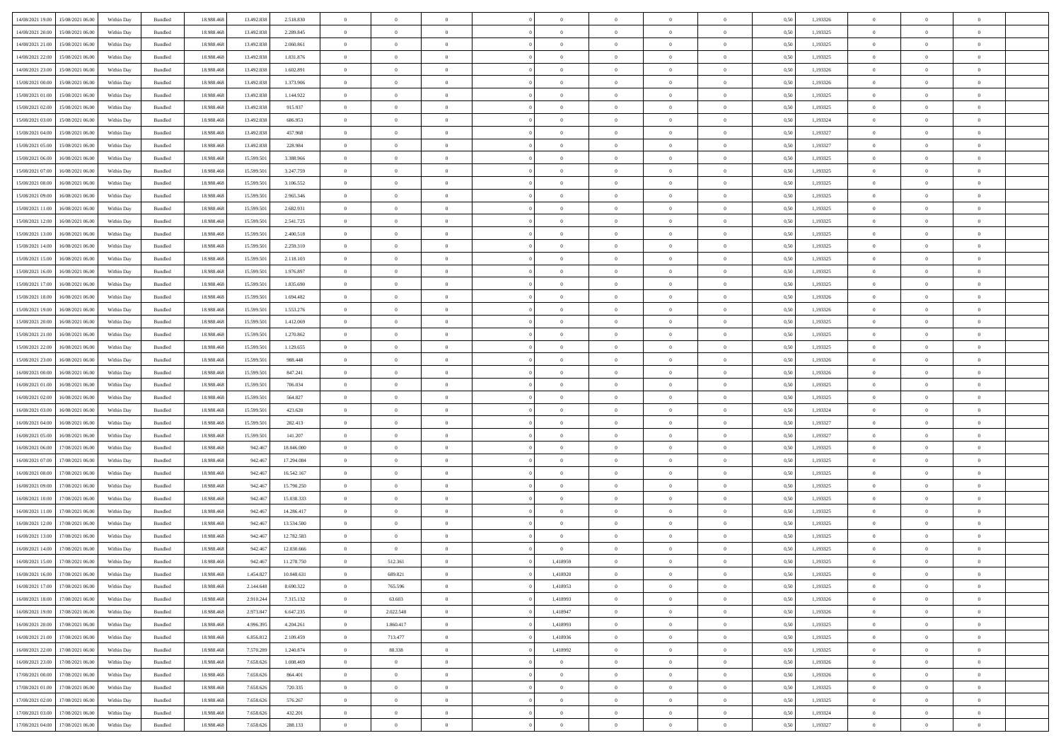| | | | | | | | | | | | | | | | | | | | | |
|---|---|---|---|---|---|---|---|---|---|---|---|---|---|---|---|---|---|---|---|---|
| 14/08/2021 19:00 | 15/08/2021 06:00 | Within Day | Bundled | 18.988.468 | 13.492.838 | 2.518.830 | 0 | 0 | 0 | | 0 | 0 | 0 | 0 | 0,50 | 1,193326 | 0 | 0 | 0 | |
| 14/08/2021 20:00 | 15/08/2021 06:00 | Within Day | Bundled | 18.988.468 | 13.492.838 | 2.289.845 | 0 | 0 | 0 | | 0 | 0 | 0 | 0 | 0,50 | 1,193325 | 0 | 0 | 0 | |
| 14/08/2021 21:00 | 15/08/2021 06:00 | Within Day | Bundled | 18.988.468 | 13.492.838 | 2.060.861 | 0 | 0 | 0 | | 0 | 0 | 0 | 0 | 0,50 | 1,193325 | 0 | 0 | 0 | |
| 14/08/2021 22:00 | 15/08/2021 06:00 | Within Day | Bundled | 18.988.468 | 13.492.838 | 1.831.876 | 0 | 0 | 0 | | 0 | 0 | 0 | 0 | 0,50 | 1,193325 | 0 | 0 | 0 | |
| 14/08/2021 23:00 | 15/08/2021 06:00 | Within Day | Bundled | 18.988.468 | 13.492.838 | 1.602.891 | 0 | 0 | 0 | | 0 | 0 | 0 | 0 | 0,50 | 1,193326 | 0 | 0 | 0 | |
| 15/08/2021 00:00 | 15/08/2021 06:00 | Within Day | Bundled | 18.988.468 | 13.492.838 | 1.373.906 | 0 | 0 | 0 | | 0 | 0 | 0 | 0 | 0,50 | 1,193326 | 0 | 0 | 0 | |
| 15/08/2021 01:00 | 15/08/2021 06:00 | Within Day | Bundled | 18.988.468 | 13.492.838 | 1.144.922 | 0 | 0 | 0 | | 0 | 0 | 0 | 0 | 0,50 | 1,193325 | 0 | 0 | 0 | |
| 15/08/2021 02:00 | 15/08/2021 06:00 | Within Day | Bundled | 18.988.468 | 13.492.838 | 915.937 | 0 | 0 | 0 | | 0 | 0 | 0 | 0 | 0,50 | 1,193325 | 0 | 0 | 0 | |
| 15/08/2021 03:00 | 15/08/2021 06:00 | Within Day | Bundled | 18.988.468 | 13.492.838 | 686.953 | 0 | 0 | 0 | | 0 | 0 | 0 | 0 | 0,50 | 1,193324 | 0 | 0 | 0 | |
| 15/08/2021 04:00 | 15/08/2021 06:00 | Within Day | Bundled | 18.988.468 | 13.492.838 | 457.968 | 0 | 0 | 0 | | 0 | 0 | 0 | 0 | 0,50 | 1,193327 | 0 | 0 | 0 | |
| 15/08/2021 05:00 | 15/08/2021 06:00 | Within Day | Bundled | 18.988.468 | 13.492.838 | 228.984 | 0 | 0 | 0 | | 0 | 0 | 0 | 0 | 0,50 | 1,193327 | 0 | 0 | 0 | |
| 15/08/2021 06:00 | 16/08/2021 06:00 | Within Day | Bundled | 18.988.468 | 15.599.501 | 3.388.966 | 0 | 0 | 0 | | 0 | 0 | 0 | 0 | 0,50 | 1,193325 | 0 | 0 | 0 | |
| 15/08/2021 07:00 | 16/08/2021 06:00 | Within Day | Bundled | 18.988.468 | 15.599.501 | 3.247.759 | 0 | 0 | 0 | | 0 | 0 | 0 | 0 | 0,50 | 1,193325 | 0 | 0 | 0 | |
| 15/08/2021 08:00 | 16/08/2021 06:00 | Within Day | Bundled | 18.988.468 | 15.599.501 | 3.106.552 | 0 | 0 | 0 | | 0 | 0 | 0 | 0 | 0,50 | 1,193325 | 0 | 0 | 0 | |
| 15/08/2021 09:00 | 16/08/2021 06:00 | Within Day | Bundled | 18.988.468 | 15.599.501 | 2.965.346 | 0 | 0 | 0 | | 0 | 0 | 0 | 0 | 0,50 | 1,193325 | 0 | 0 | 0 | |
| 15/08/2021 11:00 | 16/08/2021 06:00 | Within Day | Bundled | 18.988.468 | 15.599.501 | 2.682.931 | 0 | 0 | 0 | | 0 | 0 | 0 | 0 | 0,50 | 1,193325 | 0 | 0 | 0 | |
| 15/08/2021 12:00 | 16/08/2021 06:00 | Within Day | Bundled | 18.988.468 | 15.599.501 | 2.541.725 | 0 | 0 | 0 | | 0 | 0 | 0 | 0 | 0,50 | 1,193325 | 0 | 0 | 0 | |
| 15/08/2021 13:00 | 16/08/2021 06:00 | Within Day | Bundled | 18.988.468 | 15.599.501 | 2.400.518 | 0 | 0 | 0 | | 0 | 0 | 0 | 0 | 0,50 | 1,193325 | 0 | 0 | 0 | |
| 15/08/2021 14:00 | 16/08/2021 06:00 | Within Day | Bundled | 18.988.468 | 15.599.501 | 2.259.310 | 0 | 0 | 0 | | 0 | 0 | 0 | 0 | 0,50 | 1,193325 | 0 | 0 | 0 | |
| 15/08/2021 15:00 | 16/08/2021 06:00 | Within Day | Bundled | 18.988.468 | 15.599.501 | 2.118.103 | 0 | 0 | 0 | | 0 | 0 | 0 | 0 | 0,50 | 1,193325 | 0 | 0 | 0 | |
| 15/08/2021 16:00 | 16/08/2021 06:00 | Within Day | Bundled | 18.988.468 | 15.599.501 | 1.976.897 | 0 | 0 | 0 | | 0 | 0 | 0 | 0 | 0,50 | 1,193325 | 0 | 0 | 0 | |
| 15/08/2021 17:00 | 16/08/2021 06:00 | Within Day | Bundled | 18.988.468 | 15.599.501 | 1.835.690 | 0 | 0 | 0 | | 0 | 0 | 0 | 0 | 0,50 | 1,193325 | 0 | 0 | 0 | |
| 15/08/2021 18:00 | 16/08/2021 06:00 | Within Day | Bundled | 18.988.468 | 15.599.501 | 1.694.482 | 0 | 0 | 0 | | 0 | 0 | 0 | 0 | 0,50 | 1,193326 | 0 | 0 | 0 | |
| 15/08/2021 19:00 | 16/08/2021 06:00 | Within Day | Bundled | 18.988.468 | 15.599.501 | 1.553.276 | 0 | 0 | 0 | | 0 | 0 | 0 | 0 | 0,50 | 1,193326 | 0 | 0 | 0 | |
| 15/08/2021 20:00 | 16/08/2021 06:00 | Within Day | Bundled | 18.988.468 | 15.599.501 | 1.412.069 | 0 | 0 | 0 | | 0 | 0 | 0 | 0 | 0,50 | 1,193325 | 0 | 0 | 0 | |
| 15/08/2021 21:00 | 16/08/2021 06:00 | Within Day | Bundled | 18.988.468 | 15.599.501 | 1.270.862 | 0 | 0 | 0 | | 0 | 0 | 0 | 0 | 0,50 | 1,193325 | 0 | 0 | 0 | |
| 15/08/2021 22:00 | 16/08/2021 06:00 | Within Day | Bundled | 18.988.468 | 15.599.501 | 1.129.655 | 0 | 0 | 0 | | 0 | 0 | 0 | 0 | 0,50 | 1,193325 | 0 | 0 | 0 | |
| 15/08/2021 23:00 | 16/08/2021 06:00 | Within Day | Bundled | 18.988.468 | 15.599.501 | 988.448 | 0 | 0 | 0 | | 0 | 0 | 0 | 0 | 0,50 | 1,193326 | 0 | 0 | 0 | |
| 16/08/2021 00:00 | 16/08/2021 06:00 | Within Day | Bundled | 18.988.468 | 15.599.501 | 847.241 | 0 | 0 | 0 | | 0 | 0 | 0 | 0 | 0,50 | 1,193326 | 0 | 0 | 0 | |
| 16/08/2021 01:00 | 16/08/2021 06:00 | Within Day | Bundled | 18.988.468 | 15.599.501 | 706.034 | 0 | 0 | 0 | | 0 | 0 | 0 | 0 | 0,50 | 1,193325 | 0 | 0 | 0 | |
| 16/08/2021 02:00 | 16/08/2021 06:00 | Within Day | Bundled | 18.988.468 | 15.599.501 | 564.827 | 0 | 0 | 0 | | 0 | 0 | 0 | 0 | 0,50 | 1,193325 | 0 | 0 | 0 | |
| 16/08/2021 03:00 | 16/08/2021 06:00 | Within Day | Bundled | 18.988.468 | 15.599.501 | 423.620 | 0 | 0 | 0 | | 0 | 0 | 0 | 0 | 0,50 | 1,193324 | 0 | 0 | 0 | |
| 16/08/2021 04:00 | 16/08/2021 06:00 | Within Day | Bundled | 18.988.468 | 15.599.501 | 282.413 | 0 | 0 | 0 | | 0 | 0 | 0 | 0 | 0,50 | 1,193327 | 0 | 0 | 0 | |
| 16/08/2021 05:00 | 16/08/2021 06:00 | Within Day | Bundled | 18.988.468 | 15.599.501 | 141.207 | 0 | 0 | 0 | | 0 | 0 | 0 | 0 | 0,50 | 1,193327 | 0 | 0 | 0 | |
| 16/08/2021 06:00 | 17/08/2021 06:00 | Within Day | Bundled | 18.988.468 | 942.467 | 18.046.000 | 0 | 0 | 0 | | 0 | 0 | 0 | 0 | 0,50 | 1,193325 | 0 | 0 | 0 | |
| 16/08/2021 07:00 | 17/08/2021 06:00 | Within Day | Bundled | 18.988.468 | 942.467 | 17.294.084 | 0 | 0 | 0 | | 0 | 0 | 0 | 0 | 0,50 | 1,193325 | 0 | 0 | 0 | |
| 16/08/2021 08:00 | 17/08/2021 06:00 | Within Day | Bundled | 18.988.468 | 942.467 | 16.542.167 | 0 | 0 | 0 | | 0 | 0 | 0 | 0 | 0,50 | 1,193325 | 0 | 0 | 0 | |
| 16/08/2021 09:00 | 17/08/2021 06:00 | Within Day | Bundled | 18.988.468 | 942.467 | 15.790.250 | 0 | 0 | 0 | | 0 | 0 | 0 | 0 | 0,50 | 1,193325 | 0 | 0 | 0 | |
| 16/08/2021 10:00 | 17/08/2021 06:00 | Within Day | Bundled | 18.988.468 | 942.467 | 15.038.333 | 0 | 0 | 0 | | 0 | 0 | 0 | 0 | 0,50 | 1,193325 | 0 | 0 | 0 | |
| 16/08/2021 11:00 | 17/08/2021 06:00 | Within Day | Bundled | 18.988.468 | 942.467 | 14.286.417 | 0 | 0 | 0 | | 0 | 0 | 0 | 0 | 0,50 | 1,193325 | 0 | 0 | 0 | |
| 16/08/2021 12:00 | 17/08/2021 06:00 | Within Day | Bundled | 18.988.468 | 942.467 | 13.534.500 | 0 | 0 | 0 | | 0 | 0 | 0 | 0 | 0,50 | 1,193325 | 0 | 0 | 0 | |
| 16/08/2021 13:00 | 17/08/2021 06:00 | Within Day | Bundled | 18.988.468 | 942.467 | 12.782.583 | 0 | 0 | 0 | | 0 | 0 | 0 | 0 | 0,50 | 1,193325 | 0 | 0 | 0 | |
| 16/08/2021 14:00 | 17/08/2021 06:00 | Within Day | Bundled | 18.988.468 | 942.467 | 12.030.666 | 0 | 0 | 0 | | 0 | 0 | 0 | 0 | 0,50 | 1,193325 | 0 | 0 | 0 | |
| 16/08/2021 15:00 | 17/08/2021 06:00 | Within Day | Bundled | 18.988.468 | 942.467 | 11.278.750 | 0 | 512.361 | 0 | | 1,418959 | 0 | 0 | 0 | 0,50 | 1,193325 | 0 | 0 | 0 | |
| 16/08/2021 16:00 | 17/08/2021 06:00 | Within Day | Bundled | 18.988.468 | 1.454.827 | 10.048.631 | 0 | 689.821 | 0 | | 1,418920 | 0 | 0 | 0 | 0,50 | 1,193325 | 0 | 0 | 0 | |
| 16/08/2021 17:00 | 17/08/2021 06:00 | Within Day | Bundled | 18.988.468 | 2.144.648 | 8.690.322 | 0 | 765.596 | 0 | | 1,418953 | 0 | 0 | 0 | 0,50 | 1,193325 | 0 | 0 | 0 | |
| 16/08/2021 18:00 | 17/08/2021 06:00 | Within Day | Bundled | 18.988.468 | 2.910.244 | 7.315.132 | 0 | 63.603 | 0 | | 1,418993 | 0 | 0 | 0 | 0,50 | 1,193326 | 0 | 0 | 0 | |
| 16/08/2021 19:00 | 17/08/2021 06:00 | Within Day | Bundled | 18.988.468 | 2.973.847 | 6.647.235 | 0 | 2.022.548 | 0 | | 1,418947 | 0 | 0 | 0 | 0,50 | 1,193326 | 0 | 0 | 0 | |
| 16/08/2021 20:00 | 17/08/2021 06:00 | Within Day | Bundled | 18.988.468 | 4.996.395 | 4.204.261 | 0 | 1.860.417 | 0 | | 1,418993 | 0 | 0 | 0 | 0,50 | 1,193325 | 0 | 0 | 0 | |
| 16/08/2021 21:00 | 17/08/2021 06:00 | Within Day | Bundled | 18.988.468 | 6.856.812 | 2.109.459 | 0 | 713.477 | 0 | | 1,418936 | 0 | 0 | 0 | 0,50 | 1,193325 | 0 | 0 | 0 | |
| 16/08/2021 22:00 | 17/08/2021 06:00 | Within Day | Bundled | 18.988.468 | 7.570.289 | 1.240.874 | 0 | 88.338 | 0 | | 1,418992 | 0 | 0 | 0 | 0,50 | 1,193325 | 0 | 0 | 0 | |
| 16/08/2021 23:00 | 17/08/2021 06:00 | Within Day | Bundled | 18.988.468 | 7.658.626 | 1.008.469 | 0 | 0 | 0 | | 0 | 0 | 0 | 0 | 0,50 | 1,193326 | 0 | 0 | 0 | |
| 17/08/2021 00:00 | 17/08/2021 06:00 | Within Day | Bundled | 18.988.468 | 7.658.626 | 864.401 | 0 | 0 | 0 | | 0 | 0 | 0 | 0 | 0,50 | 1,193326 | 0 | 0 | 0 | |
| 17/08/2021 01:00 | 17/08/2021 06:00 | Within Day | Bundled | 18.988.468 | 7.658.626 | 720.335 | 0 | 0 | 0 | | 0 | 0 | 0 | 0 | 0,50 | 1,193325 | 0 | 0 | 0 | |
| 17/08/2021 02:00 | 17/08/2021 06:00 | Within Day | Bundled | 18.988.468 | 7.658.626 | 576.267 | 0 | 0 | 0 | | 0 | 0 | 0 | 0 | 0,50 | 1,193325 | 0 | 0 | 0 | |
| 17/08/2021 03:00 | 17/08/2021 06:00 | Within Day | Bundled | 18.988.468 | 7.658.626 | 432.201 | 0 | 0 | 0 | | 0 | 0 | 0 | 0 | 0,50 | 1,193324 | 0 | 0 | 0 | |
| 17/08/2021 04:00 | 17/08/2021 06:00 | Within Day | Bundled | 18.988.468 | 7.658.626 | 288.133 | 0 | 0 | 0 | | 0 | 0 | 0 | 0 | 0,50 | 1,193327 | 0 | 0 | 0 | |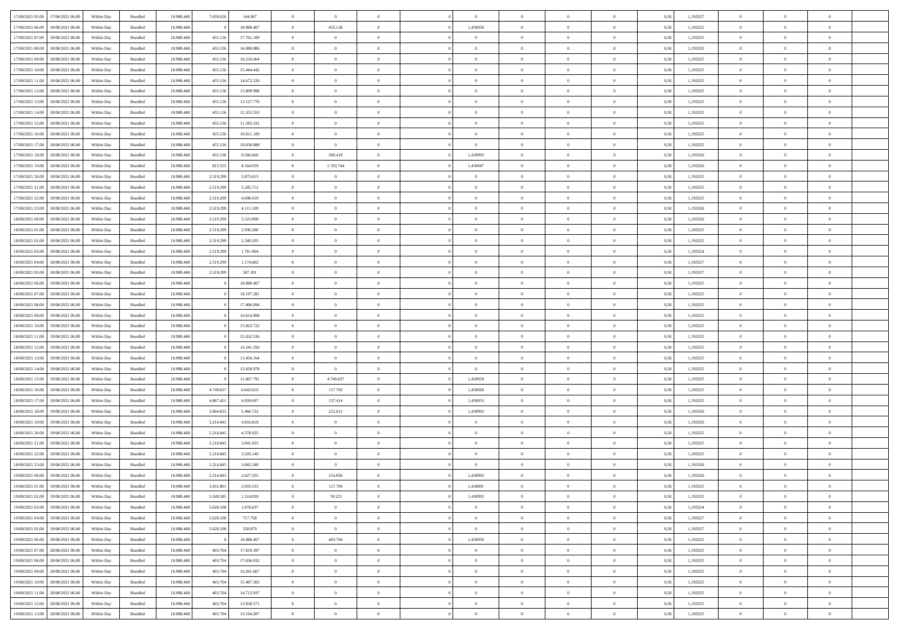| | | | | | | | | | | | | | | | | | | | | | |
|---|---|---|---|---|---|---|---|---|---|---|---|---|---|---|---|---|---|---|---|---|---|
| 17/08/2021 05:00 | 17/08/2021 06:00 | Within Day | Bundled | 18.988.468 | 7.658.626 | 144.067 | 0 | 0 | 0 | | 0 | 0 | 0 | 0 | 0 | 0,50 | 1,193327 | 0 | 0 | 0 | |
| 17/08/2021 06:00 | 18/08/2021 06:00 | Within Day | Bundled | 18.988.468 | 0 | 18.988.467 | 0 | 455.136 | 0 | | 1,418950 | 0 | 0 | 0 | 0 | 0,50 | 1,193325 | 0 | 0 | 0 | |
| 17/08/2021 07:00 | 18/08/2021 06:00 | Within Day | Bundled | 18.988.468 | 455.136 | 17.761.109 | 0 | 0 | 0 | | 0 | 0 | 0 | 0 | 0 | 0,50 | 1,193325 | 0 | 0 | 0 | |
| 17/08/2021 08:00 | 18/08/2021 06:00 | Within Day | Bundled | 18.988.468 | 455.136 | 16.988.886 | 0 | 0 | 0 | | 0 | 0 | 0 | 0 | 0 | 0,50 | 1,193325 | 0 | 0 | 0 | |
| 17/08/2021 09:00 | 18/08/2021 06:00 | Within Day | Bundled | 18.988.468 | 455.136 | 16.216.664 | 0 | 0 | 0 | | 0 | 0 | 0 | 0 | 0 | 0,50 | 1,193325 | 0 | 0 | 0 | |
| 17/08/2021 10:00 | 18/08/2021 06:00 | Within Day | Bundled | 18.988.468 | 455.136 | 15.444.442 | 0 | 0 | 0 | | 0 | 0 | 0 | 0 | 0 | 0,50 | 1,193325 | 0 | 0 | 0 | |
| 17/08/2021 11:00 | 18/08/2021 06:00 | Within Day | Bundled | 18.988.468 | 455.136 | 14.672.220 | 0 | 0 | 0 | | 0 | 0 | 0 | 0 | 0 | 0,50 | 1,193325 | 0 | 0 | 0 | |
| 17/08/2021 12:00 | 18/08/2021 06:00 | Within Day | Bundled | 18.988.468 | 455.136 | 13.899.998 | 0 | 0 | 0 | | 0 | 0 | 0 | 0 | 0 | 0,50 | 1,193325 | 0 | 0 | 0 | |
| 17/08/2021 13:00 | 18/08/2021 06:00 | Within Day | Bundled | 18.988.468 | 455.136 | 13.127.776 | 0 | 0 | 0 | | 0 | 0 | 0 | 0 | 0 | 0,50 | 1,193325 | 0 | 0 | 0 | |
| 17/08/2021 14:00 | 18/08/2021 06:00 | Within Day | Bundled | 18.988.468 | 455.136 | 12.355.553 | 0 | 0 | 0 | | 0 | 0 | 0 | 0 | 0 | 0,50 | 1,193325 | 0 | 0 | 0 | |
| 17/08/2021 15:00 | 18/08/2021 06:00 | Within Day | Bundled | 18.988.468 | 455.136 | 11.583.331 | 0 | 0 | 0 | | 0 | 0 | 0 | 0 | 0 | 0,50 | 1,193325 | 0 | 0 | 0 | |
| 17/08/2021 16:00 | 18/08/2021 06:00 | Within Day | Bundled | 18.988.468 | 455.136 | 10.811.109 | 0 | 0 | 0 | | 0 | 0 | 0 | 0 | 0 | 0,50 | 1,193325 | 0 | 0 | 0 | |
| 17/08/2021 17:00 | 18/08/2021 06:00 | Within Day | Bundled | 18.988.468 | 455.136 | 10.038.888 | 0 | 0 | 0 | | 0 | 0 | 0 | 0 | 0 | 0,50 | 1,193325 | 0 | 0 | 0 | |
| 17/08/2021 18:00 | 18/08/2021 06:00 | Within Day | Bundled | 18.988.468 | 455.136 | 9.266.666 | 0 | 360.419 | 0 | | 1,418993 | 0 | 0 | 0 | 0 | 0,50 | 1,193326 | 0 | 0 | 0 | |
| 17/08/2021 19:00 | 18/08/2021 06:00 | Within Day | Bundled | 18.988.468 | 815.555 | 8.164.059 | 0 | 1.703.744 | 0 | | 1,418947 | 0 | 0 | 0 | 0 | 0,50 | 1,193326 | 0 | 0 | 0 | |
| 17/08/2021 20:00 | 18/08/2021 06:00 | Within Day | Bundled | 18.988.468 | 2.519.299 | 5.873.013 | 0 | 0 | 0 | | 0 | 0 | 0 | 0 | 0 | 0,50 | 1,193325 | 0 | 0 | 0 | |
| 17/08/2021 21:00 | 18/08/2021 06:00 | Within Day | Bundled | 18.988.468 | 2.519.299 | 5.285.712 | 0 | 0 | 0 | | 0 | 0 | 0 | 0 | 0 | 0,50 | 1,193325 | 0 | 0 | 0 | |
| 17/08/2021 22:00 | 18/08/2021 06:00 | Within Day | Bundled | 18.988.468 | 2.519.299 | 4.698.410 | 0 | 0 | 0 | | 0 | 0 | 0 | 0 | 0 | 0,50 | 1,193325 | 0 | 0 | 0 | |
| 17/08/2021 23:00 | 18/08/2021 06:00 | Within Day | Bundled | 18.988.468 | 2.519.299 | 4.111.109 | 0 | 0 | 0 | | 0 | 0 | 0 | 0 | 0 | 0,50 | 1,193326 | 0 | 0 | 0 | |
| 18/08/2021 00:00 | 18/08/2021 06:00 | Within Day | Bundled | 18.988.468 | 2.519.299 | 3.523.808 | 0 | 0 | 0 | | 0 | 0 | 0 | 0 | 0 | 0,50 | 1,193326 | 0 | 0 | 0 | |
| 18/08/2021 01:00 | 18/08/2021 06:00 | Within Day | Bundled | 18.988.468 | 2.519.299 | 2.936.506 | 0 | 0 | 0 | | 0 | 0 | 0 | 0 | 0 | 0,50 | 1,193325 | 0 | 0 | 0 | |
| 18/08/2021 02:00 | 18/08/2021 06:00 | Within Day | Bundled | 18.988.468 | 2.519.299 | 2.349.205 | 0 | 0 | 0 | | 0 | 0 | 0 | 0 | 0 | 0,50 | 1,193325 | 0 | 0 | 0 | |
| 18/08/2021 03:00 | 18/08/2021 06:00 | Within Day | Bundled | 18.988.468 | 2.519.299 | 1.761.904 | 0 | 0 | 0 | | 0 | 0 | 0 | 0 | 0 | 0,50 | 1,193324 | 0 | 0 | 0 | |
| 18/08/2021 04:00 | 18/08/2021 06:00 | Within Day | Bundled | 18.988.468 | 2.519.299 | 1.174.602 | 0 | 0 | 0 | | 0 | 0 | 0 | 0 | 0 | 0,50 | 1,193327 | 0 | 0 | 0 | |
| 18/08/2021 05:00 | 18/08/2021 06:00 | Within Day | Bundled | 18.988.468 | 2.519.299 | 587.301 | 0 | 0 | 0 | | 0 | 0 | 0 | 0 | 0 | 0,50 | 1,193327 | 0 | 0 | 0 | |
| 18/08/2021 06:00 | 19/08/2021 06:00 | Within Day | Bundled | 18.988.468 | 0 | 18.988.467 | 0 | 0 | 0 | | 0 | 0 | 0 | 0 | 0 | 0,50 | 1,193325 | 0 | 0 | 0 | |
| 18/08/2021 07:00 | 19/08/2021 06:00 | Within Day | Bundled | 18.988.468 | 0 | 18.197.281 | 0 | 0 | 0 | | 0 | 0 | 0 | 0 | 0 | 0,50 | 1,193325 | 0 | 0 | 0 | |
| 18/08/2021 08:00 | 19/08/2021 06:00 | Within Day | Bundled | 18.988.468 | 0 | 17.406.094 | 0 | 0 | 0 | | 0 | 0 | 0 | 0 | 0 | 0,50 | 1,193325 | 0 | 0 | 0 | |
| 18/08/2021 09:00 | 19/08/2021 06:00 | Within Day | Bundled | 18.988.468 | 0 | 16.614.908 | 0 | 0 | 0 | | 0 | 0 | 0 | 0 | 0 | 0,50 | 1,193325 | 0 | 0 | 0 | |
| 18/08/2021 10:00 | 19/08/2021 06:00 | Within Day | Bundled | 18.988.468 | 0 | 15.823.722 | 0 | 0 | 0 | | 0 | 0 | 0 | 0 | 0 | 0,50 | 1,193325 | 0 | 0 | 0 | |
| 18/08/2021 11:00 | 19/08/2021 06:00 | Within Day | Bundled | 18.988.468 | 0 | 15.032.536 | 0 | 0 | 0 | | 0 | 0 | 0 | 0 | 0 | 0,50 | 1,193325 | 0 | 0 | 0 | |
| 18/08/2021 12:00 | 19/08/2021 06:00 | Within Day | Bundled | 18.988.468 | 0 | 14.241.350 | 0 | 0 | 0 | | 0 | 0 | 0 | 0 | 0 | 0,50 | 1,193325 | 0 | 0 | 0 | |
| 18/08/2021 13:00 | 19/08/2021 06:00 | Within Day | Bundled | 18.988.468 | 0 | 13.450.164 | 0 | 0 | 0 | | 0 | 0 | 0 | 0 | 0 | 0,50 | 1,193325 | 0 | 0 | 0 | |
| 18/08/2021 14:00 | 19/08/2021 06:00 | Within Day | Bundled | 18.988.468 | 0 | 12.658.978 | 0 | 0 | 0 | | 0 | 0 | 0 | 0 | 0 | 0,50 | 1,193325 | 0 | 0 | 0 | |
| 18/08/2021 15:00 | 19/08/2021 06:00 | Within Day | Bundled | 18.988.468 | 0 | 11.867.791 | 0 | 4.749.637 | 0 | | 1,418959 | 0 | 0 | 0 | 0 | 0,50 | 1,193325 | 0 | 0 | 0 | |
| 18/08/2021 16:00 | 19/08/2021 06:00 | Within Day | Bundled | 18.988.468 | 4.749.637 | 6.643.610 | 0 | 117.783 | 0 | | 1,418920 | 0 | 0 | 0 | 0 | 0,50 | 1,193325 | 0 | 0 | 0 | |
| 18/08/2021 17:00 | 19/08/2021 06:00 | Within Day | Bundled | 18.988.468 | 4.867.421 | 6.059.697 | 0 | 137.414 | 0 | | 1,418953 | 0 | 0 | 0 | 0 | 0,50 | 1,193325 | 0 | 0 | 0 | |
| 18/08/2021 18:00 | 19/08/2021 06:00 | Within Day | Bundled | 18.988.468 | 5.004.835 | 5.466.722 | 0 | 212.012 | 0 | | 1,418993 | 0 | 0 | 0 | 0 | 0,50 | 1,193326 | 0 | 0 | 0 | |
| 18/08/2021 19:00 | 19/08/2021 06:00 | Within Day | Bundled | 18.988.468 | 5.216.845 | 4.816.818 | 0 | 0 | 0 | | 0 | 0 | 0 | 0 | 0 | 0,50 | 1,193326 | 0 | 0 | 0 | |
| 18/08/2021 20:00 | 19/08/2021 06:00 | Within Day | Bundled | 18.988.468 | 5.216.845 | 4.378.925 | 0 | 0 | 0 | | 0 | 0 | 0 | 0 | 0 | 0,50 | 1,193325 | 0 | 0 | 0 | |
| 18/08/2021 21:00 | 19/08/2021 06:00 | Within Day | Bundled | 18.988.468 | 5.216.845 | 3.941.033 | 0 | 0 | 0 | | 0 | 0 | 0 | 0 | 0 | 0,50 | 1,193325 | 0 | 0 | 0 | |
| 18/08/2021 22:00 | 19/08/2021 06:00 | Within Day | Bundled | 18.988.468 | 5.216.845 | 3.503.140 | 0 | 0 | 0 | | 0 | 0 | 0 | 0 | 0 | 0,50 | 1,193325 | 0 | 0 | 0 | |
| 18/08/2021 23:00 | 19/08/2021 06:00 | Within Day | Bundled | 18.988.468 | 5.216.845 | 3.065.248 | 0 | 0 | 0 | | 0 | 0 | 0 | 0 | 0 | 0,50 | 1,193326 | 0 | 0 | 0 | |
| 19/08/2021 00:00 | 19/08/2021 06:00 | Within Day | Bundled | 18.988.468 | 5.216.845 | 2.627.355 | 0 | 214.956 | 0 | | 1,418993 | 0 | 0 | 0 | 0 | 0,50 | 1,193326 | 0 | 0 | 0 | |
| 19/08/2021 01:00 | 19/08/2021 06:00 | Within Day | Bundled | 18.988.468 | 5.431.801 | 2.010.333 | 0 | 117.784 | 0 | | 1,418891 | 0 | 0 | 0 | 0 | 0,50 | 1,193325 | 0 | 0 | 0 | |
| 19/08/2021 02:00 | 19/08/2021 06:00 | Within Day | Bundled | 18.988.468 | 5.549.585 | 1.514.039 | 0 | 78.523 | 0 | | 1,418992 | 0 | 0 | 0 | 0 | 0,50 | 1,193325 | 0 | 0 | 0 | |
| 19/08/2021 03:00 | 19/08/2021 06:00 | Within Day | Bundled | 18.988.468 | 5.628.108 | 1.076.637 | 0 | 0 | 0 | | 0 | 0 | 0 | 0 | 0 | 0,50 | 1,193324 | 0 | 0 | 0 | |
| 19/08/2021 04:00 | 19/08/2021 06:00 | Within Day | Bundled | 18.988.468 | 5.628.108 | 717.758 | 0 | 0 | 0 | | 0 | 0 | 0 | 0 | 0 | 0,50 | 1,193327 | 0 | 0 | 0 | |
| 19/08/2021 05:00 | 19/08/2021 06:00 | Within Day | Bundled | 18.988.468 | 5.628.108 | 358.879 | 0 | 0 | 0 | | 0 | 0 | 0 | 0 | 0 | 0,50 | 1,193327 | 0 | 0 | 0 | |
| 19/08/2021 06:00 | 20/08/2021 06:00 | Within Day | Bundled | 18.988.468 | 0 | 18.988.467 | 0 | 403.704 | 0 | | 1,418950 | 0 | 0 | 0 | 0 | 0,50 | 1,193325 | 0 | 0 | 0 | |
| 19/08/2021 07:00 | 20/08/2021 06:00 | Within Day | Bundled | 18.988.468 | 403.704 | 17.810.397 | 0 | 0 | 0 | | 0 | 0 | 0 | 0 | 0 | 0,50 | 1,193325 | 0 | 0 | 0 | |
| 19/08/2021 08:00 | 20/08/2021 06:00 | Within Day | Bundled | 18.988.468 | 403.704 | 17.036.032 | 0 | 0 | 0 | | 0 | 0 | 0 | 0 | 0 | 0,50 | 1,193325 | 0 | 0 | 0 | |
| 19/08/2021 09:00 | 20/08/2021 06:00 | Within Day | Bundled | 18.988.468 | 403.704 | 16.261.667 | 0 | 0 | 0 | | 0 | 0 | 0 | 0 | 0 | 0,50 | 1,193325 | 0 | 0 | 0 | |
| 19/08/2021 10:00 | 20/08/2021 06:00 | Within Day | Bundled | 18.988.468 | 403.704 | 15.487.302 | 0 | 0 | 0 | | 0 | 0 | 0 | 0 | 0 | 0,50 | 1,193325 | 0 | 0 | 0 | |
| 19/08/2021 11:00 | 20/08/2021 06:00 | Within Day | Bundled | 18.988.468 | 403.704 | 14.712.937 | 0 | 0 | 0 | | 0 | 0 | 0 | 0 | 0 | 0,50 | 1,193325 | 0 | 0 | 0 | |
| 19/08/2021 12:00 | 20/08/2021 06:00 | Within Day | Bundled | 18.988.468 | 403.704 | 13.938.571 | 0 | 0 | 0 | | 0 | 0 | 0 | 0 | 0 | 0,50 | 1,193325 | 0 | 0 | 0 | |
| 19/08/2021 13:00 | 20/08/2021 06:00 | Within Day | Bundled | 18.988.468 | 403.704 | 13.164.207 | 0 | 0 | 0 | | 0 | 0 | 0 | 0 | 0 | 0,50 | 1,193325 | 0 | 0 | 0 | |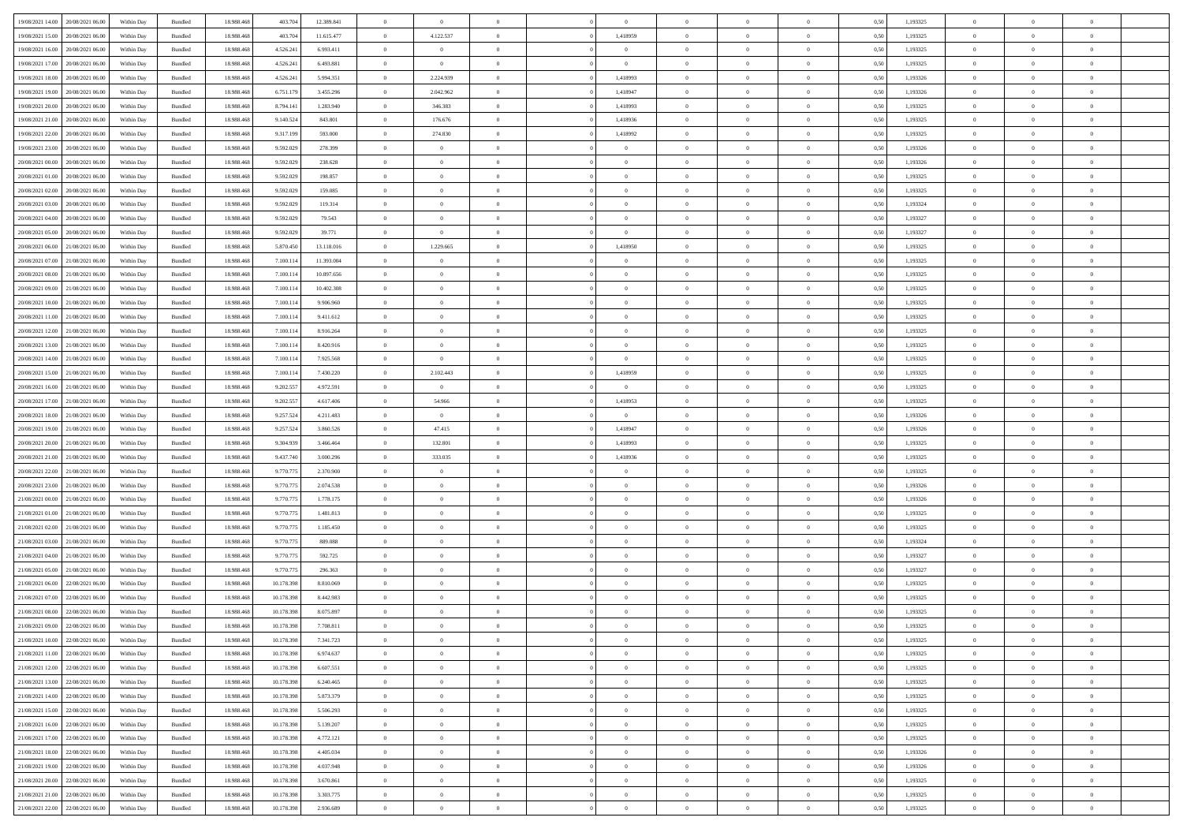| | | | | | | | | | | | | | | | | | | | | | |
|---|---|---|---|---|---|---|---|---|---|---|---|---|---|---|---|---|---|---|---|---|---|
| 19/08/2021 14:00 | 20/08/2021 06:00 | Within Day | Bundled | 18.988.468 | 403.704 | 12.389.841 | 0 | 0 | 0 | | 0 | 0 | 0 | 0 | 0 | 0,50 | 1,193325 | 0 | 0 | 0 | |
| 19/08/2021 15:00 | 20/08/2021 06:00 | Within Day | Bundled | 18.988.468 | 403.704 | 11.615.477 | 0 | 4.122.537 | 0 | | 1,418959 | 0 | 0 | 0 | 0 | 0,50 | 1,193325 | 0 | 0 | 0 | |
| 19/08/2021 16:00 | 20/08/2021 06:00 | Within Day | Bundled | 18.988.468 | 4.526.241 | 6.993.411 | 0 | 0 | 0 | | 0 | 0 | 0 | 0 | 0 | 0,50 | 1,193325 | 0 | 0 | 0 | |
| 19/08/2021 17:00 | 20/08/2021 06:00 | Within Day | Bundled | 18.988.468 | 4.526.241 | 6.493.881 | 0 | 0 | 0 | | 0 | 0 | 0 | 0 | 0 | 0,50 | 1,193325 | 0 | 0 | 0 | |
| 19/08/2021 18:00 | 20/08/2021 06:00 | Within Day | Bundled | 18.988.468 | 4.526.241 | 5.994.351 | 0 | 2.224.939 | 0 | | 1,418993 | 0 | 0 | 0 | 0 | 0,50 | 1,193326 | 0 | 0 | 0 | |
| 19/08/2021 19:00 | 20/08/2021 06:00 | Within Day | Bundled | 18.988.468 | 6.751.179 | 3.455.296 | 0 | 2.042.962 | 0 | | 1,418947 | 0 | 0 | 0 | 0 | 0,50 | 1,193326 | 0 | 0 | 0 | |
| 19/08/2021 20:00 | 20/08/2021 06:00 | Within Day | Bundled | 18.988.468 | 8.794.141 | 1.283.940 | 0 | 346.383 | 0 | | 1,418993 | 0 | 0 | 0 | 0 | 0,50 | 1,193325 | 0 | 0 | 0 | |
| 19/08/2021 21:00 | 20/08/2021 06:00 | Within Day | Bundled | 18.988.468 | 9.140.524 | 843.801 | 0 | 176.676 | 0 | | 1,418936 | 0 | 0 | 0 | 0 | 0,50 | 1,193325 | 0 | 0 | 0 | |
| 19/08/2021 22:00 | 20/08/2021 06:00 | Within Day | Bundled | 18.988.468 | 9.317.199 | 593.000 | 0 | 274.830 | 0 | | 1,418992 | 0 | 0 | 0 | 0 | 0,50 | 1,193325 | 0 | 0 | 0 | |
| 19/08/2021 23:00 | 20/08/2021 06:00 | Within Day | Bundled | 18.988.468 | 9.592.029 | 278.399 | 0 | 0 | 0 | | 0 | 0 | 0 | 0 | 0 | 0,50 | 1,193326 | 0 | 0 | 0 | |
| 20/08/2021 00:00 | 20/08/2021 06:00 | Within Day | Bundled | 18.988.468 | 9.592.029 | 238.628 | 0 | 0 | 0 | | 0 | 0 | 0 | 0 | 0 | 0,50 | 1,193326 | 0 | 0 | 0 | |
| 20/08/2021 01:00 | 20/08/2021 06:00 | Within Day | Bundled | 18.988.468 | 9.592.029 | 198.857 | 0 | 0 | 0 | | 0 | 0 | 0 | 0 | 0 | 0,50 | 1,193325 | 0 | 0 | 0 | |
| 20/08/2021 02:00 | 20/08/2021 06:00 | Within Day | Bundled | 18.988.468 | 9.592.029 | 159.085 | 0 | 0 | 0 | | 0 | 0 | 0 | 0 | 0 | 0,50 | 1,193325 | 0 | 0 | 0 | |
| 20/08/2021 03:00 | 20/08/2021 06:00 | Within Day | Bundled | 18.988.468 | 9.592.029 | 119.314 | 0 | 0 | 0 | | 0 | 0 | 0 | 0 | 0 | 0,50 | 1,193324 | 0 | 0 | 0 | |
| 20/08/2021 04:00 | 20/08/2021 06:00 | Within Day | Bundled | 18.988.468 | 9.592.029 | 79.543 | 0 | 0 | 0 | | 0 | 0 | 0 | 0 | 0 | 0,50 | 1,193327 | 0 | 0 | 0 | |
| 20/08/2021 05:00 | 20/08/2021 06:00 | Within Day | Bundled | 18.988.468 | 9.592.029 | 39.771 | 0 | 0 | 0 | | 0 | 0 | 0 | 0 | 0 | 0,50 | 1,193327 | 0 | 0 | 0 | |
| 20/08/2021 06:00 | 21/08/2021 06:00 | Within Day | Bundled | 18.988.468 | 5.870.450 | 13.118.016 | 0 | 1.229.665 | 0 | | 1,418950 | 0 | 0 | 0 | 0 | 0,50 | 1,193325 | 0 | 0 | 0 | |
| 20/08/2021 07:00 | 21/08/2021 06:00 | Within Day | Bundled | 18.988.468 | 7.100.114 | 11.393.004 | 0 | 0 | 0 | | 0 | 0 | 0 | 0 | 0 | 0,50 | 1,193325 | 0 | 0 | 0 | |
| 20/08/2021 08:00 | 21/08/2021 06:00 | Within Day | Bundled | 18.988.468 | 7.100.114 | 10.897.656 | 0 | 0 | 0 | | 0 | 0 | 0 | 0 | 0 | 0,50 | 1,193325 | 0 | 0 | 0 | |
| 20/08/2021 09:00 | 21/08/2021 06:00 | Within Day | Bundled | 18.988.468 | 7.100.114 | 10.402.308 | 0 | 0 | 0 | | 0 | 0 | 0 | 0 | 0 | 0,50 | 1,193325 | 0 | 0 | 0 | |
| 20/08/2021 10:00 | 21/08/2021 06:00 | Within Day | Bundled | 18.988.468 | 7.100.114 | 9.906.960 | 0 | 0 | 0 | | 0 | 0 | 0 | 0 | 0 | 0,50 | 1,193325 | 0 | 0 | 0 | |
| 20/08/2021 11:00 | 21/08/2021 06:00 | Within Day | Bundled | 18.988.468 | 7.100.114 | 9.411.612 | 0 | 0 | 0 | | 0 | 0 | 0 | 0 | 0 | 0,50 | 1,193325 | 0 | 0 | 0 | |
| 20/08/2021 12:00 | 21/08/2021 06:00 | Within Day | Bundled | 18.988.468 | 7.100.114 | 8.916.264 | 0 | 0 | 0 | | 0 | 0 | 0 | 0 | 0 | 0,50 | 1,193325 | 0 | 0 | 0 | |
| 20/08/2021 13:00 | 21/08/2021 06:00 | Within Day | Bundled | 18.988.468 | 7.100.114 | 8.420.916 | 0 | 0 | 0 | | 0 | 0 | 0 | 0 | 0 | 0,50 | 1,193325 | 0 | 0 | 0 | |
| 20/08/2021 14:00 | 21/08/2021 06:00 | Within Day | Bundled | 18.988.468 | 7.100.114 | 7.925.568 | 0 | 0 | 0 | | 0 | 0 | 0 | 0 | 0 | 0,50 | 1,193325 | 0 | 0 | 0 | |
| 20/08/2021 15:00 | 21/08/2021 06:00 | Within Day | Bundled | 18.988.468 | 7.100.114 | 7.430.220 | 0 | 2.102.443 | 0 | | 1,418959 | 0 | 0 | 0 | 0 | 0,50 | 1,193325 | 0 | 0 | 0 | |
| 20/08/2021 16:00 | 21/08/2021 06:00 | Within Day | Bundled | 18.988.468 | 9.202.557 | 4.972.591 | 0 | 0 | 0 | | 0 | 0 | 0 | 0 | 0 | 0,50 | 1,193325 | 0 | 0 | 0 | |
| 20/08/2021 17:00 | 21/08/2021 06:00 | Within Day | Bundled | 18.988.468 | 9.202.557 | 4.617.406 | 0 | 54.966 | 0 | | 1,418953 | 0 | 0 | 0 | 0 | 0,50 | 1,193325 | 0 | 0 | 0 | |
| 20/08/2021 18:00 | 21/08/2021 06:00 | Within Day | Bundled | 18.988.468 | 9.257.524 | 4.211.483 | 0 | 0 | 0 | | 0 | 0 | 0 | 0 | 0 | 0,50 | 1,193326 | 0 | 0 | 0 | |
| 20/08/2021 19:00 | 21/08/2021 06:00 | Within Day | Bundled | 18.988.468 | 9.257.524 | 3.860.526 | 0 | 47.415 | 0 | | 1,418947 | 0 | 0 | 0 | 0 | 0,50 | 1,193326 | 0 | 0 | 0 | |
| 20/08/2021 20:00 | 21/08/2021 06:00 | Within Day | Bundled | 18.988.468 | 9.304.939 | 3.466.464 | 0 | 132.801 | 0 | | 1,418993 | 0 | 0 | 0 | 0 | 0,50 | 1,193325 | 0 | 0 | 0 | |
| 20/08/2021 21:00 | 21/08/2021 06:00 | Within Day | Bundled | 18.988.468 | 9.437.740 | 3.000.296 | 0 | 333.035 | 0 | | 1,418936 | 0 | 0 | 0 | 0 | 0,50 | 1,193325 | 0 | 0 | 0 | |
| 20/08/2021 22:00 | 21/08/2021 06:00 | Within Day | Bundled | 18.988.468 | 9.770.775 | 2.370.900 | 0 | 0 | 0 | | 0 | 0 | 0 | 0 | 0 | 0,50 | 1,193325 | 0 | 0 | 0 | |
| 20/08/2021 23:00 | 21/08/2021 06:00 | Within Day | Bundled | 18.988.468 | 9.770.775 | 2.074.538 | 0 | 0 | 0 | | 0 | 0 | 0 | 0 | 0 | 0,50 | 1,193326 | 0 | 0 | 0 | |
| 21/08/2021 00:00 | 21/08/2021 06:00 | Within Day | Bundled | 18.988.468 | 9.770.775 | 1.778.175 | 0 | 0 | 0 | | 0 | 0 | 0 | 0 | 0 | 0,50 | 1,193326 | 0 | 0 | 0 | |
| 21/08/2021 01:00 | 21/08/2021 06:00 | Within Day | Bundled | 18.988.468 | 9.770.775 | 1.481.813 | 0 | 0 | 0 | | 0 | 0 | 0 | 0 | 0 | 0,50 | 1,193325 | 0 | 0 | 0 | |
| 21/08/2021 02:00 | 21/08/2021 06:00 | Within Day | Bundled | 18.988.468 | 9.770.775 | 1.185.450 | 0 | 0 | 0 | | 0 | 0 | 0 | 0 | 0 | 0,50 | 1,193325 | 0 | 0 | 0 | |
| 21/08/2021 03:00 | 21/08/2021 06:00 | Within Day | Bundled | 18.988.468 | 9.770.775 | 889.088 | 0 | 0 | 0 | | 0 | 0 | 0 | 0 | 0 | 0,50 | 1,193324 | 0 | 0 | 0 | |
| 21/08/2021 04:00 | 21/08/2021 06:00 | Within Day | Bundled | 18.988.468 | 9.770.775 | 592.725 | 0 | 0 | 0 | | 0 | 0 | 0 | 0 | 0 | 0,50 | 1,193327 | 0 | 0 | 0 | |
| 21/08/2021 05:00 | 21/08/2021 06:00 | Within Day | Bundled | 18.988.468 | 9.770.775 | 296.363 | 0 | 0 | 0 | | 0 | 0 | 0 | 0 | 0 | 0,50 | 1,193327 | 0 | 0 | 0 | |
| 21/08/2021 06:00 | 22/08/2021 06:00 | Within Day | Bundled | 18.988.468 | 10.178.398 | 8.810.069 | 0 | 0 | 0 | | 0 | 0 | 0 | 0 | 0 | 0,50 | 1,193325 | 0 | 0 | 0 | |
| 21/08/2021 07:00 | 22/08/2021 06:00 | Within Day | Bundled | 18.988.468 | 10.178.398 | 8.442.983 | 0 | 0 | 0 | | 0 | 0 | 0 | 0 | 0 | 0,50 | 1,193325 | 0 | 0 | 0 | |
| 21/08/2021 08:00 | 22/08/2021 06:00 | Within Day | Bundled | 18.988.468 | 10.178.398 | 8.075.897 | 0 | 0 | 0 | | 0 | 0 | 0 | 0 | 0 | 0,50 | 1,193325 | 0 | 0 | 0 | |
| 21/08/2021 09:00 | 22/08/2021 06:00 | Within Day | Bundled | 18.988.468 | 10.178.398 | 7.708.811 | 0 | 0 | 0 | | 0 | 0 | 0 | 0 | 0 | 0,50 | 1,193325 | 0 | 0 | 0 | |
| 21/08/2021 10:00 | 22/08/2021 06:00 | Within Day | Bundled | 18.988.468 | 10.178.398 | 7.341.723 | 0 | 0 | 0 | | 0 | 0 | 0 | 0 | 0 | 0,50 | 1,193325 | 0 | 0 | 0 | |
| 21/08/2021 11:00 | 22/08/2021 06:00 | Within Day | Bundled | 18.988.468 | 10.178.398 | 6.974.637 | 0 | 0 | 0 | | 0 | 0 | 0 | 0 | 0 | 0,50 | 1,193325 | 0 | 0 | 0 | |
| 21/08/2021 12:00 | 22/08/2021 06:00 | Within Day | Bundled | 18.988.468 | 10.178.398 | 6.607.551 | 0 | 0 | 0 | | 0 | 0 | 0 | 0 | 0 | 0,50 | 1,193325 | 0 | 0 | 0 | |
| 21/08/2021 13:00 | 22/08/2021 06:00 | Within Day | Bundled | 18.988.468 | 10.178.398 | 6.240.465 | 0 | 0 | 0 | | 0 | 0 | 0 | 0 | 0 | 0,50 | 1,193325 | 0 | 0 | 0 | |
| 21/08/2021 14:00 | 22/08/2021 06:00 | Within Day | Bundled | 18.988.468 | 10.178.398 | 5.873.379 | 0 | 0 | 0 | | 0 | 0 | 0 | 0 | 0 | 0,50 | 1,193325 | 0 | 0 | 0 | |
| 21/08/2021 15:00 | 22/08/2021 06:00 | Within Day | Bundled | 18.988.468 | 10.178.398 | 5.506.293 | 0 | 0 | 0 | | 0 | 0 | 0 | 0 | 0 | 0,50 | 1,193325 | 0 | 0 | 0 | |
| 21/08/2021 16:00 | 22/08/2021 06:00 | Within Day | Bundled | 18.988.468 | 10.178.398 | 5.139.207 | 0 | 0 | 0 | | 0 | 0 | 0 | 0 | 0 | 0,50 | 1,193325 | 0 | 0 | 0 | |
| 21/08/2021 17:00 | 22/08/2021 06:00 | Within Day | Bundled | 18.988.468 | 10.178.398 | 4.772.121 | 0 | 0 | 0 | | 0 | 0 | 0 | 0 | 0 | 0,50 | 1,193325 | 0 | 0 | 0 | |
| 21/08/2021 18:00 | 22/08/2021 06:00 | Within Day | Bundled | 18.988.468 | 10.178.398 | 4.405.034 | 0 | 0 | 0 | | 0 | 0 | 0 | 0 | 0 | 0,50 | 1,193326 | 0 | 0 | 0 | |
| 21/08/2021 19:00 | 22/08/2021 06:00 | Within Day | Bundled | 18.988.468 | 10.178.398 | 4.037.948 | 0 | 0 | 0 | | 0 | 0 | 0 | 0 | 0 | 0,50 | 1,193326 | 0 | 0 | 0 | |
| 21/08/2021 20:00 | 22/08/2021 06:00 | Within Day | Bundled | 18.988.468 | 10.178.398 | 3.670.861 | 0 | 0 | 0 | | 0 | 0 | 0 | 0 | 0 | 0,50 | 1,193325 | 0 | 0 | 0 | |
| 21/08/2021 21:00 | 22/08/2021 06:00 | Within Day | Bundled | 18.988.468 | 10.178.398 | 3.303.775 | 0 | 0 | 0 | | 0 | 0 | 0 | 0 | 0 | 0,50 | 1,193325 | 0 | 0 | 0 | |
| 21/08/2021 22:00 | 22/08/2021 06:00 | Within Day | Bundled | 18.988.468 | 10.178.398 | 2.936.689 | 0 | 0 | 0 | | 0 | 0 | 0 | 0 | 0 | 0,50 | 1,193325 | 0 | 0 | 0 | |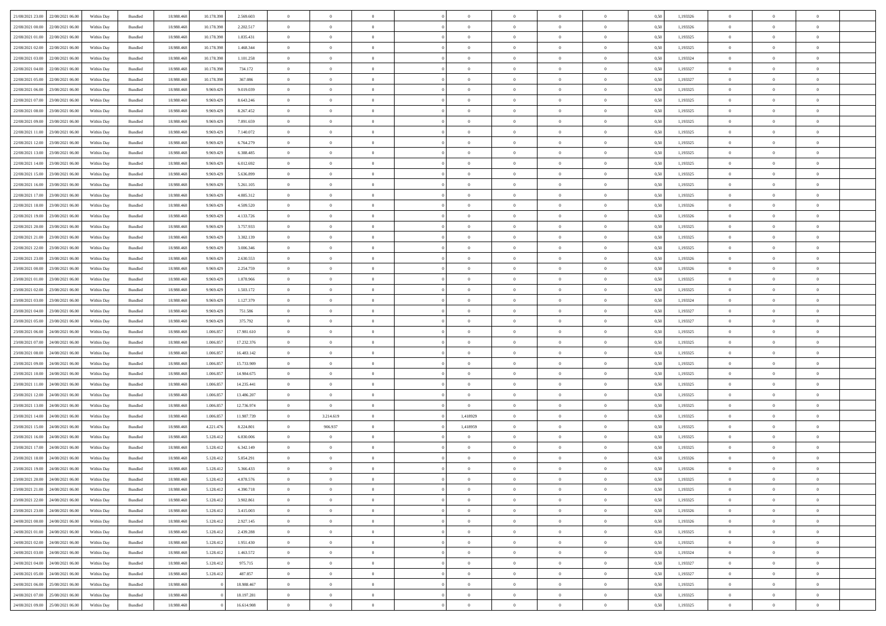| | | | | | | | | | | | | | | | | | | | | |
|---|---|---|---|---|---|---|---|---|---|---|---|---|---|---|---|---|---|---|---|---|
| 21/08/2021 23:00 | 22/08/2021 06:00 | Within Day | Bundled | 18.988.468 | 10.178.398 | 2.569.603 | 0 | 0 | 0 | | 0 | 0 | 0 | 0 | 0,50 | 1,193326 | 0 | 0 | 0 | |
| 22/08/2021 00:00 | 22/08/2021 06:00 | Within Day | Bundled | 18.988.468 | 10.178.398 | 2.202.517 | 0 | 0 | 0 | | 0 | 0 | 0 | 0 | 0,50 | 1,193326 | 0 | 0 | 0 | |
| 22/08/2021 01:00 | 22/08/2021 06:00 | Within Day | Bundled | 18.988.468 | 10.178.398 | 1.835.431 | 0 | 0 | 0 | | 0 | 0 | 0 | 0 | 0,50 | 1,193325 | 0 | 0 | 0 | |
| 22/08/2021 02:00 | 22/08/2021 06:00 | Within Day | Bundled | 18.988.468 | 10.178.398 | 1.468.344 | 0 | 0 | 0 | | 0 | 0 | 0 | 0 | 0,50 | 1,193325 | 0 | 0 | 0 | |
| 22/08/2021 03:00 | 22/08/2021 06:00 | Within Day | Bundled | 18.988.468 | 10.178.398 | 1.101.258 | 0 | 0 | 0 | | 0 | 0 | 0 | 0 | 0,50 | 1,193324 | 0 | 0 | 0 | |
| 22/08/2021 04:00 | 22/08/2021 06:00 | Within Day | Bundled | 18.988.468 | 10.178.398 | 734.172 | 0 | 0 | 0 | | 0 | 0 | 0 | 0 | 0,50 | 1,193327 | 0 | 0 | 0 | |
| 22/08/2021 05:00 | 22/08/2021 06:00 | Within Day | Bundled | 18.988.468 | 10.178.398 | 367.086 | 0 | 0 | 0 | | 0 | 0 | 0 | 0 | 0,50 | 1,193327 | 0 | 0 | 0 | |
| 22/08/2021 06:00 | 23/08/2021 06:00 | Within Day | Bundled | 18.988.468 | 9.969.429 | 9.019.039 | 0 | 0 | 0 | | 0 | 0 | 0 | 0 | 0,50 | 1,193325 | 0 | 0 | 0 | |
| 22/08/2021 07:00 | 23/08/2021 06:00 | Within Day | Bundled | 18.988.468 | 9.969.429 | 8.643.246 | 0 | 0 | 0 | | 0 | 0 | 0 | 0 | 0,50 | 1,193325 | 0 | 0 | 0 | |
| 22/08/2021 08:00 | 23/08/2021 06:00 | Within Day | Bundled | 18.988.468 | 9.969.429 | 8.267.452 | 0 | 0 | 0 | | 0 | 0 | 0 | 0 | 0,50 | 1,193325 | 0 | 0 | 0 | |
| 22/08/2021 09:00 | 23/08/2021 06:00 | Within Day | Bundled | 18.988.468 | 9.969.429 | 7.891.659 | 0 | 0 | 0 | | 0 | 0 | 0 | 0 | 0,50 | 1,193325 | 0 | 0 | 0 | |
| 22/08/2021 11:00 | 23/08/2021 06:00 | Within Day | Bundled | 18.988.468 | 9.969.429 | 7.140.072 | 0 | 0 | 0 | | 0 | 0 | 0 | 0 | 0,50 | 1,193325 | 0 | 0 | 0 | |
| 22/08/2021 12:00 | 23/08/2021 06:00 | Within Day | Bundled | 18.988.468 | 9.969.429 | 6.764.279 | 0 | 0 | 0 | | 0 | 0 | 0 | 0 | 0,50 | 1,193325 | 0 | 0 | 0 | |
| 22/08/2021 13:00 | 23/08/2021 06:00 | Within Day | Bundled | 18.988.468 | 9.969.429 | 6.388.485 | 0 | 0 | 0 | | 0 | 0 | 0 | 0 | 0,50 | 1,193325 | 0 | 0 | 0 | |
| 22/08/2021 14:00 | 23/08/2021 06:00 | Within Day | Bundled | 18.988.468 | 9.969.429 | 6.012.692 | 0 | 0 | 0 | | 0 | 0 | 0 | 0 | 0,50 | 1,193325 | 0 | 0 | 0 | |
| 22/08/2021 15:00 | 23/08/2021 06:00 | Within Day | Bundled | 18.988.468 | 9.969.429 | 5.636.899 | 0 | 0 | 0 | | 0 | 0 | 0 | 0 | 0,50 | 1,193325 | 0 | 0 | 0 | |
| 22/08/2021 16:00 | 23/08/2021 06:00 | Within Day | Bundled | 18.988.468 | 9.969.429 | 5.261.105 | 0 | 0 | 0 | | 0 | 0 | 0 | 0 | 0,50 | 1,193325 | 0 | 0 | 0 | |
| 22/08/2021 17:00 | 23/08/2021 06:00 | Within Day | Bundled | 18.988.468 | 9.969.429 | 4.885.312 | 0 | 0 | 0 | | 0 | 0 | 0 | 0 | 0,50 | 1,193325 | 0 | 0 | 0 | |
| 22/08/2021 18:00 | 23/08/2021 06:00 | Within Day | Bundled | 18.988.468 | 9.969.429 | 4.509.520 | 0 | 0 | 0 | | 0 | 0 | 0 | 0 | 0,50 | 1,193326 | 0 | 0 | 0 | |
| 22/08/2021 19:00 | 23/08/2021 06:00 | Within Day | Bundled | 18.988.468 | 9.969.429 | 4.133.726 | 0 | 0 | 0 | | 0 | 0 | 0 | 0 | 0,50 | 1,193326 | 0 | 0 | 0 | |
| 22/08/2021 20:00 | 23/08/2021 06:00 | Within Day | Bundled | 18.988.468 | 9.969.429 | 3.757.933 | 0 | 0 | 0 | | 0 | 0 | 0 | 0 | 0,50 | 1,193325 | 0 | 0 | 0 | |
| 22/08/2021 21:00 | 23/08/2021 06:00 | Within Day | Bundled | 18.988.468 | 9.969.429 | 3.382.139 | 0 | 0 | 0 | | 0 | 0 | 0 | 0 | 0,50 | 1,193325 | 0 | 0 | 0 | |
| 22/08/2021 22:00 | 23/08/2021 06:00 | Within Day | Bundled | 18.988.468 | 9.969.429 | 3.006.346 | 0 | 0 | 0 | | 0 | 0 | 0 | 0 | 0,50 | 1,193325 | 0 | 0 | 0 | |
| 22/08/2021 23:00 | 23/08/2021 06:00 | Within Day | Bundled | 18.988.468 | 9.969.429 | 2.630.553 | 0 | 0 | 0 | | 0 | 0 | 0 | 0 | 0,50 | 1,193326 | 0 | 0 | 0 | |
| 23/08/2021 00:00 | 23/08/2021 06:00 | Within Day | Bundled | 18.988.468 | 9.969.429 | 2.254.759 | 0 | 0 | 0 | | 0 | 0 | 0 | 0 | 0,50 | 1,193326 | 0 | 0 | 0 | |
| 23/08/2021 01:00 | 23/08/2021 06:00 | Within Day | Bundled | 18.988.468 | 9.969.429 | 1.878.966 | 0 | 0 | 0 | | 0 | 0 | 0 | 0 | 0,50 | 1,193325 | 0 | 0 | 0 | |
| 23/08/2021 02:00 | 23/08/2021 06:00 | Within Day | Bundled | 18.988.468 | 9.969.429 | 1.503.172 | 0 | 0 | 0 | | 0 | 0 | 0 | 0 | 0,50 | 1,193325 | 0 | 0 | 0 | |
| 23/08/2021 03:00 | 23/08/2021 06:00 | Within Day | Bundled | 18.988.468 | 9.969.429 | 1.127.379 | 0 | 0 | 0 | | 0 | 0 | 0 | 0 | 0,50 | 1,193324 | 0 | 0 | 0 | |
| 23/08/2021 04:00 | 23/08/2021 06:00 | Within Day | Bundled | 18.988.468 | 9.969.429 | 751.586 | 0 | 0 | 0 | | 0 | 0 | 0 | 0 | 0,50 | 1,193327 | 0 | 0 | 0 | |
| 23/08/2021 05:00 | 23/08/2021 06:00 | Within Day | Bundled | 18.988.468 | 9.969.429 | 375.792 | 0 | 0 | 0 | | 0 | 0 | 0 | 0 | 0,50 | 1,193327 | 0 | 0 | 0 | |
| 23/08/2021 06:00 | 24/08/2021 06:00 | Within Day | Bundled | 18.988.468 | 1.006.857 | 17.981.610 | 0 | 0 | 0 | | 0 | 0 | 0 | 0 | 0,50 | 1,193325 | 0 | 0 | 0 | |
| 23/08/2021 07:00 | 24/08/2021 06:00 | Within Day | Bundled | 18.988.468 | 1.006.857 | 17.232.376 | 0 | 0 | 0 | | 0 | 0 | 0 | 0 | 0,50 | 1,193325 | 0 | 0 | 0 | |
| 23/08/2021 08:00 | 24/08/2021 06:00 | Within Day | Bundled | 18.988.468 | 1.006.857 | 16.483.142 | 0 | 0 | 0 | | 0 | 0 | 0 | 0 | 0,50 | 1,193325 | 0 | 0 | 0 | |
| 23/08/2021 09:00 | 24/08/2021 06:00 | Within Day | Bundled | 18.988.468 | 1.006.857 | 15.733.909 | 0 | 0 | 0 | | 0 | 0 | 0 | 0 | 0,50 | 1,193325 | 0 | 0 | 0 | |
| 23/08/2021 10:00 | 24/08/2021 06:00 | Within Day | Bundled | 18.988.468 | 1.006.857 | 14.984.675 | 0 | 0 | 0 | | 0 | 0 | 0 | 0 | 0,50 | 1,193325 | 0 | 0 | 0 | |
| 23/08/2021 11:00 | 24/08/2021 06:00 | Within Day | Bundled | 18.988.468 | 1.006.857 | 14.235.441 | 0 | 0 | 0 | | 0 | 0 | 0 | 0 | 0,50 | 1,193325 | 0 | 0 | 0 | |
| 23/08/2021 12:00 | 24/08/2021 06:00 | Within Day | Bundled | 18.988.468 | 1.006.857 | 13.486.207 | 0 | 0 | 0 | | 0 | 0 | 0 | 0 | 0,50 | 1,193325 | 0 | 0 | 0 | |
| 23/08/2021 13:00 | 24/08/2021 06:00 | Within Day | Bundled | 18.988.468 | 1.006.857 | 12.736.974 | 0 | 0 | 0 | | 0 | 0 | 0 | 0 | 0,50 | 1,193325 | 0 | 0 | 0 | |
| 23/08/2021 14:00 | 24/08/2021 06:00 | Within Day | Bundled | 18.988.468 | 1.006.857 | 11.987.739 | 0 | 3.214.619 | 0 | | 1,418929 | 0 | 0 | 0 | 0,50 | 1,193325 | 0 | 0 | 0 | |
| 23/08/2021 15:00 | 24/08/2021 06:00 | Within Day | Bundled | 18.988.468 | 4.221.476 | 8.224.801 | 0 | 906.937 | 0 | | 1,418959 | 0 | 0 | 0 | 0,50 | 1,193325 | 0 | 0 | 0 | |
| 23/08/2021 16:00 | 24/08/2021 06:00 | Within Day | Bundled | 18.988.468 | 5.128.412 | 6.830.006 | 0 | 0 | 0 | | 0 | 0 | 0 | 0 | 0,50 | 1,193325 | 0 | 0 | 0 | |
| 23/08/2021 17:00 | 24/08/2021 06:00 | Within Day | Bundled | 18.988.468 | 5.128.412 | 6.342.149 | 0 | 0 | 0 | | 0 | 0 | 0 | 0 | 0,50 | 1,193325 | 0 | 0 | 0 | |
| 23/08/2021 18:00 | 24/08/2021 06:00 | Within Day | Bundled | 18.988.468 | 5.128.412 | 5.854.291 | 0 | 0 | 0 | | 0 | 0 | 0 | 0 | 0,50 | 1,193326 | 0 | 0 | 0 | |
| 23/08/2021 19:00 | 24/08/2021 06:00 | Within Day | Bundled | 18.988.468 | 5.128.412 | 5.366.433 | 0 | 0 | 0 | | 0 | 0 | 0 | 0 | 0,50 | 1,193326 | 0 | 0 | 0 | |
| 23/08/2021 20:00 | 24/08/2021 06:00 | Within Day | Bundled | 18.988.468 | 5.128.412 | 4.878.576 | 0 | 0 | 0 | | 0 | 0 | 0 | 0 | 0,50 | 1,193325 | 0 | 0 | 0 | |
| 23/08/2021 21:00 | 24/08/2021 06:00 | Within Day | Bundled | 18.988.468 | 5.128.412 | 4.390.718 | 0 | 0 | 0 | | 0 | 0 | 0 | 0 | 0,50 | 1,193325 | 0 | 0 | 0 | |
| 23/08/2021 22:00 | 24/08/2021 06:00 | Within Day | Bundled | 18.988.468 | 5.128.412 | 3.902.861 | 0 | 0 | 0 | | 0 | 0 | 0 | 0 | 0,50 | 1,193325 | 0 | 0 | 0 | |
| 23/08/2021 23:00 | 24/08/2021 06:00 | Within Day | Bundled | 18.988.468 | 5.128.412 | 3.415.003 | 0 | 0 | 0 | | 0 | 0 | 0 | 0 | 0,50 | 1,193326 | 0 | 0 | 0 | |
| 24/08/2021 00:00 | 24/08/2021 06:00 | Within Day | Bundled | 18.988.468 | 5.128.412 | 2.927.145 | 0 | 0 | 0 | | 0 | 0 | 0 | 0 | 0,50 | 1,193326 | 0 | 0 | 0 | |
| 24/08/2021 01:00 | 24/08/2021 06:00 | Within Day | Bundled | 18.988.468 | 5.128.412 | 2.439.288 | 0 | 0 | 0 | | 0 | 0 | 0 | 0 | 0,50 | 1,193325 | 0 | 0 | 0 | |
| 24/08/2021 02:00 | 24/08/2021 06:00 | Within Day | Bundled | 18.988.468 | 5.128.412 | 1.951.430 | 0 | 0 | 0 | | 0 | 0 | 0 | 0 | 0,50 | 1,193325 | 0 | 0 | 0 | |
| 24/08/2021 03:00 | 24/08/2021 06:00 | Within Day | Bundled | 18.988.468 | 5.128.412 | 1.463.572 | 0 | 0 | 0 | | 0 | 0 | 0 | 0 | 0,50 | 1,193324 | 0 | 0 | 0 | |
| 24/08/2021 04:00 | 24/08/2021 06:00 | Within Day | Bundled | 18.988.468 | 5.128.412 | 975.715 | 0 | 0 | 0 | | 0 | 0 | 0 | 0 | 0,50 | 1,193327 | 0 | 0 | 0 | |
| 24/08/2021 05:00 | 24/08/2021 06:00 | Within Day | Bundled | 18.988.468 | 5.128.412 | 487.857 | 0 | 0 | 0 | | 0 | 0 | 0 | 0 | 0,50 | 1,193327 | 0 | 0 | 0 | |
| 24/08/2021 06:00 | 25/08/2021 06:00 | Within Day | Bundled | 18.988.468 | 0 | 18.988.467 | 0 | 0 | 0 | | 0 | 0 | 0 | 0 | 0,50 | 1,193325 | 0 | 0 | 0 | |
| 24/08/2021 07:00 | 25/08/2021 06:00 | Within Day | Bundled | 18.988.468 | 0 | 18.197.281 | 0 | 0 | 0 | | 0 | 0 | 0 | 0 | 0,50 | 1,193325 | 0 | 0 | 0 | |
| 24/08/2021 09:00 | 25/08/2021 06:00 | Within Day | Bundled | 18.988.468 | 0 | 16.614.908 | 0 | 0 | 0 | | 0 | 0 | 0 | 0 | 0,50 | 1,193325 | 0 | 0 | 0 | |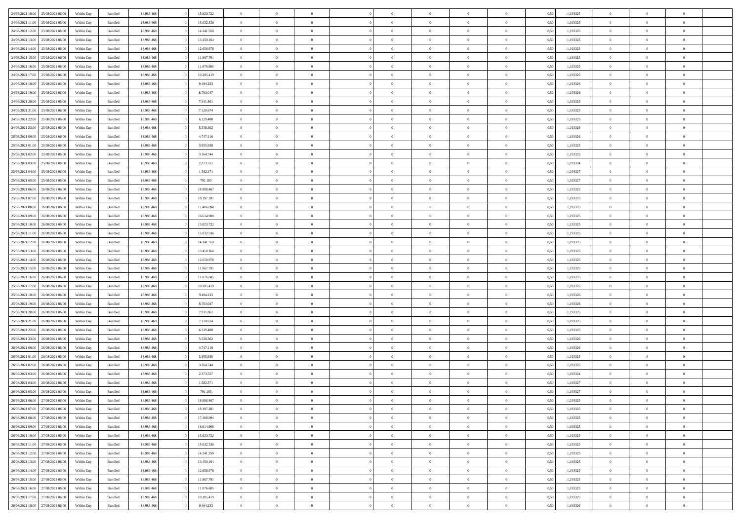| | | | | | | | | | | | | | | | | | | | | | |
|---|---|---|---|---|---|---|---|---|---|---|---|---|---|---|---|---|---|---|---|---|---|
| 24/08/2021 10:00 | 25/08/2021 06:00 | Within Day | Bundled | 18.988.468 | 0 | 15.823.722 | 0 | 0 | 0 | | 0 | 0 | 0 | 0 | 0 | 0,50 | 1,193325 | 0 | 0 | 0 | |
| 24/08/2021 11:00 | 25/08/2021 06:00 | Within Day | Bundled | 18.988.468 | 0 | 15.032.536 | 0 | 0 | 0 | | 0 | 0 | 0 | 0 | 0 | 0,50 | 1,193325 | 0 | 0 | 0 | |
| 24/08/2021 12:00 | 25/08/2021 06:00 | Within Day | Bundled | 18.988.468 | 0 | 14.241.350 | 0 | 0 | 0 | | 0 | 0 | 0 | 0 | 0 | 0,50 | 1,193325 | 0 | 0 | 0 | |
| 24/08/2021 13:00 | 25/08/2021 06:00 | Within Day | Bundled | 18.988.468 | 0 | 13.450.164 | 0 | 0 | 0 | | 0 | 0 | 0 | 0 | 0 | 0,50 | 1,193325 | 0 | 0 | 0 | |
| 24/08/2021 14:00 | 25/08/2021 06:00 | Within Day | Bundled | 18.988.468 | 0 | 12.658.978 | 0 | 0 | 0 | | 0 | 0 | 0 | 0 | 0 | 0,50 | 1,193325 | 0 | 0 | 0 | |
| 24/08/2021 15:00 | 25/08/2021 06:00 | Within Day | Bundled | 18.988.468 | 0 | 11.867.791 | 0 | 0 | 0 | | 0 | 0 | 0 | 0 | 0 | 0,50 | 1,193325 | 0 | 0 | 0 | |
| 24/08/2021 16:00 | 25/08/2021 06:00 | Within Day | Bundled | 18.988.468 | 0 | 11.076.605 | 0 | 0 | 0 | | 0 | 0 | 0 | 0 | 0 | 0,50 | 1,193325 | 0 | 0 | 0 | |
| 24/08/2021 17:00 | 25/08/2021 06:00 | Within Day | Bundled | 18.988.468 | 0 | 10.285.419 | 0 | 0 | 0 | | 0 | 0 | 0 | 0 | 0 | 0,50 | 1,193325 | 0 | 0 | 0 | |
| 24/08/2021 18:00 | 25/08/2021 06:00 | Within Day | Bundled | 18.988.468 | 0 | 9.494.233 | 0 | 0 | 0 | | 0 | 0 | 0 | 0 | 0 | 0,50 | 1,193326 | 0 | 0 | 0 | |
| 24/08/2021 19:00 | 25/08/2021 06:00 | Within Day | Bundled | 18.988.468 | 0 | 8.703.047 | 0 | 0 | 0 | | 0 | 0 | 0 | 0 | 0 | 0,50 | 1,193326 | 0 | 0 | 0 | |
| 24/08/2021 20:00 | 25/08/2021 06:00 | Within Day | Bundled | 18.988.468 | 0 | 7.911.861 | 0 | 0 | 0 | | 0 | 0 | 0 | 0 | 0 | 0,50 | 1,193325 | 0 | 0 | 0 | |
| 24/08/2021 21:00 | 25/08/2021 06:00 | Within Day | Bundled | 18.988.468 | 0 | 7.120.674 | 0 | 0 | 0 | | 0 | 0 | 0 | 0 | 0 | 0,50 | 1,193325 | 0 | 0 | 0 | |
| 24/08/2021 22:00 | 25/08/2021 06:00 | Within Day | Bundled | 18.988.468 | 0 | 6.329.488 | 0 | 0 | 0 | | 0 | 0 | 0 | 0 | 0 | 0,50 | 1,193325 | 0 | 0 | 0 | |
| 24/08/2021 23:00 | 25/08/2021 06:00 | Within Day | Bundled | 18.988.468 | 0 | 5.538.302 | 0 | 0 | 0 | | 0 | 0 | 0 | 0 | 0 | 0,50 | 1,193326 | 0 | 0 | 0 | |
| 25/08/2021 00:00 | 25/08/2021 06:00 | Within Day | Bundled | 18.988.468 | 0 | 4.747.116 | 0 | 0 | 0 | | 0 | 0 | 0 | 0 | 0 | 0,50 | 1,193326 | 0 | 0 | 0 | |
| 25/08/2021 01:00 | 25/08/2021 06:00 | Within Day | Bundled | 18.988.468 | 0 | 3.955.930 | 0 | 0 | 0 | | 0 | 0 | 0 | 0 | 0 | 0,50 | 1,193325 | 0 | 0 | 0 | |
| 25/08/2021 02:00 | 25/08/2021 06:00 | Within Day | Bundled | 18.988.468 | 0 | 3.164.744 | 0 | 0 | 0 | | 0 | 0 | 0 | 0 | 0 | 0,50 | 1,193325 | 0 | 0 | 0 | |
| 25/08/2021 03:00 | 25/08/2021 06:00 | Within Day | Bundled | 18.988.468 | 0 | 2.373.557 | 0 | 0 | 0 | | 0 | 0 | 0 | 0 | 0 | 0,50 | 1,193324 | 0 | 0 | 0 | |
| 25/08/2021 04:00 | 25/08/2021 06:00 | Within Day | Bundled | 18.988.468 | 0 | 1.582.371 | 0 | 0 | 0 | | 0 | 0 | 0 | 0 | 0 | 0,50 | 1,193327 | 0 | 0 | 0 | |
| 25/08/2021 05:00 | 25/08/2021 06:00 | Within Day | Bundled | 18.988.468 | 0 | 791.185 | 0 | 0 | 0 | | 0 | 0 | 0 | 0 | 0 | 0,50 | 1,193327 | 0 | 0 | 0 | |
| 25/08/2021 06:00 | 26/08/2021 06:00 | Within Day | Bundled | 18.988.468 | 0 | 18.988.467 | 0 | 0 | 0 | | 0 | 0 | 0 | 0 | 0 | 0,50 | 1,193325 | 0 | 0 | 0 | |
| 25/08/2021 07:00 | 26/08/2021 06:00 | Within Day | Bundled | 18.988.468 | 0 | 18.197.281 | 0 | 0 | 0 | | 0 | 0 | 0 | 0 | 0 | 0,50 | 1,193325 | 0 | 0 | 0 | |
| 25/08/2021 08:00 | 26/08/2021 06:00 | Within Day | Bundled | 18.988.468 | 0 | 17.406.094 | 0 | 0 | 0 | | 0 | 0 | 0 | 0 | 0 | 0,50 | 1,193325 | 0 | 0 | 0 | |
| 25/08/2021 09:00 | 26/08/2021 06:00 | Within Day | Bundled | 18.988.468 | 0 | 16.614.908 | 0 | 0 | 0 | | 0 | 0 | 0 | 0 | 0 | 0,50 | 1,193325 | 0 | 0 | 0 | |
| 25/08/2021 10:00 | 26/08/2021 06:00 | Within Day | Bundled | 18.988.468 | 0 | 15.823.722 | 0 | 0 | 0 | | 0 | 0 | 0 | 0 | 0 | 0,50 | 1,193325 | 0 | 0 | 0 | |
| 25/08/2021 11:00 | 26/08/2021 06:00 | Within Day | Bundled | 18.988.468 | 0 | 15.032.536 | 0 | 0 | 0 | | 0 | 0 | 0 | 0 | 0 | 0,50 | 1,193325 | 0 | 0 | 0 | |
| 25/08/2021 12:00 | 26/08/2021 06:00 | Within Day | Bundled | 18.988.468 | 0 | 14.241.350 | 0 | 0 | 0 | | 0 | 0 | 0 | 0 | 0 | 0,50 | 1,193325 | 0 | 0 | 0 | |
| 25/08/2021 13:00 | 26/08/2021 06:00 | Within Day | Bundled | 18.988.468 | 0 | 13.450.164 | 0 | 0 | 0 | | 0 | 0 | 0 | 0 | 0 | 0,50 | 1,193325 | 0 | 0 | 0 | |
| 25/08/2021 14:00 | 26/08/2021 06:00 | Within Day | Bundled | 18.988.468 | 0 | 12.658.978 | 0 | 0 | 0 | | 0 | 0 | 0 | 0 | 0 | 0,50 | 1,193325 | 0 | 0 | 0 | |
| 25/08/2021 15:00 | 26/08/2021 06:00 | Within Day | Bundled | 18.988.468 | 0 | 11.867.791 | 0 | 0 | 0 | | 0 | 0 | 0 | 0 | 0 | 0,50 | 1,193325 | 0 | 0 | 0 | |
| 25/08/2021 16:00 | 26/08/2021 06:00 | Within Day | Bundled | 18.988.468 | 0 | 11.076.605 | 0 | 0 | 0 | | 0 | 0 | 0 | 0 | 0 | 0,50 | 1,193325 | 0 | 0 | 0 | |
| 25/08/2021 17:00 | 26/08/2021 06:00 | Within Day | Bundled | 18.988.468 | 0 | 10.285.419 | 0 | 0 | 0 | | 0 | 0 | 0 | 0 | 0 | 0,50 | 1,193325 | 0 | 0 | 0 | |
| 25/08/2021 18:00 | 26/08/2021 06:00 | Within Day | Bundled | 18.988.468 | 0 | 9.494.233 | 0 | 0 | 0 | | 0 | 0 | 0 | 0 | 0 | 0,50 | 1,193326 | 0 | 0 | 0 | |
| 25/08/2021 19:00 | 26/08/2021 06:00 | Within Day | Bundled | 18.988.468 | 0 | 8.703.047 | 0 | 0 | 0 | | 0 | 0 | 0 | 0 | 0 | 0,50 | 1,193326 | 0 | 0 | 0 | |
| 25/08/2021 20:00 | 26/08/2021 06:00 | Within Day | Bundled | 18.988.468 | 0 | 7.911.861 | 0 | 0 | 0 | | 0 | 0 | 0 | 0 | 0 | 0,50 | 1,193325 | 0 | 0 | 0 | |
| 25/08/2021 21:00 | 26/08/2021 06:00 | Within Day | Bundled | 18.988.468 | 0 | 7.120.674 | 0 | 0 | 0 | | 0 | 0 | 0 | 0 | 0 | 0,50 | 1,193325 | 0 | 0 | 0 | |
| 25/08/2021 22:00 | 26/08/2021 06:00 | Within Day | Bundled | 18.988.468 | 0 | 6.329.488 | 0 | 0 | 0 | | 0 | 0 | 0 | 0 | 0 | 0,50 | 1,193325 | 0 | 0 | 0 | |
| 25/08/2021 23:00 | 26/08/2021 06:00 | Within Day | Bundled | 18.988.468 | 0 | 5.538.302 | 0 | 0 | 0 | | 0 | 0 | 0 | 0 | 0 | 0,50 | 1,193326 | 0 | 0 | 0 | |
| 26/08/2021 00:00 | 26/08/2021 06:00 | Within Day | Bundled | 18.988.468 | 0 | 4.747.116 | 0 | 0 | 0 | | 0 | 0 | 0 | 0 | 0 | 0,50 | 1,193326 | 0 | 0 | 0 | |
| 26/08/2021 01:00 | 26/08/2021 06:00 | Within Day | Bundled | 18.988.468 | 0 | 3.955.930 | 0 | 0 | 0 | | 0 | 0 | 0 | 0 | 0 | 0,50 | 1,193325 | 0 | 0 | 0 | |
| 26/08/2021 02:00 | 26/08/2021 06:00 | Within Day | Bundled | 18.988.468 | 0 | 3.164.744 | 0 | 0 | 0 | | 0 | 0 | 0 | 0 | 0 | 0,50 | 1,193325 | 0 | 0 | 0 | |
| 26/08/2021 03:00 | 26/08/2021 06:00 | Within Day | Bundled | 18.988.468 | 0 | 2.373.557 | 0 | 0 | 0 | | 0 | 0 | 0 | 0 | 0 | 0,50 | 1,193324 | 0 | 0 | 0 | |
| 26/08/2021 04:00 | 26/08/2021 06:00 | Within Day | Bundled | 18.988.468 | 0 | 1.582.371 | 0 | 0 | 0 | | 0 | 0 | 0 | 0 | 0 | 0,50 | 1,193327 | 0 | 0 | 0 | |
| 26/08/2021 05:00 | 26/08/2021 06:00 | Within Day | Bundled | 18.988.468 | 0 | 791.185 | 0 | 0 | 0 | | 0 | 0 | 0 | 0 | 0 | 0,50 | 1,193327 | 0 | 0 | 0 | |
| 26/08/2021 06:00 | 27/08/2021 06:00 | Within Day | Bundled | 18.988.468 | 0 | 18.988.467 | 0 | 0 | 0 | | 0 | 0 | 0 | 0 | 0 | 0,50 | 1,193325 | 0 | 0 | 0 | |
| 26/08/2021 07:00 | 27/08/2021 06:00 | Within Day | Bundled | 18.988.468 | 0 | 18.197.281 | 0 | 0 | 0 | | 0 | 0 | 0 | 0 | 0 | 0,50 | 1,193325 | 0 | 0 | 0 | |
| 26/08/2021 08:00 | 27/08/2021 06:00 | Within Day | Bundled | 18.988.468 | 0 | 17.406.094 | 0 | 0 | 0 | | 0 | 0 | 0 | 0 | 0 | 0,50 | 1,193325 | 0 | 0 | 0 | |
| 26/08/2021 09:00 | 27/08/2021 06:00 | Within Day | Bundled | 18.988.468 | 0 | 16.614.908 | 0 | 0 | 0 | | 0 | 0 | 0 | 0 | 0 | 0,50 | 1,193325 | 0 | 0 | 0 | |
| 26/08/2021 10:00 | 27/08/2021 06:00 | Within Day | Bundled | 18.988.468 | 0 | 15.823.722 | 0 | 0 | 0 | | 0 | 0 | 0 | 0 | 0 | 0,50 | 1,193325 | 0 | 0 | 0 | |
| 26/08/2021 11:00 | 27/08/2021 06:00 | Within Day | Bundled | 18.988.468 | 0 | 15.032.536 | 0 | 0 | 0 | | 0 | 0 | 0 | 0 | 0 | 0,50 | 1,193325 | 0 | 0 | 0 | |
| 26/08/2021 12:00 | 27/08/2021 06:00 | Within Day | Bundled | 18.988.468 | 0 | 14.241.350 | 0 | 0 | 0 | | 0 | 0 | 0 | 0 | 0 | 0,50 | 1,193325 | 0 | 0 | 0 | |
| 26/08/2021 13:00 | 27/08/2021 06:00 | Within Day | Bundled | 18.988.468 | 0 | 13.450.164 | 0 | 0 | 0 | | 0 | 0 | 0 | 0 | 0 | 0,50 | 1,193325 | 0 | 0 | 0 | |
| 26/08/2021 14:00 | 27/08/2021 06:00 | Within Day | Bundled | 18.988.468 | 0 | 12.658.978 | 0 | 0 | 0 | | 0 | 0 | 0 | 0 | 0 | 0,50 | 1,193325 | 0 | 0 | 0 | |
| 26/08/2021 15:00 | 27/08/2021 06:00 | Within Day | Bundled | 18.988.468 | 0 | 11.867.791 | 0 | 0 | 0 | | 0 | 0 | 0 | 0 | 0 | 0,50 | 1,193325 | 0 | 0 | 0 | |
| 26/08/2021 16:00 | 27/08/2021 06:00 | Within Day | Bundled | 18.988.468 | 0 | 11.076.605 | 0 | 0 | 0 | | 0 | 0 | 0 | 0 | 0 | 0,50 | 1,193325 | 0 | 0 | 0 | |
| 26/08/2021 17:00 | 27/08/2021 06:00 | Within Day | Bundled | 18.988.468 | 0 | 10.285.419 | 0 | 0 | 0 | | 0 | 0 | 0 | 0 | 0 | 0,50 | 1,193325 | 0 | 0 | 0 | |
| 26/08/2021 18:00 | 27/08/2021 06:00 | Within Day | Bundled | 18.988.468 | 0 | 9.494.233 | 0 | 0 | 0 | | 0 | 0 | 0 | 0 | 0 | 0,50 | 1,193326 | 0 | 0 | 0 | |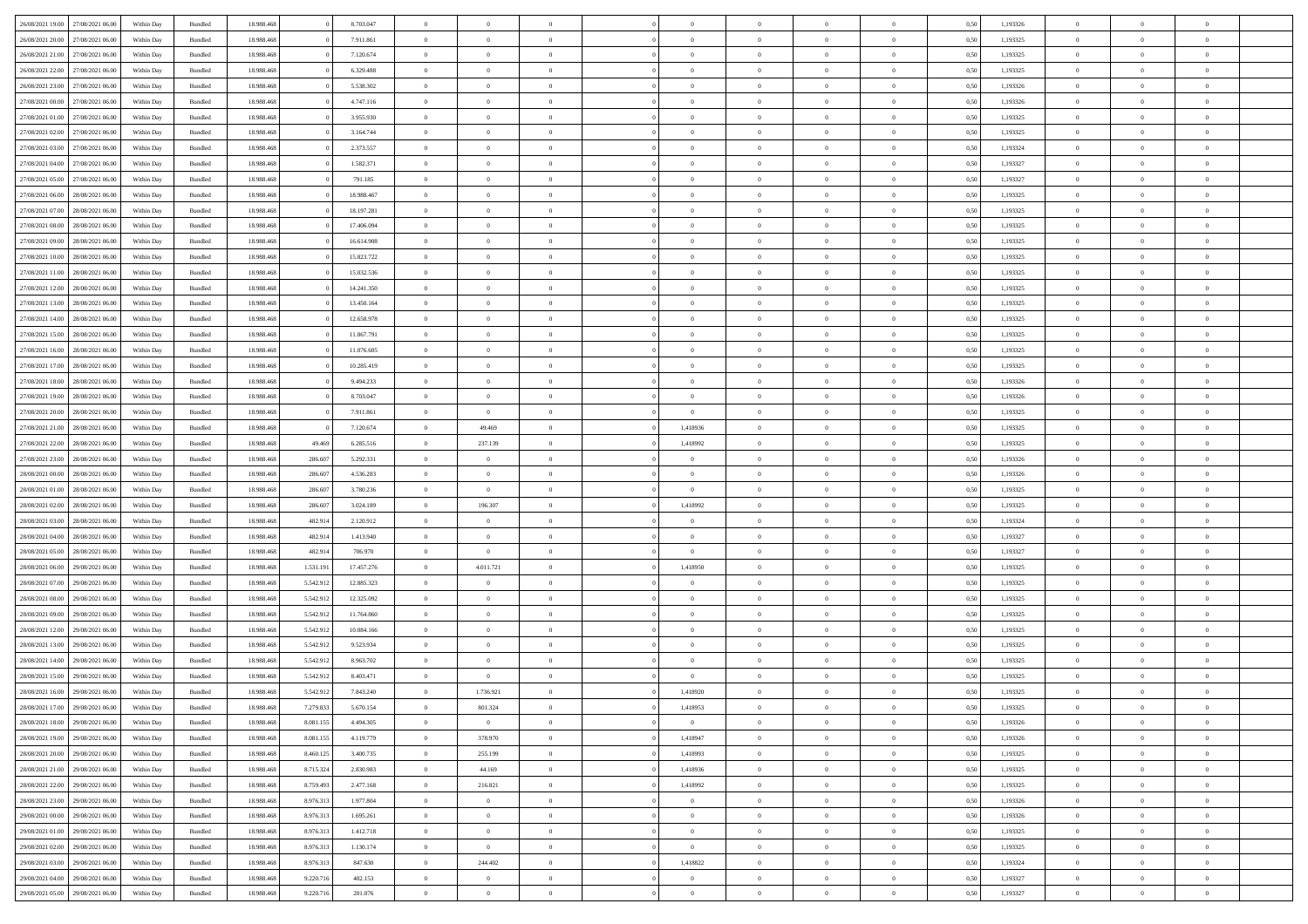| | | | | | | | | | | | | | | | | | | | | | |
|---|---|---|---|---|---|---|---|---|---|---|---|---|---|---|---|---|---|---|---|---|---|
| 26/08/2021 19:00 | 27/08/2021 06:00 | Within Day | Bundled | 18.988.468 | 0 | 8.703.047 | 0 | 0 | 0 | | 0 | 0 | 0 | 0 | 0 | 0,50 | 1,193326 | 0 | 0 | 0 | |
| 26/08/2021 20:00 | 27/08/2021 06:00 | Within Day | Bundled | 18.988.468 | 0 | 7.911.861 | 0 | 0 | 0 | | 0 | 0 | 0 | 0 | 0 | 0,50 | 1,193325 | 0 | 0 | 0 | |
| 26/08/2021 21:00 | 27/08/2021 06:00 | Within Day | Bundled | 18.988.468 | 0 | 7.120.674 | 0 | 0 | 0 | | 0 | 0 | 0 | 0 | 0 | 0,50 | 1,193325 | 0 | 0 | 0 | |
| 26/08/2021 22:00 | 27/08/2021 06:00 | Within Day | Bundled | 18.988.468 | 0 | 6.329.488 | 0 | 0 | 0 | | 0 | 0 | 0 | 0 | 0 | 0,50 | 1,193325 | 0 | 0 | 0 | |
| 26/08/2021 23:00 | 27/08/2021 06:00 | Within Day | Bundled | 18.988.468 | 0 | 5.538.302 | 0 | 0 | 0 | | 0 | 0 | 0 | 0 | 0 | 0,50 | 1,193326 | 0 | 0 | 0 | |
| 27/08/2021 00:00 | 27/08/2021 06:00 | Within Day | Bundled | 18.988.468 | 0 | 4.747.116 | 0 | 0 | 0 | | 0 | 0 | 0 | 0 | 0 | 0,50 | 1,193326 | 0 | 0 | 0 | |
| 27/08/2021 01:00 | 27/08/2021 06:00 | Within Day | Bundled | 18.988.468 | 0 | 3.955.930 | 0 | 0 | 0 | | 0 | 0 | 0 | 0 | 0 | 0,50 | 1,193325 | 0 | 0 | 0 | |
| 27/08/2021 02:00 | 27/08/2021 06:00 | Within Day | Bundled | 18.988.468 | 0 | 3.164.744 | 0 | 0 | 0 | | 0 | 0 | 0 | 0 | 0 | 0,50 | 1,193325 | 0 | 0 | 0 | |
| 27/08/2021 03:00 | 27/08/2021 06:00 | Within Day | Bundled | 18.988.468 | 0 | 2.373.557 | 0 | 0 | 0 | | 0 | 0 | 0 | 0 | 0 | 0,50 | 1,193324 | 0 | 0 | 0 | |
| 27/08/2021 04:00 | 27/08/2021 06:00 | Within Day | Bundled | 18.988.468 | 0 | 1.582.371 | 0 | 0 | 0 | | 0 | 0 | 0 | 0 | 0 | 0,50 | 1,193327 | 0 | 0 | 0 | |
| 27/08/2021 05:00 | 27/08/2021 06:00 | Within Day | Bundled | 18.988.468 | 0 | 791.185 | 0 | 0 | 0 | | 0 | 0 | 0 | 0 | 0 | 0,50 | 1,193327 | 0 | 0 | 0 | |
| 27/08/2021 06:00 | 28/08/2021 06:00 | Within Day | Bundled | 18.988.468 | 0 | 18.988.467 | 0 | 0 | 0 | | 0 | 0 | 0 | 0 | 0 | 0,50 | 1,193325 | 0 | 0 | 0 | |
| 27/08/2021 07:00 | 28/08/2021 06:00 | Within Day | Bundled | 18.988.468 | 0 | 18.197.281 | 0 | 0 | 0 | | 0 | 0 | 0 | 0 | 0 | 0,50 | 1,193325 | 0 | 0 | 0 | |
| 27/08/2021 08:00 | 28/08/2021 06:00 | Within Day | Bundled | 18.988.468 | 0 | 17.406.094 | 0 | 0 | 0 | | 0 | 0 | 0 | 0 | 0 | 0,50 | 1,193325 | 0 | 0 | 0 | |
| 27/08/2021 09:00 | 28/08/2021 06:00 | Within Day | Bundled | 18.988.468 | 0 | 16.614.908 | 0 | 0 | 0 | | 0 | 0 | 0 | 0 | 0 | 0,50 | 1,193325 | 0 | 0 | 0 | |
| 27/08/2021 10:00 | 28/08/2021 06:00 | Within Day | Bundled | 18.988.468 | 0 | 15.823.722 | 0 | 0 | 0 | | 0 | 0 | 0 | 0 | 0 | 0,50 | 1,193325 | 0 | 0 | 0 | |
| 27/08/2021 11:00 | 28/08/2021 06:00 | Within Day | Bundled | 18.988.468 | 0 | 15.032.536 | 0 | 0 | 0 | | 0 | 0 | 0 | 0 | 0 | 0,50 | 1,193325 | 0 | 0 | 0 | |
| 27/08/2021 12:00 | 28/08/2021 06:00 | Within Day | Bundled | 18.988.468 | 0 | 14.241.350 | 0 | 0 | 0 | | 0 | 0 | 0 | 0 | 0 | 0,50 | 1,193325 | 0 | 0 | 0 | |
| 27/08/2021 13:00 | 28/08/2021 06:00 | Within Day | Bundled | 18.988.468 | 0 | 13.450.164 | 0 | 0 | 0 | | 0 | 0 | 0 | 0 | 0 | 0,50 | 1,193325 | 0 | 0 | 0 | |
| 27/08/2021 14:00 | 28/08/2021 06:00 | Within Day | Bundled | 18.988.468 | 0 | 12.658.978 | 0 | 0 | 0 | | 0 | 0 | 0 | 0 | 0 | 0,50 | 1,193325 | 0 | 0 | 0 | |
| 27/08/2021 15:00 | 28/08/2021 06:00 | Within Day | Bundled | 18.988.468 | 0 | 11.867.791 | 0 | 0 | 0 | | 0 | 0 | 0 | 0 | 0 | 0,50 | 1,193325 | 0 | 0 | 0 | |
| 27/08/2021 16:00 | 28/08/2021 06:00 | Within Day | Bundled | 18.988.468 | 0 | 11.076.605 | 0 | 0 | 0 | | 0 | 0 | 0 | 0 | 0 | 0,50 | 1,193325 | 0 | 0 | 0 | |
| 27/08/2021 17:00 | 28/08/2021 06:00 | Within Day | Bundled | 18.988.468 | 0 | 10.285.419 | 0 | 0 | 0 | | 0 | 0 | 0 | 0 | 0 | 0,50 | 1,193325 | 0 | 0 | 0 | |
| 27/08/2021 18:00 | 28/08/2021 06:00 | Within Day | Bundled | 18.988.468 | 0 | 9.494.233 | 0 | 0 | 0 | | 0 | 0 | 0 | 0 | 0 | 0,50 | 1,193326 | 0 | 0 | 0 | |
| 27/08/2021 19:00 | 28/08/2021 06:00 | Within Day | Bundled | 18.988.468 | 0 | 8.703.047 | 0 | 0 | 0 | | 0 | 0 | 0 | 0 | 0 | 0,50 | 1,193326 | 0 | 0 | 0 | |
| 27/08/2021 20:00 | 28/08/2021 06:00 | Within Day | Bundled | 18.988.468 | 0 | 7.911.861 | 0 | 0 | 0 | | 0 | 0 | 0 | 0 | 0 | 0,50 | 1,193325 | 0 | 0 | 0 | |
| 27/08/2021 21:00 | 28/08/2021 06:00 | Within Day | Bundled | 18.988.468 | 0 | 7.120.674 | 0 | 49.469 | 0 | | 1,418936 | 0 | 0 | 0 | 0 | 0,50 | 1,193325 | 0 | 0 | 0 | |
| 27/08/2021 22:00 | 28/08/2021 06:00 | Within Day | Bundled | 18.988.468 | 49.469 | 6.285.516 | 0 | 237.139 | 0 | | 1,418992 | 0 | 0 | 0 | 0 | 0,50 | 1,193325 | 0 | 0 | 0 | |
| 27/08/2021 23:00 | 28/08/2021 06:00 | Within Day | Bundled | 18.988.468 | 286.607 | 5.292.331 | 0 | 0 | 0 | | 0 | 0 | 0 | 0 | 0 | 0,50 | 1,193326 | 0 | 0 | 0 | |
| 28/08/2021 00:00 | 28/08/2021 06:00 | Within Day | Bundled | 18.988.468 | 286.607 | 4.536.283 | 0 | 0 | 0 | | 0 | 0 | 0 | 0 | 0 | 0,50 | 1,193326 | 0 | 0 | 0 | |
| 28/08/2021 01:00 | 28/08/2021 06:00 | Within Day | Bundled | 18.988.468 | 286.607 | 3.780.236 | 0 | 0 | 0 | | 0 | 0 | 0 | 0 | 0 | 0,50 | 1,193325 | 0 | 0 | 0 | |
| 28/08/2021 02:00 | 28/08/2021 06:00 | Within Day | Bundled | 18.988.468 | 286.607 | 3.024.189 | 0 | 196.307 | 0 | | 1,418992 | 0 | 0 | 0 | 0 | 0,50 | 1,193325 | 0 | 0 | 0 | |
| 28/08/2021 03:00 | 28/08/2021 06:00 | Within Day | Bundled | 18.988.468 | 482.914 | 2.120.912 | 0 | 0 | 0 | | 0 | 0 | 0 | 0 | 0 | 0,50 | 1,193324 | 0 | 0 | 0 | |
| 28/08/2021 04:00 | 28/08/2021 06:00 | Within Day | Bundled | 18.988.468 | 482.914 | 1.413.940 | 0 | 0 | 0 | | 0 | 0 | 0 | 0 | 0 | 0,50 | 1,193327 | 0 | 0 | 0 | |
| 28/08/2021 05:00 | 28/08/2021 06:00 | Within Day | Bundled | 18.988.468 | 482.914 | 706.970 | 0 | 0 | 0 | | 0 | 0 | 0 | 0 | 0 | 0,50 | 1,193327 | 0 | 0 | 0 | |
| 28/08/2021 06:00 | 29/08/2021 06:00 | Within Day | Bundled | 18.988.468 | 1.531.191 | 17.457.276 | 0 | 4.011.721 | 0 | | 1,418950 | 0 | 0 | 0 | 0 | 0,50 | 1,193325 | 0 | 0 | 0 | |
| 28/08/2021 07:00 | 29/08/2021 06:00 | Within Day | Bundled | 18.988.468 | 5.542.912 | 12.885.323 | 0 | 0 | 0 | | 0 | 0 | 0 | 0 | 0 | 0,50 | 1,193325 | 0 | 0 | 0 | |
| 28/08/2021 08:00 | 29/08/2021 06:00 | Within Day | Bundled | 18.988.468 | 5.542.912 | 12.325.092 | 0 | 0 | 0 | | 0 | 0 | 0 | 0 | 0 | 0,50 | 1,193325 | 0 | 0 | 0 | |
| 28/08/2021 09:00 | 29/08/2021 06:00 | Within Day | Bundled | 18.988.468 | 5.542.912 | 11.764.860 | 0 | 0 | 0 | | 0 | 0 | 0 | 0 | 0 | 0,50 | 1,193325 | 0 | 0 | 0 | |
| 28/08/2021 12:00 | 29/08/2021 06:00 | Within Day | Bundled | 18.988.468 | 5.542.912 | 10.084.166 | 0 | 0 | 0 | | 0 | 0 | 0 | 0 | 0 | 0,50 | 1,193325 | 0 | 0 | 0 | |
| 28/08/2021 13:00 | 29/08/2021 06:00 | Within Day | Bundled | 18.988.468 | 5.542.912 | 9.523.934 | 0 | 0 | 0 | | 0 | 0 | 0 | 0 | 0 | 0,50 | 1,193325 | 0 | 0 | 0 | |
| 28/08/2021 14:00 | 29/08/2021 06:00 | Within Day | Bundled | 18.988.468 | 5.542.912 | 8.963.702 | 0 | 0 | 0 | | 0 | 0 | 0 | 0 | 0 | 0,50 | 1,193325 | 0 | 0 | 0 | |
| 28/08/2021 15:00 | 29/08/2021 06:00 | Within Day | Bundled | 18.988.468 | 5.542.912 | 8.403.471 | 0 | 0 | 0 | | 0 | 0 | 0 | 0 | 0 | 0,50 | 1,193325 | 0 | 0 | 0 | |
| 28/08/2021 16:00 | 29/08/2021 06:00 | Within Day | Bundled | 18.988.468 | 5.542.912 | 7.843.240 | 0 | 1.736.921 | 0 | | 1,418920 | 0 | 0 | 0 | 0 | 0,50 | 1,193325 | 0 | 0 | 0 | |
| 28/08/2021 17:00 | 29/08/2021 06:00 | Within Day | Bundled | 18.988.468 | 7.279.833 | 5.670.154 | 0 | 801.324 | 0 | | 1,418953 | 0 | 0 | 0 | 0 | 0,50 | 1,193325 | 0 | 0 | 0 | |
| 28/08/2021 18:00 | 29/08/2021 06:00 | Within Day | Bundled | 18.988.468 | 8.081.155 | 4.494.305 | 0 | 0 | 0 | | 0 | 0 | 0 | 0 | 0 | 0,50 | 1,193326 | 0 | 0 | 0 | |
| 28/08/2021 19:00 | 29/08/2021 06:00 | Within Day | Bundled | 18.988.468 | 8.081.155 | 4.119.779 | 0 | 378.970 | 0 | | 1,418947 | 0 | 0 | 0 | 0 | 0,50 | 1,193326 | 0 | 0 | 0 | |
| 28/08/2021 20:00 | 29/08/2021 06:00 | Within Day | Bundled | 18.988.468 | 8.460.125 | 3.400.735 | 0 | 255.199 | 0 | | 1,418993 | 0 | 0 | 0 | 0 | 0,50 | 1,193325 | 0 | 0 | 0 | |
| 28/08/2021 21:00 | 29/08/2021 06:00 | Within Day | Bundled | 18.988.468 | 8.715.324 | 2.830.983 | 0 | 44.169 | 0 | | 1,418936 | 0 | 0 | 0 | 0 | 0,50 | 1,193325 | 0 | 0 | 0 | |
| 28/08/2021 22:00 | 29/08/2021 06:00 | Within Day | Bundled | 18.988.468 | 8.759.493 | 2.477.168 | 0 | 216.821 | 0 | | 1,418992 | 0 | 0 | 0 | 0 | 0,50 | 1,193325 | 0 | 0 | 0 | |
| 28/08/2021 23:00 | 29/08/2021 06:00 | Within Day | Bundled | 18.988.468 | 8.976.313 | 1.977.804 | 0 | 0 | 0 | | 0 | 0 | 0 | 0 | 0 | 0,50 | 1,193326 | 0 | 0 | 0 | |
| 29/08/2021 00:00 | 29/08/2021 06:00 | Within Day | Bundled | 18.988.468 | 8.976.313 | 1.695.261 | 0 | 0 | 0 | | 0 | 0 | 0 | 0 | 0 | 0,50 | 1,193326 | 0 | 0 | 0 | |
| 29/08/2021 01:00 | 29/08/2021 06:00 | Within Day | Bundled | 18.988.468 | 8.976.313 | 1.412.718 | 0 | 0 | 0 | | 0 | 0 | 0 | 0 | 0 | 0,50 | 1,193325 | 0 | 0 | 0 | |
| 29/08/2021 02:00 | 29/08/2021 06:00 | Within Day | Bundled | 18.988.468 | 8.976.313 | 1.130.174 | 0 | 0 | 0 | | 0 | 0 | 0 | 0 | 0 | 0,50 | 1,193325 | 0 | 0 | 0 | |
| 29/08/2021 03:00 | 29/08/2021 06:00 | Within Day | Bundled | 18.988.468 | 8.976.313 | 847.630 | 0 | 244.402 | 0 | | 1,418822 | 0 | 0 | 0 | 0 | 0,50 | 1,193324 | 0 | 0 | 0 | |
| 29/08/2021 04:00 | 29/08/2021 06:00 | Within Day | Bundled | 18.988.468 | 9.220.716 | 402.153 | 0 | 0 | 0 | | 0 | 0 | 0 | 0 | 0 | 0,50 | 1,193327 | 0 | 0 | 0 | |
| 29/08/2021 05:00 | 29/08/2021 06:00 | Within Day | Bundled | 18.988.468 | 9.220.716 | 201.076 | 0 | 0 | 0 | | 0 | 0 | 0 | 0 | 0 | 0,50 | 1,193327 | 0 | 0 | 0 | |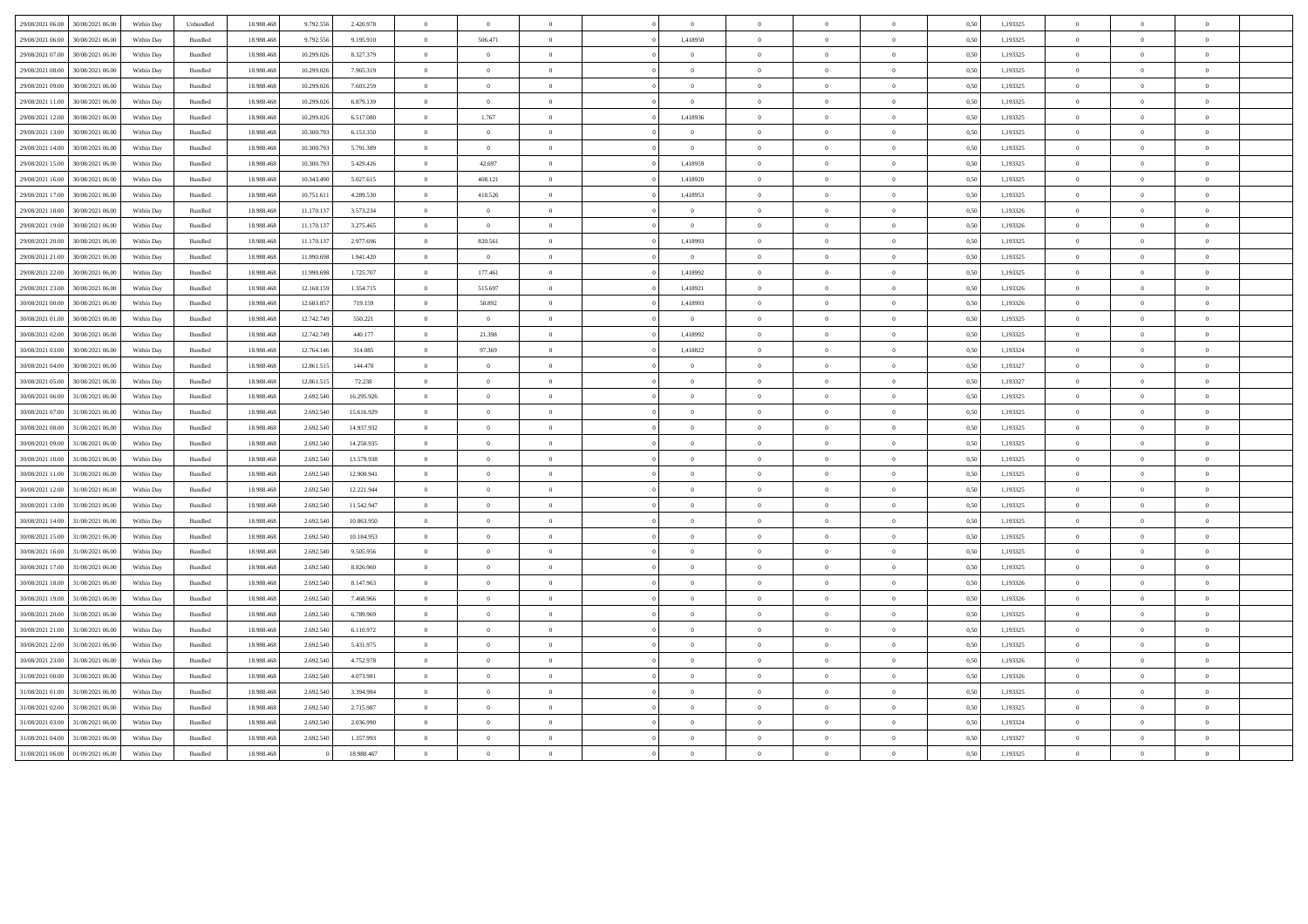| | | | | | | | | | | | | | | | | | | | | | | |
|---|---|---|---|---|---|---|---|---|---|---|---|---|---|---|---|---|---|---|---|---|---|---|
| 29/08/2021 06:00 | 30/08/2021 06:00 | Within Day | Unbundled | 18.988.468 | 9.792.556 | 2.420.978 | 0 | 0 | 0 | | 0 | 0 | 0 | 0 | 0 | 0,50 | 1,193325 | 0 | 0 | 0 | |
| 29/08/2021 06:00 | 30/08/2021 06:00 | Within Day | Bundled | 18.988.468 | 9.792.556 | 9.195.910 | 0 | 506.471 | 0 | | 0 | 1,418950 | 0 | 0 | 0 | 0,50 | 1,193325 | 0 | 0 | 0 | |
| 29/08/2021 07:00 | 30/08/2021 06:00 | Within Day | Bundled | 18.988.468 | 10.299.026 | 8.327.379 | 0 | 0 | 0 | | 0 | 0 | 0 | 0 | 0 | 0,50 | 1,193325 | 0 | 0 | 0 | |
| 29/08/2021 08:00 | 30/08/2021 06:00 | Within Day | Bundled | 18.988.468 | 10.299.026 | 7.965.319 | 0 | 0 | 0 | | 0 | 0 | 0 | 0 | 0 | 0,50 | 1,193325 | 0 | 0 | 0 | |
| 29/08/2021 09:00 | 30/08/2021 06:00 | Within Day | Bundled | 18.988.468 | 10.299.026 | 7.603.259 | 0 | 0 | 0 | | 0 | 0 | 0 | 0 | 0 | 0,50 | 1,193325 | 0 | 0 | 0 | |
| 29/08/2021 11:00 | 30/08/2021 06:00 | Within Day | Bundled | 18.988.468 | 10.299.026 | 6.879.139 | 0 | 0 | 0 | | 0 | 0 | 0 | 0 | 0 | 0,50 | 1,193325 | 0 | 0 | 0 | |
| 29/08/2021 12:00 | 30/08/2021 06:00 | Within Day | Bundled | 18.988.468 | 10.299.026 | 6.517.080 | 0 | 1.767 | 0 | | 0 | 1,418936 | 0 | 0 | 0 | 0,50 | 1,193325 | 0 | 0 | 0 | |
| 29/08/2021 13:00 | 30/08/2021 06:00 | Within Day | Bundled | 18.988.468 | 10.300.793 | 6.153.350 | 0 | 0 | 0 | | 0 | 0 | 0 | 0 | 0 | 0,50 | 1,193325 | 0 | 0 | 0 | |
| 29/08/2021 14:00 | 30/08/2021 06:00 | Within Day | Bundled | 18.988.468 | 10.300.793 | 5.791.389 | 0 | 0 | 0 | | 0 | 0 | 0 | 0 | 0 | 0,50 | 1,193325 | 0 | 0 | 0 | |
| 29/08/2021 15:00 | 30/08/2021 06:00 | Within Day | Bundled | 18.988.468 | 10.300.793 | 5.429.426 | 0 | 42.697 | 0 | | 0 | 1,418959 | 0 | 0 | 0 | 0,50 | 1,193325 | 0 | 0 | 0 | |
| 29/08/2021 16:00 | 30/08/2021 06:00 | Within Day | Bundled | 18.988.468 | 10.343.490 | 5.027.615 | 0 | 408.121 | 0 | | 0 | 1,418920 | 0 | 0 | 0 | 0,50 | 1,193325 | 0 | 0 | 0 | |
| 29/08/2021 17:00 | 30/08/2021 06:00 | Within Day | Bundled | 18.988.468 | 10.751.611 | 4.289.530 | 0 | 418.526 | 0 | | 0 | 1,418953 | 0 | 0 | 0 | 0,50 | 1,193325 | 0 | 0 | 0 | |
| 29/08/2021 18:00 | 30/08/2021 06:00 | Within Day | Bundled | 18.988.468 | 11.170.137 | 3.573.234 | 0 | 0 | 0 | | 0 | 0 | 0 | 0 | 0 | 0,50 | 1,193326 | 0 | 0 | 0 | |
| 29/08/2021 19:00 | 30/08/2021 06:00 | Within Day | Bundled | 18.988.468 | 11.170.137 | 3.275.465 | 0 | 0 | 0 | | 0 | 0 | 0 | 0 | 0 | 0,50 | 1,193326 | 0 | 0 | 0 | |
| 29/08/2021 20:00 | 30/08/2021 06:00 | Within Day | Bundled | 18.988.468 | 11.170.137 | 2.977.696 | 0 | 820.561 | 0 | | 0 | 1,418993 | 0 | 0 | 0 | 0,50 | 1,193325 | 0 | 0 | 0 | |
| 29/08/2021 21:00 | 30/08/2021 06:00 | Within Day | Bundled | 18.988.468 | 11.990.698 | 1.941.420 | 0 | 0 | 0 | | 0 | 0 | 0 | 0 | 0 | 0,50 | 1,193325 | 0 | 0 | 0 | |
| 29/08/2021 22:00 | 30/08/2021 06:00 | Within Day | Bundled | 18.988.468 | 11.990.698 | 1.725.707 | 0 | 177.461 | 0 | | 0 | 1,418992 | 0 | 0 | 0 | 0,50 | 1,193325 | 0 | 0 | 0 | |
| 29/08/2021 23:00 | 30/08/2021 06:00 | Within Day | Bundled | 18.988.468 | 12.168.159 | 1.354.715 | 0 | 515.697 | 0 | | 0 | 1,418921 | 0 | 0 | 0 | 0,50 | 1,193326 | 0 | 0 | 0 | |
| 30/08/2021 00:00 | 30/08/2021 06:00 | Within Day | Bundled | 18.988.468 | 12.683.857 | 719.159 | 0 | 58.892 | 0 | | 0 | 1,418993 | 0 | 0 | 0 | 0,50 | 1,193326 | 0 | 0 | 0 | |
| 30/08/2021 01:00 | 30/08/2021 06:00 | Within Day | Bundled | 18.988.468 | 12.742.749 | 550.221 | 0 | 0 | 0 | | 0 | 0 | 0 | 0 | 0 | 0,50 | 1,193325 | 0 | 0 | 0 | |
| 30/08/2021 02:00 | 30/08/2021 06:00 | Within Day | Bundled | 18.988.468 | 12.742.749 | 440.177 | 0 | 21.398 | 0 | | 0 | 1,418992 | 0 | 0 | 0 | 0,50 | 1,193325 | 0 | 0 | 0 | |
| 30/08/2021 03:00 | 30/08/2021 06:00 | Within Day | Bundled | 18.988.468 | 12.764.146 | 314.085 | 0 | 97.369 | 0 | | 0 | 1,418822 | 0 | 0 | 0 | 0,50 | 1,193324 | 0 | 0 | 0 | |
| 30/08/2021 04:00 | 30/08/2021 06:00 | Within Day | Bundled | 18.988.468 | 12.861.515 | 144.478 | 0 | 0 | 0 | | 0 | 0 | 0 | 0 | 0 | 0,50 | 1,193327 | 0 | 0 | 0 | |
| 30/08/2021 05:00 | 30/08/2021 06:00 | Within Day | Bundled | 18.988.468 | 12.861.515 | 72.238 | 0 | 0 | 0 | | 0 | 0 | 0 | 0 | 0 | 0,50 | 1,193327 | 0 | 0 | 0 | |
| 30/08/2021 06:00 | 31/08/2021 06:00 | Within Day | Bundled | 18.988.468 | 2.692.540 | 16.295.926 | 0 | 0 | 0 | | 0 | 0 | 0 | 0 | 0 | 0,50 | 1,193325 | 0 | 0 | 0 | |
| 30/08/2021 07:00 | 31/08/2021 06:00 | Within Day | Bundled | 18.988.468 | 2.692.540 | 15.616.929 | 0 | 0 | 0 | | 0 | 0 | 0 | 0 | 0 | 0,50 | 1,193325 | 0 | 0 | 0 | |
| 30/08/2021 08:00 | 31/08/2021 06:00 | Within Day | Bundled | 18.988.468 | 2.692.540 | 14.937.932 | 0 | 0 | 0 | | 0 | 0 | 0 | 0 | 0 | 0,50 | 1,193325 | 0 | 0 | 0 | |
| 30/08/2021 09:00 | 31/08/2021 06:00 | Within Day | Bundled | 18.988.468 | 2.692.540 | 14.258.935 | 0 | 0 | 0 | | 0 | 0 | 0 | 0 | 0 | 0,50 | 1,193325 | 0 | 0 | 0 | |
| 30/08/2021 10:00 | 31/08/2021 06:00 | Within Day | Bundled | 18.988.468 | 2.692.540 | 13.579.938 | 0 | 0 | 0 | | 0 | 0 | 0 | 0 | 0 | 0,50 | 1,193325 | 0 | 0 | 0 | |
| 30/08/2021 11:00 | 31/08/2021 06:00 | Within Day | Bundled | 18.988.468 | 2.692.540 | 12.900.941 | 0 | 0 | 0 | | 0 | 0 | 0 | 0 | 0 | 0,50 | 1,193325 | 0 | 0 | 0 | |
| 30/08/2021 12:00 | 31/08/2021 06:00 | Within Day | Bundled | 18.988.468 | 2.692.540 | 12.221.944 | 0 | 0 | 0 | | 0 | 0 | 0 | 0 | 0 | 0,50 | 1,193325 | 0 | 0 | 0 | |
| 30/08/2021 13:00 | 31/08/2021 06:00 | Within Day | Bundled | 18.988.468 | 2.692.540 | 11.542.947 | 0 | 0 | 0 | | 0 | 0 | 0 | 0 | 0 | 0,50 | 1,193325 | 0 | 0 | 0 | |
| 30/08/2021 14:00 | 31/08/2021 06:00 | Within Day | Bundled | 18.988.468 | 2.692.540 | 10.863.950 | 0 | 0 | 0 | | 0 | 0 | 0 | 0 | 0 | 0,50 | 1,193325 | 0 | 0 | 0 | |
| 30/08/2021 15:00 | 31/08/2021 06:00 | Within Day | Bundled | 18.988.468 | 2.692.540 | 10.184.953 | 0 | 0 | 0 | | 0 | 0 | 0 | 0 | 0 | 0,50 | 1,193325 | 0 | 0 | 0 | |
| 30/08/2021 16:00 | 31/08/2021 06:00 | Within Day | Bundled | 18.988.468 | 2.692.540 | 9.505.956 | 0 | 0 | 0 | | 0 | 0 | 0 | 0 | 0 | 0,50 | 1,193325 | 0 | 0 | 0 | |
| 30/08/2021 17:00 | 31/08/2021 06:00 | Within Day | Bundled | 18.988.468 | 2.692.540 | 8.826.960 | 0 | 0 | 0 | | 0 | 0 | 0 | 0 | 0 | 0,50 | 1,193325 | 0 | 0 | 0 | |
| 30/08/2021 18:00 | 31/08/2021 06:00 | Within Day | Bundled | 18.988.468 | 2.692.540 | 8.147.963 | 0 | 0 | 0 | | 0 | 0 | 0 | 0 | 0 | 0,50 | 1,193326 | 0 | 0 | 0 | |
| 30/08/2021 19:00 | 31/08/2021 06:00 | Within Day | Bundled | 18.988.468 | 2.692.540 | 7.468.966 | 0 | 0 | 0 | | 0 | 0 | 0 | 0 | 0 | 0,50 | 1,193326 | 0 | 0 | 0 | |
| 30/08/2021 20:00 | 31/08/2021 06:00 | Within Day | Bundled | 18.988.468 | 2.692.540 | 6.789.969 | 0 | 0 | 0 | | 0 | 0 | 0 | 0 | 0 | 0,50 | 1,193325 | 0 | 0 | 0 | |
| 30/08/2021 21:00 | 31/08/2021 06:00 | Within Day | Bundled | 18.988.468 | 2.692.540 | 6.110.972 | 0 | 0 | 0 | | 0 | 0 | 0 | 0 | 0 | 0,50 | 1,193325 | 0 | 0 | 0 | |
| 30/08/2021 22:00 | 31/08/2021 06:00 | Within Day | Bundled | 18.988.468 | 2.692.540 | 5.431.975 | 0 | 0 | 0 | | 0 | 0 | 0 | 0 | 0 | 0,50 | 1,193325 | 0 | 0 | 0 | |
| 30/08/2021 23:00 | 31/08/2021 06:00 | Within Day | Bundled | 18.988.468 | 2.692.540 | 4.752.978 | 0 | 0 | 0 | | 0 | 0 | 0 | 0 | 0 | 0,50 | 1,193326 | 0 | 0 | 0 | |
| 31/08/2021 00:00 | 31/08/2021 06:00 | Within Day | Bundled | 18.988.468 | 2.692.540 | 4.073.981 | 0 | 0 | 0 | | 0 | 0 | 0 | 0 | 0 | 0,50 | 1,193326 | 0 | 0 | 0 | |
| 31/08/2021 01:00 | 31/08/2021 06:00 | Within Day | Bundled | 18.988.468 | 2.692.540 | 3.394.984 | 0 | 0 | 0 | | 0 | 0 | 0 | 0 | 0 | 0,50 | 1,193325 | 0 | 0 | 0 | |
| 31/08/2021 02:00 | 31/08/2021 06:00 | Within Day | Bundled | 18.988.468 | 2.692.540 | 2.715.987 | 0 | 0 | 0 | | 0 | 0 | 0 | 0 | 0 | 0,50 | 1,193325 | 0 | 0 | 0 | |
| 31/08/2021 03:00 | 31/08/2021 06:00 | Within Day | Bundled | 18.988.468 | 2.692.540 | 2.036.990 | 0 | 0 | 0 | | 0 | 0 | 0 | 0 | 0 | 0,50 | 1,193324 | 0 | 0 | 0 | |
| 31/08/2021 04:00 | 31/08/2021 06:00 | Within Day | Bundled | 18.988.468 | 2.692.540 | 1.357.993 | 0 | 0 | 0 | | 0 | 0 | 0 | 0 | 0 | 0,50 | 1,193327 | 0 | 0 | 0 | |
| 31/08/2021 06:00 | 01/09/2021 06:00 | Within Day | Bundled | 18.988.468 | 0 | 18.988.467 | 0 | 0 | 0 | | 0 | 0 | 0 | 0 | 0 | 0,50 | 1,193325 | 0 | 0 | 0 | |